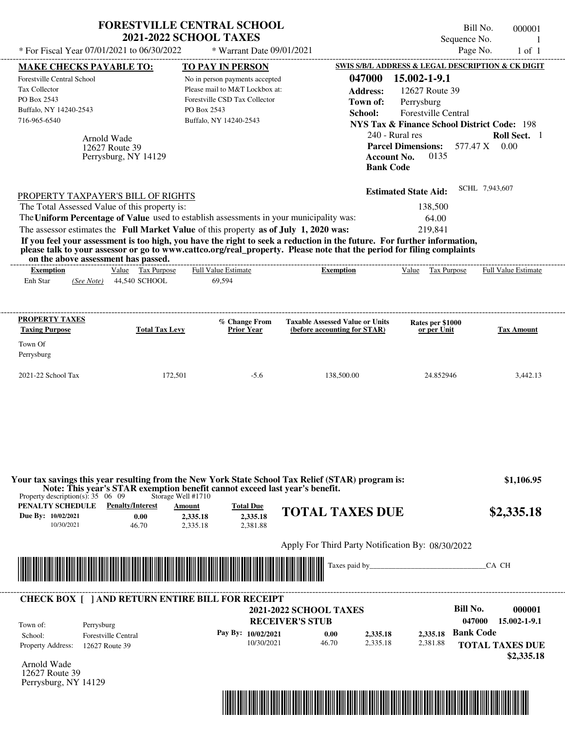# FORESTVILLE CENTRAL SCHOOL
## 2021-2022 SCHOOL TAXES

Bill No. 000001
Sequence No. 1
Page No. 1 of 1

* For Fiscal Year 07/01/2021 to 06/30/2022 * Warrant Date 09/01/2021

| MAKE CHECKS PAYABLE TO: | TO PAY IN PERSON | SWIS S/B/L ADDRESS & LEGAL DESCRIPTION & CK DIGIT |
|---|---|---|
| Forestville Central School | No in person payments accepted | 047000 15.002-1-9.1 |
| Tax Collector | Please mail to M&T Lockbox at: | Address: 12627 Route 39 |
| PO Box 2543 | Forestville CSD Tax Collector | Town of: Perrysburg |
| Buffalo, NY 14240-2543 | PO Box 2543 | School: Forestville Central |
| 716-965-6540 | Buffalo, NY 14240-2543 | NYS Tax & Finance School District Code: 198 |

Arnold Wade
12627 Route 39
Perrysburg, NY 14129

240 - Rural res — Roll Sect. 1
Parcel Dimensions: 577.47 X 0.00
Account No. 0135
Bank Code

Estimated State Aid: SCHL 7,943,607

### PROPERTY TAXPAYER'S BILL OF RIGHTS

The Total Assessed Value of this property is: 138,500
The **Uniform Percentage of Value** used to establish assessments in your municipality was: 64.00
The assessor estimates the **Full Market Value** of this property **as of July 1, 2020 was:** 219,841

**If you feel your assessment is too high, you have the right to seek a reduction in the future. For further information, please talk to your assessor or go to www.cattco.org/real_property. Please note that the period for filing complaints on the above assessment has passed.**

| Exemption | Value | Tax Purpose | Full Value Estimate | Exemption | Value | Tax Purpose | Full Value Estimate |
|---|---|---|---|---|---|---|---|
| Enh Star *(See Note)* | 44,540 | SCHOOL | 69,594 | | | | |

| PROPERTY TAXES Taxing Purpose | Total Tax Levy | % Change From Prior Year | Taxable Assessed Value or Units (before accounting for STAR) | Rates per $1000 or per Unit | Tax Amount |
|---|---|---|---|---|---|
| Town Of Perrysburg | | | | | |
| 2021-22 School Tax | 172,501 | -5.6 | 138,500.00 | 24.852946 | 3,442.13 |

**Your tax savings this year resulting from the New York State School Tax Relief (STAR) program is: $1,106.95**
**Note: This year's STAR exemption benefit cannot exceed last year's benefit.**

Property description(s): 35 06 09 Storage Well #1710

| PENALTY SCHEDULE | Penalty/Interest | Amount | Total Due |
|---|---|---|---|
| Due By: 10/02/2021 | 0.00 | 2,335.18 | 2,335.18 |
| 10/30/2021 | 46.70 | 2,335.18 | 2,381.88 |

**TOTAL TAXES DUE $2,335.18**

Apply For Third Party Notification By: 08/30/2022

Taxes paid by_______________________________CA CH

---

**CHECK BOX [ ] AND RETURN ENTIRE BILL FOR RECEIPT**

**2021-2022 SCHOOL TAXES**
**RECEIVER'S STUB**

Bill No. 000001
047000 15.002-1-9.1

Town of: Perrysburg
School: Forestville Central
Property Address: 12627 Route 39

| Pay By: | | | | |
|---|---|---|---|---|
| 10/02/2021 | 0.00 | 2,335.18 | 2,335.18 | Bank Code |
| 10/30/2021 | 46.70 | 2,335.18 | 2,381.88 | |

**TOTAL TAXES DUE $2,335.18**

Arnold Wade
12627 Route 39
Perrysburg, NY 14129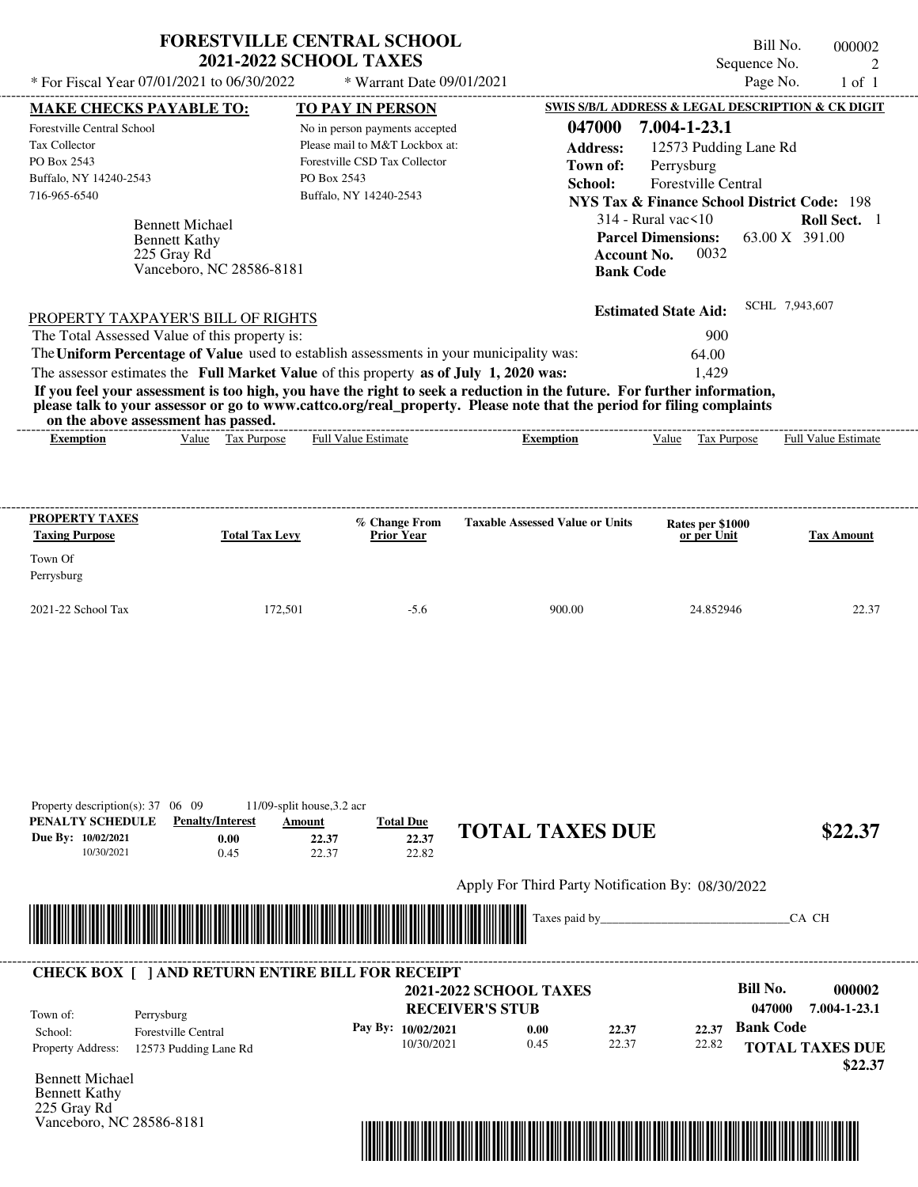# FORESTVILLE CENTRAL SCHOOL
## 2021-2022 SCHOOL TAXES

\* For Fiscal Year 07/01/2021 to 06/30/2022 — \* Warrant Date 09/01/2021

Bill No. 000002
Sequence No. 2
Page No. 1 of 1

**MAKE CHECKS PAYABLE TO:**
Forestville Central School
Tax Collector
PO Box 2543
Buffalo, NY 14240-2543
716-965-6540

**TO PAY IN PERSON**
No in person payments accepted
Please mail to M&T Lockbox at:
Forestville CSD Tax Collector
PO Box 2543
Buffalo, NY 14240-2543

**SWIS S/B/L ADDRESS & LEGAL DESCRIPTION & CK DIGIT**
**047000 7.004-1-23.1**
**Address:** 12573 Pudding Lane Rd
**Town of:** Perrysburg
**School:** Forestville Central
**NYS Tax & Finance School District Code:** 198
314 - Rural vac<10 — **Roll Sect.** 1
**Parcel Dimensions:** 63.00 X 391.00
**Account No.** 0032
**Bank Code**

Bennett Michael
Bennett Kathy
225 Gray Rd
Vanceboro, NC 28586-8181

**Estimated State Aid:** SCHL 7,943,607

PROPERTY TAXPAYER'S BILL OF RIGHTS

The Total Assessed Value of this property is: 900
The **Uniform Percentage of Value** used to establish assessments in your municipality was: 64.00
The assessor estimates the **Full Market Value** of this property **as of July 1, 2020 was:** 1,429

**If you feel your assessment is too high, you have the right to seek a reduction in the future. For further information, please talk to your assessor or go to www.cattco.org/real_property. Please note that the period for filing complaints on the above assessment has passed.**

| Exemption | Value | Tax Purpose | Full Value Estimate | Exemption | Value | Tax Purpose | Full Value Estimate |
|---|---|---|---|---|---|---|---|

| PROPERTY TAXES Taxing Purpose | Total Tax Levy | % Change From Prior Year | Taxable Assessed Value or Units | Rates per $1000 or per Unit | Tax Amount |
|---|---|---|---|---|---|
| Town Of Perrysburg | | | | | |
| 2021-22 School Tax | 172,501 | -5.6 | 900.00 | 24.852946 | 22.37 |

Property description(s): 37 06 09 11/09-split house,3.2 acr

| PENALTY SCHEDULE | Penalty/Interest | Amount | Total Due |
|---|---|---|---|
| Due By: 10/02/2021 | 0.00 | 22.37 | 22.37 |
| 10/30/2021 | 0.45 | 22.37 | 22.82 |

**TOTAL TAXES DUE $22.37**

Apply For Third Party Notification By: 08/30/2022

Taxes paid by______________________________CA CH

**CHECK BOX [ ] AND RETURN ENTIRE BILL FOR RECEIPT**

**2021-2022 SCHOOL TAXES**
**RECEIVER'S STUB**

**Bill No. 000002**
**047000 7.004-1-23.1**

Town of: Perrysburg
School: Forestville Central
Property Address: 12573 Pudding Lane Rd

| Pay By: | | | |
|---|---|---|---|
| 10/02/2021 | 0.00 | 22.37 | 22.37 |
| 10/30/2021 | 0.45 | 22.37 | 22.82 |

**Bank Code**

**TOTAL TAXES DUE $22.37**

Bennett Michael
Bennett Kathy
225 Gray Rd
Vanceboro, NC 28586-8181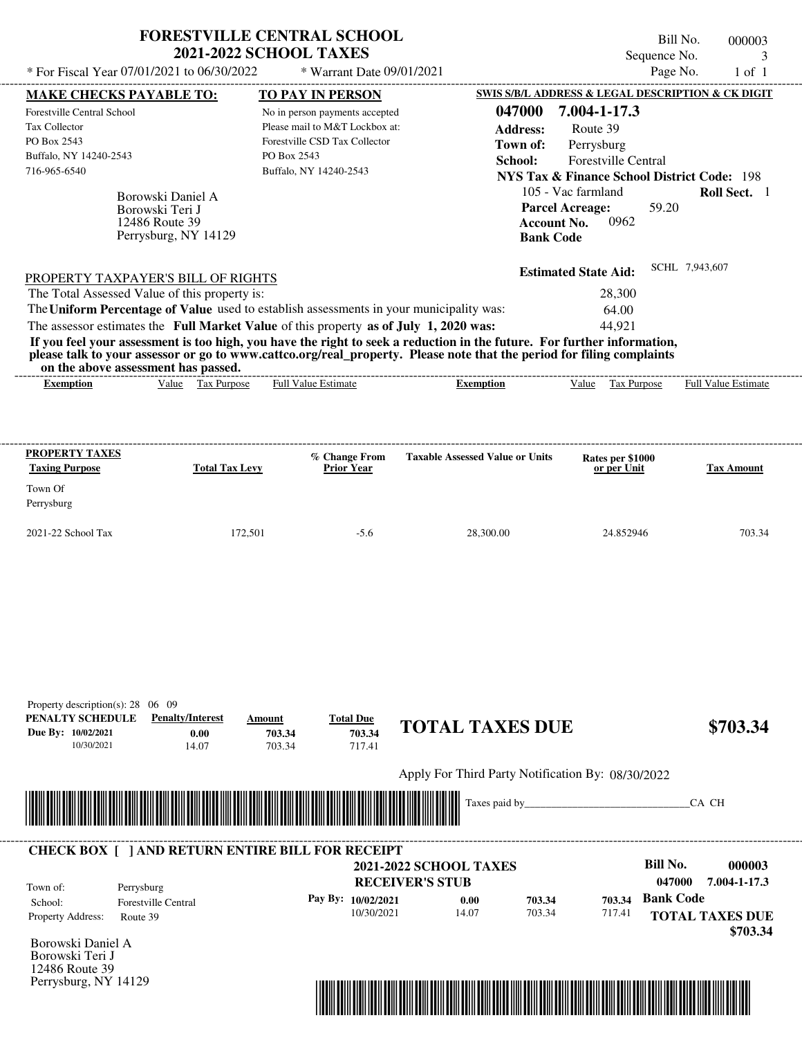# FORESTVILLE CENTRAL SCHOOL
## 2021-2022 SCHOOL TAXES

Bill No. 000003
Sequence No. 3
Page No. 1 of 1

* For Fiscal Year 07/01/2021 to 06/30/2022 * Warrant Date 09/01/2021

**MAKE CHECKS PAYABLE TO:**
Forestville Central School
Tax Collector
PO Box 2543
Buffalo, NY 14240-2543
716-965-6540

**TO PAY IN PERSON**
No in person payments accepted
Please mail to M&T Lockbox at:
Forestville CSD Tax Collector
PO Box 2543
Buffalo, NY 14240-2543

**SWIS S/B/L ADDRESS & LEGAL DESCRIPTION & CK DIGIT**
**047000 7.004-1-17.3**
**Address:** Route 39
**Town of:** Perrysburg
**School:** Forestville Central
**NYS Tax & Finance School District Code:** 198
105 - Vac farmland **Roll Sect.** 1
**Parcel Acreage:** 59.20
**Account No.** 0962
**Bank Code**

Borowski Daniel A
Borowski Teri J
12486 Route 39
Perrysburg, NY 14129

**Estimated State Aid:** SCHL 7,943,607

PROPERTY TAXPAYER'S BILL OF RIGHTS
The Total Assessed Value of this property is: 28,300
The **Uniform Percentage of Value** used to establish assessments in your municipality was: 64.00
The assessor estimates the **Full Market Value** of this property **as of July 1, 2020 was:** 44,921

**If you feel your assessment is too high, you have the right to seek a reduction in the future. For further information, please talk to your assessor or go to www.cattco.org/real_property. Please note that the period for filing complaints on the above assessment has passed.**

| Exemption | Value | Tax Purpose | Full Value Estimate | Exemption | Value | Tax Purpose | Full Value Estimate |
|---|---|---|---|---|---|---|---|

| PROPERTY TAXES Taxing Purpose | Total Tax Levy | % Change From Prior Year | Taxable Assessed Value or Units | Rates per $1000 or per Unit | Tax Amount |
|---|---|---|---|---|---|
| Town Of Perrysburg | | | | | |
| 2021-22 School Tax | 172,501 | -5.6 | 28,300.00 | 24.852946 | 703.34 |

Property description(s): 28 06 09

| PENALTY SCHEDULE | Penalty/Interest | Amount | Total Due |
|---|---|---|---|
| Due By: 10/02/2021 | 0.00 | 703.34 | 703.34 |
| 10/30/2021 | 14.07 | 703.34 | 717.41 |

**TOTAL TAXES DUE $703.34**

Apply For Third Party Notification By: 08/30/2022

Taxes paid by______________________________CA CH

**CHECK BOX [ ] AND RETURN ENTIRE BILL FOR RECEIPT**

**2021-2022 SCHOOL TAXES**
**RECEIVER'S STUB**

**Bill No. 000003**
**047000 7.004-1-17.3**

Town of: Perrysburg
School: Forestville Central
Property Address: Route 39

| Pay By: | | | |
|---|---|---|---|
| 10/02/2021 | 0.00 | 703.34 | 703.34 |
| 10/30/2021 | 14.07 | 703.34 | 717.41 |

**Bank Code**
**TOTAL TAXES DUE $703.34**

Borowski Daniel A
Borowski Teri J
12486 Route 39
Perrysburg, NY 14129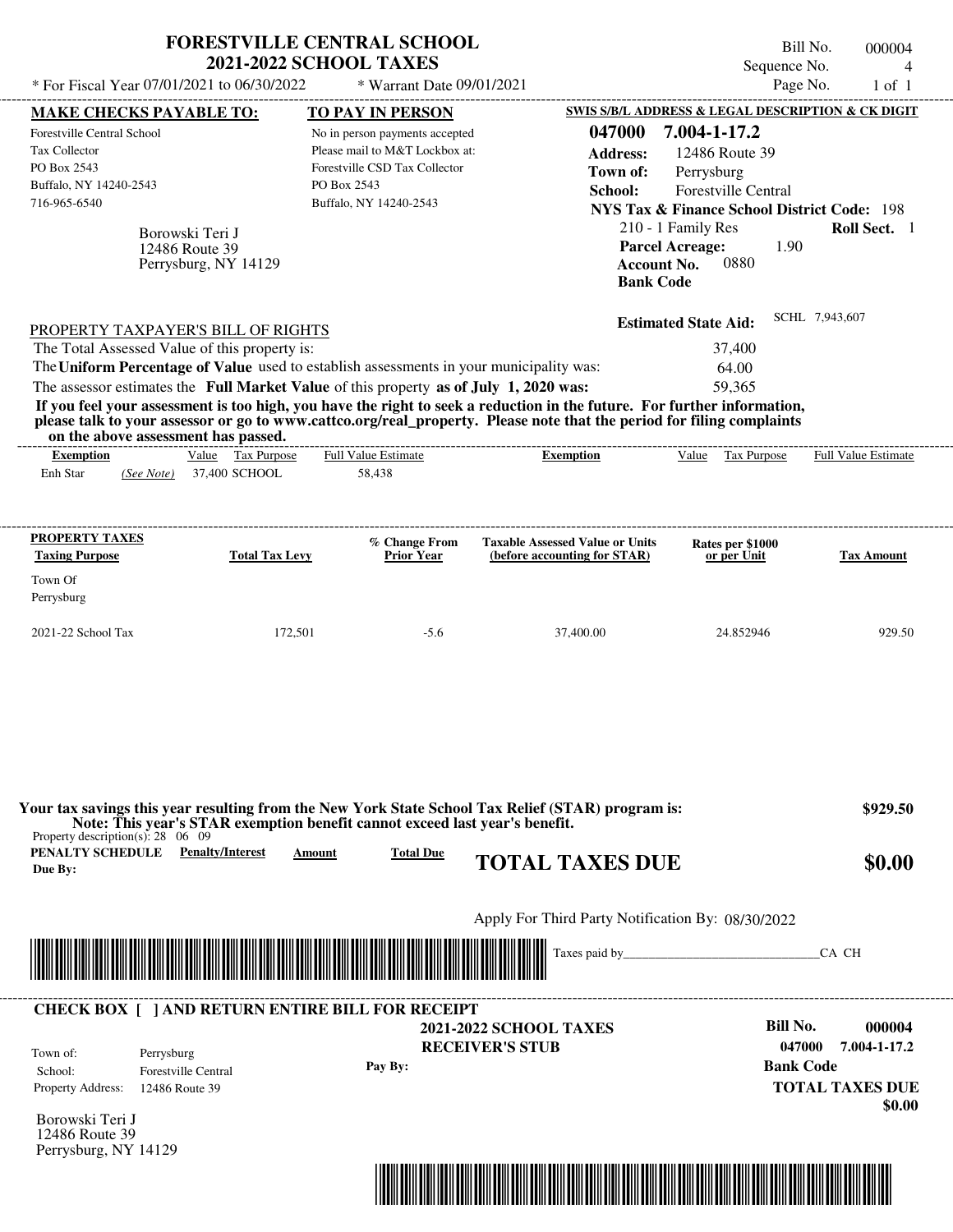# FORESTVILLE CENTRAL SCHOOL
## 2021-2022 SCHOOL TAXES

Bill No. 000004
Sequence No. 4
Page No. 1 of 1

\* For Fiscal Year 07/01/2021 to 06/30/2022 \* Warrant Date 09/01/2021

**MAKE CHECKS PAYABLE TO:**
Forestville Central School
Tax Collector
PO Box 2543
Buffalo, NY 14240-2543
716-965-6540

**TO PAY IN PERSON**
No in person payments accepted
Please mail to M&T Lockbox at:
Forestville CSD Tax Collector
PO Box 2543
Buffalo, NY 14240-2543

**SWIS S/B/L ADDRESS & LEGAL DESCRIPTION & CK DIGIT**
**047000 7.004-1-17.2**
**Address:** 12486 Route 39
**Town of:** Perrysburg
**School:** Forestville Central
**NYS Tax & Finance School District Code:** 198
210 - 1 Family Res **Roll Sect.** 1
**Parcel Acreage:** 1.90
**Account No.** 0880
**Bank Code**

Borowski Teri J
12486 Route 39
Perrysburg, NY 14129

**Estimated State Aid:** SCHL 7,943,607

PROPERTY TAXPAYER'S BILL OF RIGHTS

The Total Assessed Value of this property is: 37,400
The **Uniform Percentage of Value** used to establish assessments in your municipality was: 64.00
The assessor estimates the **Full Market Value** of this property **as of July 1, 2020 was:** 59,365

**If you feel your assessment is too high, you have the right to seek a reduction in the future. For further information, please talk to your assessor or go to www.cattco.org/real_property. Please note that the period for filing complaints on the above assessment has passed.**

| Exemption | Value | Tax Purpose | Full Value Estimate | Exemption | Value | Tax Purpose | Full Value Estimate |
|---|---|---|---|---|---|---|---|
| Enh Star *(See Note)* | 37,400 | SCHOOL | 58,438 | | | | |

| PROPERTY TAXES Taxing Purpose | Total Tax Levy | % Change From Prior Year | Taxable Assessed Value or Units (before accounting for STAR) | Rates per $1000 or per Unit | Tax Amount |
|---|---|---|---|---|---|
| Town Of Perrysburg | | | | | |
| 2021-22 School Tax | 172,501 | -5.6 | 37,400.00 | 24.852946 | 929.50 |

**Your tax savings this year resulting from the New York State School Tax Relief (STAR) program is: $929.50**
**Note: This year's STAR exemption benefit cannot exceed last year's benefit.**

Property description(s): 28 06 09

| PENALTY SCHEDULE | Penalty/Interest | Amount | Total Due |
|---|---|---|---|
| Due By: | | | |

**TOTAL TAXES DUE $0.00**

Apply For Third Party Notification By: 08/30/2022

Taxes paid by_______________________________CA CH

**CHECK BOX [ ] AND RETURN ENTIRE BILL FOR RECEIPT**

**2021-2022 SCHOOL TAXES**
**RECEIVER'S STUB**

Town of: Perrysburg
School: Forestville Central
Property Address: 12486 Route 39

**Pay By:**

**Bill No. 000004**
**047000 7.004-1-17.2**
**Bank Code**
**TOTAL TAXES DUE**
**$0.00**

Borowski Teri J
12486 Route 39
Perrysburg, NY 14129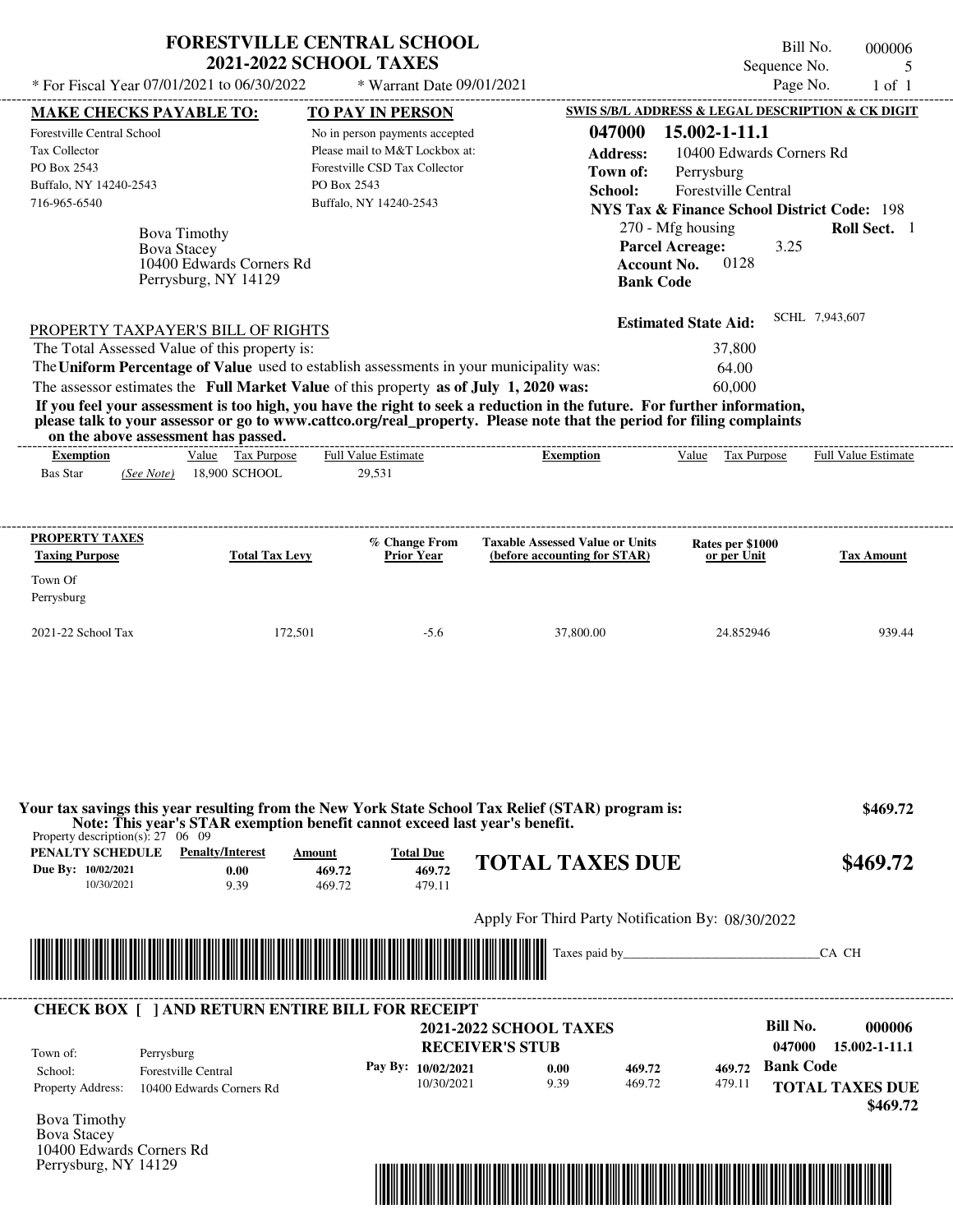# FORESTVILLE CENTRAL SCHOOL
## 2021-2022 SCHOOL TAXES

\* For Fiscal Year 07/01/2021 to 06/30/2022 &nbsp;&nbsp; \* Warrant Date 09/01/2021

Bill No. 000006
Sequence No. 5
Page No. 1 of 1

**MAKE CHECKS PAYABLE TO:**
Forestville Central School
Tax Collector
PO Box 2543
Buffalo, NY 14240-2543
716-965-6540

**TO PAY IN PERSON**
No in person payments accepted
Please mail to M&T Lockbox at:
Forestville CSD Tax Collector
PO Box 2543
Buffalo, NY 14240-2543

**SWIS S/B/L ADDRESS & LEGAL DESCRIPTION & CK DIGIT**
**047000 15.002-1-11.1**
**Address:** 10400 Edwards Corners Rd
**Town of:** Perrysburg
**School:** Forestville Central
**NYS Tax & Finance School District Code:** 198
270 - Mfg housing &nbsp;&nbsp; **Roll Sect.** 1
**Parcel Acreage:** 3.25
**Account No.** 0128
**Bank Code**

Bova Timothy
Bova Stacey
10400 Edwards Corners Rd
Perrysburg, NY 14129

**Estimated State Aid:** SCHL 7,943,607

PROPERTY TAXPAYER'S BILL OF RIGHTS

The Total Assessed Value of this property is: 37,800
The **Uniform Percentage of Value** used to establish assessments in your municipality was: 64.00
The assessor estimates the **Full Market Value** of this property **as of July 1, 2020 was:** 60,000

**If you feel your assessment is too high, you have the right to seek a reduction in the future. For further information, please talk to your assessor or go to www.cattco.org/real_property. Please note that the period for filing complaints on the above assessment has passed.**

| Exemption | Value | Tax Purpose | Full Value Estimate | Exemption | Value | Tax Purpose | Full Value Estimate |
|---|---|---|---|---|---|---|---|
| Bas Star *(See Note)* | 18,900 | SCHOOL | 29,531 | | | | |

| PROPERTY TAXES Taxing Purpose | Total Tax Levy | % Change From Prior Year | Taxable Assessed Value or Units (before accounting for STAR) | Rates per $1000 or per Unit | Tax Amount |
|---|---|---|---|---|---|
| Town Of Perrysburg | | | | | |
| 2021-22 School Tax | 172,501 | -5.6 | 37,800.00 | 24.852946 | 939.44 |

**Your tax savings this year resulting from the New York State School Tax Relief (STAR) program is: $469.72**
**Note: This year's STAR exemption benefit cannot exceed last year's benefit.**

Property description(s): 27 06 09

| PENALTY SCHEDULE | Penalty/Interest | Amount | Total Due |
|---|---|---|---|
| Due By: 10/02/2021 | 0.00 | 469.72 | 469.72 |
| 10/30/2021 | 9.39 | 469.72 | 479.11 |

**TOTAL TAXES DUE $469.72**

Apply For Third Party Notification By: 08/30/2022

Taxes paid by_______________________________CA CH

---

**CHECK BOX [ ] AND RETURN ENTIRE BILL FOR RECEIPT**

**2021-2022 SCHOOL TAXES**
**RECEIVER'S STUB**

**Bill No. 000006**
**047000 15.002-1-11.1**

Town of: Perrysburg
School: Forestville Central
Property Address: 10400 Edwards Corners Rd

| Pay By: | | | |
|---|---|---|---|
| 10/02/2021 | 0.00 | 469.72 | 469.72 |
| 10/30/2021 | 9.39 | 469.72 | 479.11 |

**Bank Code**

**TOTAL TAXES DUE $469.72**

Bova Timothy
Bova Stacey
10400 Edwards Corners Rd
Perrysburg, NY 14129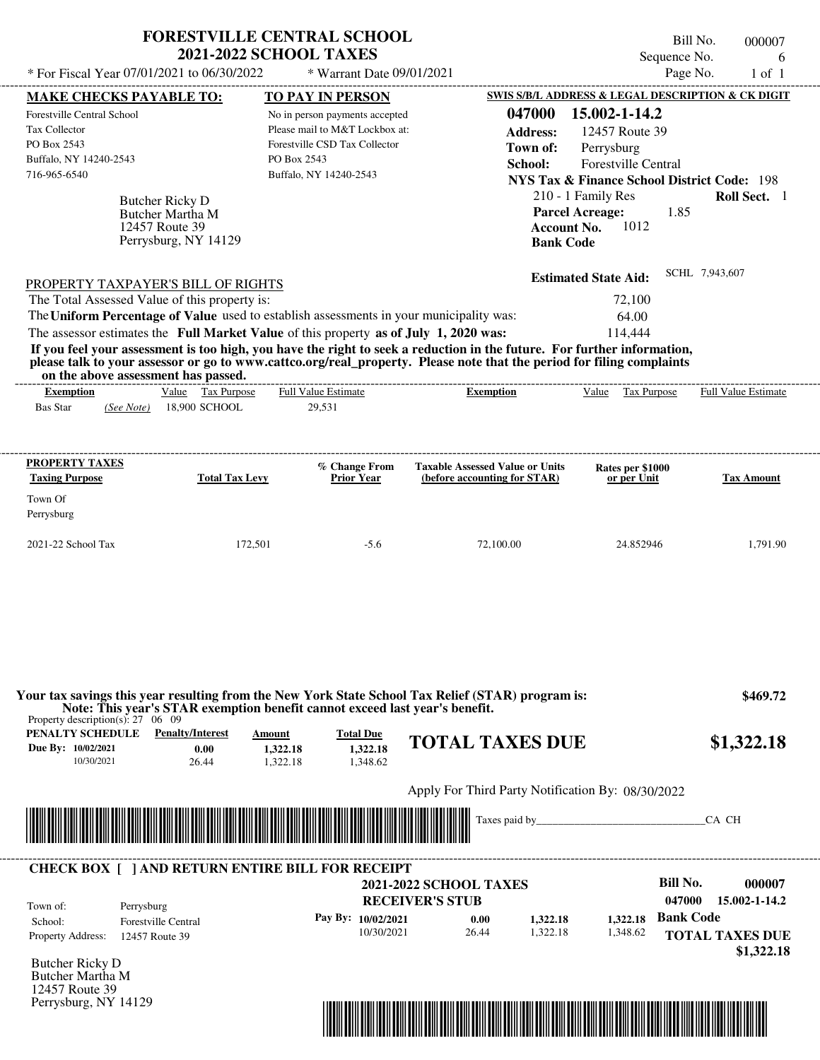# FORESTVILLE CENTRAL SCHOOL
## 2021-2022 SCHOOL TAXES

Bill No. 000007
Sequence No. 6
Page No. 1 of 1

* For Fiscal Year 07/01/2021 to 06/30/2022 * Warrant Date 09/01/2021

**MAKE CHECKS PAYABLE TO:**
Forestville Central School
Tax Collector
PO Box 2543
Buffalo, NY 14240-2543
716-965-6540

**TO PAY IN PERSON**
No in person payments accepted
Please mail to M&T Lockbox at:
Forestville CSD Tax Collector
PO Box 2543
Buffalo, NY 14240-2543

**SWIS S/B/L ADDRESS & LEGAL DESCRIPTION & CK DIGIT**
**047000 15.002-1-14.2**
**Address:** 12457 Route 39
**Town of:** Perrysburg
**School:** Forestville Central
**NYS Tax & Finance School District Code:** 198
210 - 1 Family Res **Roll Sect.** 1
**Parcel Acreage:** 1.85
**Account No.** 1012
**Bank Code**

Butcher Ricky D
Butcher Martha M
12457 Route 39
Perrysburg, NY 14129

**Estimated State Aid:** SCHL 7,943,607

PROPERTY TAXPAYER'S BILL OF RIGHTS

The Total Assessed Value of this property is: 72,100
The **Uniform Percentage of Value** used to establish assessments in your municipality was: 64.00
The assessor estimates the **Full Market Value** of this property **as of July 1, 2020 was:** 114,444

**If you feel your assessment is too high, you have the right to seek a reduction in the future. For further information, please talk to your assessor or go to www.cattco.org/real_property. Please note that the period for filing complaints on the above assessment has passed.**

| Exemption | Value | Tax Purpose | Full Value Estimate | Exemption | Value | Tax Purpose | Full Value Estimate |
|---|---|---|---|---|---|---|---|
| Bas Star *(See Note)* | 18,900 | SCHOOL | 29,531 | | | | |

| PROPERTY TAXES Taxing Purpose | Total Tax Levy | % Change From Prior Year | Taxable Assessed Value or Units (before accounting for STAR) | Rates per $1000 or per Unit | Tax Amount |
|---|---|---|---|---|---|
| Town Of Perrysburg | | | | | |
| 2021-22 School Tax | 172,501 | -5.6 | 72,100.00 | 24.852946 | 1,791.90 |

**Your tax savings this year resulting from the New York State School Tax Relief (STAR) program is: $469.72**
**Note: This year's STAR exemption benefit cannot exceed last year's benefit.**

Property description(s): 27 06 09

| PENALTY SCHEDULE | Penalty/Interest | Amount | Total Due |
|---|---|---|---|
| Due By: 10/02/2021 | 0.00 | 1,322.18 | 1,322.18 |
| 10/30/2021 | 26.44 | 1,322.18 | 1,348.62 |

**TOTAL TAXES DUE $1,322.18**

Apply For Third Party Notification By: 08/30/2022

Taxes paid by______________________________CA CH

---

**CHECK BOX [ ] AND RETURN ENTIRE BILL FOR RECEIPT**

**2021-2022 SCHOOL TAXES**
**RECEIVER'S STUB**

**Bill No. 000007**
**047000 15.002-1-14.2**

Town of: Perrysburg
School: Forestville Central
Property Address: 12457 Route 39

| Pay By: | Penalty/Interest | Amount | Total Due |
|---|---|---|---|
| 10/02/2021 | 0.00 | 1,322.18 | 1,322.18 |
| 10/30/2021 | 26.44 | 1,322.18 | 1,348.62 |

**Bank Code**

**TOTAL TAXES DUE $1,322.18**

Butcher Ricky D
Butcher Martha M
12457 Route 39
Perrysburg, NY 14129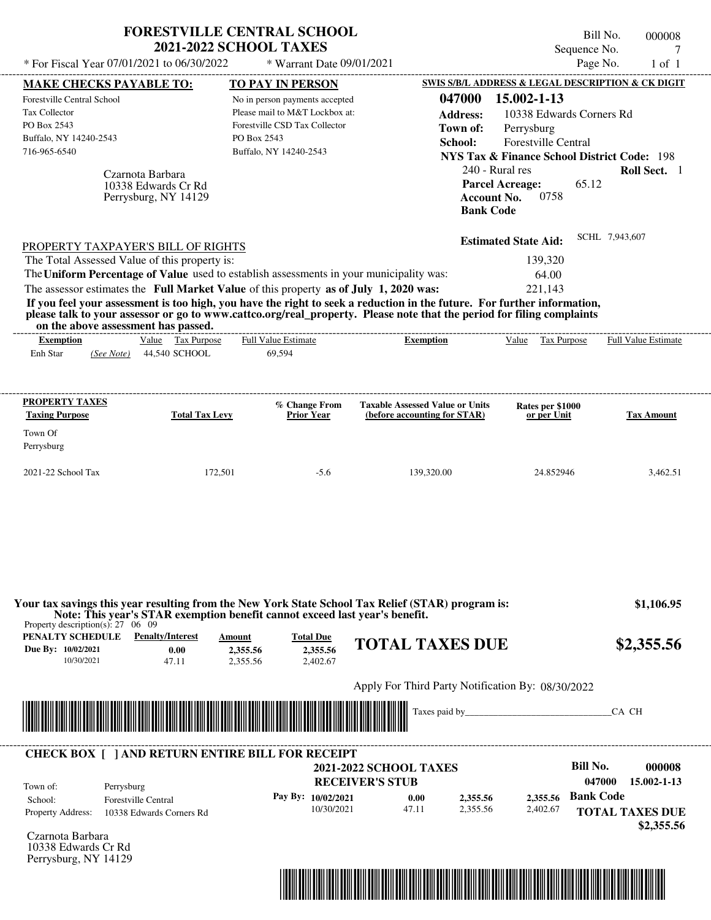# FORESTVILLE CENTRAL SCHOOL
## 2021-2022 SCHOOL TAXES

\* For Fiscal Year 07/01/2021 to 06/30/2022 &nbsp;&nbsp;&nbsp; \* Warrant Date 09/01/2021

Bill No. 000008
Sequence No. 7

**MAKE CHECKS PAYABLE TO:**
Forestville Central School
Tax Collector
PO Box 2543
Buffalo, NY 14240-2543
716-965-6540

**TO PAY IN PERSON**
No in person payments accepted
Please mail to M&T Lockbox at:
Forestville CSD Tax Collector
PO Box 2543
Buffalo, NY 14240-2543

**SWIS S/B/L ADDRESS & LEGAL DESCRIPTION & CK DIGIT**
**047000 15.002-1-13**
**Address:** 10338 Edwards Corners Rd
**Town of:** Perrysburg
**School:** Forestville Central
**NYS Tax & Finance School District Code:** 198
240 - Rural res **Roll Sect.** 1
**Parcel Acreage:** 65.12
**Account No.** 0758
**Bank Code**

Czarnota Barbara
10338 Edwards Cr Rd
Perrysburg, NY 14129

**Estimated State Aid:** SCHL 7,943,607

PROPERTY TAXPAYER'S BILL OF RIGHTS

The Total Assessed Value of this property is: 139,320
The **Uniform Percentage of Value** used to establish assessments in your municipality was: 64.00
The assessor estimates the **Full Market Value** of this property **as of July 1, 2020 was:** 221,143

**If you feel your assessment is too high, you have the right to seek a reduction in the future. For further information, please talk to your assessor or go to www.cattco.org/real_property. Please note that the period for filing complaints on the above assessment has passed.**

| Exemption | Value | Tax Purpose | Full Value Estimate | Exemption | Value | Tax Purpose | Full Value Estimate |
|---|---|---|---|---|---|---|---|
| Enh Star *(See Note)* | 44,540 | SCHOOL | 69,594 | | | | |

| PROPERTY TAXES Taxing Purpose | Total Tax Levy | % Change From Prior Year | Taxable Assessed Value or Units (before accounting for STAR) | Rates per $1000 or per Unit | Tax Amount |
|---|---|---|---|---|---|
| Town Of Perrysburg | | | | | |
| 2021-22 School Tax | 172,501 | -5.6 | 139,320.00 | 24.852946 | 3,462.51 |

**Your tax savings this year resulting from the New York State School Tax Relief (STAR) program is: $1,106.95**
**Note: This year's STAR exemption benefit cannot exceed last year's benefit.**

Property description(s): 27 06 09

| PENALTY SCHEDULE | Penalty/Interest | Amount | Total Due |
|---|---|---|---|
| Due By: 10/02/2021 | 0.00 | 2,355.56 | 2,355.56 |
| 10/30/2021 | 47.11 | 2,355.56 | 2,402.67 |

**TOTAL TAXES DUE $2,355.56**

Apply For Third Party Notification By: 08/30/2022

Taxes paid by______________________________CA CH

**CHECK BOX [ ] AND RETURN ENTIRE BILL FOR RECEIPT**

**2021-2022 SCHOOL TAXES**
**RECEIVER'S STUB**

**Bill No. 000008**
**047000 15.002-1-13**

Town of: Perrysburg
School: Forestville Central
Property Address: 10338 Edwards Corners Rd

| Pay By: | Penalty/Interest | Amount | Total Due |
|---|---|---|---|
| 10/02/2021 | 0.00 | 2,355.56 | 2,355.56 |
| 10/30/2021 | 47.11 | 2,355.56 | 2,402.67 |

**Bank Code**

**TOTAL TAXES DUE $2,355.56**

Czarnota Barbara
10338 Edwards Cr Rd
Perrysburg, NY 14129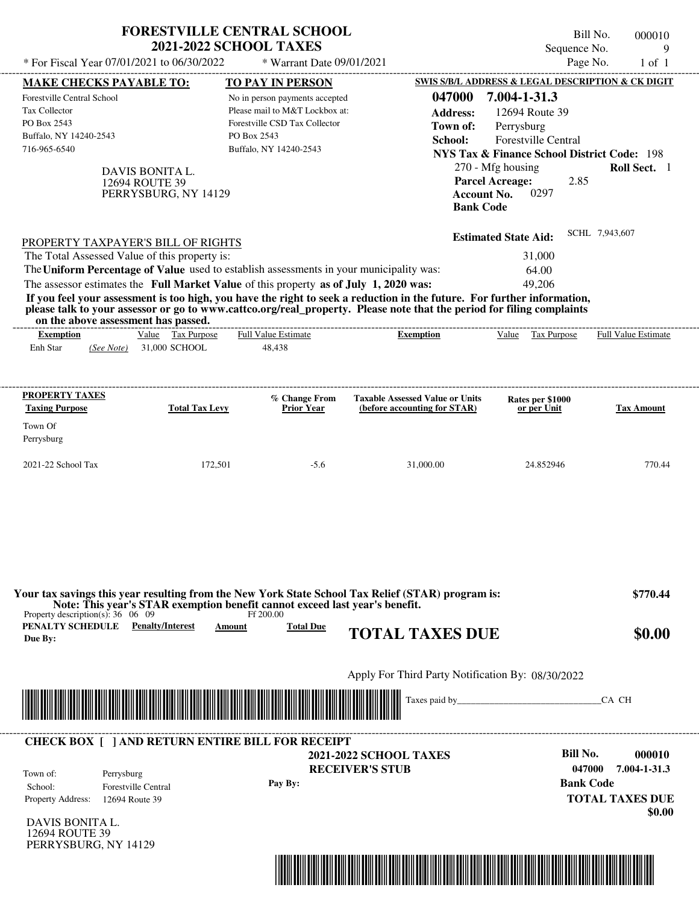# FORESTVILLE CENTRAL SCHOOL
## 2021-2022 SCHOOL TAXES

* For Fiscal Year 07/01/2021 to 06/30/2022 &nbsp;&nbsp; * Warrant Date 09/01/2021

Bill No. 000010
Sequence No. 9
Page No. 1 of 1

| MAKE CHECKS PAYABLE TO: | TO PAY IN PERSON | SWIS S/B/L ADDRESS & LEGAL DESCRIPTION & CK DIGIT |
|---|---|---|
| Forestville Central School | No in person payments accepted | 047000 7.004-1-31.3 |
| Tax Collector | Please mail to M&T Lockbox at: | Address: 12694 Route 39 |
| PO Box 2543 | Forestville CSD Tax Collector | Town of: Perrysburg |
| Buffalo, NY 14240-2543 | PO Box 2543 | School: Forestville Central |
| 716-965-6540 | Buffalo, NY 14240-2543 | NYS Tax & Finance School District Code: 198 |

DAVIS BONITA L.
12694 ROUTE 39
PERRYSBURG, NY 14129

270 - Mfg housing &nbsp;&nbsp; **Roll Sect.** 1
**Parcel Acreage:** 2.85
**Account No.** 0297
**Bank Code**

**Estimated State Aid:** SCHL 7,943,607

PROPERTY TAXPAYER'S BILL OF RIGHTS

The Total Assessed Value of this property is: 31,000
The **Uniform Percentage of Value** used to establish assessments in your municipality was: 64.00
The assessor estimates the **Full Market Value** of this property **as of July 1, 2020 was:** 49,206

**If you feel your assessment is too high, you have the right to seek a reduction in the future. For further information, please talk to your assessor or go to www.cattco.org/real_property. Please note that the period for filing complaints on the above assessment has passed.**

| Exemption | Value | Tax Purpose | Full Value Estimate | Exemption | Value | Tax Purpose | Full Value Estimate |
|---|---|---|---|---|---|---|---|
| Enh Star *(See Note)* | 31,000 | SCHOOL | 48,438 | | | | |

| PROPERTY TAXES Taxing Purpose | Total Tax Levy | % Change From Prior Year | Taxable Assessed Value or Units (before accounting for STAR) | Rates per $1000 or per Unit | Tax Amount |
|---|---|---|---|---|---|
| Town Of Perrysburg | | | | | |
| 2021-22 School Tax | 172,501 | -5.6 | 31,000.00 | 24.852946 | 770.44 |

**Your tax savings this year resulting from the New York State School Tax Relief (STAR) program is:** **$770.44**
**Note: This year's STAR exemption benefit cannot exceed last year's benefit.**

Property description(s): 36 06 09 &nbsp;&nbsp; Ff 200.00

| PENALTY SCHEDULE Due By: | Penalty/Interest | Amount | Total Due |
|---|---|---|---|

**TOTAL TAXES DUE** **$0.00**

Apply For Third Party Notification By: 08/30/2022

Taxes paid by______________________________CA CH

---

**CHECK BOX [ ] AND RETURN ENTIRE BILL FOR RECEIPT**

**2021-2022 SCHOOL TAXES**
**RECEIVER'S STUB**

Town of: Perrysburg
School: Forestville Central
Property Address: 12694 Route 39

**Pay By:**

**Bill No. 000010**
**047000 7.004-1-31.3**
**Bank Code**
**TOTAL TAXES DUE**
**$0.00**

DAVIS BONITA L.
12694 ROUTE 39
PERRYSBURG, NY 14129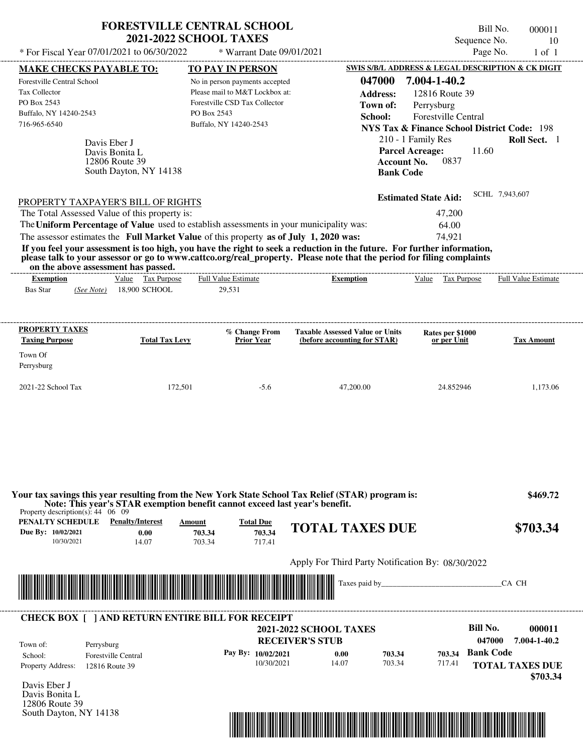# FORESTVILLE CENTRAL SCHOOL
## 2021-2022 SCHOOL TAXES

\* For Fiscal Year 07/01/2021 to 06/30/2022 \* Warrant Date 09/01/2021

Bill No. 000011
Sequence No. 10
Page No. 1 of 1

**MAKE CHECKS PAYABLE TO:**
Forestville Central School
Tax Collector
PO Box 2543
Buffalo, NY 14240-2543
716-965-6540

**TO PAY IN PERSON**
No in person payments accepted
Please mail to M&T Lockbox at:
Forestville CSD Tax Collector
PO Box 2543
Buffalo, NY 14240-2543

**SWIS S/B/L ADDRESS & LEGAL DESCRIPTION & CK DIGIT**
**047000 7.004-1-40.2**
**Address:** 12816 Route 39
**Town of:** Perrysburg
**School:** Forestville Central
**NYS Tax & Finance School District Code:** 198
210 - 1 Family Res **Roll Sect.** 1
**Parcel Acreage:** 11.60
**Account No.** 0837
**Bank Code**

Davis Eber J
Davis Bonita L
12806 Route 39
South Dayton, NY 14138

**Estimated State Aid:** SCHL 7,943,607

PROPERTY TAXPAYER'S BILL OF RIGHTS

The Total Assessed Value of this property is: 47,200
The **Uniform Percentage of Value** used to establish assessments in your municipality was: 64.00
The assessor estimates the **Full Market Value** of this property **as of July 1, 2020 was:** 74,921

**If you feel your assessment is too high, you have the right to seek a reduction in the future. For further information, please talk to your assessor or go to www.cattco.org/real_property. Please note that the period for filing complaints on the above assessment has passed.**

| Exemption | Value | Tax Purpose | Full Value Estimate | Exemption | Value | Tax Purpose | Full Value Estimate |
|---|---|---|---|---|---|---|---|
| Bas Star *(See Note)* | 18,900 | SCHOOL | 29,531 | | | | |

| PROPERTY TAXES Taxing Purpose | Total Tax Levy | % Change From Prior Year | Taxable Assessed Value or Units (before accounting for STAR) | Rates per $1000 or per Unit | Tax Amount |
|---|---|---|---|---|---|
| Town Of Perrysburg | | | | | |
| 2021-22 School Tax | 172,501 | -5.6 | 47,200.00 | 24.852946 | 1,173.06 |

**Your tax savings this year resulting from the New York State School Tax Relief (STAR) program is: $469.72**
**Note: This year's STAR exemption benefit cannot exceed last year's benefit.**

Property description(s): 44 06 09

| PENALTY SCHEDULE | Penalty/Interest | Amount | Total Due |
|---|---|---|---|
| Due By: 10/02/2021 | 0.00 | 703.34 | 703.34 |
| 10/30/2021 | 14.07 | 703.34 | 717.41 |

**TOTAL TAXES DUE $703.34**

Apply For Third Party Notification By: 08/30/2022

Taxes paid by_______________________________CA CH

---

**CHECK BOX [ ] AND RETURN ENTIRE BILL FOR RECEIPT**

**2021-2022 SCHOOL TAXES**
**RECEIVER'S STUB**

**Bill No. 000011**
**047000 7.004-1-40.2**

Town of: Perrysburg
School: Forestville Central
Property Address: 12816 Route 39

| Pay By: | Penalty/Interest | Amount | Total Due |
|---|---|---|---|
| 10/02/2021 | 0.00 | 703.34 | 703.34 |
| 10/30/2021 | 14.07 | 703.34 | 717.41 |

**Bank Code**
**TOTAL TAXES DUE $703.34**

Davis Eber J
Davis Bonita L
12806 Route 39
South Dayton, NY 14138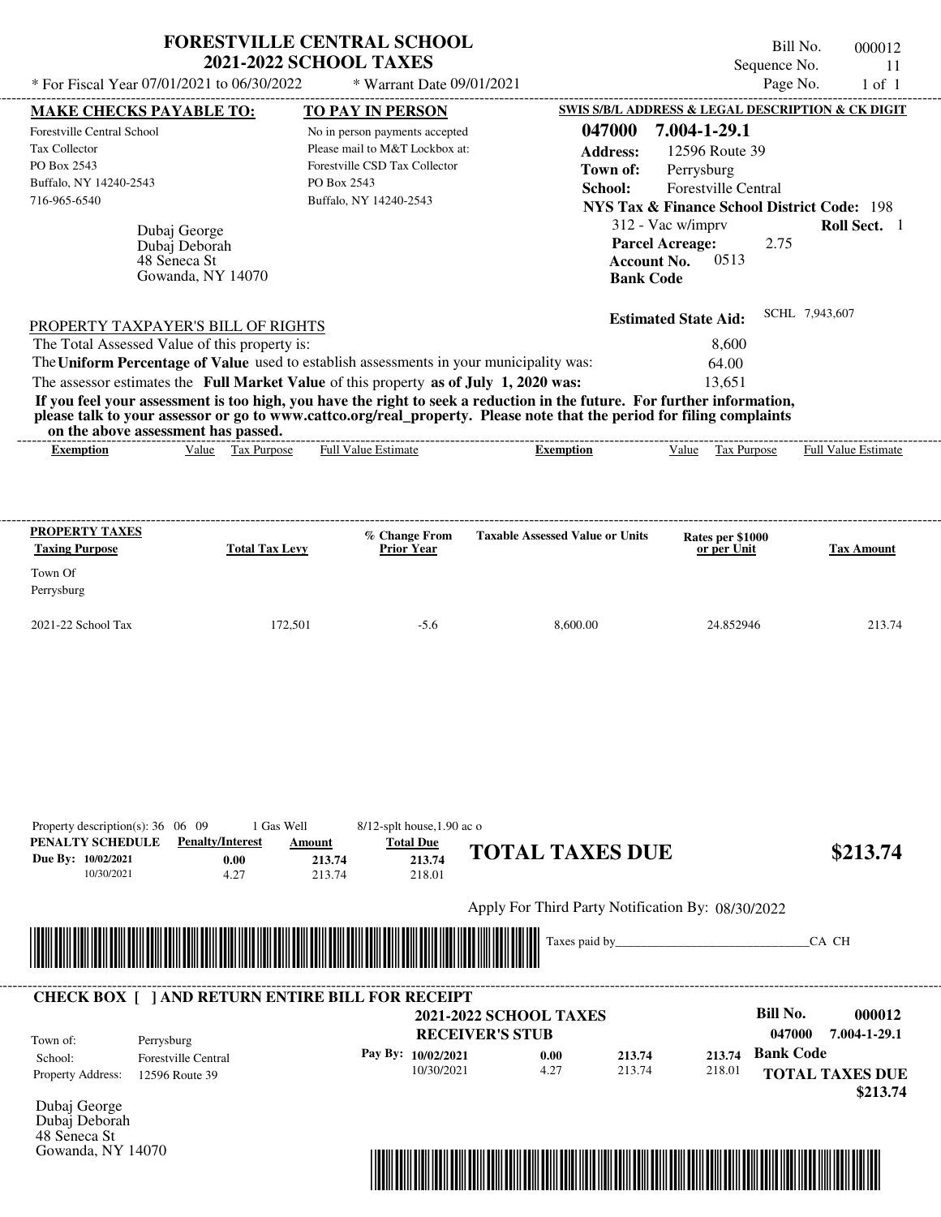# FORESTVILLE CENTRAL SCHOOL
## 2021-2022 SCHOOL TAXES

\* For Fiscal Year 07/01/2021 to 06/30/2022 &nbsp;&nbsp;&nbsp; \* Warrant Date 09/01/2021

Bill No. 000012
Sequence No. 11
Page No. 1 of 1

| MAKE CHECKS PAYABLE TO: | TO PAY IN PERSON |
|---|---|
| Forestville Central School | No in person payments accepted |
| Tax Collector | Please mail to M&T Lockbox at: |
| PO Box 2543 | Forestville CSD Tax Collector |
| Buffalo, NY 14240-2543 | PO Box 2543 |
| 716-965-6540 | Buffalo, NY 14240-2543 |

Dubaj George
Dubaj Deborah
48 Seneca St
Gowanda, NY 14070

**SWIS S/B/L ADDRESS & LEGAL DESCRIPTION & CK DIGIT**

**047000 7.004-1-29.1**
**Address:** 12596 Route 39
**Town of:** Perrysburg
**School:** Forestville Central
**NYS Tax & Finance School District Code:** 198
312 - Vac w/imprv **Roll Sect.** 1
**Parcel Acreage:** 2.75
**Account No.** 0513
**Bank Code**

**Estimated State Aid:** SCHL 7,943,607

PROPERTY TAXPAYER'S BILL OF RIGHTS

The Total Assessed Value of this property is: 8,600
The **Uniform Percentage of Value** used to establish assessments in your municipality was: 64.00
The assessor estimates the **Full Market Value** of this property **as of July 1, 2020 was:** 13,651

**If you feel your assessment is too high, you have the right to seek a reduction in the future. For further information, please talk to your assessor or go to www.cattco.org/real_property. Please note that the period for filing complaints on the above assessment has passed.**

| Exemption | Value | Tax Purpose | Full Value Estimate | Exemption | Value | Tax Purpose | Full Value Estimate |
|---|---|---|---|---|---|---|---|

| PROPERTY TAXES Taxing Purpose | Total Tax Levy | % Change From Prior Year | Taxable Assessed Value or Units | Rates per $1000 or per Unit | Tax Amount |
|---|---|---|---|---|---|
| Town Of Perrysburg | | | | | |
| 2021-22 School Tax | 172,501 | -5.6 | 8,600.00 | 24.852946 | 213.74 |

Property description(s): 36 06 09 &nbsp;&nbsp; 1 Gas Well &nbsp;&nbsp; 8/12-splt house,1.90 ac o

| PENALTY SCHEDULE | Penalty/Interest | Amount | Total Due |
|---|---|---|---|
| Due By: 10/02/2021 | 0.00 | 213.74 | 213.74 |
| 10/30/2021 | 4.27 | 213.74 | 218.01 |

**TOTAL TAXES DUE $213.74**

Apply For Third Party Notification By: 08/30/2022

Taxes paid by_______________________________CA CH

**CHECK BOX [ ] AND RETURN ENTIRE BILL FOR RECEIPT**

**2021-2022 SCHOOL TAXES**
**RECEIVER'S STUB**

**Bill No. 000012**
**047000 7.004-1-29.1**

Town of: Perrysburg
School: Forestville Central
Property Address: 12596 Route 39

| Pay By: | Penalty/Interest | Amount | Total Due |
|---|---|---|---|
| 10/02/2021 | 0.00 | 213.74 | 213.74 |
| 10/30/2021 | 4.27 | 213.74 | 218.01 |

**Bank Code**

**TOTAL TAXES DUE $213.74**

Dubaj George
Dubaj Deborah
48 Seneca St
Gowanda, NY 14070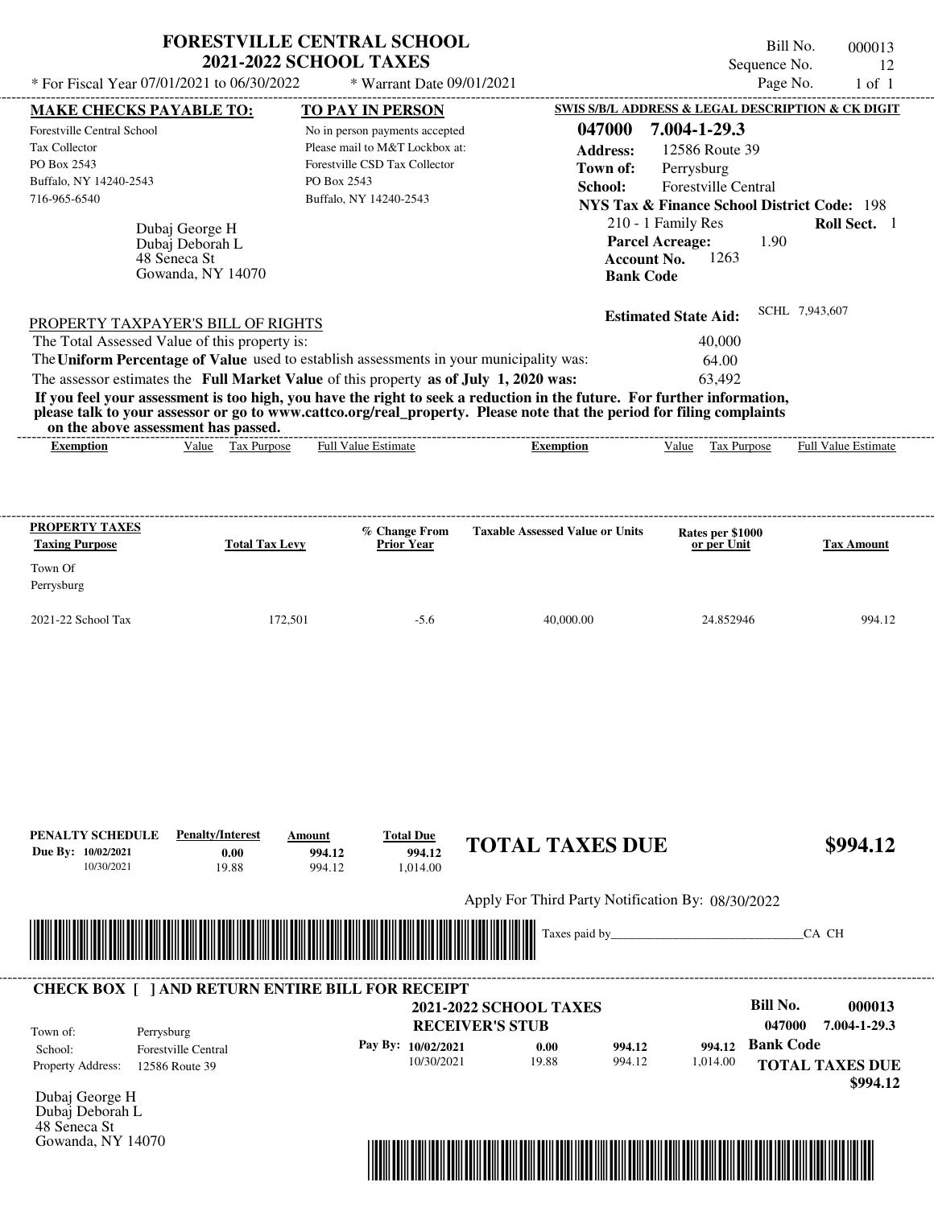# FORESTVILLE CENTRAL SCHOOL
## 2021-2022 SCHOOL TAXES

\* For Fiscal Year 07/01/2021 to 06/30/2022 \* Warrant Date 09/01/2021

Bill No. 000013
Sequence No. 12
Page No. 1 of 1

**MAKE CHECKS PAYABLE TO:**

Forestville Central School
Tax Collector
PO Box 2543
Buffalo, NY 14240-2543
716-965-6540

**TO PAY IN PERSON**

No in person payments accepted
Please mail to M&T Lockbox at:
Forestville CSD Tax Collector
PO Box 2543
Buffalo, NY 14240-2543

**SWIS S/B/L ADDRESS & LEGAL DESCRIPTION & CK DIGIT**

**047000 7.004-1-29.3**
**Address:** 12586 Route 39
**Town of:** Perrysburg
**School:** Forestville Central
**NYS Tax & Finance School District Code:** 198
210 - 1 Family Res **Roll Sect.** 1
**Parcel Acreage:** 1.90
**Account No.** 1263
**Bank Code**

Dubaj George H
Dubaj Deborah L
48 Seneca St
Gowanda, NY 14070

**Estimated State Aid:** SCHL 7,943,607

PROPERTY TAXPAYER'S BILL OF RIGHTS

The Total Assessed Value of this property is: 40,000
The **Uniform Percentage of Value** used to establish assessments in your municipality was: 64.00
The assessor estimates the **Full Market Value** of this property **as of July 1, 2020 was:** 63,492

**If you feel your assessment is too high, you have the right to seek a reduction in the future. For further information, please talk to your assessor or go to www.cattco.org/real_property. Please note that the period for filing complaints on the above assessment has passed.**

| Exemption | Value | Tax Purpose | Full Value Estimate | Exemption | Value | Tax Purpose | Full Value Estimate |
|---|---|---|---|---|---|---|---|

| PROPERTY TAXES Taxing Purpose | Total Tax Levy | % Change From Prior Year | Taxable Assessed Value or Units | Rates per $1000 or per Unit | Tax Amount |
|---|---|---|---|---|---|
| Town Of Perrysburg | | | | | |
| 2021-22 School Tax | 172,501 | -5.6 | 40,000.00 | 24.852946 | 994.12 |

| PENALTY SCHEDULE | Penalty/Interest | Amount | Total Due |
|---|---|---|---|
| Due By: 10/02/2021 | 0.00 | 994.12 | 994.12 |
| 10/30/2021 | 19.88 | 994.12 | 1,014.00 |

**TOTAL TAXES DUE $994.12**

Apply For Third Party Notification By: 08/30/2022

Taxes paid by_______________________________CA CH

---

**CHECK BOX [ ] AND RETURN ENTIRE BILL FOR RECEIPT**

**2021-2022 SCHOOL TAXES**
**RECEIVER'S STUB**

**Bill No. 000013**
**047000 7.004-1-29.3**

Town of: Perrysburg
School: Forestville Central
Property Address: 12586 Route 39

| Pay By: | Penalty/Interest | Amount | Total Due |
|---|---|---|---|
| 10/02/2021 | 0.00 | 994.12 | 994.12 |
| 10/30/2021 | 19.88 | 994.12 | 1,014.00 |

**Bank Code**

**TOTAL TAXES DUE $994.12**

Dubaj George H
Dubaj Deborah L
48 Seneca St
Gowanda, NY 14070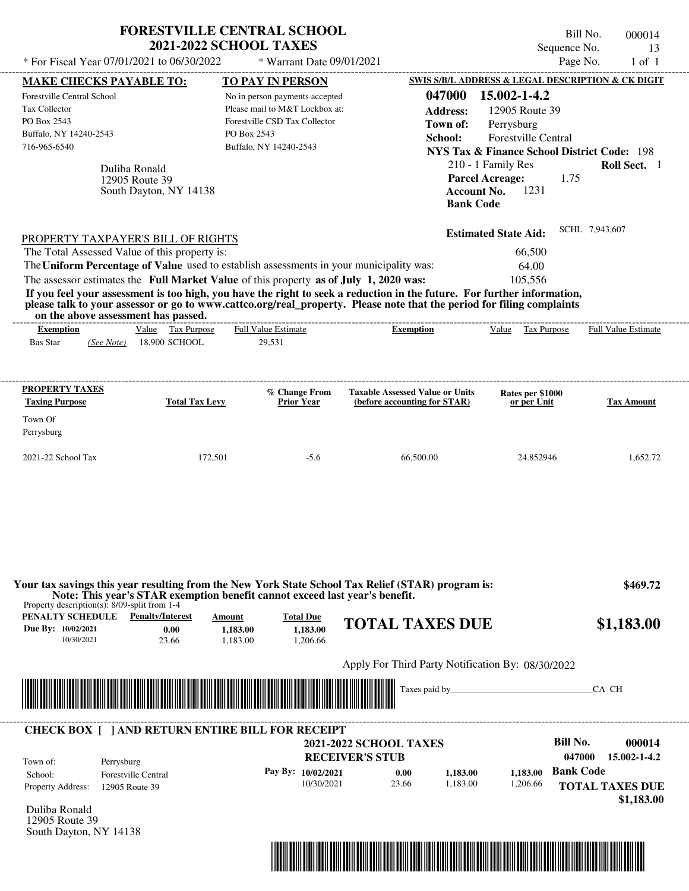# FORESTVILLE CENTRAL SCHOOL
## 2021-2022 SCHOOL TAXES

\* For Fiscal Year 07/01/2021 to 06/30/2022 \* Warrant Date 09/01/2021

Bill No. 000014
Sequence No. 13
Page No. 1 of 1

**MAKE CHECKS PAYABLE TO:**
Forestville Central School
Tax Collector
PO Box 2543
Buffalo, NY 14240-2543
716-965-6540

**TO PAY IN PERSON**
No in person payments accepted
Please mail to M&T Lockbox at:
Forestville CSD Tax Collector
PO Box 2543
Buffalo, NY 14240-2543

**SWIS S/B/L ADDRESS & LEGAL DESCRIPTION & CK DIGIT**
**047000 15.002-1-4.2**
**Address:** 12905 Route 39
**Town of:** Perrysburg
**School:** Forestville Central
**NYS Tax & Finance School District Code:** 198
210 - 1 Family Res **Roll Sect.** 1
**Parcel Acreage:** 1.75
**Account No.** 1231
**Bank Code**

Duliba Ronald
12905 Route 39
South Dayton, NY 14138

**Estimated State Aid:** SCHL 7,943,607

PROPERTY TAXPAYER'S BILL OF RIGHTS

| | |
|---|---|
| The Total Assessed Value of this property is: | 66,500 |
| The **Uniform Percentage of Value** used to establish assessments in your municipality was: | 64.00 |
| The assessor estimates the **Full Market Value** of this property **as of July 1, 2020 was:** | 105,556 |

**If you feel your assessment is too high, you have the right to seek a reduction in the future. For further information, please talk to your assessor or go to www.cattco.org/real_property. Please note that the period for filing complaints on the above assessment has passed.**

| Exemption | Value | Tax Purpose | Full Value Estimate | Exemption | Value | Tax Purpose | Full Value Estimate |
|---|---|---|---|---|---|---|---|
| Bas Star *(See Note)* | 18,900 | SCHOOL | 29,531 | | | | |

| PROPERTY TAXES Taxing Purpose | Total Tax Levy | % Change From Prior Year | Taxable Assessed Value or Units (before accounting for STAR) | Rates per $1000 or per Unit | Tax Amount |
|---|---|---|---|---|---|
| Town Of Perrysburg | | | | | |
| 2021-22 School Tax | 172,501 | -5.6 | 66,500.00 | 24.852946 | 1,652.72 |

**Your tax savings this year resulting from the New York State School Tax Relief (STAR) program is: $469.72**
**Note: This year's STAR exemption benefit cannot exceed last year's benefit.**

Property description(s): 8/09-split from 1-4

| PENALTY SCHEDULE | Penalty/Interest | Amount | Total Due |
|---|---|---|---|
| Due By: 10/02/2021 | 0.00 | 1,183.00 | 1,183.00 |
| 10/30/2021 | 23.66 | 1,183.00 | 1,206.66 |

**TOTAL TAXES DUE $1,183.00**

Apply For Third Party Notification By: 08/30/2022

Taxes paid by_______________________________CA CH

**CHECK BOX [ ] AND RETURN ENTIRE BILL FOR RECEIPT**

**2021-2022 SCHOOL TAXES**
**RECEIVER'S STUB**

Bill No. **000014**
**047000 15.002-1-4.2**

Town of: Perrysburg
School: Forestville Central
Property Address: 12905 Route 39

| Pay By: | | | | |
|---|---|---|---|---|
| 10/02/2021 | 0.00 | 1,183.00 | 1,183.00 | **Bank Code** |
| 10/30/2021 | 23.66 | 1,183.00 | 1,206.66 | |

**TOTAL TAXES DUE $1,183.00**

Duliba Ronald
12905 Route 39
South Dayton, NY 14138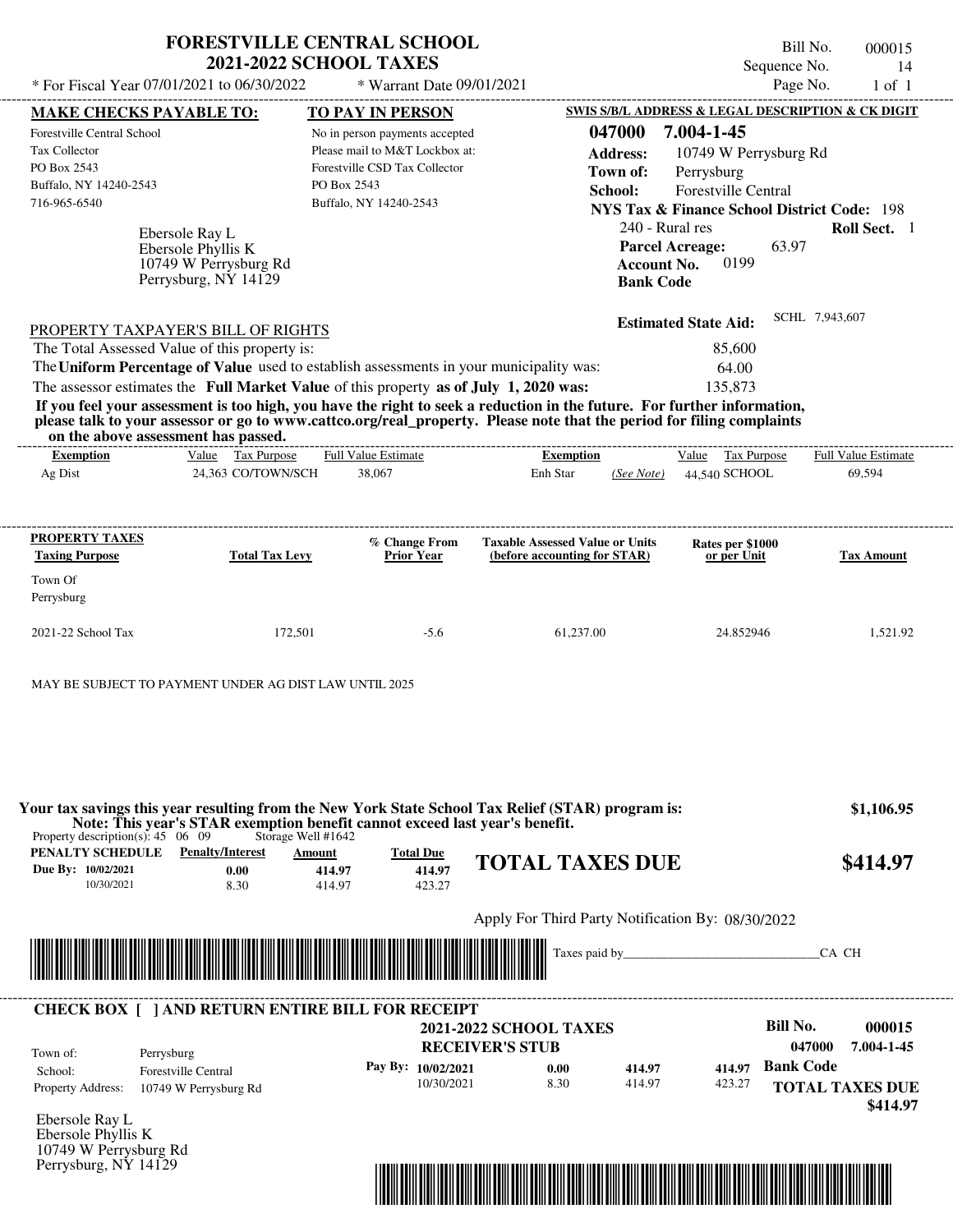# FORESTVILLE CENTRAL SCHOOL
## 2021-2022 SCHOOL TAXES

\* For Fiscal Year 07/01/2021 to 06/30/2022 &nbsp;&nbsp; \* Warrant Date 09/01/2021

Bill No. 000015
Sequence No. 14
Page No. 1 of 1

**MAKE CHECKS PAYABLE TO:**
Forestville Central School
Tax Collector
PO Box 2543
Buffalo, NY 14240-2543
716-965-6540

**TO PAY IN PERSON**
No in person payments accepted
Please mail to M&T Lockbox at:
Forestville CSD Tax Collector
PO Box 2543
Buffalo, NY 14240-2543

**SWIS S/B/L ADDRESS & LEGAL DESCRIPTION & CK DIGIT**
**047000 7.004-1-45**
**Address:** 10749 W Perrysburg Rd
**Town of:** Perrysburg
**School:** Forestville Central
**NYS Tax & Finance School District Code:** 198
240 - Rural res &nbsp;&nbsp; **Roll Sect.** 1
**Parcel Acreage:** 63.97
**Account No.** 0199
**Bank Code**

Ebersole Ray L
Ebersole Phyllis K
10749 W Perrysburg Rd
Perrysburg, NY 14129

**Estimated State Aid:** SCHL 7,943,607

PROPERTY TAXPAYER'S BILL OF RIGHTS

The Total Assessed Value of this property is: 85,600
The **Uniform Percentage of Value** used to establish assessments in your municipality was: 64.00
The assessor estimates the **Full Market Value** of this property **as of July 1, 2020 was:** 135,873

**If you feel your assessment is too high, you have the right to seek a reduction in the future. For further information, please talk to your assessor or go to www.cattco.org/real_property. Please note that the period for filing complaints on the above assessment has passed.**

| Exemption | Value | Tax Purpose | Full Value Estimate | Exemption | | Value | Tax Purpose | Full Value Estimate |
|---|---|---|---|---|---|---|---|---|
| Ag Dist | 24,363 | CO/TOWN/SCH | 38,067 | Enh Star | (See Note) | 44,540 | SCHOOL | 69,594 |

| PROPERTY TAXES Taxing Purpose | Total Tax Levy | % Change From Prior Year | Taxable Assessed Value or Units (before accounting for STAR) | Rates per $1000 or per Unit | Tax Amount |
|---|---|---|---|---|---|
| Town Of Perrysburg | | | | | |
| 2021-22 School Tax | 172,501 | -5.6 | 61,237.00 | 24.852946 | 1,521.92 |

MAY BE SUBJECT TO PAYMENT UNDER AG DIST LAW UNTIL 2025

**Your tax savings this year resulting from the New York State School Tax Relief (STAR) program is: $1,106.95**
**Note: This year's STAR exemption benefit cannot exceed last year's benefit.**

Property description(s): 45 06 09 &nbsp;&nbsp; Storage Well #1642

| PENALTY SCHEDULE | Penalty/Interest | Amount | Total Due |
|---|---|---|---|
| Due By: 10/02/2021 | 0.00 | 414.97 | 414.97 |
| 10/30/2021 | 8.30 | 414.97 | 423.27 |

**TOTAL TAXES DUE $414.97**

Apply For Third Party Notification By: 08/30/2022

Taxes paid by______________________________CA CH

**CHECK BOX [ ] AND RETURN ENTIRE BILL FOR RECEIPT**

**2021-2022 SCHOOL TAXES**
**RECEIVER'S STUB**

**Bill No. 000015**
**047000 7.004-1-45**

Town of: Perrysburg
School: Forestville Central
Property Address: 10749 W Perrysburg Rd

| Pay By: | | | |
|---|---|---|---|
| 10/02/2021 | 0.00 | 414.97 | 414.97 |
| 10/30/2021 | 8.30 | 414.97 | 423.27 |

**Bank Code**
**TOTAL TAXES DUE $414.97**

Ebersole Ray L
Ebersole Phyllis K
10749 W Perrysburg Rd
Perrysburg, NY 14129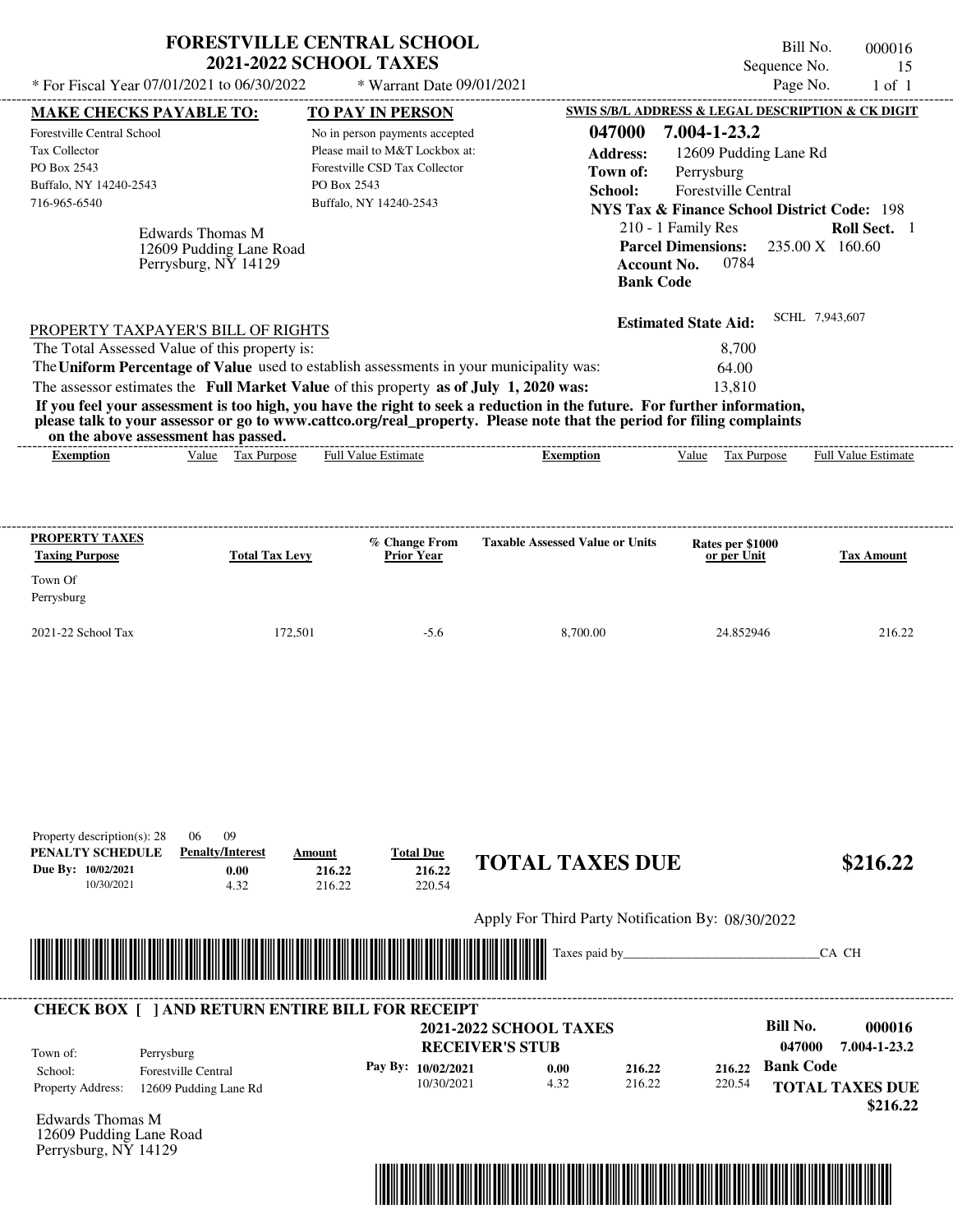# FORESTVILLE CENTRAL SCHOOL
## 2021-2022 SCHOOL TAXES

Bill No. 000016
Sequence No. 15
Page No. 1 of 1

\* For Fiscal Year 07/01/2021 to 06/30/2022 \* Warrant Date 09/01/2021

**MAKE CHECKS PAYABLE TO:**
Forestville Central School
Tax Collector
PO Box 2543
Buffalo, NY 14240-2543
716-965-6540

**TO PAY IN PERSON**
No in person payments accepted
Please mail to M&T Lockbox at:
Forestville CSD Tax Collector
PO Box 2543
Buffalo, NY 14240-2543

**SWIS S/B/L ADDRESS & LEGAL DESCRIPTION & CK DIGIT**
**047000 7.004-1-23.2**
**Address:** 12609 Pudding Lane Rd
**Town of:** Perrysburg
**School:** Forestville Central
**NYS Tax & Finance School District Code:** 198
210 - 1 Family Res **Roll Sect.** 1
**Parcel Dimensions:** 235.00 X 160.60
**Account No.** 0784
**Bank Code**

Edwards Thomas M
12609 Pudding Lane Road
Perrysburg, NY 14129

**Estimated State Aid:** SCHL 7,943,607

PROPERTY TAXPAYER'S BILL OF RIGHTS

The Total Assessed Value of this property is: 8,700
The **Uniform Percentage of Value** used to establish assessments in your municipality was: 64.00
The assessor estimates the **Full Market Value** of this property **as of July 1, 2020 was:** 13,810

**If you feel your assessment is too high, you have the right to seek a reduction in the future. For further information, please talk to your assessor or go to www.cattco.org/real_property. Please note that the period for filing complaints on the above assessment has passed.**

| Exemption | Value | Tax Purpose | Full Value Estimate | Exemption | Value | Tax Purpose | Full Value Estimate |
|---|---|---|---|---|---|---|---|

| PROPERTY TAXES Taxing Purpose | Total Tax Levy | % Change From Prior Year | Taxable Assessed Value or Units | Rates per $1000 or per Unit | Tax Amount |
|---|---|---|---|---|---|
| Town Of Perrysburg | | | | | |
| 2021-22 School Tax | 172,501 | -5.6 | 8,700.00 | 24.852946 | 216.22 |

Property description(s): 28 06 09

| PENALTY SCHEDULE | Penalty/Interest | Amount | Total Due |
|---|---|---|---|
| Due By: 10/02/2021 | 0.00 | 216.22 | 216.22 |
| 10/30/2021 | 4.32 | 216.22 | 220.54 |

**TOTAL TAXES DUE $216.22**

Apply For Third Party Notification By: 08/30/2022

Taxes paid by_______________________________CA CH

**CHECK BOX [ ] AND RETURN ENTIRE BILL FOR RECEIPT**

**2021-2022 SCHOOL TAXES**
**RECEIVER'S STUB**

**Bill No. 000016**
**047000 7.004-1-23.2**

Town of: Perrysburg
School: Forestville Central
Property Address: 12609 Pudding Lane Rd

| Pay By: | | | |
|---|---|---|---|
| 10/02/2021 | 0.00 | 216.22 | 216.22 |
| 10/30/2021 | 4.32 | 216.22 | 220.54 |

**Bank Code**

**TOTAL TAXES DUE $216.22**

Edwards Thomas M
12609 Pudding Lane Road
Perrysburg, NY 14129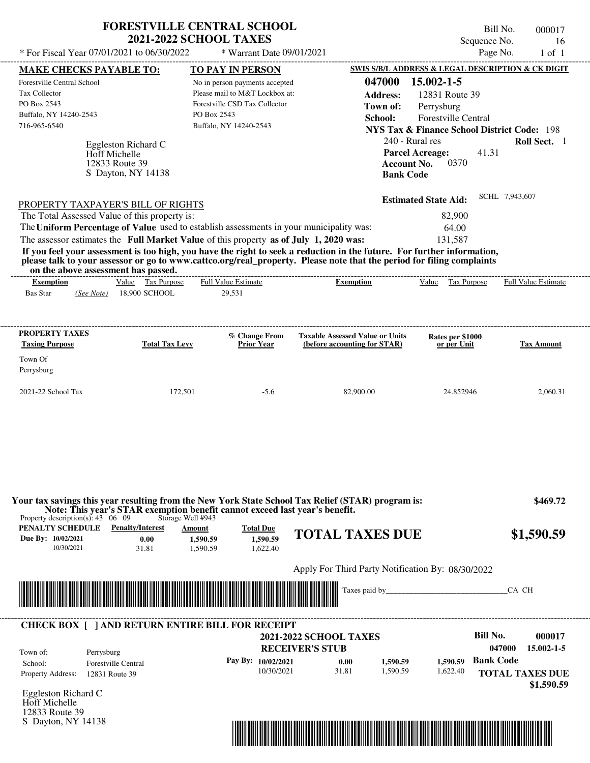# FORESTVILLE CENTRAL SCHOOL
## 2021-2022 SCHOOL TAXES

* For Fiscal Year 07/01/2021 to 06/30/2022 * Warrant Date 09/01/2021

Bill No. 000017
Sequence No. 16
Page No. 1 of 1

**MAKE CHECKS PAYABLE TO:**
Forestville Central School
Tax Collector
PO Box 2543
Buffalo, NY 14240-2543
716-965-6540

**TO PAY IN PERSON**
No in person payments accepted
Please mail to M&T Lockbox at:
Forestville CSD Tax Collector
PO Box 2543
Buffalo, NY 14240-2543

**SWIS S/B/L ADDRESS & LEGAL DESCRIPTION & CK DIGIT**
**047000 15.002-1-5**
**Address:** 12831 Route 39
**Town of:** Perrysburg
**School:** Forestville Central
**NYS Tax & Finance School District Code:** 198
240 - Rural res **Roll Sect.** 1
**Parcel Acreage:** 41.31
**Account No.** 0370
**Bank Code**

Eggleston Richard C
Hoff Michelle
12833 Route 39
S Dayton, NY 14138

**Estimated State Aid:** SCHL 7,943,607

PROPERTY TAXPAYER'S BILL OF RIGHTS

The Total Assessed Value of this property is: 82,900
The **Uniform Percentage of Value** used to establish assessments in your municipality was: 64.00
The assessor estimates the **Full Market Value** of this property **as of July 1, 2020 was:** 131,587

**If you feel your assessment is too high, you have the right to seek a reduction in the future. For further information, please talk to your assessor or go to www.cattco.org/real_property. Please note that the period for filing complaints on the above assessment has passed.**

| Exemption | Value | Tax Purpose | Full Value Estimate | Exemption | Value | Tax Purpose | Full Value Estimate |
|---|---|---|---|---|---|---|---|
| Bas Star *(See Note)* | 18,900 | SCHOOL | 29,531 | | | | |

| PROPERTY TAXES Taxing Purpose | Total Tax Levy | % Change From Prior Year | Taxable Assessed Value or Units (before accounting for STAR) | Rates per $1000 or per Unit | Tax Amount |
|---|---|---|---|---|---|
| Town Of Perrysburg | | | | | |
| 2021-22 School Tax | 172,501 | -5.6 | 82,900.00 | 24.852946 | 2,060.31 |

**Your tax savings this year resulting from the New York State School Tax Relief (STAR) program is: $469.72**
**Note: This year's STAR exemption benefit cannot exceed last year's benefit.**

Property description(s): 43 06 09 Storage Well #943

| PENALTY SCHEDULE | Penalty/Interest | Amount | Total Due |
|---|---|---|---|
| Due By: 10/02/2021 | 0.00 | 1,590.59 | 1,590.59 |
| 10/30/2021 | 31.81 | 1,590.59 | 1,622.40 |

**TOTAL TAXES DUE $1,590.59**

Apply For Third Party Notification By: 08/30/2022

Taxes paid by______________________________CA CH

**CHECK BOX [ ] AND RETURN ENTIRE BILL FOR RECEIPT**

**2021-2022 SCHOOL TAXES**
**RECEIVER'S STUB**

Bill No. 000017
047000 15.002-1-5

Town of: Perrysburg
School: Forestville Central
Property Address: 12831 Route 39

| Pay By: | Penalty/Interest | Amount | Total Due |
|---|---|---|---|
| 10/02/2021 | 0.00 | 1,590.59 | 1,590.59 |
| 10/30/2021 | 31.81 | 1,590.59 | 1,622.40 |

**Bank Code**

**TOTAL TAXES DUE $1,590.59**

Eggleston Richard C
Hoff Michelle
12833 Route 39
S Dayton, NY 14138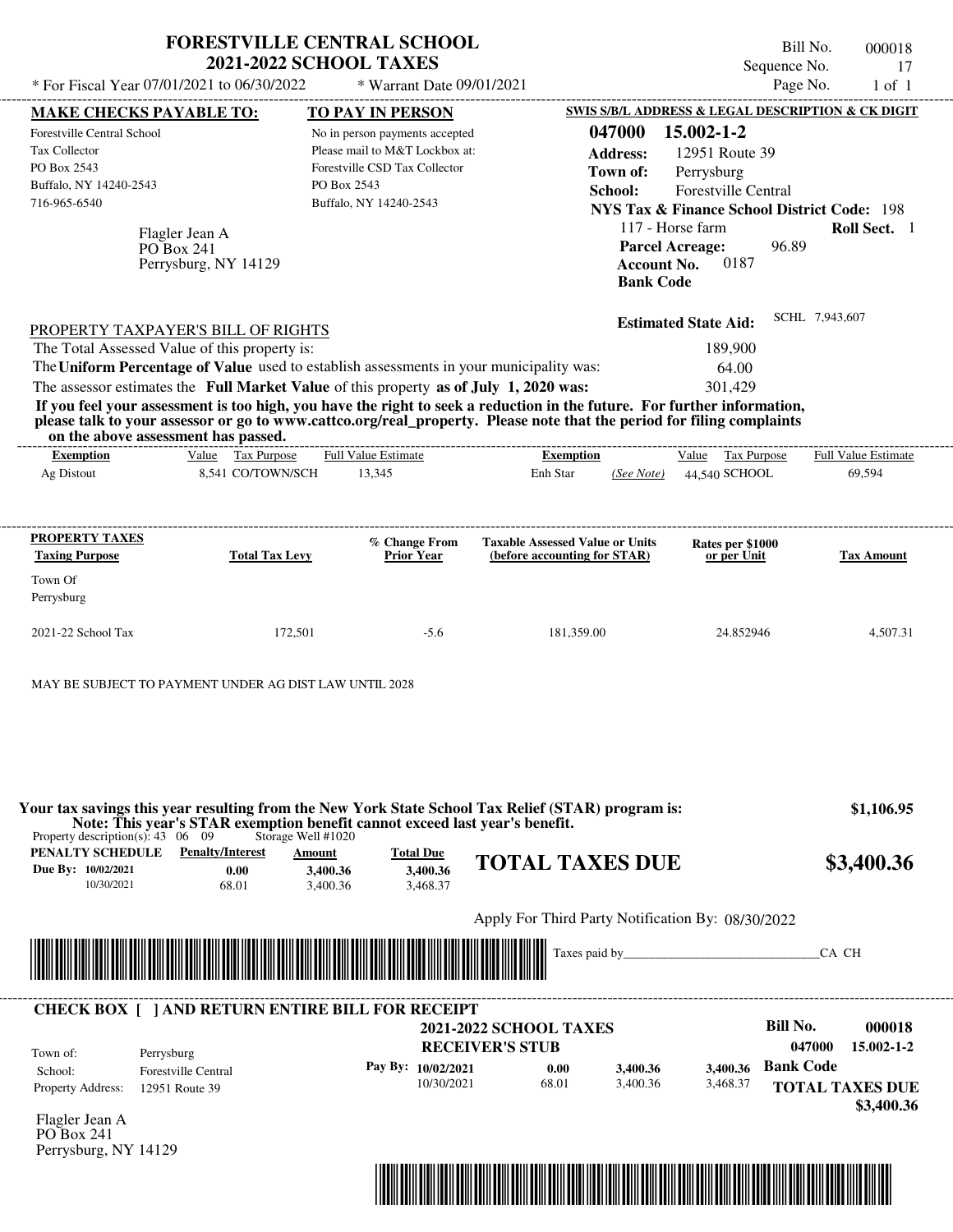# FORESTVILLE CENTRAL SCHOOL
## 2021-2022 SCHOOL TAXES

\* For Fiscal Year 07/01/2021 to 06/30/2022 &nbsp;&nbsp;&nbsp; \* Warrant Date 09/01/2021

Bill No. 000018
Sequence No. 17
Page No. 1 of 1

| MAKE CHECKS PAYABLE TO: | TO PAY IN PERSON | SWIS S/B/L ADDRESS & LEGAL DESCRIPTION & CK DIGIT |
|---|---|---|
| Forestville Central School | No in person payments accepted | 047000 15.002-1-2 |
| Tax Collector | Please mail to M&T Lockbox at: | Address: 12951 Route 39 |
| PO Box 2543 | Forestville CSD Tax Collector | Town of: Perrysburg |
| Buffalo, NY 14240-2543 | PO Box 2543 | School: Forestville Central |
| 716-965-6540 | Buffalo, NY 14240-2543 | NYS Tax & Finance School District Code: 198 |

Flagler Jean A
PO Box 241
Perrysburg, NY 14129

117 - Horse farm &nbsp;&nbsp;&nbsp; Roll Sect. 1
Parcel Acreage: 96.89
Account No. 0187
Bank Code

Estimated State Aid: SCHL 7,943,607

### PROPERTY TAXPAYER'S BILL OF RIGHTS

| | |
|---|---|
| The Total Assessed Value of this property is: | 189,900 |
| The **Uniform Percentage of Value** used to establish assessments in your municipality was: | 64.00 |
| The assessor estimates the **Full Market Value** of this property **as of July 1, 2020 was:** | 301,429 |

**If you feel your assessment is too high, you have the right to seek a reduction in the future. For further information, please talk to your assessor or go to www.cattco.org/real_property. Please note that the period for filing complaints on the above assessment has passed.**

| Exemption | Value | Tax Purpose | Full Value Estimate | Exemption | | Value | Tax Purpose | Full Value Estimate |
|---|---|---|---|---|---|---|---|---|
| Ag Distout | 8,541 | CO/TOWN/SCH | 13,345 | Enh Star | (See Note) | 44,540 | SCHOOL | 69,594 |

| PROPERTY TAXES Taxing Purpose | Total Tax Levy | % Change From Prior Year | Taxable Assessed Value or Units (before accounting for STAR) | Rates per $1000 or per Unit | Tax Amount |
|---|---|---|---|---|---|
| Town Of Perrysburg | | | | | |
| 2021-22 School Tax | 172,501 | -5.6 | 181,359.00 | 24.852946 | 4,507.31 |

MAY BE SUBJECT TO PAYMENT UNDER AG DIST LAW UNTIL 2028

**Your tax savings this year resulting from the New York State School Tax Relief (STAR) program is:** **$1,106.95**
**Note: This year's STAR exemption benefit cannot exceed last year's benefit.**

Property description(s): 43 06 09 &nbsp;&nbsp;&nbsp; Storage Well #1020

| PENALTY SCHEDULE | Penalty/Interest | Amount | Total Due |
|---|---|---|---|
| Due By: 10/02/2021 | 0.00 | 3,400.36 | 3,400.36 |
| 10/30/2021 | 68.01 | 3,400.36 | 3,468.37 |

**TOTAL TAXES DUE** **$3,400.36**

Apply For Third Party Notification By: 08/30/2022

Taxes paid by______________________________CA CH

---

**CHECK BOX [ ] AND RETURN ENTIRE BILL FOR RECEIPT**

**2021-2022 SCHOOL TAXES**
**RECEIVER'S STUB**

Bill No. 000018
047000 15.002-1-2

| | |
|---|---|
| Town of: | Perrysburg |
| School: | Forestville Central |
| Property Address: | 12951 Route 39 |

| Pay By: | | | |
|---|---|---|---|
| 10/02/2021 | 0.00 | 3,400.36 | 3,400.36 |
| 10/30/2021 | 68.01 | 3,400.36 | 3,468.37 |

Bank Code

**TOTAL TAXES DUE**
**$3,400.36**

Flagler Jean A
PO Box 241
Perrysburg, NY 14129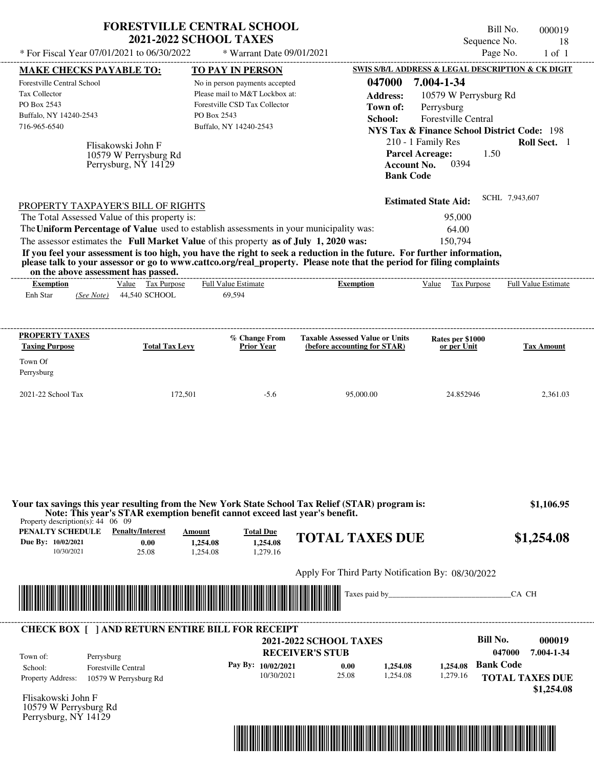# FORESTVILLE CENTRAL SCHOOL
## 2021-2022 SCHOOL TAXES

\* For Fiscal Year 07/01/2021 to 06/30/2022 &nbsp;&nbsp; \* Warrant Date 09/01/2021

Bill No. 000019
Sequence No. 18
Page No. 1 of 1

**MAKE CHECKS PAYABLE TO:**

Forestville Central School
Tax Collector
PO Box 2543
Buffalo, NY 14240-2543
716-965-6540

**TO PAY IN PERSON**

No in person payments accepted
Please mail to M&T Lockbox at:
Forestville CSD Tax Collector
PO Box 2543
Buffalo, NY 14240-2543

**SWIS S/B/L ADDRESS & LEGAL DESCRIPTION & CK DIGIT**

**047000 7.004-1-34**
**Address:** 10579 W Perrysburg Rd
**Town of:** Perrysburg
**School:** Forestville Central
**NYS Tax & Finance School District Code:** 198
210 - 1 Family Res &nbsp;&nbsp; **Roll Sect.** 1
**Parcel Acreage:** 1.50
**Account No.** 0394
**Bank Code**

Flisakowski John F
10579 W Perrysburg Rd
Perrysburg, NY 14129

**Estimated State Aid:** SCHL 7,943,607

PROPERTY TAXPAYER'S BILL OF RIGHTS

The Total Assessed Value of this property is: 95,000
The **Uniform Percentage of Value** used to establish assessments in your municipality was: 64.00
The assessor estimates the **Full Market Value** of this property **as of July 1, 2020 was:** 150,794

**If you feel your assessment is too high, you have the right to seek a reduction in the future. For further information, please talk to your assessor or go to www.cattco.org/real_property. Please note that the period for filing complaints on the above assessment has passed.**

| Exemption | Value | Tax Purpose | Full Value Estimate | Exemption | Value | Tax Purpose | Full Value Estimate |
|---|---|---|---|---|---|---|---|
| Enh Star *(See Note)* | 44,540 | SCHOOL | 69,594 | | | | |

| PROPERTY TAXES Taxing Purpose | Total Tax Levy | % Change From Prior Year | Taxable Assessed Value or Units (before accounting for STAR) | Rates per $1000 or per Unit | Tax Amount |
|---|---|---|---|---|---|
| Town Of Perrysburg | | | | | |
| 2021-22 School Tax | 172,501 | -5.6 | 95,000.00 | 24.852946 | 2,361.03 |

**Your tax savings this year resulting from the New York State School Tax Relief (STAR) program is: $1,106.95**
**Note: This year's STAR exemption benefit cannot exceed last year's benefit.**

Property description(s): 44 06 09

| PENALTY SCHEDULE | Penalty/Interest | Amount | Total Due |
|---|---|---|---|
| Due By: 10/02/2021 | 0.00 | 1,254.08 | 1,254.08 |
| 10/30/2021 | 25.08 | 1,254.08 | 1,279.16 |

**TOTAL TAXES DUE $1,254.08**

Apply For Third Party Notification By: 08/30/2022

Taxes paid by_______________________________CA CH

---

**CHECK BOX [ ] AND RETURN ENTIRE BILL FOR RECEIPT**

**2021-2022 SCHOOL TAXES**
**RECEIVER'S STUB**

**Bill No. 000019**
**047000 7.004-1-34**

Town of: Perrysburg
School: Forestville Central
Property Address: 10579 W Perrysburg Rd

| Pay By: | | | |
|---|---|---|---|
| 10/02/2021 | 0.00 | 1,254.08 | 1,254.08 |
| 10/30/2021 | 25.08 | 1,254.08 | 1,279.16 |

**Bank Code**

**TOTAL TAXES DUE $1,254.08**

Flisakowski John F
10579 W Perrysburg Rd
Perrysburg, NY 14129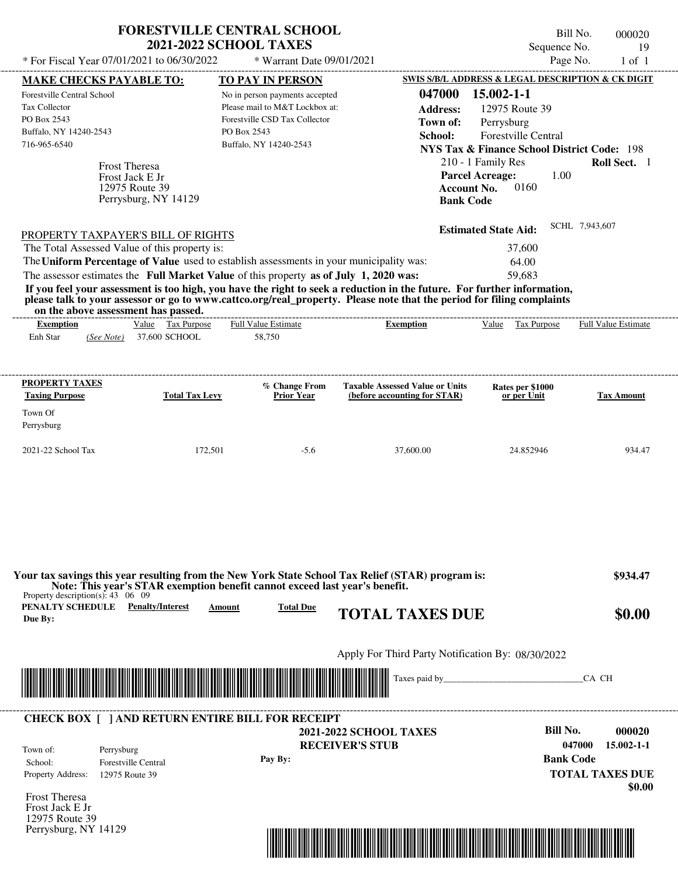# FORESTVILLE CENTRAL SCHOOL
## 2021-2022 SCHOOL TAXES

\* For Fiscal Year 07/01/2021 to 06/30/2022 \* Warrant Date 09/01/2021

Bill No. 000020
Sequence No. 19
Page No. 1 of 1

**MAKE CHECKS PAYABLE TO:**
Forestville Central School
Tax Collector
PO Box 2543
Buffalo, NY 14240-2543
716-965-6540

**TO PAY IN PERSON**
No in person payments accepted
Please mail to M&T Lockbox at:
Forestville CSD Tax Collector
PO Box 2543
Buffalo, NY 14240-2543

**SWIS S/B/L ADDRESS & LEGAL DESCRIPTION & CK DIGIT**
**047000 15.002-1-1**
**Address:** 12975 Route 39
**Town of:** Perrysburg
**School:** Forestville Central
**NYS Tax & Finance School District Code:** 198
210 - 1 Family Res **Roll Sect.** 1
**Parcel Acreage:** 1.00
**Account No.** 0160
**Bank Code**

Frost Theresa
Frost Jack E Jr
12975 Route 39
Perrysburg, NY 14129

**Estimated State Aid:** SCHL 7,943,607

PROPERTY TAXPAYER'S BILL OF RIGHTS

The Total Assessed Value of this property is: 37,600
The **Uniform Percentage of Value** used to establish assessments in your municipality was: 64.00
The assessor estimates the **Full Market Value** of this property **as of July 1, 2020 was:** 59,683

**If you feel your assessment is too high, you have the right to seek a reduction in the future. For further information, please talk to your assessor or go to www.cattco.org/real_property. Please note that the period for filing complaints on the above assessment has passed.**

| Exemption | Value | Tax Purpose | Full Value Estimate |
|---|---|---|---|
| Enh Star *(See Note)* | 37,600 | SCHOOL | 58,750 |

| PROPERTY TAXES Taxing Purpose | Total Tax Levy | % Change From Prior Year | Taxable Assessed Value or Units (before accounting for STAR) | Rates per $1000 or per Unit | Tax Amount |
|---|---|---|---|---|---|
| Town Of Perrysburg | | | | | |
| 2021-22 School Tax | 172,501 | -5.6 | 37,600.00 | 24.852946 | 934.47 |

**Your tax savings this year resulting from the New York State School Tax Relief (STAR) program is: $934.47**
**Note: This year's STAR exemption benefit cannot exceed last year's benefit.**

Property description(s): 43 06 09

| PENALTY SCHEDULE Due By: | Penalty/Interest | Amount | Total Due |
|---|---|---|---|

**TOTAL TAXES DUE $0.00**

Apply For Third Party Notification By: 08/30/2022

Taxes paid by_______________________________CA CH

**CHECK BOX [ ] AND RETURN ENTIRE BILL FOR RECEIPT**

**2021-2022 SCHOOL TAXES**
**RECEIVER'S STUB**

Town of: Perrysburg
School: Forestville Central
Property Address: 12975 Route 39

Pay By:

**Bill No.** **000020**
**047000 15.002-1-1**
**Bank Code**
**TOTAL TAXES DUE**
**$0.00**

Frost Theresa
Frost Jack E Jr
12975 Route 39
Perrysburg, NY 14129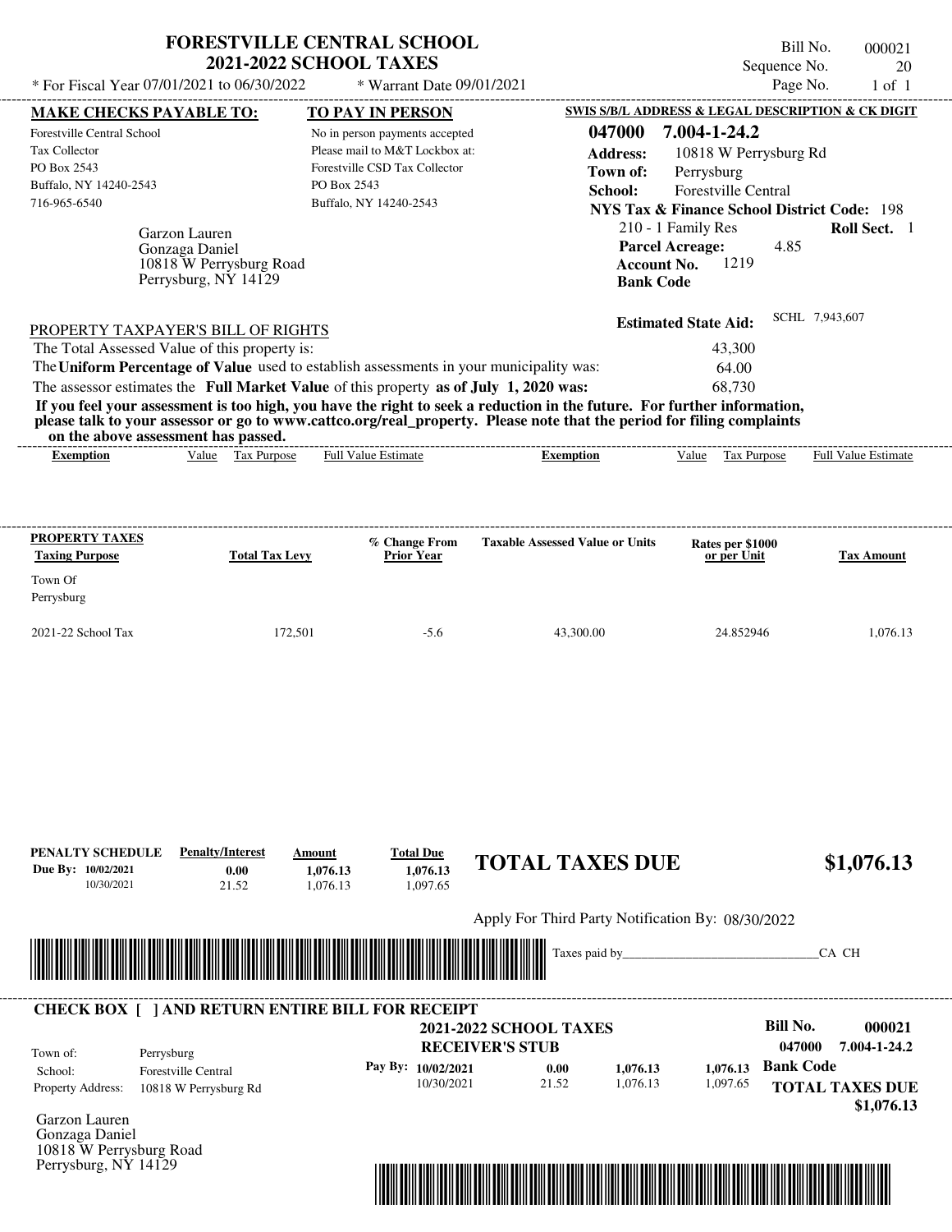# FORESTVILLE CENTRAL SCHOOL
## 2021-2022 SCHOOL TAXES

Bill No. 000021
Sequence No. 20
Page No. 1 of 1

* For Fiscal Year 07/01/2021 to 06/30/2022 * Warrant Date 09/01/2021

**MAKE CHECKS PAYABLE TO:**
Forestville Central School
Tax Collector
PO Box 2543
Buffalo, NY 14240-2543
716-965-6540

**TO PAY IN PERSON**
No in person payments accepted
Please mail to M&T Lockbox at:
Forestville CSD Tax Collector
PO Box 2543
Buffalo, NY 14240-2543

**SWIS S/B/L ADDRESS & LEGAL DESCRIPTION & CK DIGIT**
**047000 7.004-1-24.2**
**Address:** 10818 W Perrysburg Rd
**Town of:** Perrysburg
**School:** Forestville Central
**NYS Tax & Finance School District Code:** 198
210 - 1 Family Res **Roll Sect.** 1
**Parcel Acreage:** 4.85
**Account No.** 1219
**Bank Code**

Garzon Lauren
Gonzaga Daniel
10818 W Perrysburg Road
Perrysburg, NY 14129

**Estimated State Aid:** SCHL 7,943,607

PROPERTY TAXPAYER'S BILL OF RIGHTS

The Total Assessed Value of this property is: 43,300
The **Uniform Percentage of Value** used to establish assessments in your municipality was: 64.00
The assessor estimates the **Full Market Value** of this property **as of July 1, 2020 was:** 68,730

**If you feel your assessment is too high, you have the right to seek a reduction in the future. For further information, please talk to your assessor or go to www.cattco.org/real_property. Please note that the period for filing complaints on the above assessment has passed.**

| Exemption | Value | Tax Purpose | Full Value Estimate | Exemption | Value | Tax Purpose | Full Value Estimate |
|---|---|---|---|---|---|---|---|

| PROPERTY TAXES Taxing Purpose | Total Tax Levy | % Change From Prior Year | Taxable Assessed Value or Units | Rates per $1000 or per Unit | Tax Amount |
|---|---|---|---|---|---|
| Town Of Perrysburg | | | | | |
| 2021-22 School Tax | 172,501 | -5.6 | 43,300.00 | 24.852946 | 1,076.13 |

| PENALTY SCHEDULE | Penalty/Interest | Amount | Total Due |
|---|---|---|---|
| Due By: 10/02/2021 | 0.00 | 1,076.13 | 1,076.13 |
| 10/30/2021 | 21.52 | 1,076.13 | 1,097.65 |

**TOTAL TAXES DUE $1,076.13**

Apply For Third Party Notification By: 08/30/2022

Taxes paid by_______________________________CA CH

---

**CHECK BOX [ ] AND RETURN ENTIRE BILL FOR RECEIPT**

**2021-2022 SCHOOL TAXES**
**RECEIVER'S STUB**

**Bill No. 000021**
**047000 7.004-1-24.2**

Town of: Perrysburg
School: Forestville Central
Property Address: 10818 W Perrysburg Rd

| Pay By: | Penalty/Interest | Amount | Total Due |
|---|---|---|---|
| 10/02/2021 | 0.00 | 1,076.13 | 1,076.13 |
| 10/30/2021 | 21.52 | 1,076.13 | 1,097.65 |

**Bank Code**

**TOTAL TAXES DUE $1,076.13**

Garzon Lauren
Gonzaga Daniel
10818 W Perrysburg Road
Perrysburg, NY 14129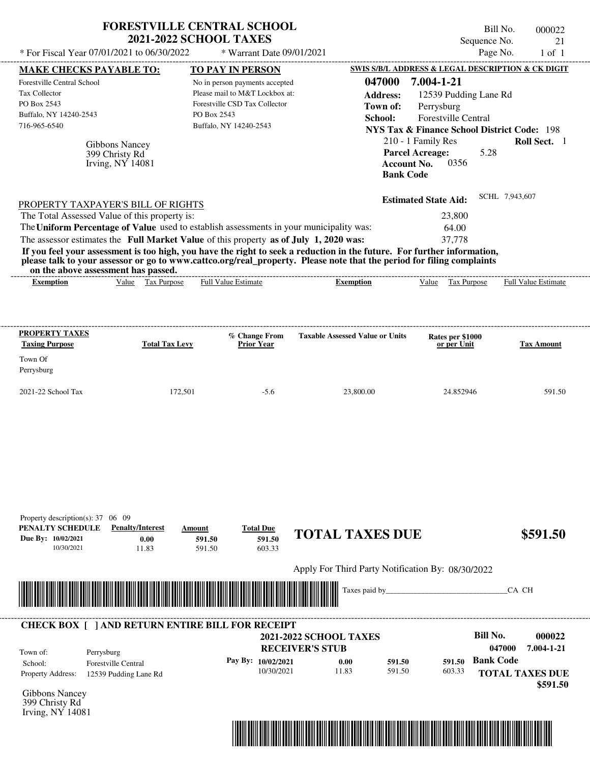# FORESTVILLE CENTRAL SCHOOL
## 2021-2022 SCHOOL TAXES

\* For Fiscal Year 07/01/2021 to 06/30/2022 &nbsp;&nbsp; \* Warrant Date 09/01/2021

Bill No. 000022
Sequence No. 21
Page No. 1 of 1

**MAKE CHECKS PAYABLE TO:**
Forestville Central School
Tax Collector
PO Box 2543
Buffalo, NY 14240-2543
716-965-6540

**TO PAY IN PERSON**
No in person payments accepted
Please mail to M&T Lockbox at:
Forestville CSD Tax Collector
PO Box 2543
Buffalo, NY 14240-2543

**SWIS S/B/L ADDRESS & LEGAL DESCRIPTION & CK DIGIT**
**047000 7.004-1-21**
**Address:** 12539 Pudding Lane Rd
**Town of:** Perrysburg
**School:** Forestville Central
**NYS Tax & Finance School District Code:** 198
210 - 1 Family Res &nbsp;&nbsp; **Roll Sect.** 1
**Parcel Acreage:** 5.28
**Account No.** 0356
**Bank Code**

Gibbons Nancy
399 Christy Rd
Irving, NY 14081

**Estimated State Aid:** SCHL 7,943,607

PROPERTY TAXPAYER'S BILL OF RIGHTS

| | |
|---|---|
| The Total Assessed Value of this property is: | 23,800 |
| The **Uniform Percentage of Value** used to establish assessments in your municipality was: | 64.00 |
| The assessor estimates the **Full Market Value** of this property **as of July 1, 2020 was:** | 37,778 |

**If you feel your assessment is too high, you have the right to seek a reduction in the future. For further information, please talk to your assessor or go to www.cattco.org/real_property. Please note that the period for filing complaints on the above assessment has passed.**

| Exemption | Value | Tax Purpose | Full Value Estimate | Exemption | Value | Tax Purpose | Full Value Estimate |
|---|---|---|---|---|---|---|---|

| PROPERTY TAXES Taxing Purpose | Total Tax Levy | % Change From Prior Year | Taxable Assessed Value or Units | Rates per $1000 or per Unit | Tax Amount |
|---|---|---|---|---|---|
| Town Of Perrysburg | | | | | |
| 2021-22 School Tax | 172,501 | -5.6 | 23,800.00 | 24.852946 | 591.50 |

Property description(s): 37 06 09

| PENALTY SCHEDULE | Penalty/Interest | Amount | Total Due |
|---|---|---|---|
| Due By: 10/02/2021 | 0.00 | 591.50 | 591.50 |
| 10/30/2021 | 11.83 | 591.50 | 603.33 |

**TOTAL TAXES DUE** **$591.50**

Apply For Third Party Notification By: 08/30/2022

Taxes paid by_______________________________CA CH

**CHECK BOX [ ] AND RETURN ENTIRE BILL FOR RECEIPT**

**2021-2022 SCHOOL TAXES**
**RECEIVER'S STUB**

**Bill No. 000022**
**047000 7.004-1-21**

| | |
|---|---|
| Town of: | Perrysburg |
| School: | Forestville Central |
| Property Address: | 12539 Pudding Lane Rd |

| Pay By: | Penalty/Interest | Amount | Total Due |
|---|---|---|---|
| 10/02/2021 | 0.00 | 591.50 | 591.50 |
| 10/30/2021 | 11.83 | 591.50 | 603.33 |

**Bank Code**

**TOTAL TAXES DUE**
**$591.50**

Gibbons Nancy
399 Christy Rd
Irving, NY 14081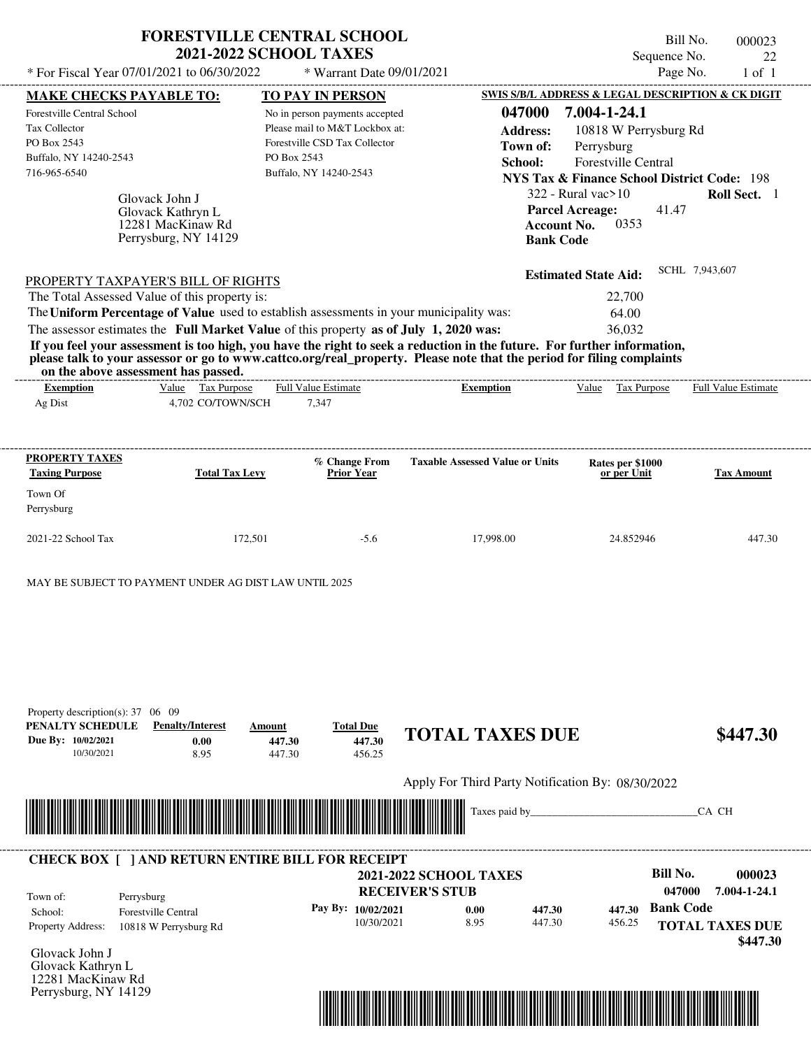# FORESTVILLE CENTRAL SCHOOL
## 2021-2022 SCHOOL TAXES

\* For Fiscal Year 07/01/2021 to 06/30/2022 \* Warrant Date 09/01/2021

Bill No. 000023
Sequence No. 22
Page No. 1 of 1

**MAKE CHECKS PAYABLE TO:**
Forestville Central School
Tax Collector
PO Box 2543
Buffalo, NY 14240-2543
716-965-6540

**TO PAY IN PERSON**
No in person payments accepted
Please mail to M&T Lockbox at:
Forestville CSD Tax Collector
PO Box 2543
Buffalo, NY 14240-2543

**SWIS S/B/L ADDRESS & LEGAL DESCRIPTION & CK DIGIT**
**047000 7.004-1-24.1**
**Address:** 10818 W Perrysburg Rd
**Town of:** Perrysburg
**School:** Forestville Central
**NYS Tax & Finance School District Code:** 198
322 - Rural vac>10 **Roll Sect.** 1
**Parcel Acreage:** 41.47
**Account No.** 0353
**Bank Code**

Glovack John J
Glovack Kathryn L
12281 MacKinaw Rd
Perrysburg, NY 14129

**Estimated State Aid:** SCHL 7,943,607

PROPERTY TAXPAYER'S BILL OF RIGHTS

The Total Assessed Value of this property is: 22,700
The **Uniform Percentage of Value** used to establish assessments in your municipality was: 64.00
The assessor estimates the **Full Market Value** of this property **as of July 1, 2020 was:** 36,032

**If you feel your assessment is too high, you have the right to seek a reduction in the future. For further information, please talk to your assessor or go to www.cattco.org/real_property. Please note that the period for filing complaints on the above assessment has passed.**

| Exemption | Value | Tax Purpose | Full Value Estimate | Exemption | Value | Tax Purpose | Full Value Estimate |
|---|---|---|---|---|---|---|---|
| Ag Dist | 4,702 | CO/TOWN/SCH | 7,347 | | | | |

| PROPERTY TAXES Taxing Purpose | Total Tax Levy | % Change From Prior Year | Taxable Assessed Value or Units | Rates per $1000 or per Unit | Tax Amount |
|---|---|---|---|---|---|
| Town Of Perrysburg | | | | | |
| 2021-22 School Tax | 172,501 | -5.6 | 17,998.00 | 24.852946 | 447.30 |

MAY BE SUBJECT TO PAYMENT UNDER AG DIST LAW UNTIL 2025

Property description(s): 37 06 09

| PENALTY SCHEDULE | Penalty/Interest | Amount | Total Due |
|---|---|---|---|
| Due By: 10/02/2021 | 0.00 | 447.30 | 447.30 |
| 10/30/2021 | 8.95 | 447.30 | 456.25 |

**TOTAL TAXES DUE $447.30**

Apply For Third Party Notification By: 08/30/2022

Taxes paid by\_\_\_\_\_\_\_\_\_\_\_\_\_\_\_\_\_\_\_\_\_\_\_\_\_\_\_\_\_\_CA CH

---

**CHECK BOX [ ] AND RETURN ENTIRE BILL FOR RECEIPT**

**2021-2022 SCHOOL TAXES**
**RECEIVER'S STUB**

**Bill No. 000023**
**047000 7.004-1-24.1**

Town of: Perrysburg
School: Forestville Central
Property Address: 10818 W Perrysburg Rd

| Pay By: | | | |
|---|---|---|---|
| 10/02/2021 | 0.00 | 447.30 | 447.30 |
| 10/30/2021 | 8.95 | 447.30 | 456.25 |

**Bank Code**

**TOTAL TAXES DUE $447.30**

Glovack John J
Glovack Kathryn L
12281 MacKinaw Rd
Perrysburg, NY 14129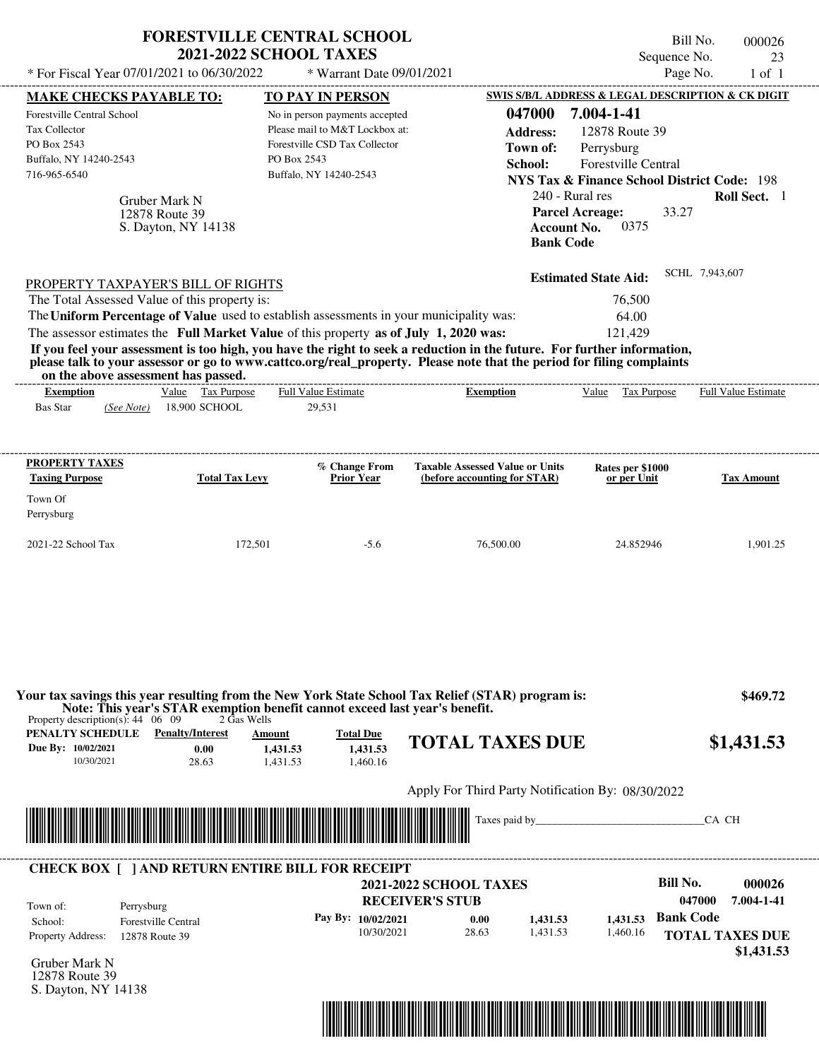# FORESTVILLE CENTRAL SCHOOL
## 2021-2022 SCHOOL TAXES

Bill No. 000026
Sequence No. 23
Page No. 1 of 1

* For Fiscal Year 07/01/2021 to 06/30/2022 * Warrant Date 09/01/2021

**MAKE CHECKS PAYABLE TO:**

Forestville Central School
Tax Collector
PO Box 2543
Buffalo, NY 14240-2543
716-965-6540

**TO PAY IN PERSON**

No in person payments accepted
Please mail to M&T Lockbox at:
Forestville CSD Tax Collector
PO Box 2543
Buffalo, NY 14240-2543

**SWIS S/B/L ADDRESS & LEGAL DESCRIPTION & CK DIGIT**

**047000 7.004-1-41**
**Address:** 12878 Route 39
**Town of:** Perrysburg
**School:** Forestville Central
**NYS Tax & Finance School District Code:** 198
240 - Rural res **Roll Sect.** 1
**Parcel Acreage:** 33.27
**Account No.** 0375
**Bank Code**

Gruber Mark N
12878 Route 39
S. Dayton, NY 14138

**Estimated State Aid:** SCHL 7,943,607

PROPERTY TAXPAYER'S BILL OF RIGHTS

The Total Assessed Value of this property is: 76,500
The **Uniform Percentage of Value** used to establish assessments in your municipality was: 64.00
The assessor estimates the **Full Market Value** of this property **as of July 1, 2020 was:** 121,429

**If you feel your assessment is too high, you have the right to seek a reduction in the future. For further information, please talk to your assessor or go to www.cattco.org/real_property. Please note that the period for filing complaints on the above assessment has passed.**

| Exemption | Value | Tax Purpose | Full Value Estimate | Exemption | Value | Tax Purpose | Full Value Estimate |
|---|---|---|---|---|---|---|---|
| Bas Star *(See Note)* | 18,900 | SCHOOL | 29,531 | | | | |

| PROPERTY TAXES Taxing Purpose | Total Tax Levy | % Change From Prior Year | Taxable Assessed Value or Units (before accounting for STAR) | Rates per $1000 or per Unit | Tax Amount |
|---|---|---|---|---|---|
| Town Of Perrysburg | | | | | |
| 2021-22 School Tax | 172,501 | -5.6 | 76,500.00 | 24.852946 | 1,901.25 |

**Your tax savings this year resulting from the New York State School Tax Relief (STAR) program is: $469.72**
**Note: This year's STAR exemption benefit cannot exceed last year's benefit.**

Property description(s): 44 06 09 2 Gas Wells

| PENALTY SCHEDULE | Penalty/Interest | Amount | Total Due |
|---|---|---|---|
| Due By: 10/02/2021 | 0.00 | 1,431.53 | 1,431.53 |
| 10/30/2021 | 28.63 | 1,431.53 | 1,460.16 |

**TOTAL TAXES DUE $1,431.53**

Apply For Third Party Notification By: 08/30/2022

Taxes paid by_______________________________CA CH

**CHECK BOX [ ] AND RETURN ENTIRE BILL FOR RECEIPT**

**2021-2022 SCHOOL TAXES**
**RECEIVER'S STUB**

Bill No. 000026
047000 7.004-1-41

Town of: Perrysburg
School: Forestville Central
Property Address: 12878 Route 39

| Pay By: | Penalty/Interest | Amount | Total Due |
|---|---|---|---|
| 10/02/2021 | 0.00 | 1,431.53 | 1,431.53 |
| 10/30/2021 | 28.63 | 1,431.53 | 1,460.16 |

**Bank Code**

**TOTAL TAXES DUE $1,431.53**

Gruber Mark N
12878 Route 39
S. Dayton, NY 14138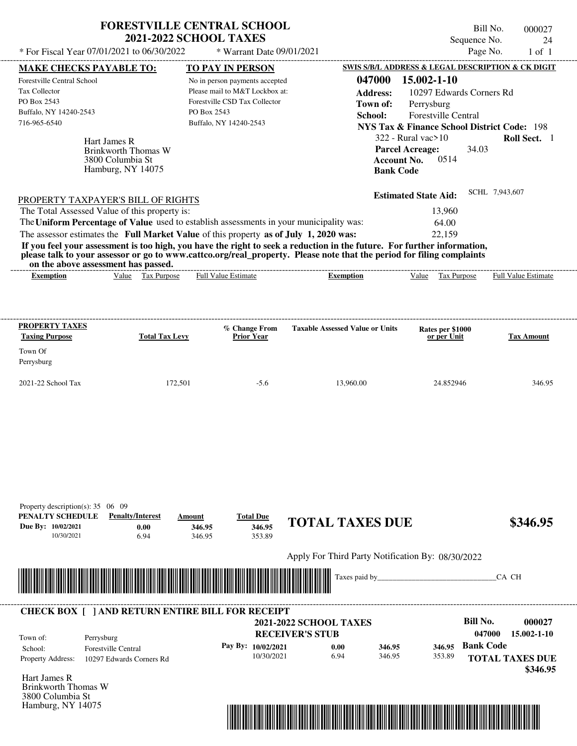# FORESTVILLE CENTRAL SCHOOL
## 2021-2022 SCHOOL TAXES

* For Fiscal Year 07/01/2021 to 06/30/2022 * Warrant Date 09/01/2021

Bill No. 000027
Sequence No. 24
Page No. 1 of 1

**MAKE CHECKS PAYABLE TO:**
Forestville Central School
Tax Collector
PO Box 2543
Buffalo, NY 14240-2543
716-965-6540

**TO PAY IN PERSON**
No in person payments accepted
Please mail to M&T Lockbox at:
Forestville CSD Tax Collector
PO Box 2543
Buffalo, NY 14240-2543

**SWIS S/B/L ADDRESS & LEGAL DESCRIPTION & CK DIGIT**
**047000 15.002-1-10**
**Address:** 10297 Edwards Corners Rd
**Town of:** Perrysburg
**School:** Forestville Central
**NYS Tax & Finance School District Code:** 198
322 - Rural vac>10 **Roll Sect.** 1
**Parcel Acreage:** 34.03
**Account No.** 0514
**Bank Code**

Hart James R
Brinkworth Thomas W
3800 Columbia St
Hamburg, NY 14075

**Estimated State Aid:** SCHL 7,943,607

PROPERTY TAXPAYER'S BILL OF RIGHTS

The Total Assessed Value of this property is: 13,960
The **Uniform Percentage of Value** used to establish assessments in your municipality was: 64.00
The assessor estimates the **Full Market Value** of this property **as of July 1, 2020 was:** 22,159

**If you feel your assessment is too high, you have the right to seek a reduction in the future. For further information, please talk to your assessor or go to www.cattco.org/real_property. Please note that the period for filing complaints on the above assessment has passed.**

| Exemption | Value | Tax Purpose | Full Value Estimate | Exemption | Value | Tax Purpose | Full Value Estimate |
|---|---|---|---|---|---|---|---|

| PROPERTY TAXES Taxing Purpose | Total Tax Levy | % Change From Prior Year | Taxable Assessed Value or Units | Rates per $1000 or per Unit | Tax Amount |
|---|---|---|---|---|---|
| Town Of Perrysburg | | | | | |
| 2021-22 School Tax | 172,501 | -5.6 | 13,960.00 | 24.852946 | 346.95 |

Property description(s): 35 06 09

| PENALTY SCHEDULE | Penalty/Interest | Amount | Total Due |
|---|---|---|---|
| Due By: 10/02/2021 | 0.00 | 346.95 | 346.95 |
| 10/30/2021 | 6.94 | 346.95 | 353.89 |

**TOTAL TAXES DUE $346.95**

Apply For Third Party Notification By: 08/30/2022

Taxes paid by_______________________________CA CH

**CHECK BOX [ ] AND RETURN ENTIRE BILL FOR RECEIPT**

**2021-2022 SCHOOL TAXES**
**RECEIVER'S STUB**

**Bill No. 000027**
047000 15.002-1-10

Town of: Perrysburg
School: Forestville Central
Property Address: 10297 Edwards Corners Rd

| Pay By: | | | |
|---|---|---|---|
| 10/02/2021 | 0.00 | 346.95 | 346.95 |
| 10/30/2021 | 6.94 | 346.95 | 353.89 |

**Bank Code**
**TOTAL TAXES DUE $346.95**

Hart James R
Brinkworth Thomas W
3800 Columbia St
Hamburg, NY 14075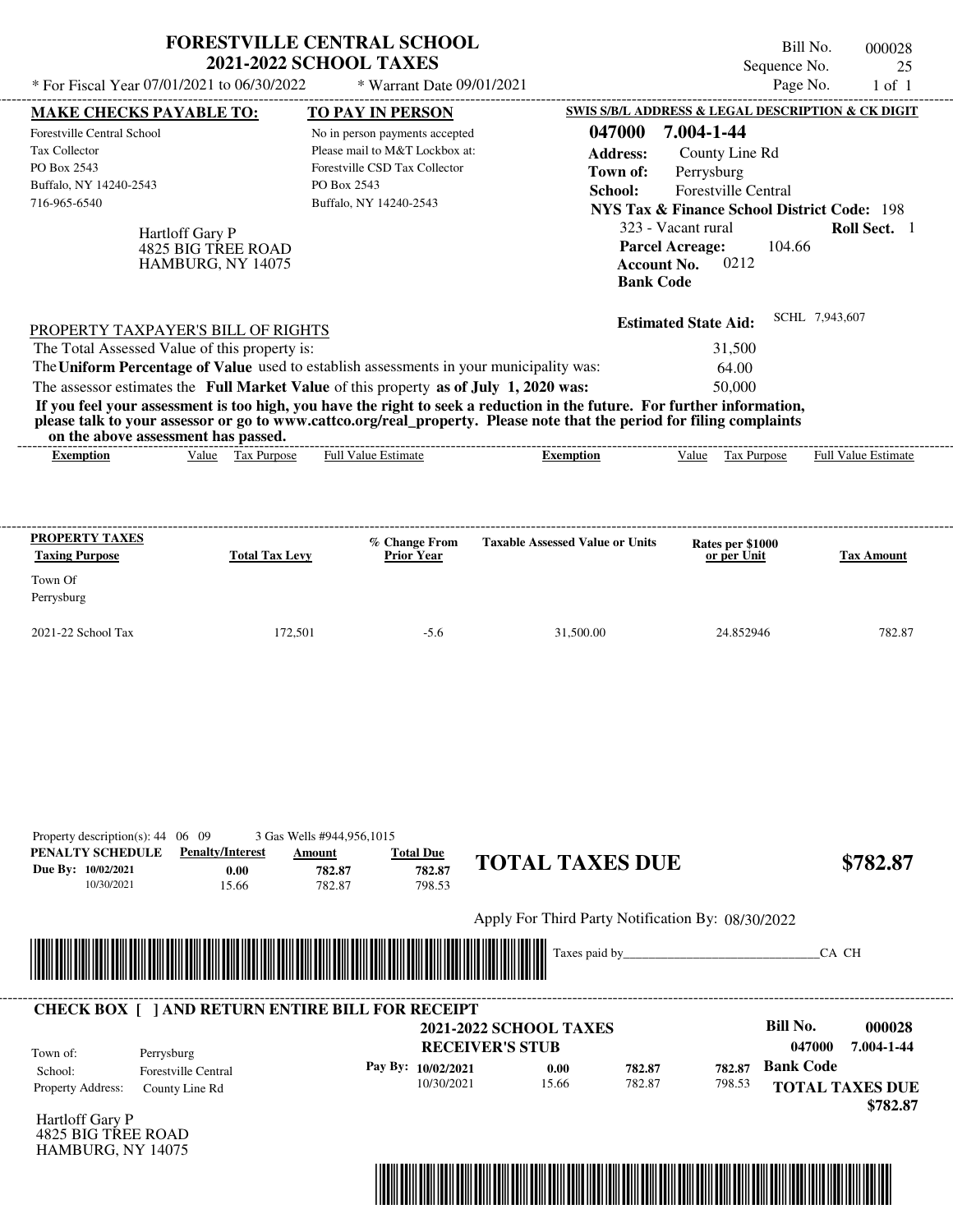# FORESTVILLE CENTRAL SCHOOL
## 2021-2022 SCHOOL TAXES

Bill No. 000028
Sequence No. 25

\* For Fiscal Year 07/01/2021 to 06/30/2022 \* Warrant Date 09/01/2021

| MAKE CHECKS PAYABLE TO: | TO PAY IN PERSON | SWIS S/B/L ADDRESS & LEGAL DESCRIPTION & CK DIGIT |
|---|---|---|
| Forestville Central School | No in person payments accepted | 047000 7.004-1-44 |
| Tax Collector | Please mail to M&T Lockbox at: | Address: County Line Rd |
| PO Box 2543 | Forestville CSD Tax Collector | Town of: Perrysburg |
| Buffalo, NY 14240-2543 | PO Box 2543 | School: Forestville Central |
| 716-965-6540 | Buffalo, NY 14240-2543 | NYS Tax & Finance School District Code: 198 |

Hartloff Gary P
4825 BIG TREE ROAD
HAMBURG, NY 14075

323 - Vacant rural **Roll Sect.** 1
**Parcel Acreage:** 104.66
**Account No.** 0212
**Bank Code**

**Estimated State Aid:** SCHL 7,943,607

PROPERTY TAXPAYER'S BILL OF RIGHTS

The Total Assessed Value of this property is: 31,500
The **Uniform Percentage of Value** used to establish assessments in your municipality was: 64.00
The assessor estimates the **Full Market Value** of this property **as of July 1, 2020 was:** 50,000

**If you feel your assessment is too high, you have the right to seek a reduction in the future. For further information, please talk to your assessor or go to www.cattco.org/real_property. Please note that the period for filing complaints on the above assessment has passed.**

| Exemption | Value | Tax Purpose | Full Value Estimate | Exemption | Value | Tax Purpose | Full Value Estimate |
|---|---|---|---|---|---|---|---|

| PROPERTY TAXES Taxing Purpose | Total Tax Levy | % Change From Prior Year | Taxable Assessed Value or Units | Rates per $1000 or per Unit | Tax Amount |
|---|---|---|---|---|---|
| Town Of Perrysburg | | | | | |
| 2021-22 School Tax | 172,501 | -5.6 | 31,500.00 | 24.852946 | 782.87 |

Property description(s): 44 06 09 3 Gas Wells #944,956,1015

| PENALTY SCHEDULE | Penalty/Interest | Amount | Total Due |
|---|---|---|---|
| Due By: 10/02/2021 | 0.00 | 782.87 | 782.87 |
| 10/30/2021 | 15.66 | 782.87 | 798.53 |

**TOTAL TAXES DUE $782.87**

Apply For Third Party Notification By: 08/30/2022

Taxes paid by_______________________________CA CH

**CHECK BOX [ ] AND RETURN ENTIRE BILL FOR RECEIPT**

**2021-2022 SCHOOL TAXES**
**RECEIVER'S STUB**

**Bill No. 000028**
**047000 7.004-1-44**

Town of: Perrysburg
School: Forestville Central
Property Address: County Line Rd

| Pay By: | | | | |
|---|---|---|---|---|
| 10/02/2021 | 0.00 | 782.87 | 782.87 | **Bank Code** |
| 10/30/2021 | 15.66 | 782.87 | 798.53 | |

**TOTAL TAXES DUE $782.87**

Hartloff Gary P
4825 BIG TREE ROAD
HAMBURG, NY 14075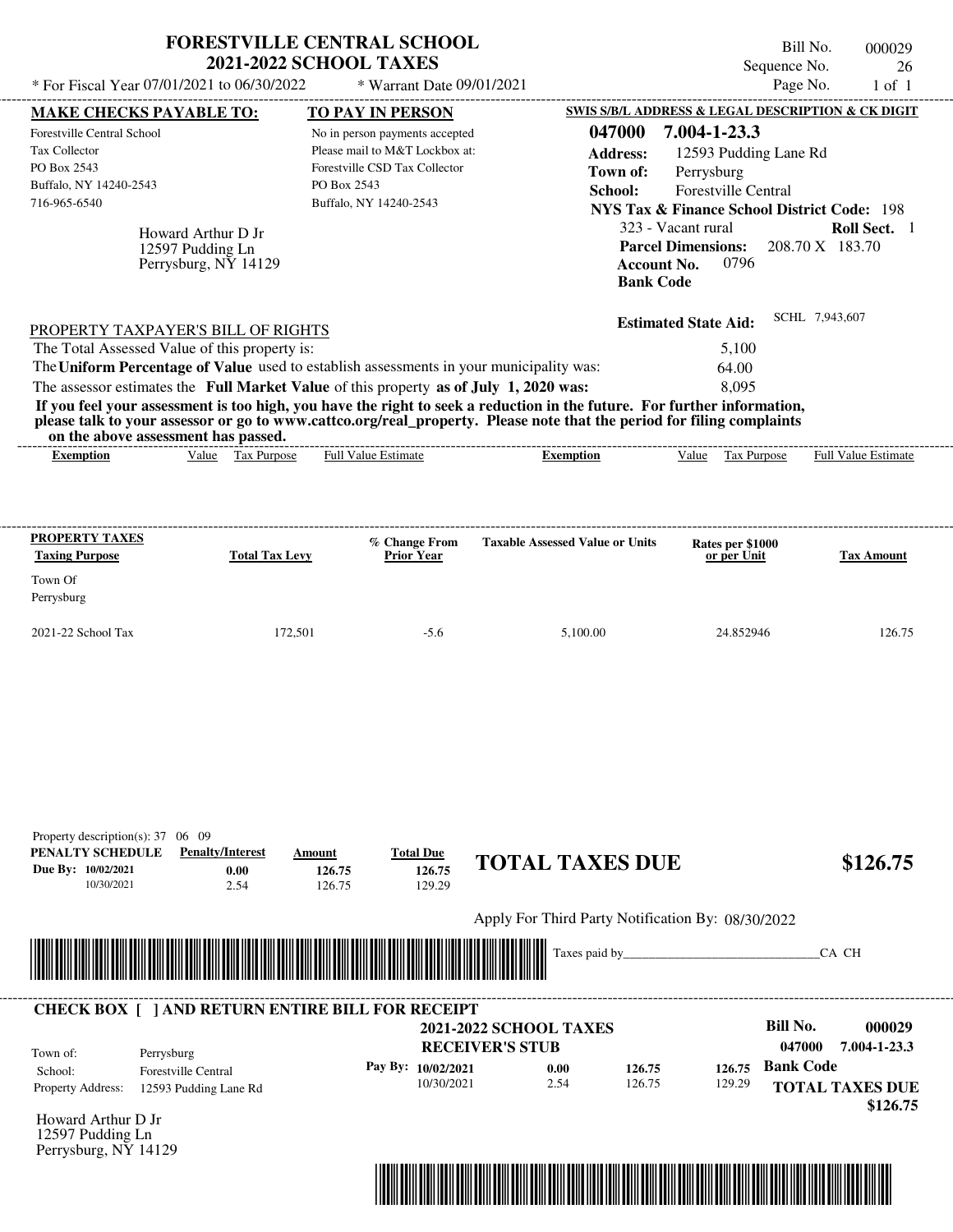# FORESTVILLE CENTRAL SCHOOL
## 2021-2022 SCHOOL TAXES

Bill No. 000029
Sequence No. 26

* For Fiscal Year 07/01/2021 to 06/30/2022 &nbsp;&nbsp; * Warrant Date 09/01/2021

**MAKE CHECKS PAYABLE TO:**
Forestville Central School
Tax Collector
PO Box 2543
Buffalo, NY 14240-2543
716-965-6540

**TO PAY IN PERSON**
No in person payments accepted
Please mail to M&T Lockbox at:
Forestville CSD Tax Collector
PO Box 2543
Buffalo, NY 14240-2543

**SWIS S/B/L ADDRESS & LEGAL DESCRIPTION & CK DIGIT**
**047000 7.004-1-23.3**
**Address:** 12593 Pudding Lane Rd
**Town of:** Perrysburg
**School:** Forestville Central
**NYS Tax & Finance School District Code:** 198
323 - Vacant rural &nbsp;&nbsp; **Roll Sect.** 1
**Parcel Dimensions:** 208.70 X 183.70
**Account No.** 0796
**Bank Code**

Howard Arthur D Jr
12597 Pudding Ln
Perrysburg, NY 14129

**Estimated State Aid:** SCHL 7,943,607

PROPERTY TAXPAYER'S BILL OF RIGHTS

The Total Assessed Value of this property is: 5,100
The **Uniform Percentage of Value** used to establish assessments in your municipality was: 64.00
The assessor estimates the **Full Market Value** of this property **as of July 1, 2020 was:** 8,095

**If you feel your assessment is too high, you have the right to seek a reduction in the future. For further information, please talk to your assessor or go to www.cattco.org/real_property. Please note that the period for filing complaints on the above assessment has passed.**

| Exemption | Value | Tax Purpose | Full Value Estimate | Exemption | Value | Tax Purpose | Full Value Estimate |
|---|---|---|---|---|---|---|---|

| PROPERTY TAXES Taxing Purpose | Total Tax Levy | % Change From Prior Year | Taxable Assessed Value or Units | Rates per $1000 or per Unit | Tax Amount |
|---|---|---|---|---|---|
| Town Of Perrysburg | | | | | |
| 2021-22 School Tax | 172,501 | -5.6 | 5,100.00 | 24.852946 | 126.75 |

Property description(s): 37 06 09

| PENALTY SCHEDULE | Penalty/Interest | Amount | Total Due |
|---|---|---|---|
| Due By: 10/02/2021 | 0.00 | 126.75 | 126.75 |
| 10/30/2021 | 2.54 | 126.75 | 129.29 |

**TOTAL TAXES DUE** **$126.75**

Apply For Third Party Notification By: 08/30/2022

Taxes paid by_______________________________CA CH

**CHECK BOX [ ] AND RETURN ENTIRE BILL FOR RECEIPT**

**2021-2022 SCHOOL TAXES**
**RECEIVER'S STUB**

**Bill No.** **000029**
047000 7.004-1-23.3

Town of: Perrysburg
School: Forestville Central
Property Address: 12593 Pudding Lane Rd

| Pay By: | | | |
|---|---|---|---|
| 10/02/2021 | 0.00 | 126.75 | 126.75 |
| 10/30/2021 | 2.54 | 126.75 | 129.29 |

**Bank Code**

**TOTAL TAXES DUE**
**$126.75**

Howard Arthur D Jr
12597 Pudding Ln
Perrysburg, NY 14129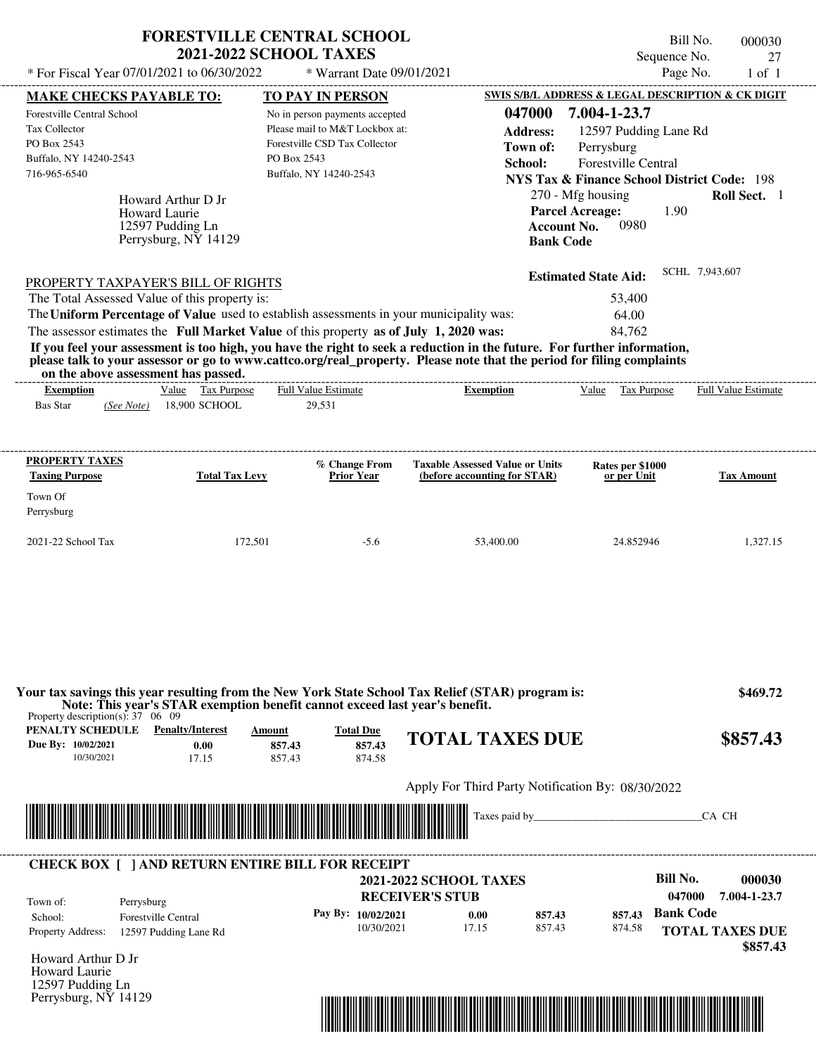# FORESTVILLE CENTRAL SCHOOL
## 2021-2022 SCHOOL TAXES

Bill No. 000030
Sequence No. 27
Page No. 1 of 1

* For Fiscal Year 07/01/2021 to 06/30/2022 * Warrant Date 09/01/2021

**MAKE CHECKS PAYABLE TO:**
Forestville Central School
Tax Collector
PO Box 2543
Buffalo, NY 14240-2543
716-965-6540

**TO PAY IN PERSON**
No in person payments accepted
Please mail to M&T Lockbox at:
Forestville CSD Tax Collector
PO Box 2543
Buffalo, NY 14240-2543

**SWIS S/B/L ADDRESS & LEGAL DESCRIPTION & CK DIGIT**
**047000 7.004-1-23.7**
**Address:** 12597 Pudding Lane Rd
**Town of:** Perrysburg
**School:** Forestville Central
**NYS Tax & Finance School District Code:** 198
270 - Mfg housing **Roll Sect.** 1
**Parcel Acreage:** 1.90
**Account No.** 0980
**Bank Code**

Howard Arthur D Jr
Howard Laurie
12597 Pudding Ln
Perrysburg, NY 14129

**Estimated State Aid:** SCHL 7,943,607

PROPERTY TAXPAYER'S BILL OF RIGHTS

The Total Assessed Value of this property is: 53,400
The **Uniform Percentage of Value** used to establish assessments in your municipality was: 64.00
The assessor estimates the **Full Market Value** of this property **as of July 1, 2020 was:** 84,762

**If you feel your assessment is too high, you have the right to seek a reduction in the future. For further information, please talk to your assessor or go to www.cattco.org/real_property. Please note that the period for filing complaints on the above assessment has passed.**

| Exemption | Value | Tax Purpose | Full Value Estimate | Exemption | Value | Tax Purpose | Full Value Estimate |
|---|---|---|---|---|---|---|---|
| Bas Star *(See Note)* | 18,900 | SCHOOL | 29,531 | | | | |

| PROPERTY TAXES Taxing Purpose | Total Tax Levy | % Change From Prior Year | Taxable Assessed Value or Units (before accounting for STAR) | Rates per $1000 or per Unit | Tax Amount |
|---|---|---|---|---|---|
| Town Of Perrysburg | | | | | |
| 2021-22 School Tax | 172,501 | -5.6 | 53,400.00 | 24.852946 | 1,327.15 |

**Your tax savings this year resulting from the New York State School Tax Relief (STAR) program is: $469.72**
**Note: This year's STAR exemption benefit cannot exceed last year's benefit.**

Property description(s): 37 06 09

| PENALTY SCHEDULE | Penalty/Interest | Amount | Total Due |
|---|---|---|---|
| Due By: 10/02/2021 | 0.00 | 857.43 | 857.43 |
| 10/30/2021 | 17.15 | 857.43 | 874.58 |

**TOTAL TAXES DUE $857.43**

Apply For Third Party Notification By: 08/30/2022

Taxes paid by\_\_\_\_\_\_\_\_\_\_\_\_\_\_\_\_\_\_\_\_\_\_\_\_\_\_\_\_\_\_CA CH

---

**CHECK BOX [ ] AND RETURN ENTIRE BILL FOR RECEIPT**

**2021-2022 SCHOOL TAXES**
**RECEIVER'S STUB**

Bill No. **000030**
**047000 7.004-1-23.7**

Town of: Perrysburg
School: Forestville Central
Property Address: 12597 Pudding Lane Rd

| Pay By: | | | |
|---|---|---|---|
| 10/02/2021 | 0.00 | 857.43 | 857.43 |
| 10/30/2021 | 17.15 | 857.43 | 874.58 |

**Bank Code**

**TOTAL TAXES DUE $857.43**

Howard Arthur D Jr
Howard Laurie
12597 Pudding Ln
Perrysburg, NY 14129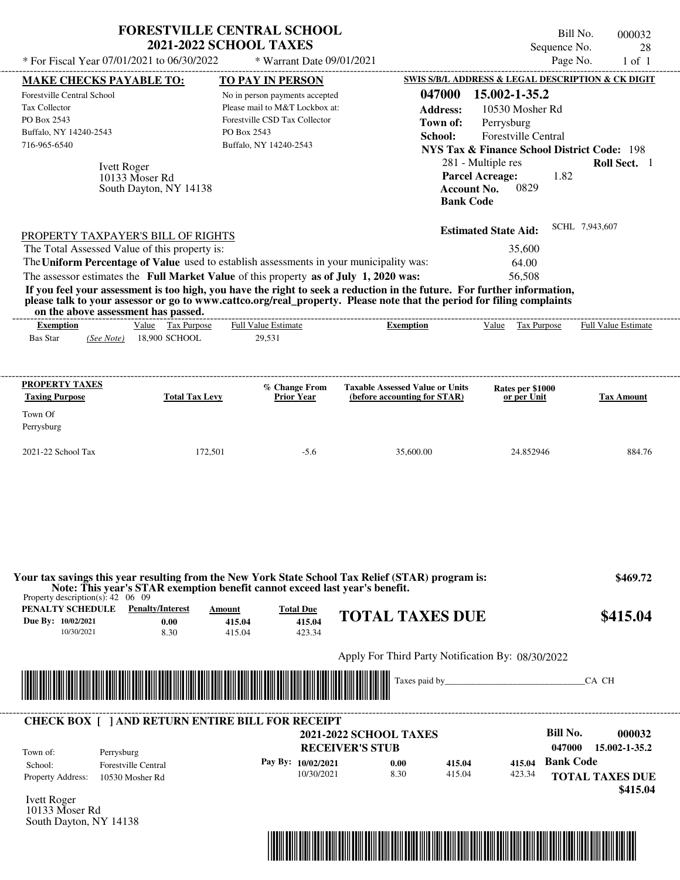# FORESTVILLE CENTRAL SCHOOL
## 2021-2022 SCHOOL TAXES

\* For Fiscal Year 07/01/2021 to 06/30/2022 \* Warrant Date 09/01/2021

Bill No. 000032
Sequence No. 28
Page No. 1 of 1

| MAKE CHECKS PAYABLE TO: | TO PAY IN PERSON | SWIS S/B/L ADDRESS & LEGAL DESCRIPTION & CK DIGIT |
|---|---|---|
| Forestville Central School | No in person payments accepted | 047000 15.002-1-35.2 |
| Tax Collector | Please mail to M&T Lockbox at: | Address: 10530 Mosher Rd |
| PO Box 2543 | Forestville CSD Tax Collector | Town of: Perrysburg |
| Buffalo, NY 14240-2543 | PO Box 2543 | School: Forestville Central |
| 716-965-6540 | Buffalo, NY 14240-2543 | NYS Tax & Finance School District Code: 198 |

Ivett Roger
10133 Moser Rd
South Dayton, NY 14138

281 - Multiple res **Roll Sect.** 1
**Parcel Acreage:** 1.82
**Account No.** 0829
**Bank Code**

**Estimated State Aid:** SCHL 7,943,607

PROPERTY TAXPAYER'S BILL OF RIGHTS

The Total Assessed Value of this property is: 35,600
The **Uniform Percentage of Value** used to establish assessments in your municipality was: 64.00
The assessor estimates the **Full Market Value** of this property **as of July 1, 2020 was:** 56,508

**If you feel your assessment is too high, you have the right to seek a reduction in the future. For further information, please talk to your assessor or go to www.cattco.org/real_property. Please note that the period for filing complaints on the above assessment has passed.**

| Exemption | Value | Tax Purpose | Full Value Estimate | Exemption | Value | Tax Purpose | Full Value Estimate |
|---|---|---|---|---|---|---|---|
| Bas Star *(See Note)* | 18,900 | SCHOOL | 29,531 | | | | |

| PROPERTY TAXES Taxing Purpose | Total Tax Levy | % Change From Prior Year | Taxable Assessed Value or Units (before accounting for STAR) | Rates per $1000 or per Unit | Tax Amount |
|---|---|---|---|---|---|
| Town Of Perrysburg | | | | | |
| 2021-22 School Tax | 172,501 | -5.6 | 35,600.00 | 24.852946 | 884.76 |

**Your tax savings this year resulting from the New York State School Tax Relief (STAR) program is: $469.72**
**Note: This year's STAR exemption benefit cannot exceed last year's benefit.**

Property description(s): 42 06 09

| PENALTY SCHEDULE | Penalty/Interest | Amount | Total Due |
|---|---|---|---|
| Due By: 10/02/2021 | 0.00 | 415.04 | 415.04 |
| 10/30/2021 | 8.30 | 415.04 | 423.34 |

**TOTAL TAXES DUE $415.04**

Apply For Third Party Notification By: 08/30/2022

Taxes paid by______________________________CA CH

---

**CHECK BOX [ ] AND RETURN ENTIRE BILL FOR RECEIPT**

**2021-2022 SCHOOL TAXES**
**RECEIVER'S STUB**

**Bill No. 000032**
**047000 15.002-1-35.2**

Town of: Perrysburg
School: Forestville Central
Property Address: 10530 Mosher Rd

| Pay By: | Penalty/Interest | Amount | Total Due |
|---|---|---|---|
| 10/02/2021 | 0.00 | 415.04 | 415.04 |
| 10/30/2021 | 8.30 | 415.04 | 423.34 |

**Bank Code**

**TOTAL TAXES DUE $415.04**

Ivett Roger
10133 Moser Rd
South Dayton, NY 14138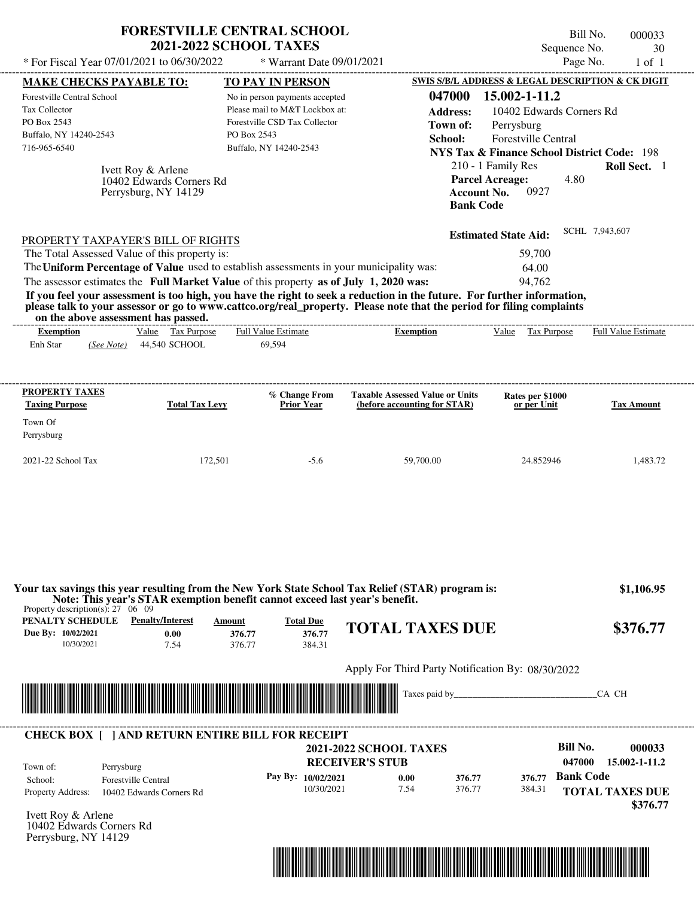# FORESTVILLE CENTRAL SCHOOL
## 2021-2022 SCHOOL TAXES

* For Fiscal Year 07/01/2021 to 06/30/2022 * Warrant Date 09/01/2021

Bill No. 000033
Sequence No. 30
Page No. 1 of 1

| MAKE CHECKS PAYABLE TO: | TO PAY IN PERSON | SWIS S/B/L ADDRESS & LEGAL DESCRIPTION & CK DIGIT |
|---|---|---|
| Forestville Central School | No in person payments accepted | **047000 15.002-1-11.2** |
| Tax Collector | Please mail to M&T Lockbox at: | **Address:** 10402 Edwards Corners Rd |
| PO Box 2543 | Forestville CSD Tax Collector | **Town of:** Perrysburg |
| Buffalo, NY 14240-2543 | PO Box 2543 | **School:** Forestville Central |
| 716-965-6540 | Buffalo, NY 14240-2543 | **NYS Tax & Finance School District Code:** 198 |

Ivett Roy & Arlene
10402 Edwards Corners Rd
Perrysburg, NY 14129

210 - 1 Family Res **Roll Sect.** 1
**Parcel Acreage:** 4.80
**Account No.** 0927
**Bank Code**

**Estimated State Aid:** SCHL 7,943,607

PROPERTY TAXPAYER'S BILL OF RIGHTS

The Total Assessed Value of this property is: 59,700
The **Uniform Percentage of Value** used to establish assessments in your municipality was: 64.00
The assessor estimates the **Full Market Value** of this property **as of July 1, 2020 was:** 94,762

**If you feel your assessment is too high, you have the right to seek a reduction in the future. For further information, please talk to your assessor or go to www.cattco.org/real_property. Please note that the period for filing complaints on the above assessment has passed.**

| Exemption | Value | Tax Purpose | Full Value Estimate | Exemption | Value | Tax Purpose | Full Value Estimate |
|---|---|---|---|---|---|---|---|
| Enh Star (See Note) | 44,540 | SCHOOL | 69,594 | | | | |

| PROPERTY TAXES Taxing Purpose | Total Tax Levy | % Change From Prior Year | Taxable Assessed Value or Units (before accounting for STAR) | Rates per $1000 or per Unit | Tax Amount |
|---|---|---|---|---|---|
| Town Of Perrysburg | | | | | |
| 2021-22 School Tax | 172,501 | -5.6 | 59,700.00 | 24.852946 | 1,483.72 |

**Your tax savings this year resulting from the New York State School Tax Relief (STAR) program is:** **$1,106.95**
**Note: This year's STAR exemption benefit cannot exceed last year's benefit.**

Property description(s): 27 06 09

| PENALTY SCHEDULE | Penalty/Interest | Amount | Total Due |
|---|---|---|---|
| Due By: 10/02/2021 | 0.00 | 376.77 | 376.77 |
| 10/30/2021 | 7.54 | 376.77 | 384.31 |

**TOTAL TAXES DUE $376.77**

Apply For Third Party Notification By: 08/30/2022

Taxes paid by_______________________________CA CH

---

**CHECK BOX [ ] AND RETURN ENTIRE BILL FOR RECEIPT**

**2021-2022 SCHOOL TAXES**
**RECEIVER'S STUB**

**Bill No. 000033**
**047000 15.002-1-11.2**

| | |
|---|---|
| Town of: | Perrysburg |
| School: | Forestville Central |
| Property Address: | 10402 Edwards Corners Rd |

| Pay By: | Penalty/Interest | Amount | Total Due |
|---|---|---|---|
| 10/02/2021 | 0.00 | 376.77 | 376.77 |
| 10/30/2021 | 7.54 | 376.77 | 384.31 |

**Bank Code**

**TOTAL TAXES DUE $376.77**

Ivett Roy & Arlene
10402 Edwards Corners Rd
Perrysburg, NY 14129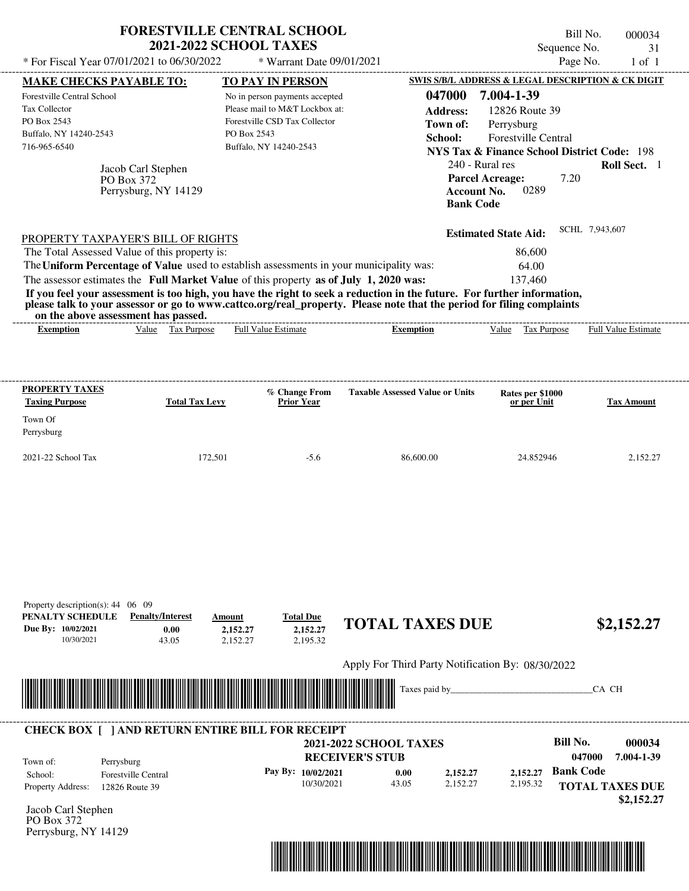# FORESTVILLE CENTRAL SCHOOL
## 2021-2022 SCHOOL TAXES

\* For Fiscal Year 07/01/2021 to 06/30/2022 \* Warrant Date 09/01/2021

Bill No. 000034
Sequence No. 31
Page No. 1 of 1

| MAKE CHECKS PAYABLE TO: | TO PAY IN PERSON | SWIS S/B/L ADDRESS & LEGAL DESCRIPTION & CK DIGIT |
|---|---|---|
| Forestville Central School<br>Tax Collector<br>PO Box 2543<br>Buffalo, NY 14240-2543<br>716-965-6540 | No in person payments accepted<br>Please mail to M&T Lockbox at:<br>Forestville CSD Tax Collector<br>PO Box 2543<br>Buffalo, NY 14240-2543 | **047000 7.004-1-39**<br>**Address:** 12826 Route 39<br>**Town of:** Perrysburg<br>**School:** Forestville Central<br>**NYS Tax & Finance School District Code:** 198<br>240 - Rural res **Roll Sect.** 1<br>**Parcel Acreage:** 7.20<br>**Account No.** 0289<br>**Bank Code** |

Jacob Carl Stephen
PO Box 372
Perrysburg, NY 14129

**Estimated State Aid:** SCHL 7,943,607

PROPERTY TAXPAYER'S BILL OF RIGHTS

The Total Assessed Value of this property is: 86,600
The **Uniform Percentage of Value** used to establish assessments in your municipality was: 64.00
The assessor estimates the **Full Market Value** of this property **as of July 1, 2020 was:** 137,460

**If you feel your assessment is too high, you have the right to seek a reduction in the future. For further information, please talk to your assessor or go to www.cattco.org/real_property. Please note that the period for filing complaints on the above assessment has passed.**

| Exemption | Value | Tax Purpose | Full Value Estimate | Exemption | Value | Tax Purpose | Full Value Estimate |
|---|---|---|---|---|---|---|---|

| PROPERTY TAXES Taxing Purpose | Total Tax Levy | % Change From Prior Year | Taxable Assessed Value or Units | Rates per $1000 or per Unit | Tax Amount |
|---|---|---|---|---|---|
| Town Of Perrysburg | | | | | |
| 2021-22 School Tax | 172,501 | -5.6 | 86,600.00 | 24.852946 | 2,152.27 |

Property description(s): 44 06 09

| PENALTY SCHEDULE | Penalty/Interest | Amount | Total Due |
|---|---|---|---|
| Due By: 10/02/2021 | 0.00 | 2,152.27 | 2,152.27 |
| 10/30/2021 | 43.05 | 2,152.27 | 2,195.32 |

**TOTAL TAXES DUE $2,152.27**

Apply For Third Party Notification By: 08/30/2022

Taxes paid by_______________________________CA CH

**CHECK BOX [ ] AND RETURN ENTIRE BILL FOR RECEIPT**

**2021-2022 SCHOOL TAXES**
**RECEIVER'S STUB**

**Bill No. 000034**
**047000 7.004-1-39**

Town of: Perrysburg
School: Forestville Central
Property Address: 12826 Route 39

| Pay By: | | | |
|---|---|---|---|
| 10/02/2021 | 0.00 | 2,152.27 | 2,152.27 |
| 10/30/2021 | 43.05 | 2,152.27 | 2,195.32 |

**Bank Code**

**TOTAL TAXES DUE $2,152.27**

Jacob Carl Stephen
PO Box 372
Perrysburg, NY 14129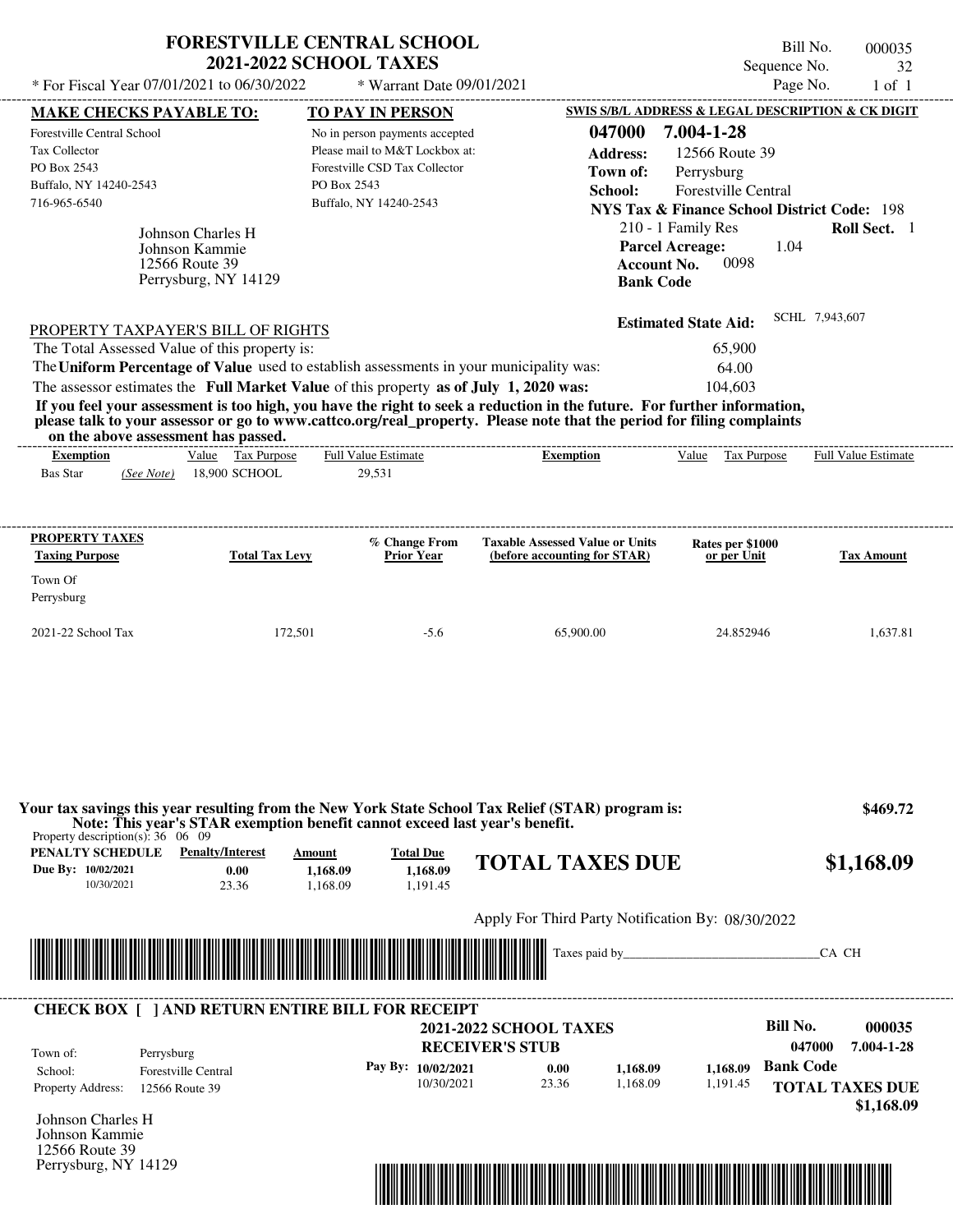# FORESTVILLE CENTRAL SCHOOL
## 2021-2022 SCHOOL TAXES

\* For Fiscal Year 07/01/2021 to 06/30/2022 \* Warrant Date 09/01/2021

Bill No. 000035
Sequence No. 32
Page No. 1 of 1

| MAKE CHECKS PAYABLE TO: | TO PAY IN PERSON | SWIS S/B/L ADDRESS & LEGAL DESCRIPTION & CK DIGIT |
|---|---|---|
| Forestville Central School<br>Tax Collector<br>PO Box 2543<br>Buffalo, NY 14240-2543<br>716-965-6540 | No in person payments accepted<br>Please mail to M&T Lockbox at:<br>Forestville CSD Tax Collector<br>PO Box 2543<br>Buffalo, NY 14240-2543 | **047000 7.004-1-28**<br>**Address:** 12566 Route 39<br>**Town of:** Perrysburg<br>**School:** Forestville Central<br>**NYS Tax & Finance School District Code:** 198<br>210 - 1 Family Res **Roll Sect.** 1<br>**Parcel Acreage:** 1.04<br>**Account No.** 0098<br>**Bank Code** |

Johnson Charles H
Johnson Kammie
12566 Route 39
Perrysburg, NY 14129

**Estimated State Aid:** SCHL 7,943,607

PROPERTY TAXPAYER'S BILL OF RIGHTS

The Total Assessed Value of this property is: 65,900

The **Uniform Percentage of Value** used to establish assessments in your municipality was: 64.00

The assessor estimates the **Full Market Value** of this property **as of July 1, 2020 was:** 104,603

**If you feel your assessment is too high, you have the right to seek a reduction in the future. For further information, please talk to your assessor or go to www.cattco.org/real_property. Please note that the period for filing complaints on the above assessment has passed.**

| Exemption | Value | Tax Purpose | Full Value Estimate | Exemption | Value | Tax Purpose | Full Value Estimate |
|---|---|---|---|---|---|---|---|
| Bas Star *(See Note)* | 18,900 | SCHOOL | 29,531 | | | | |

| PROPERTY TAXES Taxing Purpose | Total Tax Levy | % Change From Prior Year | Taxable Assessed Value or Units (before accounting for STAR) | Rates per $1000 or per Unit | Tax Amount |
|---|---|---|---|---|---|
| Town Of Perrysburg | | | | | |
| 2021-22 School Tax | 172,501 | -5.6 | 65,900.00 | 24.852946 | 1,637.81 |

**Your tax savings this year resulting from the New York State School Tax Relief (STAR) program is: $469.72**
**Note: This year's STAR exemption benefit cannot exceed last year's benefit.**

Property description(s): 36 06 09

| PENALTY SCHEDULE | Penalty/Interest | Amount | Total Due |
|---|---|---|---|
| Due By: 10/02/2021 | 0.00 | 1,168.09 | 1,168.09 |
| 10/30/2021 | 23.36 | 1,168.09 | 1,191.45 |

**TOTAL TAXES DUE $1,168.09**

Apply For Third Party Notification By: 08/30/2022

Taxes paid by\_\_\_\_\_\_\_\_\_\_\_\_\_\_\_\_\_\_\_\_\_\_\_\_\_\_\_\_\_\_CA CH

---

**CHECK BOX [ ] AND RETURN ENTIRE BILL FOR RECEIPT**

**2021-2022 SCHOOL TAXES**
**RECEIVER'S STUB**

Bill No. 000035
047000 7.004-1-28

Town of: Perrysburg
School: Forestville Central
Property Address: 12566 Route 39

| Pay By: | Penalty/Interest | Amount | Total Due |
|---|---|---|---|
| 10/02/2021 | 0.00 | 1,168.09 | 1,168.09 |
| 10/30/2021 | 23.36 | 1,168.09 | 1,191.45 |

**Bank Code**

**TOTAL TAXES DUE $1,168.09**

Johnson Charles H
Johnson Kammie
12566 Route 39
Perrysburg, NY 14129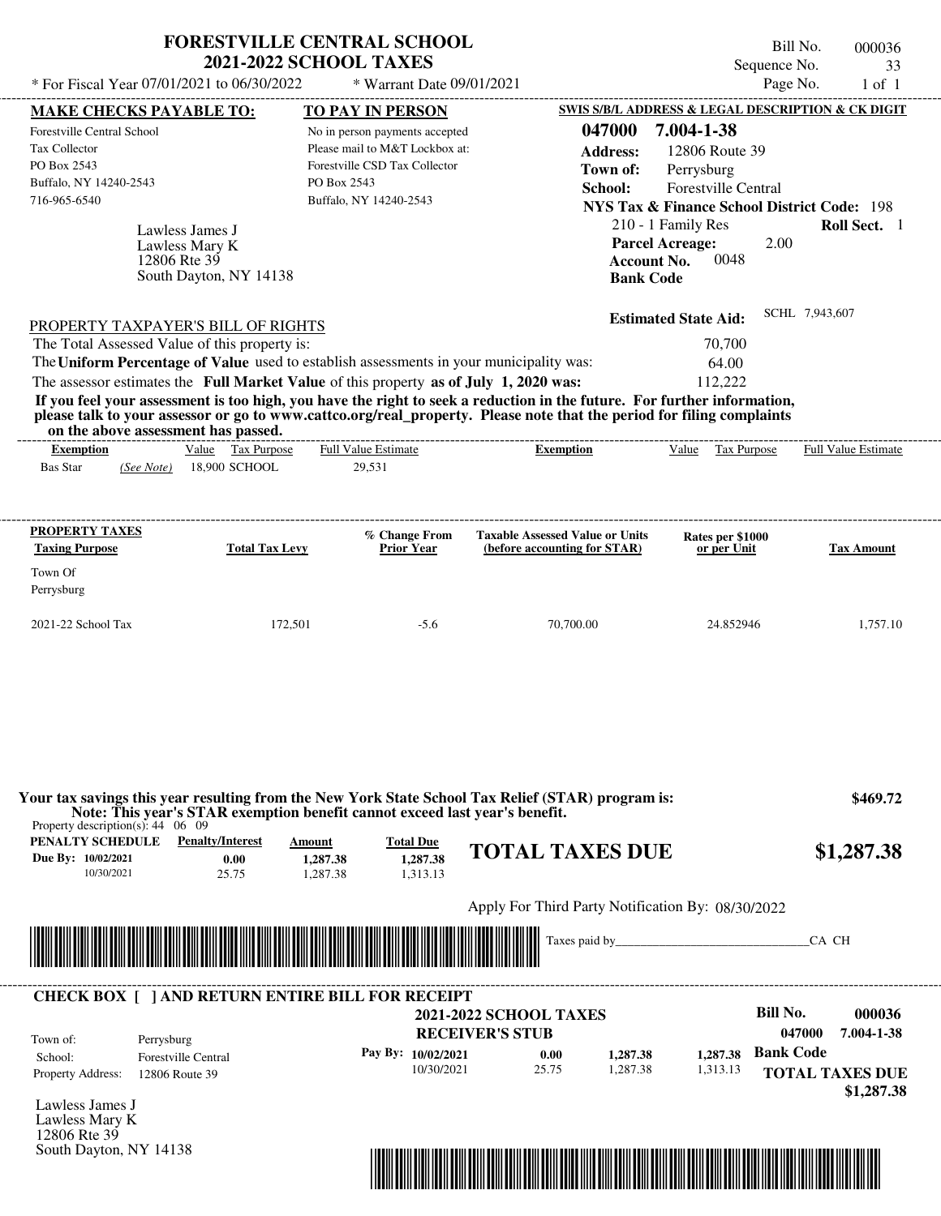# FORESTVILLE CENTRAL SCHOOL
## 2021-2022 SCHOOL TAXES

\* For Fiscal Year 07/01/2021 to 06/30/2022 \* Warrant Date 09/01/2021

Bill No. 000036
Sequence No. 33
Page No. 1 of 1

| MAKE CHECKS PAYABLE TO: | TO PAY IN PERSON | SWIS S/B/L ADDRESS & LEGAL DESCRIPTION & CK DIGIT |
|---|---|---|
| Forestville Central School<br>Tax Collector<br>PO Box 2543<br>Buffalo, NY 14240-2543<br>716-965-6540 | No in person payments accepted<br>Please mail to M&T Lockbox at:<br>Forestville CSD Tax Collector<br>PO Box 2543<br>Buffalo, NY 14240-2543 | **047000 7.004-1-38**<br>**Address:** 12806 Route 39<br>**Town of:** Perrysburg<br>**School:** Forestville Central<br>**NYS Tax & Finance School District Code:** 198 |

Lawless James J
Lawless Mary K
12806 Rte 39
South Dayton, NY 14138

210 - 1 Family Res **Roll Sect.** 1
**Parcel Acreage:** 2.00
**Account No.** 0048
**Bank Code**

**Estimated State Aid:** SCHL 7,943,607

PROPERTY TAXPAYER'S BILL OF RIGHTS

| | |
|---|---|
| The Total Assessed Value of this property is: | 70,700 |
| The **Uniform Percentage of Value** used to establish assessments in your municipality was: | 64.00 |
| The assessor estimates the **Full Market Value** of this property **as of July 1, 2020 was:** | 112,222 |

**If you feel your assessment is too high, you have the right to seek a reduction in the future. For further information, please talk to your assessor or go to www.cattco.org/real_property. Please note that the period for filing complaints on the above assessment has passed.**

| Exemption | Value | Tax Purpose | Full Value Estimate | Exemption | Value | Tax Purpose | Full Value Estimate |
|---|---|---|---|---|---|---|---|
| Bas Star *(See Note)* | 18,900 | SCHOOL | 29,531 | | | | |

| PROPERTY TAXES Taxing Purpose | Total Tax Levy | % Change From Prior Year | Taxable Assessed Value or Units (before accounting for STAR) | Rates per $1000 or per Unit | Tax Amount |
|---|---|---|---|---|---|
| Town Of Perrysburg | | | | | |
| 2021-22 School Tax | 172,501 | -5.6 | 70,700.00 | 24.852946 | 1,757.10 |

**Your tax savings this year resulting from the New York State School Tax Relief (STAR) program is: $469.72**
**Note: This year's STAR exemption benefit cannot exceed last year's benefit.**

Property description(s): 44 06 09

| PENALTY SCHEDULE | Penalty/Interest | Amount | Total Due |
|---|---|---|---|
| Due By: 10/02/2021 | 0.00 | 1,287.38 | 1,287.38 |
| 10/30/2021 | 25.75 | 1,287.38 | 1,313.13 |

**TOTAL TAXES DUE $1,287.38**

Apply For Third Party Notification By: 08/30/2022

Taxes paid by_______________________________CA CH

**CHECK BOX [ ] AND RETURN ENTIRE BILL FOR RECEIPT**

**2021-2022 SCHOOL TAXES**
**RECEIVER'S STUB**

**Bill No. 000036**
**047000 7.004-1-38**

| | |
|---|---|
| Town of: | Perrysburg |
| School: | Forestville Central |
| Property Address: | 12806 Route 39 |

| Pay By: | Penalty/Interest | Amount | Total Due |
|---|---|---|---|
| 10/02/2021 | 0.00 | 1,287.38 | 1,287.38 |
| 10/30/2021 | 25.75 | 1,287.38 | 1,313.13 |

**Bank Code**

**TOTAL TAXES DUE $1,287.38**

Lawless James J
Lawless Mary K
12806 Rte 39
South Dayton, NY 14138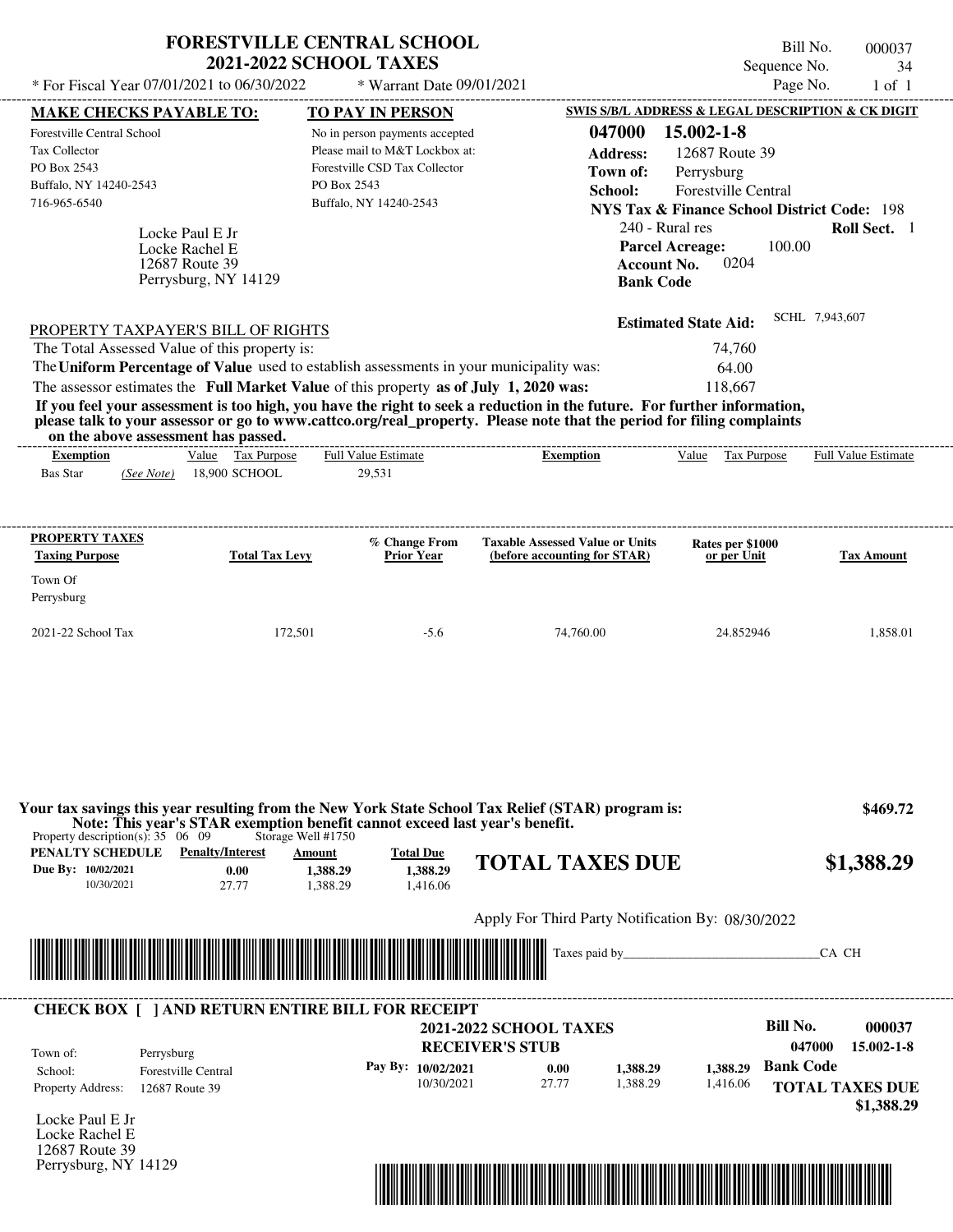# FORESTVILLE CENTRAL SCHOOL
## 2021-2022 SCHOOL TAXES

\* For Fiscal Year 07/01/2021 to 06/30/2022 &nbsp;&nbsp;&nbsp; \* Warrant Date 09/01/2021

Bill No. 000037
Sequence No. 34
Page No. 1 of 1

| MAKE CHECKS PAYABLE TO: | TO PAY IN PERSON | SWIS S/B/L ADDRESS & LEGAL DESCRIPTION & CK DIGIT |
|---|---|---|
| Forestville Central School<br>Tax Collector<br>PO Box 2543<br>Buffalo, NY 14240-2543<br>716-965-6540 | No in person payments accepted<br>Please mail to M&T Lockbox at:<br>Forestville CSD Tax Collector<br>PO Box 2543<br>Buffalo, NY 14240-2543 | **047000 15.002-1-8**<br>**Address:** 12687 Route 39<br>**Town of:** Perrysburg<br>**School:** Forestville Central<br>**NYS Tax & Finance School District Code:** 198<br>240 - Rural res &nbsp;&nbsp; **Roll Sect.** 1<br>**Parcel Acreage:** 100.00<br>**Account No.** 0204<br>**Bank Code** |

Locke Paul E Jr
Locke Rachel E
12687 Route 39
Perrysburg, NY 14129

**Estimated State Aid:** SCHL 7,943,607

PROPERTY TAXPAYER'S BILL OF RIGHTS

The Total Assessed Value of this property is: 74,760

The **Uniform Percentage of Value** used to establish assessments in your municipality was: 64.00

The assessor estimates the **Full Market Value** of this property **as of July 1, 2020 was:** 118,667

**If you feel your assessment is too high, you have the right to seek a reduction in the future. For further information, please talk to your assessor or go to www.cattco.org/real_property. Please note that the period for filing complaints on the above assessment has passed.**

| Exemption | Value | Tax Purpose | Full Value Estimate | Exemption | Value | Tax Purpose | Full Value Estimate |
|---|---|---|---|---|---|---|---|
| Bas Star *(See Note)* | 18,900 | SCHOOL | 29,531 | | | | |

| PROPERTY TAXES<br>Taxing Purpose | Total Tax Levy | % Change From Prior Year | Taxable Assessed Value or Units (before accounting for STAR) | Rates per $1000 or per Unit | Tax Amount |
|---|---|---|---|---|---|
| Town Of<br>Perrysburg | | | | | |
| 2021-22 School Tax | 172,501 | -5.6 | 74,760.00 | 24.852946 | 1,858.01 |

**Your tax savings this year resulting from the New York State School Tax Relief (STAR) program is: $469.72**

**Note: This year's STAR exemption benefit cannot exceed last year's benefit.**

Property description(s): 35 06 09 &nbsp;&nbsp; Storage Well #1750

| PENALTY SCHEDULE | Penalty/Interest | Amount | Total Due |
|---|---|---|---|
| Due By: 10/02/2021 | 0.00 | 1,388.29 | 1,388.29 |
| 10/30/2021 | 27.77 | 1,388.29 | 1,416.06 |

**TOTAL TAXES DUE $1,388.29**

Apply For Third Party Notification By: 08/30/2022

Taxes paid by_______________________________CA CH

**CHECK BOX [ ] AND RETURN ENTIRE BILL FOR RECEIPT**

**2021-2022 SCHOOL TAXES**
**RECEIVER'S STUB**

Bill No. 000037
047000 15.002-1-8

Town of: Perrysburg
School: Forestville Central
Property Address: 12687 Route 39

| Pay By: | Penalty/Interest | Amount | Total Due |
|---|---|---|---|
| 10/02/2021 | 0.00 | 1,388.29 | 1,388.29 |
| 10/30/2021 | 27.77 | 1,388.29 | 1,416.06 |

**Bank Code**

**TOTAL TAXES DUE $1,388.29**

Locke Paul E Jr
Locke Rachel E
12687 Route 39
Perrysburg, NY 14129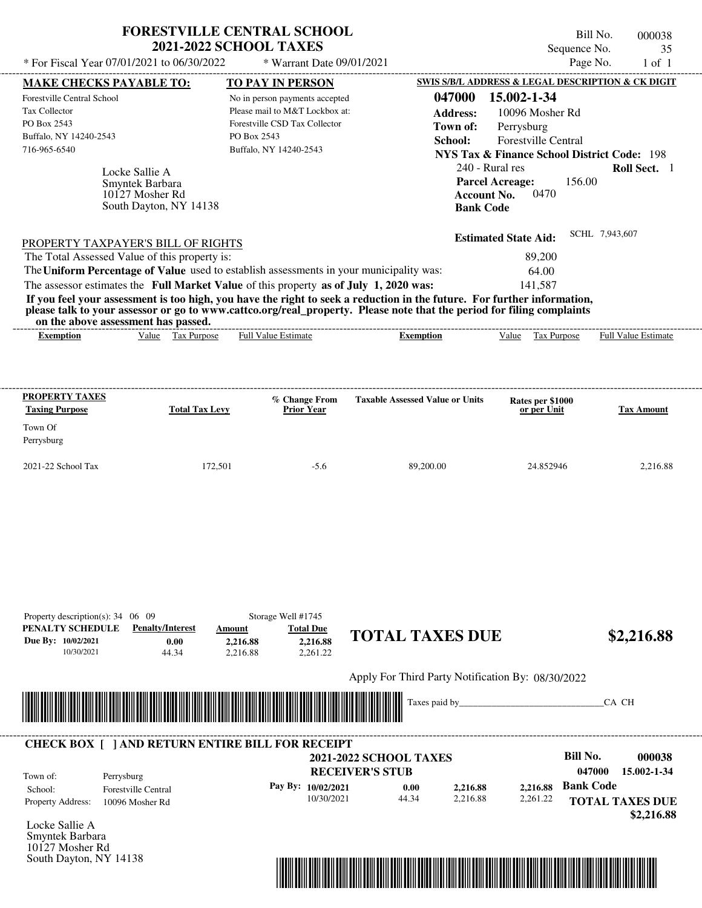# FORESTVILLE CENTRAL SCHOOL
## 2021-2022 SCHOOL TAXES

Bill No. 000038
Sequence No. 35
Page No. 1 of 1

* For Fiscal Year 07/01/2021 to 06/30/2022 * Warrant Date 09/01/2021

**MAKE CHECKS PAYABLE TO:**
Forestville Central School
Tax Collector
PO Box 2543
Buffalo, NY 14240-2543
716-965-6540

**TO PAY IN PERSON**
No in person payments accepted
Please mail to M&T Lockbox at:
Forestville CSD Tax Collector
PO Box 2543
Buffalo, NY 14240-2543

**SWIS S/B/L ADDRESS & LEGAL DESCRIPTION & CK DIGIT**
**047000 15.002-1-34**
**Address:** 10096 Mosher Rd
**Town of:** Perrysburg
**School:** Forestville Central
**NYS Tax & Finance School District Code:** 198
240 - Rural res **Roll Sect.** 1
**Parcel Acreage:** 156.00
**Account No.** 0470
**Bank Code**

Locke Sallie A
Smyntek Barbara
10127 Mosher Rd
South Dayton, NY 14138

**Estimated State Aid:** SCHL 7,943,607

PROPERTY TAXPAYER'S BILL OF RIGHTS

The Total Assessed Value of this property is: 89,200
The **Uniform Percentage of Value** used to establish assessments in your municipality was: 64.00
The assessor estimates the **Full Market Value** of this property **as of July 1, 2020 was:** 141,587

**If you feel your assessment is too high, you have the right to seek a reduction in the future. For further information, please talk to your assessor or go to www.cattco.org/real_property. Please note that the period for filing complaints on the above assessment has passed.**

| Exemption | Value | Tax Purpose | Full Value Estimate | Exemption | Value | Tax Purpose | Full Value Estimate |
|---|---|---|---|---|---|---|---|

| PROPERTY TAXES Taxing Purpose | Total Tax Levy | % Change From Prior Year | Taxable Assessed Value or Units | Rates per $1000 or per Unit | Tax Amount |
|---|---|---|---|---|---|
| Town Of Perrysburg | | | | | |
| 2021-22 School Tax | 172,501 | -5.6 | 89,200.00 | 24.852946 | 2,216.88 |

Property description(s): 34 06 09 Storage Well #1745

| PENALTY SCHEDULE | Penalty/Interest | Amount | Total Due |
|---|---|---|---|
| Due By: 10/02/2021 | 0.00 | 2,216.88 | 2,216.88 |
| 10/30/2021 | 44.34 | 2,216.88 | 2,261.22 |

**TOTAL TAXES DUE $2,216.88**

Apply For Third Party Notification By: 08/30/2022

Taxes paid by________________________________CA CH

**CHECK BOX [ ] AND RETURN ENTIRE BILL FOR RECEIPT**

**2021-2022 SCHOOL TAXES**
**RECEIVER'S STUB**

**Bill No. 000038**
047000 15.002-1-34

Town of: Perrysburg
School: Forestville Central
Property Address: 10096 Mosher Rd

| Pay By: | | | |
|---|---|---|---|
| 10/02/2021 | 0.00 | 2,216.88 | 2,216.88 |
| 10/30/2021 | 44.34 | 2,216.88 | 2,261.22 |

**Bank Code**

**TOTAL TAXES DUE $2,216.88**

Locke Sallie A
Smyntek Barbara
10127 Mosher Rd
South Dayton, NY 14138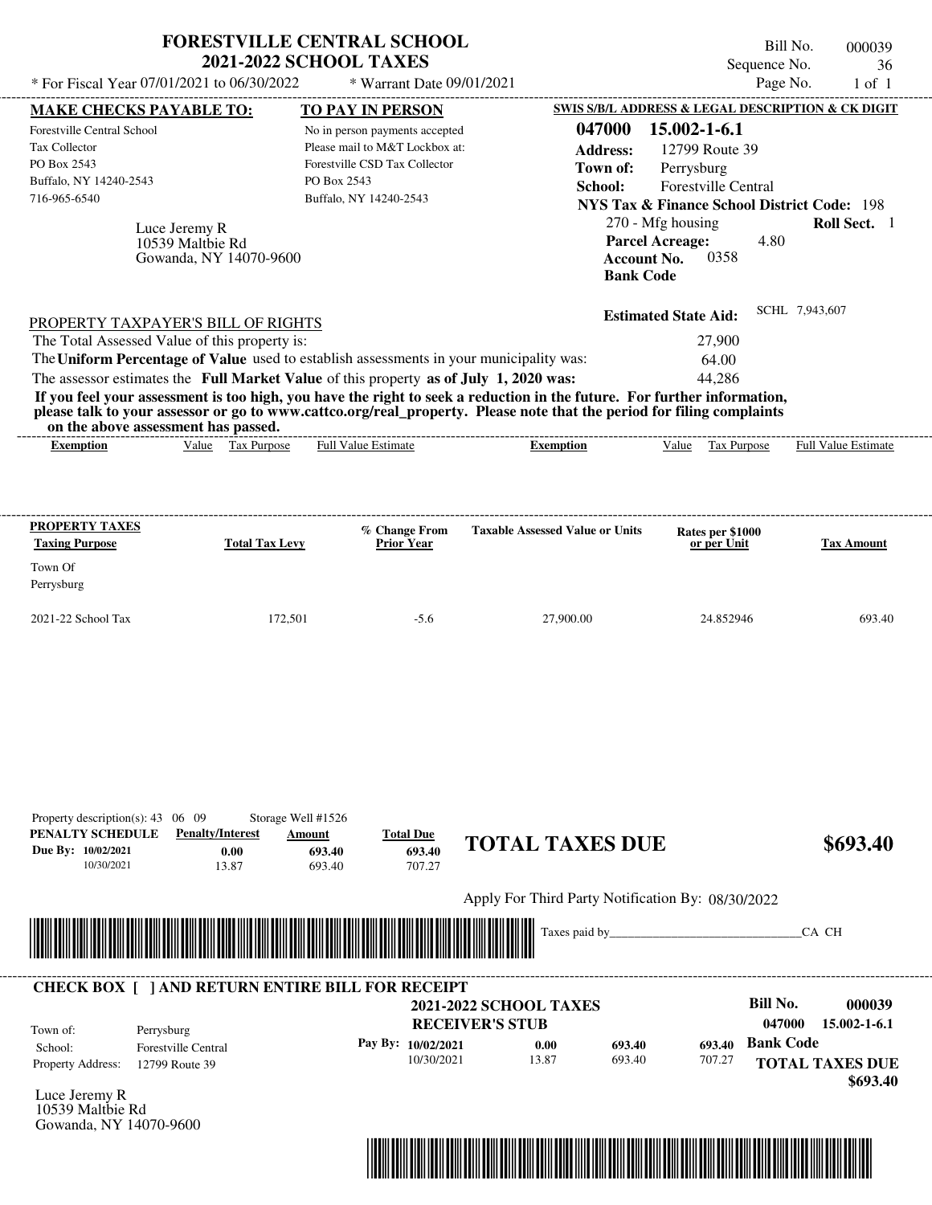# FORESTVILLE CENTRAL SCHOOL
## 2021-2022 SCHOOL TAXES

\* For Fiscal Year 07/01/2021 to 06/30/2022 — \* Warrant Date 09/01/2021

Bill No. 000039
Sequence No. 36
Page No. 1 of 1

| MAKE CHECKS PAYABLE TO: | TO PAY IN PERSON | SWIS S/B/L ADDRESS & LEGAL DESCRIPTION & CK DIGIT |
|---|---|---|
| Forestville Central School | No in person payments accepted | **047000 15.002-1-6.1** |
| Tax Collector | Please mail to M&T Lockbox at: | **Address:** 12799 Route 39 |
| PO Box 2543 | Forestville CSD Tax Collector | **Town of:** Perrysburg |
| Buffalo, NY 14240-2543 | PO Box 2543 | **School:** Forestville Central |
| 716-965-6540 | Buffalo, NY 14240-2543 | **NYS Tax & Finance School District Code:** 198 |

Luce Jeremy R
10539 Maltbie Rd
Gowanda, NY 14070-9600

270 - Mfg housing — **Roll Sect.** 1
**Parcel Acreage:** 4.80
**Account No.** 0358
**Bank Code**

**Estimated State Aid:** SCHL 7,943,607

PROPERTY TAXPAYER'S BILL OF RIGHTS

The Total Assessed Value of this property is: 27,900
The **Uniform Percentage of Value** used to establish assessments in your municipality was: 64.00
The assessor estimates the **Full Market Value** of this property **as of July 1, 2020 was:** 44,286

**If you feel your assessment is too high, you have the right to seek a reduction in the future. For further information, please talk to your assessor or go to www.cattco.org/real_property. Please note that the period for filing complaints on the above assessment has passed.**

| Exemption | Value | Tax Purpose | Full Value Estimate | Exemption | Value | Tax Purpose | Full Value Estimate |
|---|---|---|---|---|---|---|---|

| PROPERTY TAXES Taxing Purpose | Total Tax Levy | % Change From Prior Year | Taxable Assessed Value or Units | Rates per $1000 or per Unit | Tax Amount |
|---|---|---|---|---|---|
| Town Of Perrysburg | | | | | |
| 2021-22 School Tax | 172,501 | -5.6 | 27,900.00 | 24.852946 | 693.40 |

Property description(s): 43 06 09 Storage Well #1526

| PENALTY SCHEDULE | Penalty/Interest | Amount | Total Due |
|---|---|---|---|
| Due By: 10/02/2021 | 0.00 | 693.40 | 693.40 |
| 10/30/2021 | 13.87 | 693.40 | 707.27 |

**TOTAL TAXES DUE $693.40**

Apply For Third Party Notification By: 08/30/2022

Taxes paid by______________________________CA CH

---

**CHECK BOX [ ] AND RETURN ENTIRE BILL FOR RECEIPT**

**2021-2022 SCHOOL TAXES**
**RECEIVER'S STUB**

**Bill No. 000039**
**047000 15.002-1-6.1**

| | |
|---|---|
| Town of: | Perrysburg |
| School: | Forestville Central |
| Property Address: | 12799 Route 39 |

| Pay By: | | | |
|---|---|---|---|
| 10/02/2021 | 0.00 | 693.40 | 693.40 |
| 10/30/2021 | 13.87 | 693.40 | 707.27 |

**Bank Code**

**TOTAL TAXES DUE $693.40**

Luce Jeremy R
10539 Maltbie Rd
Gowanda, NY 14070-9600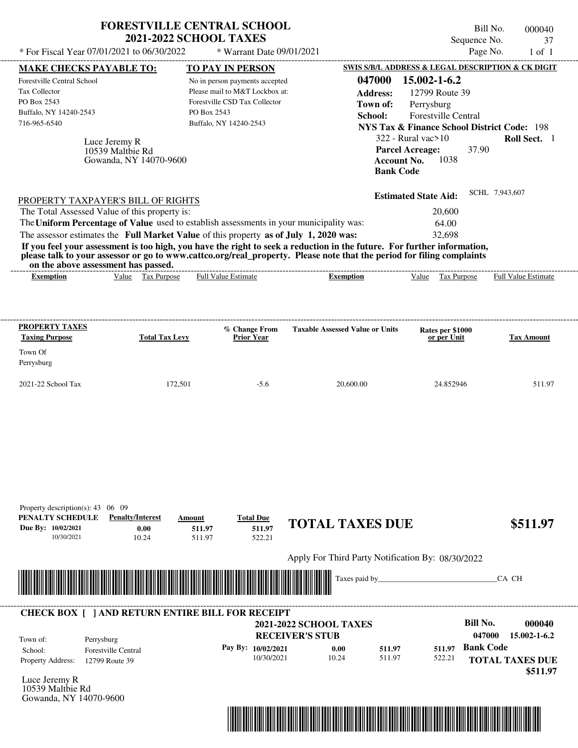# FORESTVILLE CENTRAL SCHOOL
## 2021-2022 SCHOOL TAXES

\* For Fiscal Year 07/01/2021 to 06/30/2022 &nbsp;&nbsp;&nbsp; \* Warrant Date 09/01/2021

Bill No. 000040
Sequence No. 37
Page No. 1 of 1

| MAKE CHECKS PAYABLE TO: | TO PAY IN PERSON | SWIS S/B/L ADDRESS & LEGAL DESCRIPTION & CK DIGIT |
|---|---|---|
| Forestville Central School<br>Tax Collector<br>PO Box 2543<br>Buffalo, NY 14240-2543<br>716-965-6540 | No in person payments accepted<br>Please mail to M&T Lockbox at:<br>Forestville CSD Tax Collector<br>PO Box 2543<br>Buffalo, NY 14240-2543 | **047000 15.002-1-6.2**<br>**Address:** 12799 Route 39<br>**Town of:** Perrysburg<br>**School:** Forestville Central<br>**NYS Tax & Finance School District Code:** 198<br>322 - Rural vac>10 &nbsp; **Roll Sect.** 1<br>**Parcel Acreage:** 37.90<br>**Account No.** 1038<br>**Bank Code** |

Luce Jeremy R
10539 Maltbie Rd
Gowanda, NY 14070-9600

**Estimated State Aid:** SCHL 7,943,607

PROPERTY TAXPAYER'S BILL OF RIGHTS

The Total Assessed Value of this property is: 20,600

The **Uniform Percentage of Value** used to establish assessments in your municipality was: 64.00

The assessor estimates the **Full Market Value** of this property **as of July 1, 2020 was:** 32,698

**If you feel your assessment is too high, you have the right to seek a reduction in the future. For further information, please talk to your assessor or go to www.cattco.org/real_property. Please note that the period for filing complaints on the above assessment has passed.**

| Exemption | Value | Tax Purpose | Full Value Estimate | Exemption | Value | Tax Purpose | Full Value Estimate |
|---|---|---|---|---|---|---|---|

| PROPERTY TAXES Taxing Purpose | Total Tax Levy | % Change From Prior Year | Taxable Assessed Value or Units | Rates per $1000 or per Unit | Tax Amount |
|---|---|---|---|---|---|
| Town Of Perrysburg | | | | | |
| 2021-22 School Tax | 172,501 | -5.6 | 20,600.00 | 24.852946 | 511.97 |

Property description(s): 43 06 09

| PENALTY SCHEDULE | Penalty/Interest | Amount | Total Due |
|---|---|---|---|
| Due By: 10/02/2021 | 0.00 | 511.97 | 511.97 |
| 10/30/2021 | 10.24 | 511.97 | 522.21 |

**TOTAL TAXES DUE $511.97**

Apply For Third Party Notification By: 08/30/2022

Taxes paid by_______________________________CA CH

---

**CHECK BOX [ ] AND RETURN ENTIRE BILL FOR RECEIPT**

**2021-2022 SCHOOL TAXES**
**RECEIVER'S STUB**

**Bill No. 000040**
**047000 15.002-1-6.2**

| | |
|---|---|
| Town of: | Perrysburg |
| School: | Forestville Central |
| Property Address: | 12799 Route 39 |

| Pay By: | Penalty/Interest | Amount | Total Due |
|---|---|---|---|
| 10/02/2021 | 0.00 | 511.97 | 511.97 |
| 10/30/2021 | 10.24 | 511.97 | 522.21 |

**Bank Code**

**TOTAL TAXES DUE $511.97**

Luce Jeremy R
10539 Maltbie Rd
Gowanda, NY 14070-9600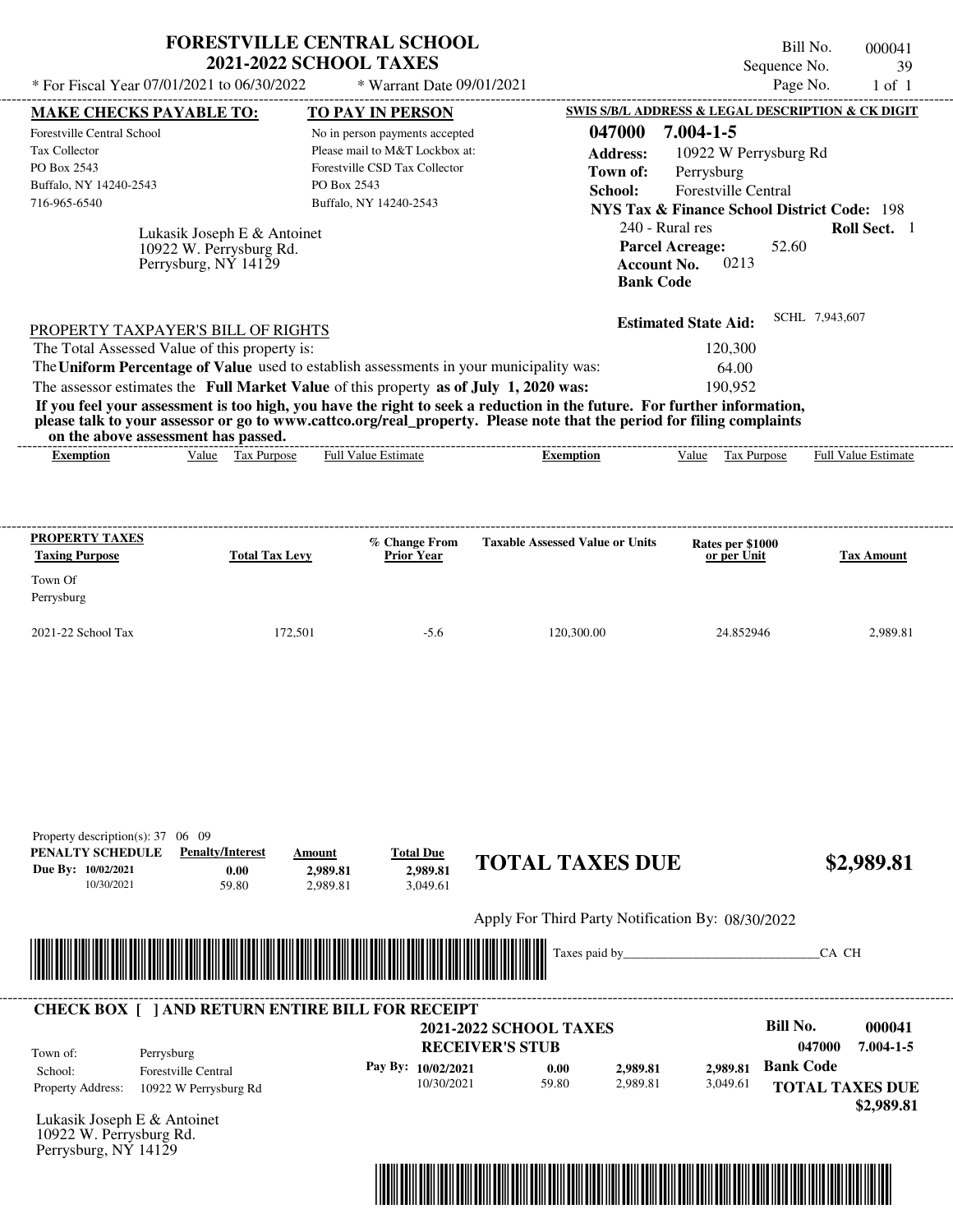# FORESTVILLE CENTRAL SCHOOL
## 2021-2022 SCHOOL TAXES

* For Fiscal Year 07/01/2021 to 06/30/2022 * Warrant Date 09/01/2021

Bill No. 000041
Sequence No. 39
Page No. 1 of 1

**MAKE CHECKS PAYABLE TO:**
Forestville Central School
Tax Collector
PO Box 2543
Buffalo, NY 14240-2543
716-965-6540

**TO PAY IN PERSON**
No in person payments accepted
Please mail to M&T Lockbox at:
Forestville CSD Tax Collector
PO Box 2543
Buffalo, NY 14240-2543

**SWIS S/B/L ADDRESS & LEGAL DESCRIPTION & CK DIGIT**
**047000 7.004-1-5**
**Address:** 10922 W Perrysburg Rd
**Town of:** Perrysburg
**School:** Forestville Central
**NYS Tax & Finance School District Code:** 198
240 - Rural res **Roll Sect.** 1
**Parcel Acreage:** 52.60
**Account No.** 0213
**Bank Code**

Lukasik Joseph E & Antoinet
10922 W. Perrysburg Rd.
Perrysburg, NY 14129

**Estimated State Aid:** SCHL 7,943,607

PROPERTY TAXPAYER'S BILL OF RIGHTS

The Total Assessed Value of this property is: 120,300
The **Uniform Percentage of Value** used to establish assessments in your municipality was: 64.00
The assessor estimates the **Full Market Value** of this property **as of July 1, 2020 was:** 190,952

**If you feel your assessment is too high, you have the right to seek a reduction in the future. For further information, please talk to your assessor or go to www.cattco.org/real_property. Please note that the period for filing complaints on the above assessment has passed.**

| Exemption | Value | Tax Purpose | Full Value Estimate | Exemption | Value | Tax Purpose | Full Value Estimate |
|---|---|---|---|---|---|---|---|

| PROPERTY TAXES Taxing Purpose | Total Tax Levy | % Change From Prior Year | Taxable Assessed Value or Units | Rates per $1000 or per Unit | Tax Amount |
|---|---|---|---|---|---|
| Town Of Perrysburg | | | | | |
| 2021-22 School Tax | 172,501 | -5.6 | 120,300.00 | 24.852946 | 2,989.81 |

Property description(s): 37 06 09

| PENALTY SCHEDULE | Penalty/Interest | Amount | Total Due |
|---|---|---|---|
| Due By: 10/02/2021 | 0.00 | 2,989.81 | 2,989.81 |
| 10/30/2021 | 59.80 | 2,989.81 | 3,049.61 |

**TOTAL TAXES DUE $2,989.81**

Apply For Third Party Notification By: 08/30/2022

Taxes paid by_______________________________CA CH

**CHECK BOX [ ] AND RETURN ENTIRE BILL FOR RECEIPT**

**2021-2022 SCHOOL TAXES**
**RECEIVER'S STUB**

**Bill No. 000041**
**047000 7.004-1-5**

Town of: Perrysburg
School: Forestville Central
Property Address: 10922 W Perrysburg Rd

| Pay By: | | | | |
|---|---|---|---|---|
| 10/02/2021 | 0.00 | 2,989.81 | 2,989.81 | **Bank Code** |
| 10/30/2021 | 59.80 | 2,989.81 | 3,049.61 | |

**TOTAL TAXES DUE $2,989.81**

Lukasik Joseph E & Antoinet
10922 W. Perrysburg Rd.
Perrysburg, NY 14129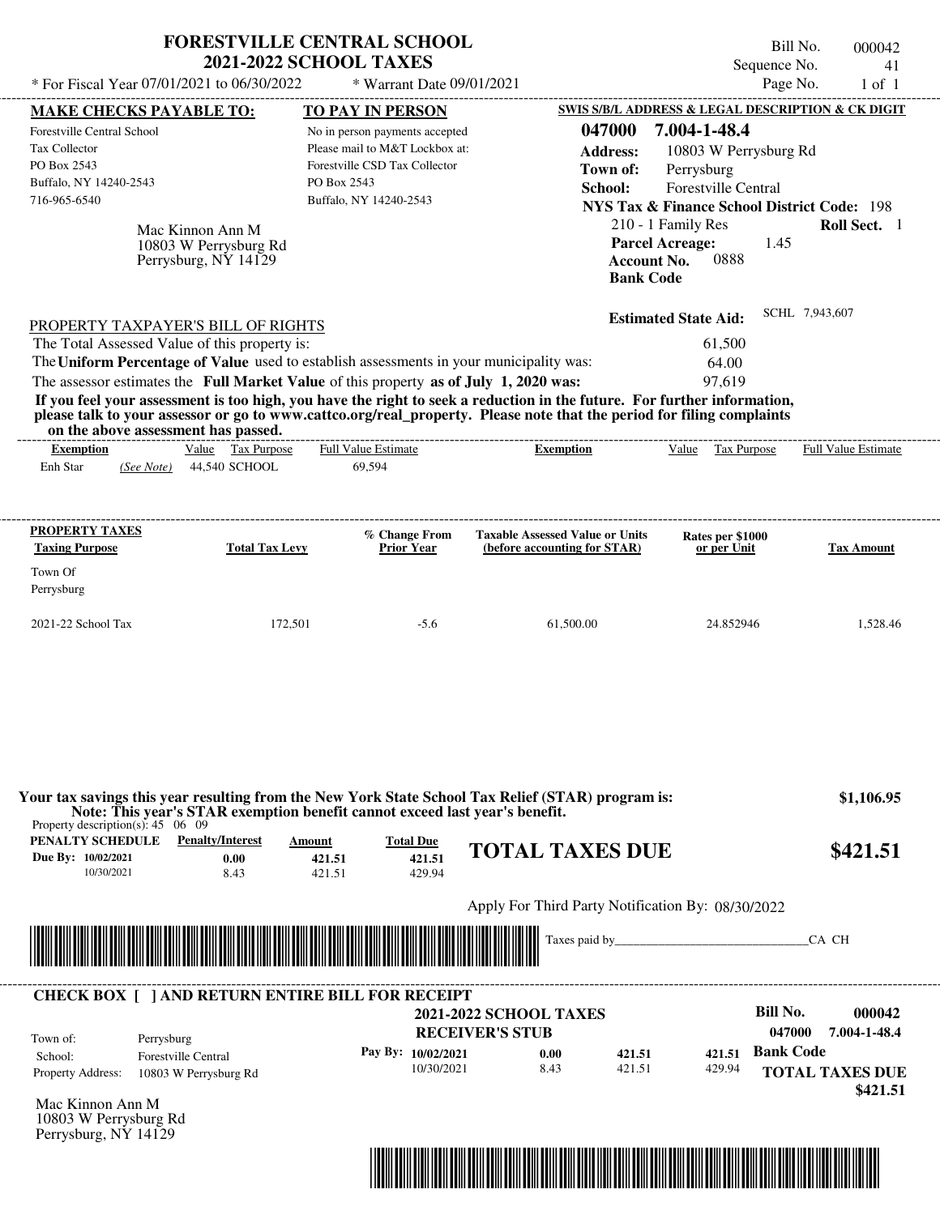# FORESTVILLE CENTRAL SCHOOL
## 2021-2022 SCHOOL TAXES

Bill No. 000042
Sequence No. 41
Page No. 1 of 1

* For Fiscal Year 07/01/2021 to 06/30/2022 * Warrant Date 09/01/2021

**MAKE CHECKS PAYABLE TO:**
Forestville Central School
Tax Collector
PO Box 2543
Buffalo, NY 14240-2543
716-965-6540

**TO PAY IN PERSON**
No in person payments accepted
Please mail to M&T Lockbox at:
Forestville CSD Tax Collector
PO Box 2543
Buffalo, NY 14240-2543

**SWIS S/B/L ADDRESS & LEGAL DESCRIPTION & CK DIGIT**
**047000 7.004-1-48.4**
**Address:** 10803 W Perrysburg Rd
**Town of:** Perrysburg
**School:** Forestville Central
**NYS Tax & Finance School District Code:** 198
210 - 1 Family Res **Roll Sect.** 1
**Parcel Acreage:** 1.45
**Account No.** 0888
**Bank Code**

Mac Kinnon Ann M
10803 W Perrysburg Rd
Perrysburg, NY 14129

**Estimated State Aid:** SCHL 7,943,607

PROPERTY TAXPAYER'S BILL OF RIGHTS

The Total Assessed Value of this property is: 61,500
The **Uniform Percentage of Value** used to establish assessments in your municipality was: 64.00
The assessor estimates the **Full Market Value** of this property **as of July 1, 2020 was:** 97,619

**If you feel your assessment is too high, you have the right to seek a reduction in the future. For further information, please talk to your assessor or go to www.cattco.org/real_property. Please note that the period for filing complaints on the above assessment has passed.**

| Exemption | Value | Tax Purpose | Full Value Estimate | Exemption | Value | Tax Purpose | Full Value Estimate |
|---|---|---|---|---|---|---|---|
| Enh Star *(See Note)* | 44,540 | SCHOOL | 69,594 | | | | |

| PROPERTY TAXES Taxing Purpose | Total Tax Levy | % Change From Prior Year | Taxable Assessed Value or Units (before accounting for STAR) | Rates per $1000 or per Unit | Tax Amount |
|---|---|---|---|---|---|
| Town Of Perrysburg | | | | | |
| 2021-22 School Tax | 172,501 | -5.6 | 61,500.00 | 24.852946 | 1,528.46 |

**Your tax savings this year resulting from the New York State School Tax Relief (STAR) program is: $1,106.95**
**Note: This year's STAR exemption benefit cannot exceed last year's benefit.**

Property description(s): 45 06 09

| PENALTY SCHEDULE | Penalty/Interest | Amount | Total Due |
|---|---|---|---|
| Due By: 10/02/2021 | 0.00 | 421.51 | 421.51 |
| 10/30/2021 | 8.43 | 421.51 | 429.94 |

**TOTAL TAXES DUE $421.51**

Apply For Third Party Notification By: 08/30/2022

Taxes paid by_______________________________CA CH

---

**CHECK BOX [ ] AND RETURN ENTIRE BILL FOR RECEIPT**

**2021-2022 SCHOOL TAXES**
**RECEIVER'S STUB**

**Bill No. 000042**
**047000 7.004-1-48.4**

Town of: Perrysburg
School: Forestville Central
Property Address: 10803 W Perrysburg Rd

| Pay By: | | | |
|---|---|---|---|
| 10/02/2021 | 0.00 | 421.51 | 421.51 |
| 10/30/2021 | 8.43 | 421.51 | 429.94 |

**Bank Code**
**TOTAL TAXES DUE $421.51**

Mac Kinnon Ann M
10803 W Perrysburg Rd
Perrysburg, NY 14129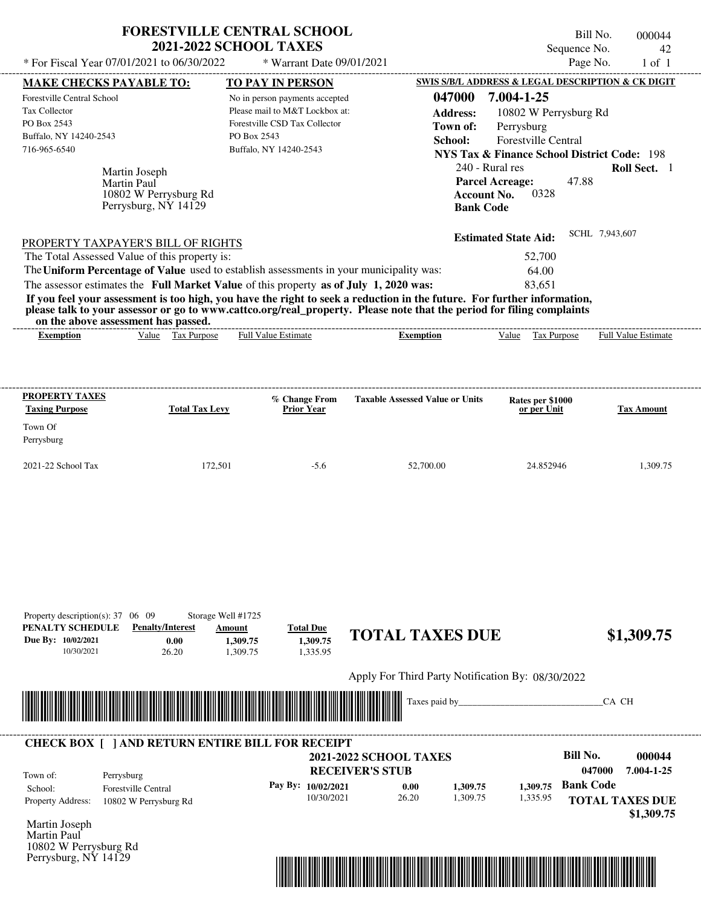# FORESTVILLE CENTRAL SCHOOL
## 2021-2022 SCHOOL TAXES

\* For Fiscal Year 07/01/2021 to 06/30/2022 \* Warrant Date 09/01/2021

Bill No. 000044
Sequence No. 42
Page No. 1 of 1

**MAKE CHECKS PAYABLE TO:**
Forestville Central School
Tax Collector
PO Box 2543
Buffalo, NY 14240-2543
716-965-6540

**TO PAY IN PERSON**
No in person payments accepted
Please mail to M&T Lockbox at:
Forestville CSD Tax Collector
PO Box 2543
Buffalo, NY 14240-2543

**SWIS S/B/L ADDRESS & LEGAL DESCRIPTION & CK DIGIT**
**047000 7.004-1-25**
**Address:** 10802 W Perrysburg Rd
**Town of:** Perrysburg
**School:** Forestville Central
**NYS Tax & Finance School District Code:** 198
240 - Rural res **Roll Sect.** 1
**Parcel Acreage:** 47.88
**Account No.** 0328
**Bank Code**

Martin Joseph
Martin Paul
10802 W Perrysburg Rd
Perrysburg, NY 14129

**Estimated State Aid:** SCHL 7,943,607

PROPERTY TAXPAYER'S BILL OF RIGHTS

The Total Assessed Value of this property is: 52,700
The **Uniform Percentage of Value** used to establish assessments in your municipality was: 64.00
The assessor estimates the **Full Market Value** of this property **as of July 1, 2020 was:** 83,651

**If you feel your assessment is too high, you have the right to seek a reduction in the future. For further information, please talk to your assessor or go to www.cattco.org/real_property. Please note that the period for filing complaints on the above assessment has passed.**

| Exemption | Value | Tax Purpose | Full Value Estimate | Exemption | Value | Tax Purpose | Full Value Estimate |
|---|---|---|---|---|---|---|---|

| PROPERTY TAXES Taxing Purpose | Total Tax Levy | % Change From Prior Year | Taxable Assessed Value or Units | Rates per $1000 or per Unit | Tax Amount |
|---|---|---|---|---|---|
| Town Of Perrysburg | | | | | |
| 2021-22 School Tax | 172,501 | -5.6 | 52,700.00 | 24.852946 | 1,309.75 |

Property description(s): 37 06 09 Storage Well #1725

| PENALTY SCHEDULE | Penalty/Interest | Amount | Total Due |
|---|---|---|---|
| Due By: 10/02/2021 | 0.00 | 1,309.75 | 1,309.75 |
| 10/30/2021 | 26.20 | 1,309.75 | 1,335.95 |

**TOTAL TAXES DUE $1,309.75**

Apply For Third Party Notification By: 08/30/2022

Taxes paid by_______________________________CA CH

**CHECK BOX [ ] AND RETURN ENTIRE BILL FOR RECEIPT**

**2021-2022 SCHOOL TAXES**
**RECEIVER'S STUB**

**Bill No. 000044**
**047000 7.004-1-25**

Town of: Perrysburg
School: Forestville Central
Property Address: 10802 W Perrysburg Rd

| Pay By: | Penalty/Interest | Amount | Total Due |
|---|---|---|---|
| 10/02/2021 | 0.00 | 1,309.75 | 1,309.75 |
| 10/30/2021 | 26.20 | 1,309.75 | 1,335.95 |

**Bank Code**

**TOTAL TAXES DUE $1,309.75**

Martin Joseph
Martin Paul
10802 W Perrysburg Rd
Perrysburg, NY 14129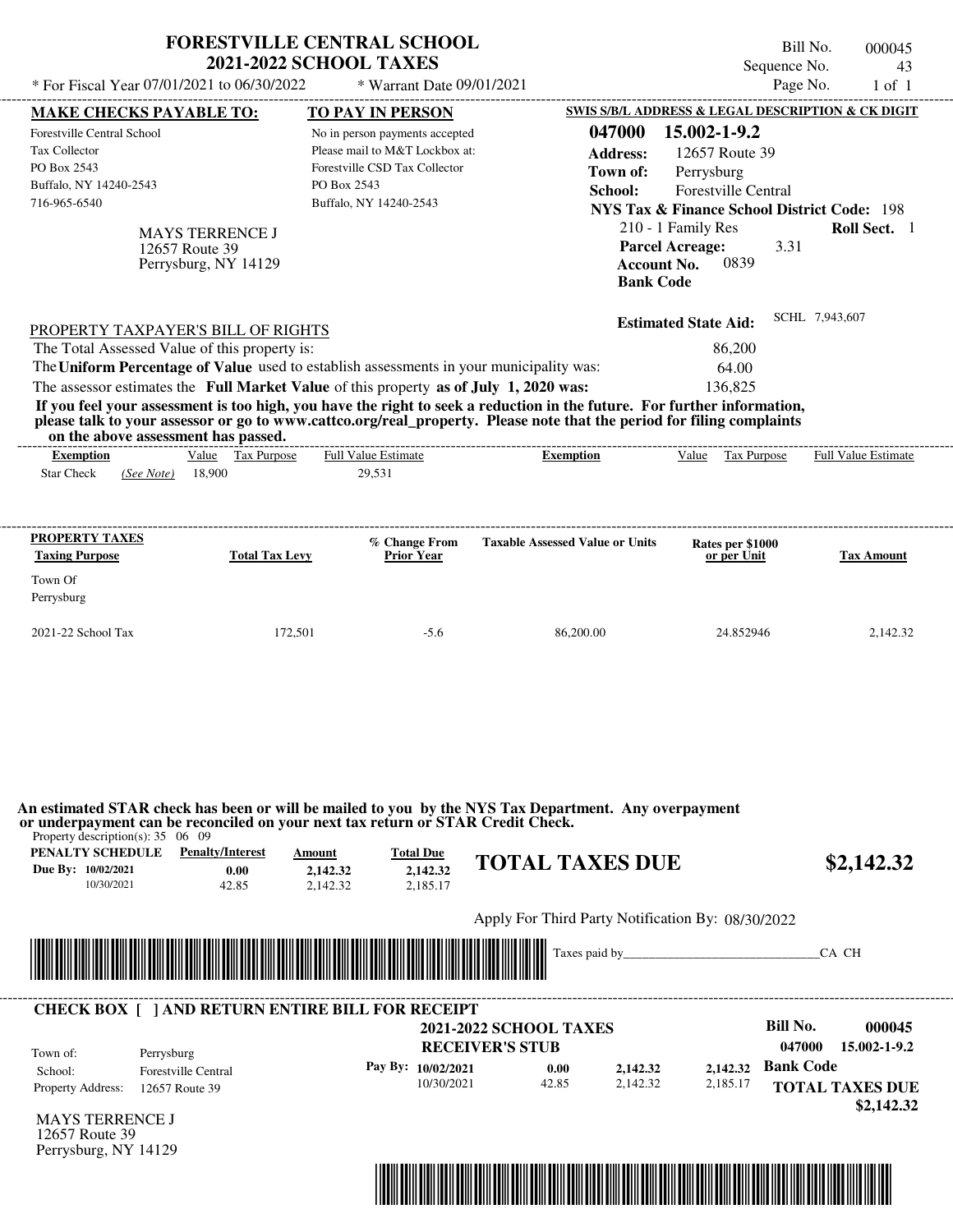# FORESTVILLE CENTRAL SCHOOL
## 2021-2022 SCHOOL TAXES

* For Fiscal Year 07/01/2021 to 06/30/2022 &nbsp;&nbsp; * Warrant Date 09/01/2021

Bill No. 000045
Sequence No. 43
Page No. 1 of 1

| MAKE CHECKS PAYABLE TO: | TO PAY IN PERSON | SWIS S/B/L ADDRESS & LEGAL DESCRIPTION & CK DIGIT |
|---|---|---|
| Forestville Central School | No in person payments accepted | 047000 15.002-1-9.2 |
| Tax Collector | Please mail to M&T Lockbox at: | Address: 12657 Route 39 |
| PO Box 2543 | Forestville CSD Tax Collector | Town of: Perrysburg |
| Buffalo, NY 14240-2543 | PO Box 2543 | School: Forestville Central |
| 716-965-6540 | Buffalo, NY 14240-2543 | NYS Tax & Finance School District Code: 198 |

MAYS TERRENCE J
12657 Route 39
Perrysburg, NY 14129

210 - 1 Family Res &nbsp;&nbsp; **Roll Sect.** 1
**Parcel Acreage:** 3.31
**Account No.** 0839
**Bank Code**

**Estimated State Aid:** SCHL 7,943,607

PROPERTY TAXPAYER'S BILL OF RIGHTS

The Total Assessed Value of this property is: 86,200
The **Uniform Percentage of Value** used to establish assessments in your municipality was: 64.00
The assessor estimates the **Full Market Value** of this property **as of July 1, 2020 was:** 136,825

**If you feel your assessment is too high, you have the right to seek a reduction in the future. For further information, please talk to your assessor or go to www.cattco.org/real_property. Please note that the period for filing complaints on the above assessment has passed.**

| Exemption | Value | Tax Purpose | Full Value Estimate | Exemption | Value | Tax Purpose | Full Value Estimate |
|---|---|---|---|---|---|---|---|
| Star Check *(See Note)* | 18,900 | | 29,531 | | | | |

| PROPERTY TAXES Taxing Purpose | Total Tax Levy | % Change From Prior Year | Taxable Assessed Value or Units | Rates per $1000 or per Unit | Tax Amount |
|---|---|---|---|---|---|
| Town Of Perrysburg | | | | | |
| 2021-22 School Tax | 172,501 | -5.6 | 86,200.00 | 24.852946 | 2,142.32 |

**An estimated STAR check has been or will be mailed to you by the NYS Tax Department. Any overpayment or underpayment can be reconciled on your next tax return or STAR Credit Check.**

Property description(s): 35 06 09

| PENALTY SCHEDULE | Penalty/Interest | Amount | Total Due |
|---|---|---|---|
| Due By: 10/02/2021 | 0.00 | 2,142.32 | 2,142.32 |
| 10/30/2021 | 42.85 | 2,142.32 | 2,185.17 |

**TOTAL TAXES DUE $2,142.32**

Apply For Third Party Notification By: 08/30/2022

Taxes paid by______________________________CA CH

**CHECK BOX [ ] AND RETURN ENTIRE BILL FOR RECEIPT**

**2021-2022 SCHOOL TAXES**
**RECEIVER'S STUB**

Bill No. 000045
047000 15.002-1-9.2

Town of: Perrysburg
School: Forestville Central
Property Address: 12657 Route 39

| Pay By | Penalty/Interest | Amount | Total Due |
|---|---|---|---|
| 10/02/2021 | 0.00 | 2,142.32 | 2,142.32 |
| 10/30/2021 | 42.85 | 2,142.32 | 2,185.17 |

**Bank Code**

**TOTAL TAXES DUE $2,142.32**

MAYS TERRENCE J
12657 Route 39
Perrysburg, NY 14129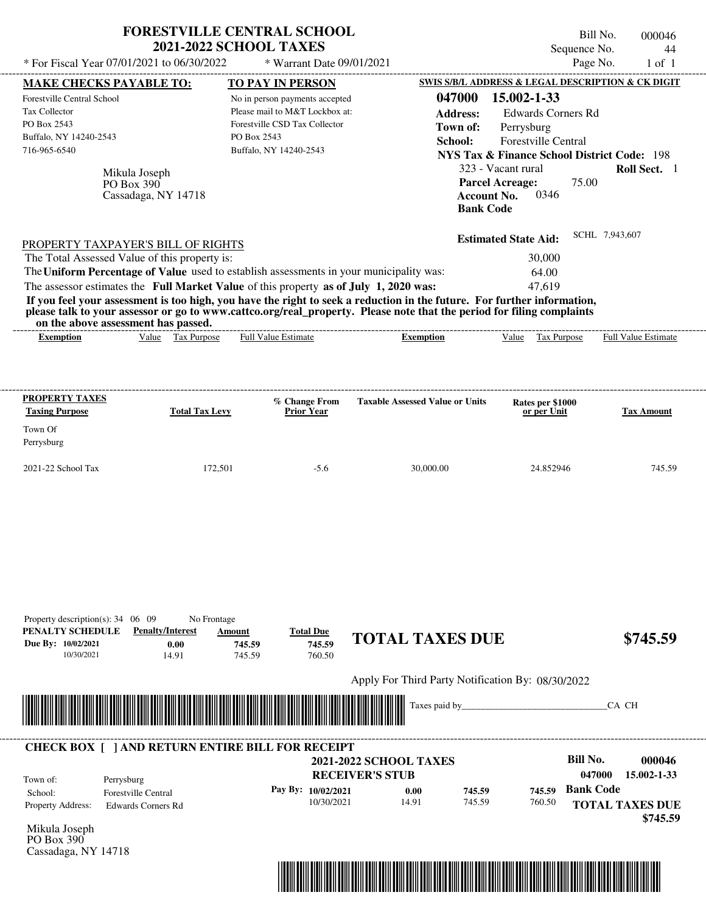# FORESTVILLE CENTRAL SCHOOL
## 2021-2022 SCHOOL TAXES

\* For Fiscal Year 07/01/2021 to 06/30/2022 — \* Warrant Date 09/01/2021

Bill No. 000046
Sequence No. 44
Page No. 1 of 1

**MAKE CHECKS PAYABLE TO:**
Forestville Central School
Tax Collector
PO Box 2543
Buffalo, NY 14240-2543
716-965-6540

**TO PAY IN PERSON**
No in person payments accepted
Please mail to M&T Lockbox at:
Forestville CSD Tax Collector
PO Box 2543
Buffalo, NY 14240-2543

**SWIS S/B/L ADDRESS & LEGAL DESCRIPTION & CK DIGIT**
**047000 15.002-1-33**
**Address:** Edwards Corners Rd
**Town of:** Perrysburg
**School:** Forestville Central
**NYS Tax & Finance School District Code:** 198
323 - Vacant rural — **Roll Sect.** 1
**Parcel Acreage:** 75.00
**Account No.** 0346
**Bank Code**

Mikula Joseph
PO Box 390
Cassadaga, NY 14718

**Estimated State Aid:** SCHL 7,943,607

PROPERTY TAXPAYER'S BILL OF RIGHTS

| | |
|---|---|
| The Total Assessed Value of this property is: | 30,000 |
| The **Uniform Percentage of Value** used to establish assessments in your municipality was: | 64.00 |
| The assessor estimates the **Full Market Value** of this property **as of July 1, 2020 was:** | 47,619 |

**If you feel your assessment is too high, you have the right to seek a reduction in the future. For further information, please talk to your assessor or go to www.cattco.org/real_property. Please note that the period for filing complaints on the above assessment has passed.**

| Exemption | Value | Tax Purpose | Full Value Estimate | Exemption | Value | Tax Purpose | Full Value Estimate |
|---|---|---|---|---|---|---|---|

| PROPERTY TAXES Taxing Purpose | Total Tax Levy | % Change From Prior Year | Taxable Assessed Value or Units | Rates per $1000 or per Unit | Tax Amount |
|---|---|---|---|---|---|
| Town Of Perrysburg | | | | | |
| 2021-22 School Tax | 172,501 | -5.6 | 30,000.00 | 24.852946 | 745.59 |

Property description(s): 34 06 09 — No Frontage

| PENALTY SCHEDULE | Penalty/Interest | Amount | Total Due |
|---|---|---|---|
| Due By: 10/02/2021 | 0.00 | 745.59 | 745.59 |
| 10/30/2021 | 14.91 | 745.59 | 760.50 |

**TOTAL TAXES DUE** **$745.59**

Apply For Third Party Notification By: 08/30/2022

Taxes paid by______________________________CA CH

---

**CHECK BOX [ ] AND RETURN ENTIRE BILL FOR RECEIPT**

**2021-2022 SCHOOL TAXES**
**RECEIVER'S STUB**

**Bill No. 000046**
**047000 15.002-1-33**

Town of: Perrysburg
School: Forestville Central
Property Address: Edwards Corners Rd

| Pay By: | | | |
|---|---|---|---|
| 10/02/2021 | 0.00 | 745.59 | 745.59 |
| 10/30/2021 | 14.91 | 745.59 | 760.50 |

**Bank Code**
**TOTAL TAXES DUE $745.59**

Mikula Joseph
PO Box 390
Cassadaga, NY 14718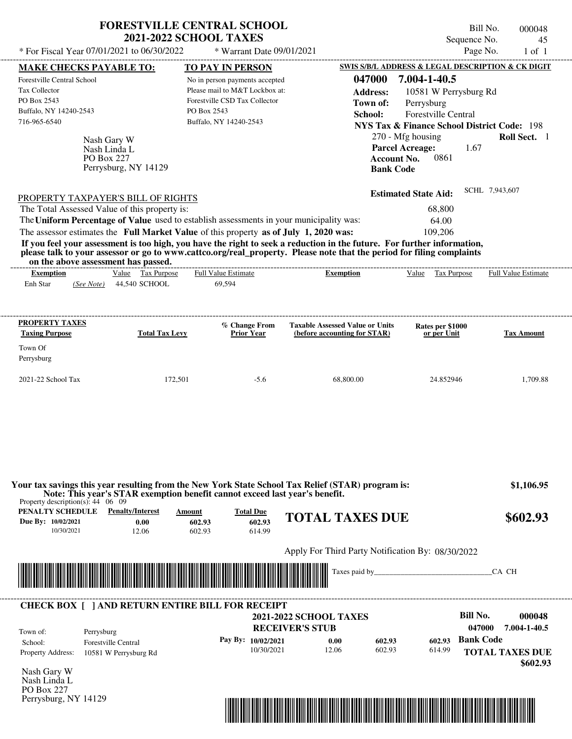# FORESTVILLE CENTRAL SCHOOL
## 2021-2022 SCHOOL TAXES

\* For Fiscal Year 07/01/2021 to 06/30/2022 | \* Warrant Date 09/01/2021

Bill No. 000048
Sequence No. 45
Page No. 1 of 1

**MAKE CHECKS PAYABLE TO:**
Forestville Central School
Tax Collector
PO Box 2543
Buffalo, NY 14240-2543
716-965-6540

**TO PAY IN PERSON**
No in person payments accepted
Please mail to M&T Lockbox at:
Forestville CSD Tax Collector
PO Box 2543
Buffalo, NY 14240-2543

**SWIS S/B/L ADDRESS & LEGAL DESCRIPTION & CK DIGIT**
**047000 7.004-1-40.5**
**Address:** 10581 W Perrysburg Rd
**Town of:** Perrysburg
**School:** Forestville Central
**NYS Tax & Finance School District Code:** 198
270 - Mfg housing **Roll Sect.** 1
**Parcel Acreage:** 1.67
**Account No.** 0861
**Bank Code**

Nash Gary W
Nash Linda L
PO Box 227
Perrysburg, NY 14129

**Estimated State Aid:** SCHL 7,943,607

PROPERTY TAXPAYER'S BILL OF RIGHTS

The Total Assessed Value of this property is: 68,800
The **Uniform Percentage of Value** used to establish assessments in your municipality was: 64.00
The assessor estimates the **Full Market Value** of this property **as of July 1, 2020 was:** 109,206

**If you feel your assessment is too high, you have the right to seek a reduction in the future. For further information, please talk to your assessor or go to www.cattco.org/real_property. Please note that the period for filing complaints on the above assessment has passed.**

| Exemption | Value | Tax Purpose | Full Value Estimate | Exemption | Value | Tax Purpose | Full Value Estimate |
|---|---|---|---|---|---|---|---|
| Enh Star *(See Note)* | 44,540 | SCHOOL | 69,594 | | | | |

| PROPERTY TAXES Taxing Purpose | Total Tax Levy | % Change From Prior Year | Taxable Assessed Value or Units (before accounting for STAR) | Rates per $1000 or per Unit | Tax Amount |
|---|---|---|---|---|---|
| Town Of Perrysburg | | | | | |
| 2021-22 School Tax | 172,501 | -5.6 | 68,800.00 | 24.852946 | 1,709.88 |

**Your tax savings this year resulting from the New York State School Tax Relief (STAR) program is: $1,106.95**
**Note: This year's STAR exemption benefit cannot exceed last year's benefit.**

Property description(s): 44 06 09

| PENALTY SCHEDULE | Penalty/Interest | Amount | Total Due |
|---|---|---|---|
| Due By: 10/02/2021 | 0.00 | 602.93 | 602.93 |
| 10/30/2021 | 12.06 | 602.93 | 614.99 |

**TOTAL TAXES DUE $602.93**

Apply For Third Party Notification By: 08/30/2022

Taxes paid by_______________________________CA CH

---

**CHECK BOX [ ] AND RETURN ENTIRE BILL FOR RECEIPT**

**2021-2022 SCHOOL TAXES**
**RECEIVER'S STUB**

**Bill No. 000048**
**047000 7.004-1-40.5**

Town of: Perrysburg
School: Forestville Central
Property Address: 10581 W Perrysburg Rd

| Pay By: | | | |
|---|---|---|---|
| 10/02/2021 | 0.00 | 602.93 | 602.93 |
| 10/30/2021 | 12.06 | 602.93 | 614.99 |

**Bank Code**
**TOTAL TAXES DUE $602.93**

Nash Gary W
Nash Linda L
PO Box 227
Perrysburg, NY 14129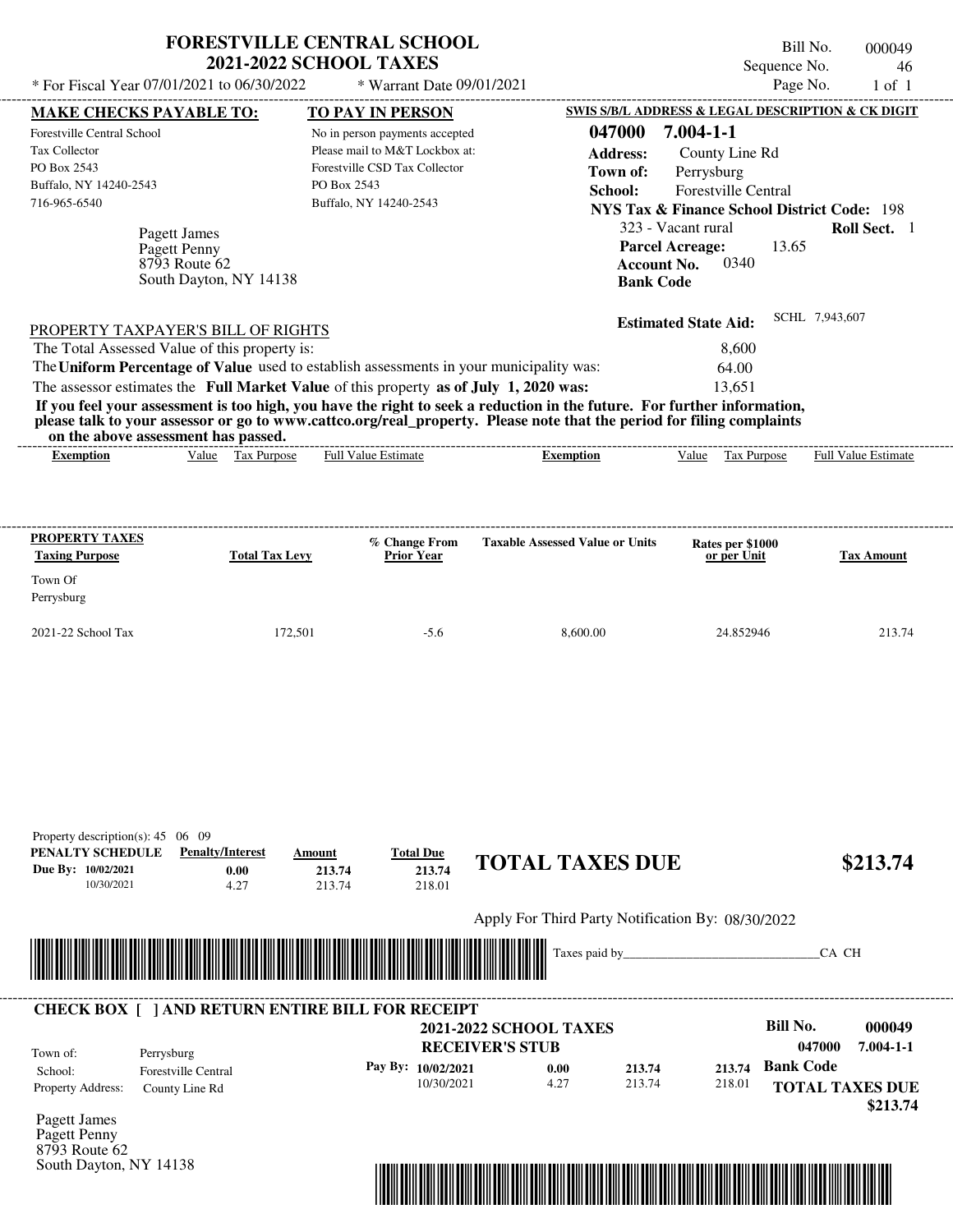# FORESTVILLE CENTRAL SCHOOL
## 2021-2022 SCHOOL TAXES

Bill No. 000049
Sequence No. 46

* For Fiscal Year 07/01/2021 to 06/30/2022 * Warrant Date 09/01/2021

**MAKE CHECKS PAYABLE TO:**
Forestville Central School
Tax Collector
PO Box 2543
Buffalo, NY 14240-2543
716-965-6540

**TO PAY IN PERSON**
No in person payments accepted
Please mail to M&T Lockbox at:
Forestville CSD Tax Collector
PO Box 2543
Buffalo, NY 14240-2543

**SWIS S/B/L ADDRESS & LEGAL DESCRIPTION & CK DIGIT**
**047000 7.004-1-1**
**Address:** County Line Rd
**Town of:** Perrysburg
**School:** Forestville Central
**NYS Tax & Finance School District Code:** 198
323 - Vacant rural **Roll Sect.** 1
**Parcel Acreage:** 13.65
**Account No.** 0340
**Bank Code**

Pagett James
Pagett Penny
8793 Route 62
South Dayton, NY 14138

**Estimated State Aid:** SCHL 7,943,607

PROPERTY TAXPAYER'S BILL OF RIGHTS

The Total Assessed Value of this property is: 8,600
The **Uniform Percentage of Value** used to establish assessments in your municipality was: 64.00
The assessor estimates the **Full Market Value** of this property **as of July 1, 2020 was:** 13,651

**If you feel your assessment is too high, you have the right to seek a reduction in the future. For further information, please talk to your assessor or go to www.cattco.org/real_property. Please note that the period for filing complaints on the above assessment has passed.**

| Exemption | Value | Tax Purpose | Full Value Estimate | Exemption | Value | Tax Purpose | Full Value Estimate |
|---|---|---|---|---|---|---|---|

| PROPERTY TAXES Taxing Purpose | Total Tax Levy | % Change From Prior Year | Taxable Assessed Value or Units | Rates per $1000 or per Unit | Tax Amount |
|---|---|---|---|---|---|
| Town Of Perrysburg | | | | | |
| 2021-22 School Tax | 172,501 | -5.6 | 8,600.00 | 24.852946 | 213.74 |

Property description(s): 45 06 09

| PENALTY SCHEDULE | Penalty/Interest | Amount | Total Due |
|---|---|---|---|
| Due By: 10/02/2021 | 0.00 | 213.74 | 213.74 |
| 10/30/2021 | 4.27 | 213.74 | 218.01 |

**TOTAL TAXES DUE** **$213.74**

Apply For Third Party Notification By: 08/30/2022

Taxes paid by\_\_\_\_\_\_\_\_\_\_\_\_\_\_\_\_\_\_\_\_\_\_\_\_\_\_\_\_\_\_CA CH

**CHECK BOX [ ] AND RETURN ENTIRE BILL FOR RECEIPT**

**2021-2022 SCHOOL TAXES**
**RECEIVER'S STUB**

**Bill No. 000049**
**047000 7.004-1-1**

Town of: Perrysburg
School: Forestville Central
Property Address: County Line Rd

| Pay By: | | | |
|---|---|---|---|
| 10/02/2021 | 0.00 | 213.74 | 213.74 |
| 10/30/2021 | 4.27 | 213.74 | 218.01 |

**Bank Code**
**TOTAL TAXES DUE**
**$213.74**

Pagett James
Pagett Penny
8793 Route 62
South Dayton, NY 14138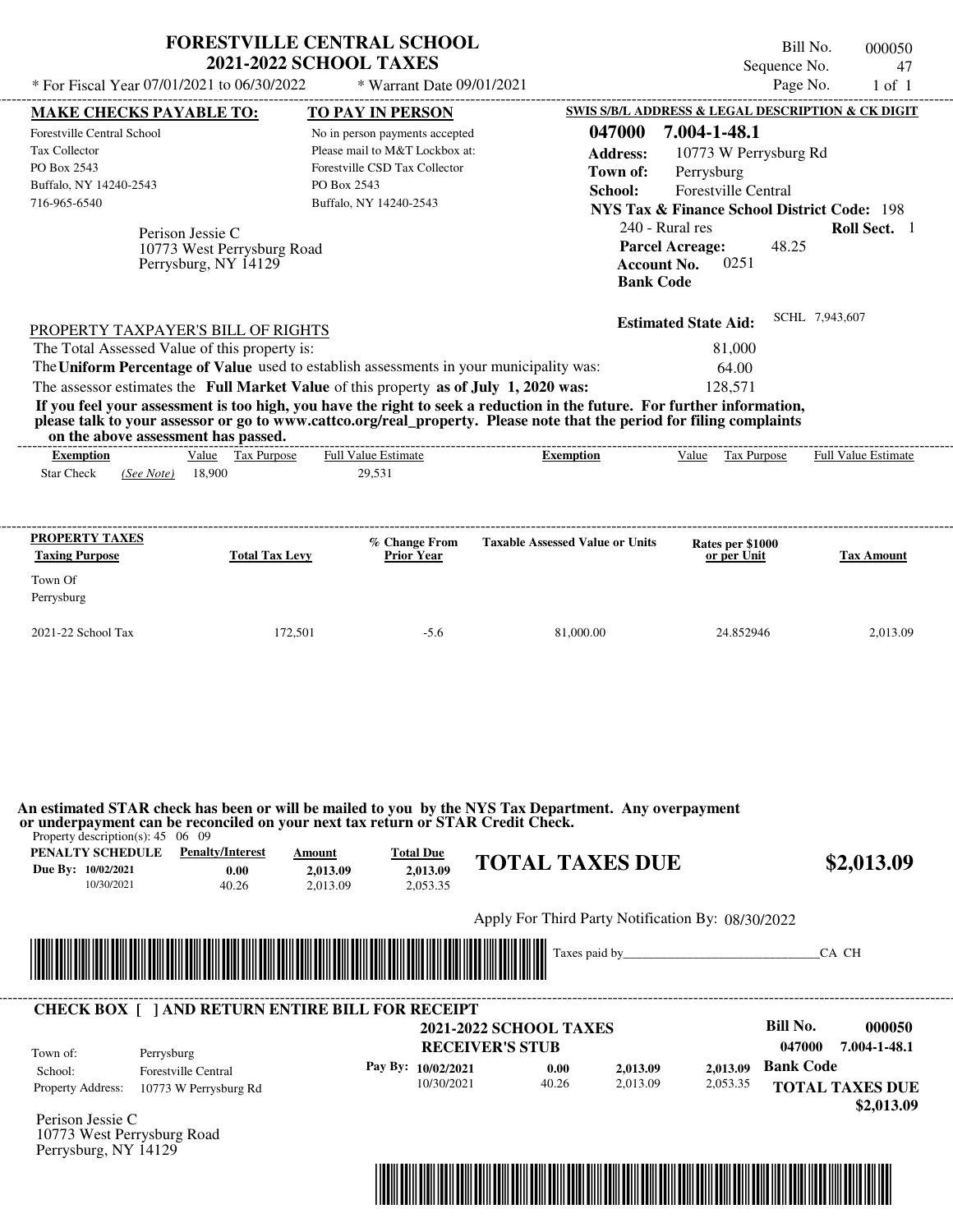# FORESTVILLE CENTRAL SCHOOL
## 2021-2022 SCHOOL TAXES

\* For Fiscal Year 07/01/2021 to 06/30/2022 \* Warrant Date 09/01/2021

Bill No. 000050
Sequence No. 47
Page No. 1 of 1

**MAKE CHECKS PAYABLE TO:**
Forestville Central School
Tax Collector
PO Box 2543
Buffalo, NY 14240-2543
716-965-6540

**TO PAY IN PERSON**
No in person payments accepted
Please mail to M&T Lockbox at:
Forestville CSD Tax Collector
PO Box 2543
Buffalo, NY 14240-2543

**SWIS S/B/L ADDRESS & LEGAL DESCRIPTION & CK DIGIT**
**047000 7.004-1-48.1**
**Address:** 10773 W Perrysburg Rd
**Town of:** Perrysburg
**School:** Forestville Central
**NYS Tax & Finance School District Code:** 198
240 - Rural res **Roll Sect.** 1
**Parcel Acreage:** 48.25
**Account No.** 0251
**Bank Code**

Perison Jessie C
10773 West Perrysburg Road
Perrysburg, NY 14129

**Estimated State Aid:** SCHL 7,943,607

PROPERTY TAXPAYER'S BILL OF RIGHTS

The Total Assessed Value of this property is: 81,000
The **Uniform Percentage of Value** used to establish assessments in your municipality was: 64.00
The assessor estimates the **Full Market Value** of this property **as of July 1, 2020 was:** 128,571

**If you feel your assessment is too high, you have the right to seek a reduction in the future. For further information, please talk to your assessor or go to www.cattco.org/real_property. Please note that the period for filing complaints on the above assessment has passed.**

| Exemption | Value | Tax Purpose | Full Value Estimate | Exemption | Value | Tax Purpose | Full Value Estimate |
|---|---|---|---|---|---|---|---|
| Star Check *(See Note)* | 18,900 | | 29,531 | | | | |

| PROPERTY TAXES Taxing Purpose | Total Tax Levy | % Change From Prior Year | Taxable Assessed Value or Units | Rates per $1000 or per Unit | Tax Amount |
|---|---|---|---|---|---|
| Town Of Perrysburg | | | | | |
| 2021-22 School Tax | 172,501 | -5.6 | 81,000.00 | 24.852946 | 2,013.09 |

**An estimated STAR check has been or will be mailed to you by the NYS Tax Department. Any overpayment or underpayment can be reconciled on your next tax return or STAR Credit Check.**

Property description(s): 45 06 09

| PENALTY SCHEDULE | Penalty/Interest | Amount | Total Due |
|---|---|---|---|
| Due By: 10/02/2021 | 0.00 | 2,013.09 | 2,013.09 |
| 10/30/2021 | 40.26 | 2,013.09 | 2,053.35 |

**TOTAL TAXES DUE $2,013.09**

Apply For Third Party Notification By: 08/30/2022

Taxes paid by_______________________________CA CH

**CHECK BOX [ ] AND RETURN ENTIRE BILL FOR RECEIPT**

**2021-2022 SCHOOL TAXES**
**RECEIVER'S STUB**

**Bill No. 000050**
**047000 7.004-1-48.1**

Town of: Perrysburg
School: Forestville Central
Property Address: 10773 W Perrysburg Rd

| Pay By: | | | |
|---|---|---|---|
| 10/02/2021 | 0.00 | 2,013.09 | 2,013.09 |
| 10/30/2021 | 40.26 | 2,013.09 | 2,053.35 |

**Bank Code**

**TOTAL TAXES DUE $2,013.09**

Perison Jessie C
10773 West Perrysburg Road
Perrysburg, NY 14129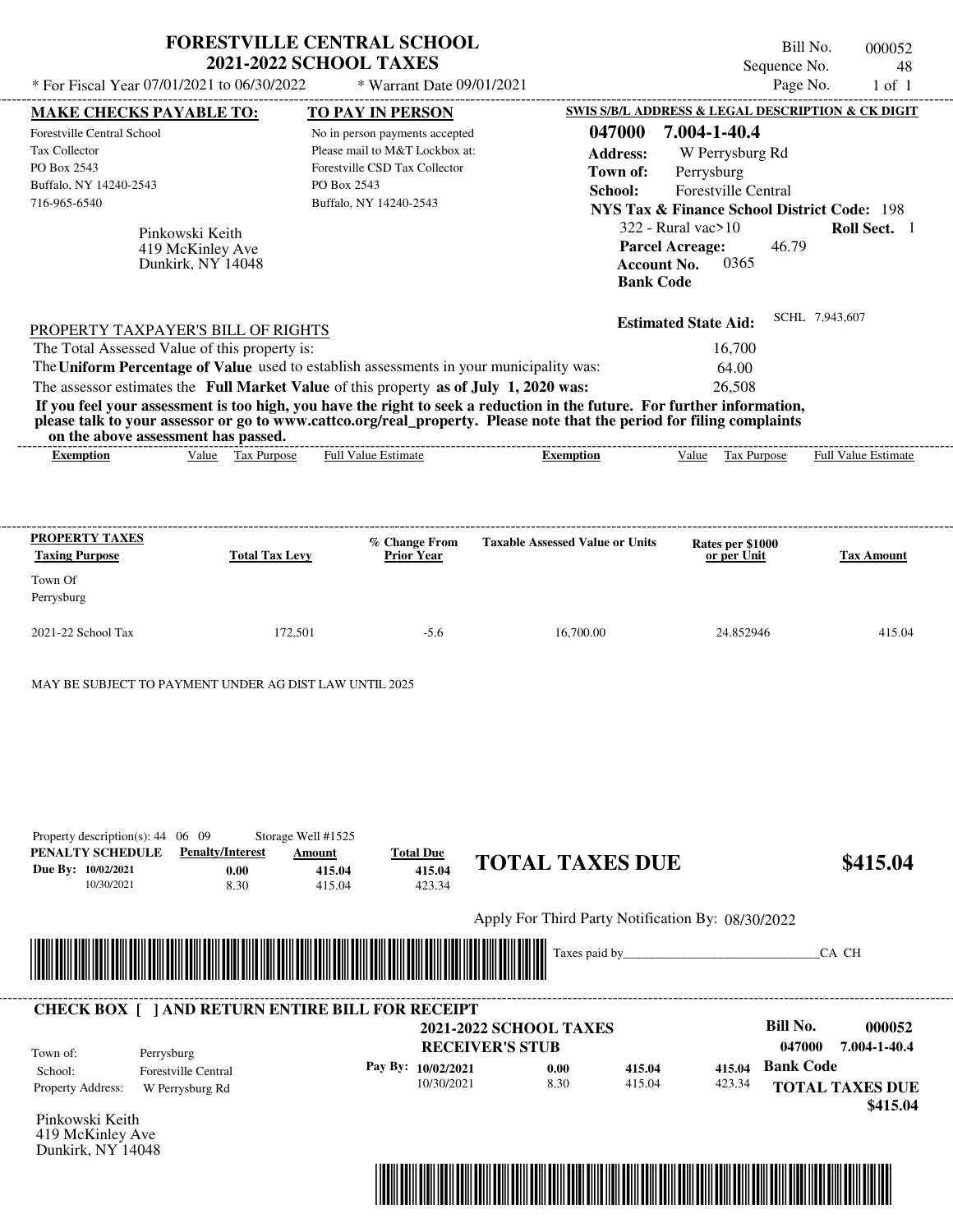# FORESTVILLE CENTRAL SCHOOL
## 2021-2022 SCHOOL TAXES

\* For Fiscal Year 07/01/2021 to 06/30/2022 \* Warrant Date 09/01/2021

Bill No. 000052
Sequence No. 48
Page No. 1 of 1

**MAKE CHECKS PAYABLE TO:**
Forestville Central School
Tax Collector
PO Box 2543
Buffalo, NY 14240-2543
716-965-6540

**TO PAY IN PERSON**
No in person payments accepted
Please mail to M&T Lockbox at:
Forestville CSD Tax Collector
PO Box 2543
Buffalo, NY 14240-2543

**SWIS S/B/L ADDRESS & LEGAL DESCRIPTION & CK DIGIT**
**047000 7.004-1-40.4**
**Address:** W Perrysburg Rd
**Town of:** Perrysburg
**School:** Forestville Central
**NYS Tax & Finance School District Code:** 198
322 - Rural vac>10 **Roll Sect.** 1
**Parcel Acreage:** 46.79
**Account No.** 0365
**Bank Code**

Pinkowski Keith
419 McKinley Ave
Dunkirk, NY 14048

**Estimated State Aid:** SCHL 7,943,607

PROPERTY TAXPAYER'S BILL OF RIGHTS

The Total Assessed Value of this property is: 16,700
The **Uniform Percentage of Value** used to establish assessments in your municipality was: 64.00
The assessor estimates the **Full Market Value** of this property **as of July 1, 2020 was:** 26,508

**If you feel your assessment is too high, you have the right to seek a reduction in the future. For further information, please talk to your assessor or go to www.cattco.org/real_property. Please note that the period for filing complaints on the above assessment has passed.**

| Exemption | Value | Tax Purpose | Full Value Estimate | Exemption | Value | Tax Purpose | Full Value Estimate |
|---|---|---|---|---|---|---|---|

| PROPERTY TAXES Taxing Purpose | Total Tax Levy | % Change From Prior Year | Taxable Assessed Value or Units | Rates per $1000 or per Unit | Tax Amount |
|---|---|---|---|---|---|
| Town Of Perrysburg | | | | | |
| 2021-22 School Tax | 172,501 | -5.6 | 16,700.00 | 24.852946 | 415.04 |

MAY BE SUBJECT TO PAYMENT UNDER AG DIST LAW UNTIL 2025

Property description(s): 44 06 09 Storage Well #1525

| PENALTY SCHEDULE | Penalty/Interest | Amount | Total Due |
|---|---|---|---|
| Due By: 10/02/2021 | 0.00 | 415.04 | 415.04 |
| 10/30/2021 | 8.30 | 415.04 | 423.34 |

**TOTAL TAXES DUE $415.04**

Apply For Third Party Notification By: 08/30/2022

Taxes paid by\_\_\_\_\_\_\_\_\_\_\_\_\_\_\_\_\_\_\_\_\_\_\_\_\_\_\_\_\_\_CA CH

**CHECK BOX [ ] AND RETURN ENTIRE BILL FOR RECEIPT**

**2021-2022 SCHOOL TAXES**
**RECEIVER'S STUB**

**Bill No. 000052**
**047000 7.004-1-40.4**

Town of: Perrysburg
School: Forestville Central
Property Address: W Perrysburg Rd

| Pay By: | | | |
|---|---|---|---|
| 10/02/2021 | 0.00 | 415.04 | 415.04 |
| 10/30/2021 | 8.30 | 415.04 | 423.34 |

**Bank Code**

**TOTAL TAXES DUE $415.04**

Pinkowski Keith
419 McKinley Ave
Dunkirk, NY 14048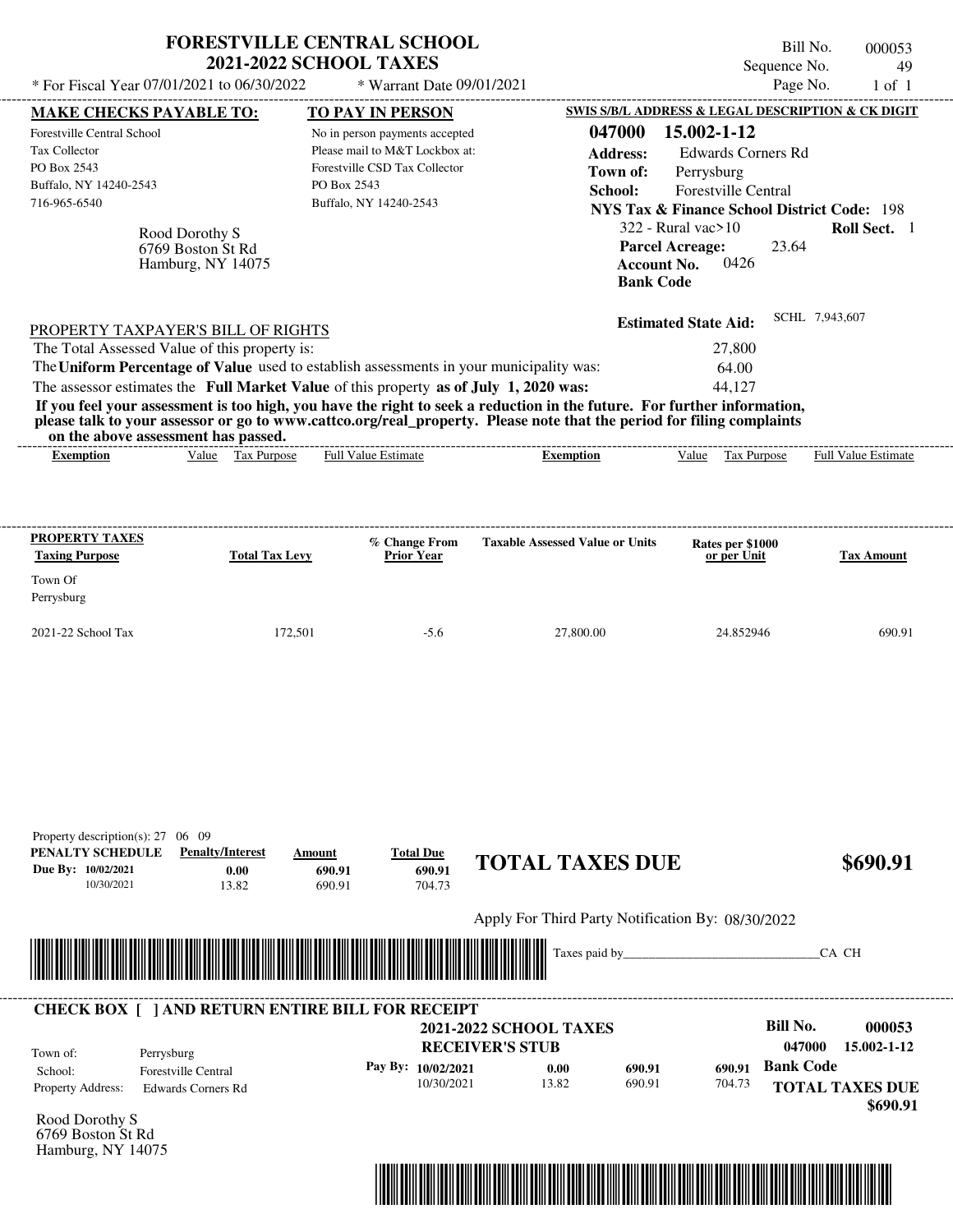# FORESTVILLE CENTRAL SCHOOL
## 2021-2022 SCHOOL TAXES

\* For Fiscal Year 07/01/2021 to 06/30/2022 \* Warrant Date 09/01/2021

Bill No. 000053
Sequence No. 49
Page No. 1 of 1

| MAKE CHECKS PAYABLE TO: | TO PAY IN PERSON |
|---|---|
| Forestville Central School | No in person payments accepted |
| Tax Collector | Please mail to M&T Lockbox at: |
| PO Box 2543 | Forestville CSD Tax Collector |
| Buffalo, NY 14240-2543 | PO Box 2543 |
| 716-965-6540 | Buffalo, NY 14240-2543 |

Rood Dorothy S
6769 Boston St Rd
Hamburg, NY 14075

**SWIS S/B/L ADDRESS & LEGAL DESCRIPTION & CK DIGIT**

**047000 15.002-1-12**
**Address:** Edwards Corners Rd
**Town of:** Perrysburg
**School:** Forestville Central
**NYS Tax & Finance School District Code:** 198
322 - Rural vac>10 **Roll Sect.** 1
**Parcel Acreage:** 23.64
**Account No.** 0426
**Bank Code**

**Estimated State Aid:** SCHL 7,943,607

PROPERTY TAXPAYER'S BILL OF RIGHTS

The Total Assessed Value of this property is: 27,800
The **Uniform Percentage of Value** used to establish assessments in your municipality was: 64.00
The assessor estimates the **Full Market Value** of this property **as of July 1, 2020 was:** 44,127

**If you feel your assessment is too high, you have the right to seek a reduction in the future. For further information, please talk to your assessor or go to www.cattco.org/real_property. Please note that the period for filing complaints on the above assessment has passed.**

| Exemption | Value | Tax Purpose | Full Value Estimate | Exemption | Value | Tax Purpose | Full Value Estimate |
|---|---|---|---|---|---|---|---|

| PROPERTY TAXES Taxing Purpose | Total Tax Levy | % Change From Prior Year | Taxable Assessed Value or Units | Rates per $1000 or per Unit | Tax Amount |
|---|---|---|---|---|---|
| Town Of Perrysburg | | | | | |
| 2021-22 School Tax | 172,501 | -5.6 | 27,800.00 | 24.852946 | 690.91 |

Property description(s): 27 06 09

| PENALTY SCHEDULE | Penalty/Interest | Amount | Total Due |
|---|---|---|---|
| Due By: 10/02/2021 | 0.00 | 690.91 | 690.91 |
| 10/30/2021 | 13.82 | 690.91 | 704.73 |

**TOTAL TAXES DUE $690.91**

Apply For Third Party Notification By: 08/30/2022

Taxes paid by_______________________________CA CH

**CHECK BOX [ ] AND RETURN ENTIRE BILL FOR RECEIPT**

**2021-2022 SCHOOL TAXES**
**RECEIVER'S STUB**

**Bill No. 000053**
**047000 15.002-1-12**

Town of: Perrysburg
School: Forestville Central
Property Address: Edwards Corners Rd

| Pay By: | | | |
|---|---|---|---|
| 10/02/2021 | 0.00 | 690.91 | 690.91 |
| 10/30/2021 | 13.82 | 690.91 | 704.73 |

**Bank Code**

**TOTAL TAXES DUE $690.91**

Rood Dorothy S
6769 Boston St Rd
Hamburg, NY 14075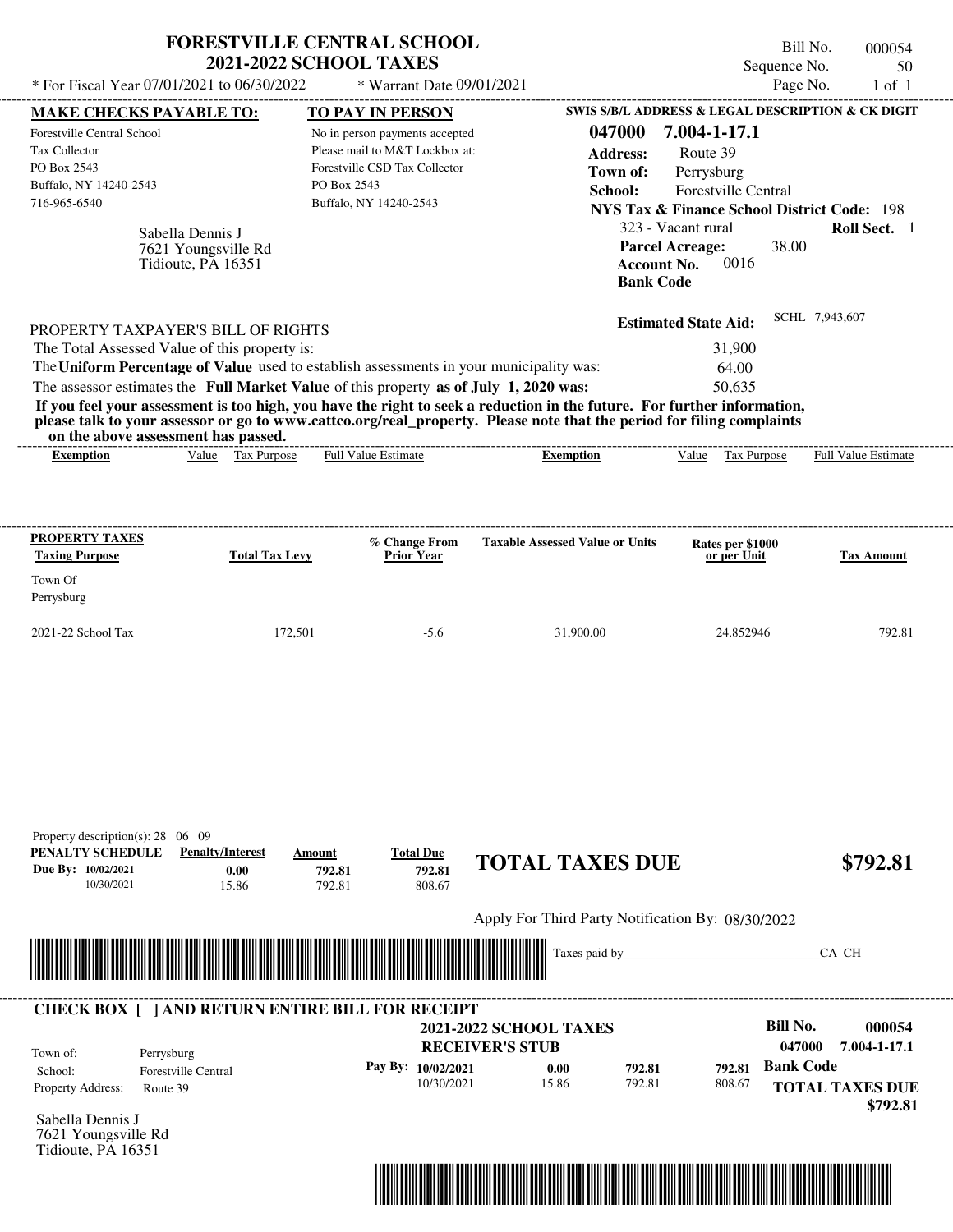# FORESTVILLE CENTRAL SCHOOL
## 2021-2022 SCHOOL TAXES

\* For Fiscal Year 07/01/2021 to 06/30/2022 — \* Warrant Date 09/01/2021

Bill No. 000054
Sequence No. 50
Page No. 1 of 1

**MAKE CHECKS PAYABLE TO:**
Forestville Central School
Tax Collector
PO Box 2543
Buffalo, NY 14240-2543
716-965-6540

**TO PAY IN PERSON**
No in person payments accepted
Please mail to M&T Lockbox at:
Forestville CSD Tax Collector
PO Box 2543
Buffalo, NY 14240-2543

**SWIS S/B/L ADDRESS & LEGAL DESCRIPTION & CK DIGIT**
**047000 7.004-1-17.1**
**Address:** Route 39
**Town of:** Perrysburg
**School:** Forestville Central
**NYS Tax & Finance School District Code:** 198
323 - Vacant rural — **Roll Sect.** 1
**Parcel Acreage:** 38.00
**Account No.** 0016
**Bank Code**

Sabella Dennis J
7621 Youngsville Rd
Tidioute, PA 16351

**Estimated State Aid:** SCHL 7,943,607

PROPERTY TAXPAYER'S BILL OF RIGHTS

The Total Assessed Value of this property is: 31,900
The **Uniform Percentage of Value** used to establish assessments in your municipality was: 64.00
The assessor estimates the **Full Market Value** of this property **as of July 1, 2020 was:** 50,635

**If you feel your assessment is too high, you have the right to seek a reduction in the future. For further information, please talk to your assessor or go to www.cattco.org/real_property. Please note that the period for filing complaints on the above assessment has passed.**

| Exemption | Value | Tax Purpose | Full Value Estimate | Exemption | Value | Tax Purpose | Full Value Estimate |
|---|---|---|---|---|---|---|---|

| PROPERTY TAXES Taxing Purpose | Total Tax Levy | % Change From Prior Year | Taxable Assessed Value or Units | Rates per $1000 or per Unit | Tax Amount |
|---|---|---|---|---|---|
| Town Of Perrysburg | | | | | |
| 2021-22 School Tax | 172,501 | -5.6 | 31,900.00 | 24.852946 | 792.81 |

Property description(s): 28 06 09

| PENALTY SCHEDULE | Penalty/Interest | Amount | Total Due |
|---|---|---|---|
| Due By: 10/02/2021 | 0.00 | 792.81 | 792.81 |
| 10/30/2021 | 15.86 | 792.81 | 808.67 |

**TOTAL TAXES DUE $792.81**

Apply For Third Party Notification By: 08/30/2022

Taxes paid by_______________________________CA CH

**CHECK BOX [ ] AND RETURN ENTIRE BILL FOR RECEIPT**

**2021-2022 SCHOOL TAXES**
**RECEIVER'S STUB**

**Bill No. 000054**
**047000 7.004-1-17.1**

Town of: Perrysburg
School: Forestville Central
Property Address: Route 39

| Pay By: | Penalty/Interest | Amount | Total Due |
|---|---|---|---|
| 10/02/2021 | 0.00 | 792.81 | 792.81 |
| 10/30/2021 | 15.86 | 792.81 | 808.67 |

**Bank Code**

**TOTAL TAXES DUE $792.81**

Sabella Dennis J
7621 Youngsville Rd
Tidioute, PA 16351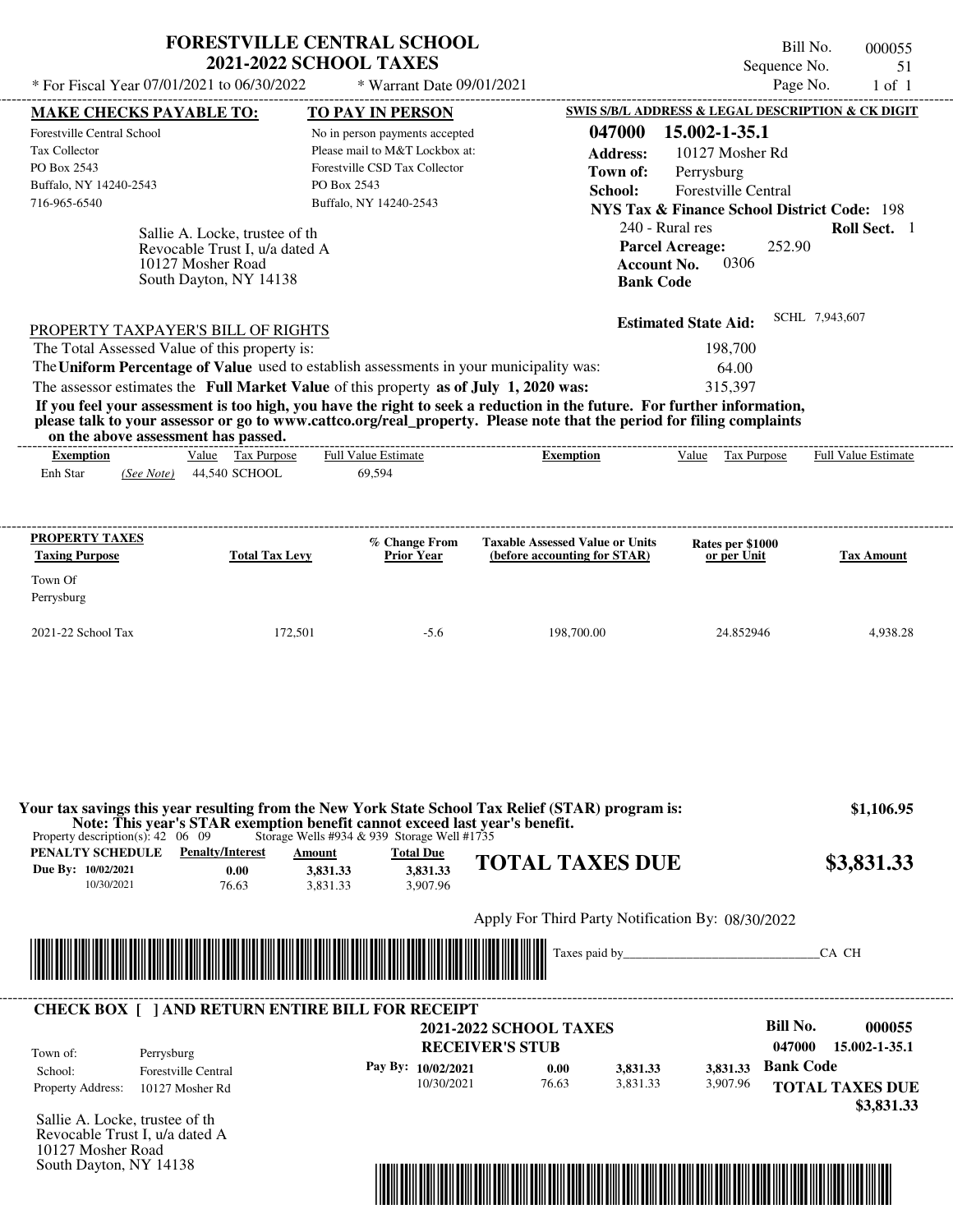# FORESTVILLE CENTRAL SCHOOL
## 2021-2022 SCHOOL TAXES

Bill No. 000055
Sequence No. 51
Page No. 1 of 1

\* For Fiscal Year 07/01/2021 to 06/30/2022 \* Warrant Date 09/01/2021

**MAKE CHECKS PAYABLE TO:**
Forestville Central School
Tax Collector
PO Box 2543
Buffalo, NY 14240-2543
716-965-6540

**TO PAY IN PERSON**
No in person payments accepted
Please mail to M&T Lockbox at:
Forestville CSD Tax Collector
PO Box 2543
Buffalo, NY 14240-2543

**SWIS S/B/L ADDRESS & LEGAL DESCRIPTION & CK DIGIT**
**047000 15.002-1-35.1**
**Address:** 10127 Mosher Rd
**Town of:** Perrysburg
**School:** Forestville Central
**NYS Tax & Finance School District Code:** 198
240 - Rural res **Roll Sect.** 1
**Parcel Acreage:** 252.90
**Account No.** 0306
**Bank Code**

Sallie A. Locke, trustee of th
Revocable Trust I, u/a dated A
10127 Mosher Road
South Dayton, NY 14138

**Estimated State Aid:** SCHL 7,943,607

PROPERTY TAXPAYER'S BILL OF RIGHTS

| | |
|---|---|
| The Total Assessed Value of this property is: | 198,700 |
| The **Uniform Percentage of Value** used to establish assessments in your municipality was: | 64.00 |
| The assessor estimates the **Full Market Value** of this property **as of July 1, 2020 was:** | 315,397 |

**If you feel your assessment is too high, you have the right to seek a reduction in the future. For further information, please talk to your assessor or go to www.cattco.org/real_property. Please note that the period for filing complaints on the above assessment has passed.**

| Exemption | Value | Tax Purpose | Full Value Estimate | Exemption | Value | Tax Purpose | Full Value Estimate |
|---|---|---|---|---|---|---|---|
| Enh Star *(See Note)* | 44,540 | SCHOOL | 69,594 | | | | |

| PROPERTY TAXES Taxing Purpose | Total Tax Levy | % Change From Prior Year | Taxable Assessed Value or Units (before accounting for STAR) | Rates per $1000 or per Unit | Tax Amount |
|---|---|---|---|---|---|
| Town Of Perrysburg | | | | | |
| 2021-22 School Tax | 172,501 | -5.6 | 198,700.00 | 24.852946 | 4,938.28 |

**Your tax savings this year resulting from the New York State School Tax Relief (STAR) program is:** **$1,106.95**
**Note: This year's STAR exemption benefit cannot exceed last year's benefit.**

Property description(s): 42 06 09 Storage Wells #934 & 939 Storage Well #1735

| PENALTY SCHEDULE | Penalty/Interest | Amount | Total Due |
|---|---|---|---|
| Due By: 10/02/2021 | 0.00 | 3,831.33 | 3,831.33 |
| 10/30/2021 | 76.63 | 3,831.33 | 3,907.96 |

**TOTAL TAXES DUE $3,831.33**

Apply For Third Party Notification By: 08/30/2022

Taxes paid by______________________________CA CH

**CHECK BOX [ ] AND RETURN ENTIRE BILL FOR RECEIPT**

**2021-2022 SCHOOL TAXES**
**RECEIVER'S STUB**

**Bill No. 000055**
**047000 15.002-1-35.1**

Town of: Perrysburg
School: Forestville Central
Property Address: 10127 Mosher Rd

| Pay By: | Penalty/Interest | Amount | Total Due |
|---|---|---|---|
| 10/02/2021 | 0.00 | 3,831.33 | 3,831.33 |
| 10/30/2021 | 76.63 | 3,831.33 | 3,907.96 |

**Bank Code**
**TOTAL TAXES DUE**
**$3,831.33**

Sallie A. Locke, trustee of th
Revocable Trust I, u/a dated A
10127 Mosher Road
South Dayton, NY 14138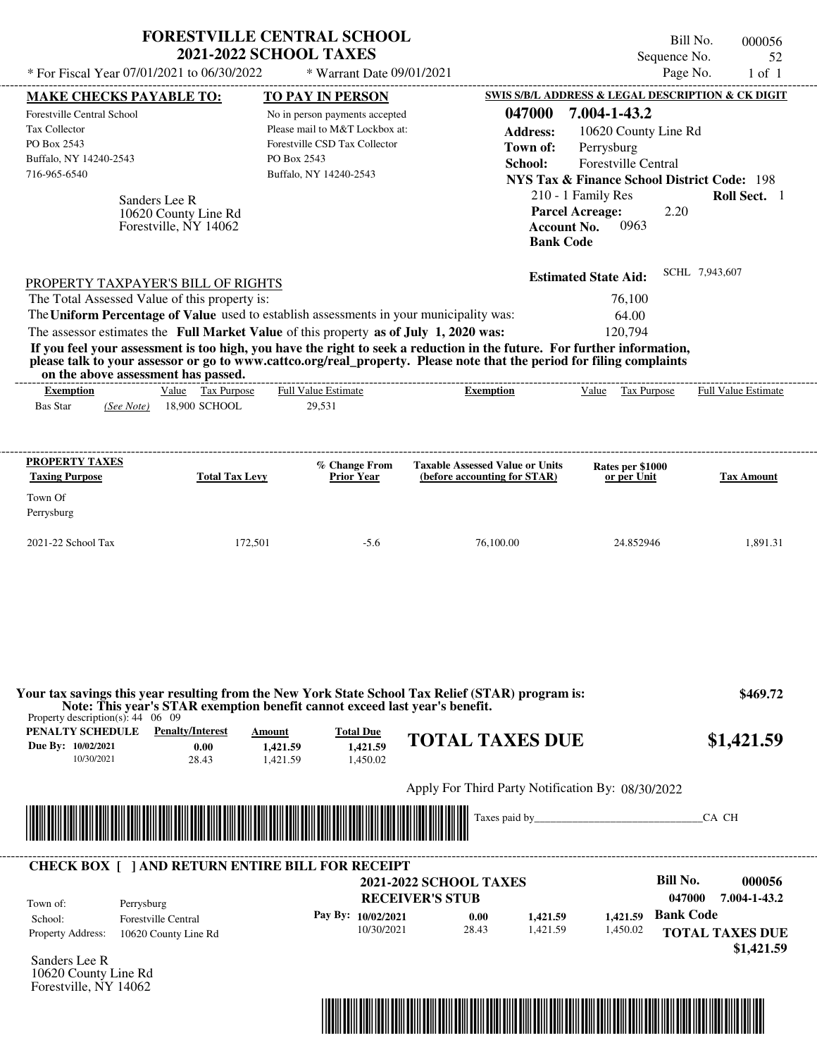# FORESTVILLE CENTRAL SCHOOL
## 2021-2022 SCHOOL TAXES

\* For Fiscal Year 07/01/2021 to 06/30/2022 \* Warrant Date 09/01/2021

Bill No. 000056
Sequence No. 52
Page No. 1 of 1

**MAKE CHECKS PAYABLE TO:**
Forestville Central School
Tax Collector
PO Box 2543
Buffalo, NY 14240-2543
716-965-6540

**TO PAY IN PERSON**
No in person payments accepted
Please mail to M&T Lockbox at:
Forestville CSD Tax Collector
PO Box 2543
Buffalo, NY 14240-2543

**SWIS S/B/L ADDRESS & LEGAL DESCRIPTION & CK DIGIT**
**047000 7.004-1-43.2**
**Address:** 10620 County Line Rd
**Town of:** Perrysburg
**School:** Forestville Central
**NYS Tax & Finance School District Code:** 198
210 - 1 Family Res **Roll Sect.** 1
**Parcel Acreage:** 2.20
**Account No.** 0963
**Bank Code**

Sanders Lee R
10620 County Line Rd
Forestville, NY 14062

**Estimated State Aid:** SCHL 7,943,607

PROPERTY TAXPAYER'S BILL OF RIGHTS

The Total Assessed Value of this property is: 76,100
The **Uniform Percentage of Value** used to establish assessments in your municipality was: 64.00
The assessor estimates the **Full Market Value** of this property **as of July 1, 2020 was:** 120,794

**If you feel your assessment is too high, you have the right to seek a reduction in the future. For further information, please talk to your assessor or go to www.cattco.org/real_property. Please note that the period for filing complaints on the above assessment has passed.**

| Exemption | Value | Tax Purpose | Full Value Estimate | Exemption | Value | Tax Purpose | Full Value Estimate |
|---|---|---|---|---|---|---|---|
| Bas Star *(See Note)* | 18,900 | SCHOOL | 29,531 | | | | |

| PROPERTY TAXES Taxing Purpose | Total Tax Levy | % Change From Prior Year | Taxable Assessed Value or Units (before accounting for STAR) | Rates per $1000 or per Unit | Tax Amount |
|---|---|---|---|---|---|
| Town Of Perrysburg | | | | | |
| 2021-22 School Tax | 172,501 | -5.6 | 76,100.00 | 24.852946 | 1,891.31 |

**Your tax savings this year resulting from the New York State School Tax Relief (STAR) program is: $469.72**
**Note: This year's STAR exemption benefit cannot exceed last year's benefit.**

Property description(s): 44 06 09

| PENALTY SCHEDULE | Penalty/Interest | Amount | Total Due |
|---|---|---|---|
| Due By: 10/02/2021 | 0.00 | 1,421.59 | 1,421.59 |
| 10/30/2021 | 28.43 | 1,421.59 | 1,450.02 |

**TOTAL TAXES DUE $1,421.59**

Apply For Third Party Notification By: 08/30/2022

Taxes paid by______________________________CA CH

**CHECK BOX [ ] AND RETURN ENTIRE BILL FOR RECEIPT**

**2021-2022 SCHOOL TAXES**
**RECEIVER'S STUB**

Bill No. **000056**
**047000 7.004-1-43.2**

Town of: Perrysburg
School: Forestville Central
Property Address: 10620 County Line Rd

| Pay By: | Penalty/Interest | Amount | Total Due |
|---|---|---|---|
| 10/02/2021 | 0.00 | 1,421.59 | 1,421.59 |
| 10/30/2021 | 28.43 | 1,421.59 | 1,450.02 |

**Bank Code**
**TOTAL TAXES DUE $1,421.59**

Sanders Lee R
10620 County Line Rd
Forestville, NY 14062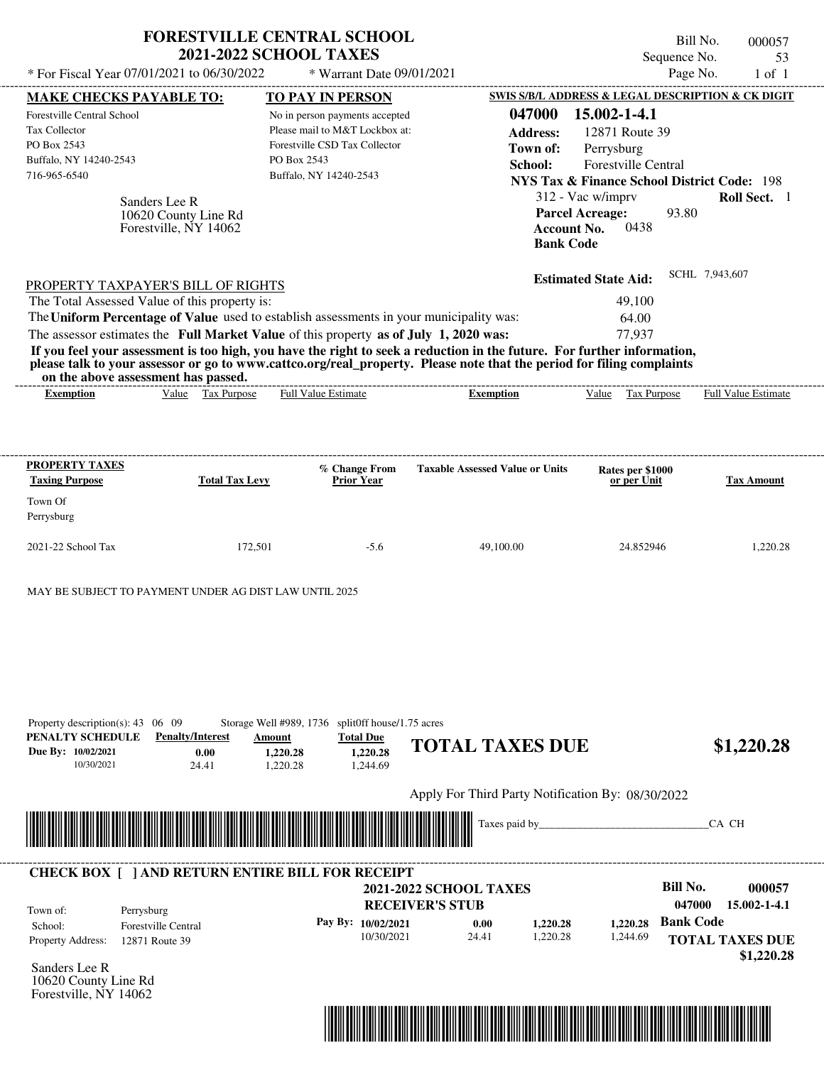# FORESTVILLE CENTRAL SCHOOL
## 2021-2022 SCHOOL TAXES

\* For Fiscal Year 07/01/2021 to 06/30/2022 &nbsp;&nbsp; \* Warrant Date 09/01/2021

Bill No. 000057
Sequence No. 53
Page No. 1 of 1

**MAKE CHECKS PAYABLE TO:**
Forestville Central School
Tax Collector
PO Box 2543
Buffalo, NY 14240-2543
716-965-6540

**TO PAY IN PERSON**
No in person payments accepted
Please mail to M&T Lockbox at:
Forestville CSD Tax Collector
PO Box 2543
Buffalo, NY 14240-2543

**SWIS S/B/L ADDRESS & LEGAL DESCRIPTION & CK DIGIT**
**047000 15.002-1-4.1**
**Address:** 12871 Route 39
**Town of:** Perrysburg
**School:** Forestville Central
**NYS Tax & Finance School District Code:** 198
312 - Vac w/imprv &nbsp;&nbsp; **Roll Sect.** 1
**Parcel Acreage:** 93.80
**Account No.** 0438
**Bank Code**

Sanders Lee R
10620 County Line Rd
Forestville, NY 14062

**Estimated State Aid:** SCHL 7,943,607

PROPERTY TAXPAYER'S BILL OF RIGHTS

| | |
|---|---|
| The Total Assessed Value of this property is: | 49,100 |
| The **Uniform Percentage of Value** used to establish assessments in your municipality was: | 64.00 |
| The assessor estimates the **Full Market Value** of this property **as of July 1, 2020 was:** | 77,937 |

**If you feel your assessment is too high, you have the right to seek a reduction in the future. For further information, please talk to your assessor or go to www.cattco.org/real_property. Please note that the period for filing complaints on the above assessment has passed.**

| Exemption | Value | Tax Purpose | Full Value Estimate | Exemption | Value | Tax Purpose | Full Value Estimate |
|---|---|---|---|---|---|---|---|

| PROPERTY TAXES Taxing Purpose | Total Tax Levy | % Change From Prior Year | Taxable Assessed Value or Units | Rates per $1000 or per Unit | Tax Amount |
|---|---|---|---|---|---|
| Town Of Perrysburg | | | | | |
| 2021-22 School Tax | 172,501 | -5.6 | 49,100.00 | 24.852946 | 1,220.28 |

MAY BE SUBJECT TO PAYMENT UNDER AG DIST LAW UNTIL 2025

Property description(s): 43 06 09 &nbsp;&nbsp; Storage Well #989, 1736 &nbsp;&nbsp; splitOff house/1.75 acres

| PENALTY SCHEDULE | Penalty/Interest | Amount | Total Due |
|---|---|---|---|
| Due By: 10/02/2021 | 0.00 | 1,220.28 | 1,220.28 |
| 10/30/2021 | 24.41 | 1,220.28 | 1,244.69 |

**TOTAL TAXES DUE** **$1,220.28**

Apply For Third Party Notification By: 08/30/2022

Taxes paid by_______________________________CA CH

**CHECK BOX [ ] AND RETURN ENTIRE BILL FOR RECEIPT**

**2021-2022 SCHOOL TAXES**
**RECEIVER'S STUB**

**Bill No. 000057**
**047000 15.002-1-4.1**

| | |
|---|---|
| Town of: | Perrysburg |
| School: | Forestville Central |
| Property Address: | 12871 Route 39 |

| Pay By: | Penalty/Interest | Amount | Total Due |
|---|---|---|---|
| 10/02/2021 | 0.00 | 1,220.28 | 1,220.28 |
| 10/30/2021 | 24.41 | 1,220.28 | 1,244.69 |

**Bank Code**

**TOTAL TAXES DUE $1,220.28**

Sanders Lee R
10620 County Line Rd
Forestville, NY 14062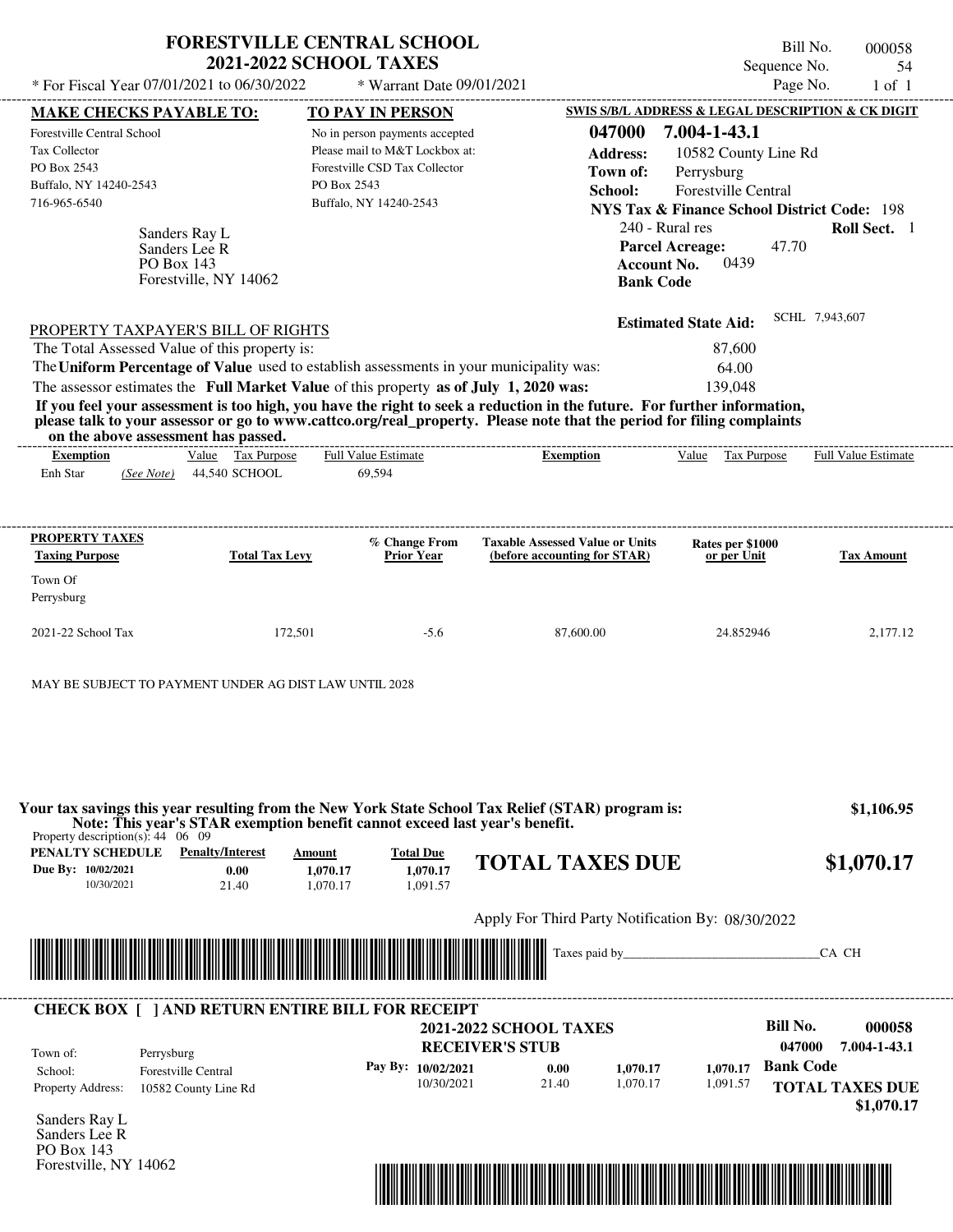# FORESTVILLE CENTRAL SCHOOL
## 2021-2022 SCHOOL TAXES

\* For Fiscal Year 07/01/2021 to 06/30/2022 \* Warrant Date 09/01/2021

Bill No. 000058
Sequence No. 54
Page No. 1 of 1

**MAKE CHECKS PAYABLE TO:**

Forestville Central School
Tax Collector
PO Box 2543
Buffalo, NY 14240-2543
716-965-6540

**TO PAY IN PERSON**

No in person payments accepted
Please mail to M&T Lockbox at:
Forestville CSD Tax Collector
PO Box 2543
Buffalo, NY 14240-2543

**SWIS S/B/L ADDRESS & LEGAL DESCRIPTION & CK DIGIT**

**047000 7.004-1-43.1**
**Address:** 10582 County Line Rd
**Town of:** Perrysburg
**School:** Forestville Central
**NYS Tax & Finance School District Code:** 198
240 - Rural res **Roll Sect.** 1
**Parcel Acreage:** 47.70
**Account No.** 0439
**Bank Code**

Sanders Ray L
Sanders Lee R
PO Box 143
Forestville, NY 14062

**Estimated State Aid:** SCHL 7,943,607

PROPERTY TAXPAYER'S BILL OF RIGHTS

The Total Assessed Value of this property is: 87,600
The **Uniform Percentage of Value** used to establish assessments in your municipality was: 64.00
The assessor estimates the **Full Market Value** of this property **as of July 1, 2020 was:** 139,048

**If you feel your assessment is too high, you have the right to seek a reduction in the future. For further information, please talk to your assessor or go to www.cattco.org/real_property. Please note that the period for filing complaints on the above assessment has passed.**

| Exemption | Value | Tax Purpose | Full Value Estimate | Exemption | Value | Tax Purpose | Full Value Estimate |
|---|---|---|---|---|---|---|---|
| Enh Star *(See Note)* | 44,540 | SCHOOL | 69,594 | | | | |

| PROPERTY TAXES Taxing Purpose | Total Tax Levy | % Change From Prior Year | Taxable Assessed Value or Units (before accounting for STAR) | Rates per $1000 or per Unit | Tax Amount |
|---|---|---|---|---|---|
| Town Of Perrysburg | | | | | |
| 2021-22 School Tax | 172,501 | -5.6 | 87,600.00 | 24.852946 | 2,177.12 |

MAY BE SUBJECT TO PAYMENT UNDER AG DIST LAW UNTIL 2028

**Your tax savings this year resulting from the New York State School Tax Relief (STAR) program is:** **$1,106.95**
**Note: This year's STAR exemption benefit cannot exceed last year's benefit.**

Property description(s): 44 06 09

| PENALTY SCHEDULE | Penalty/Interest | Amount | Total Due |
|---|---|---|---|
| Due By: 10/02/2021 | 0.00 | 1,070.17 | 1,070.17 |
| 10/30/2021 | 21.40 | 1,070.17 | 1,091.57 |

**TOTAL TAXES DUE** **$1,070.17**

Apply For Third Party Notification By: 08/30/2022

Taxes paid by_______________________________CA CH

---

**CHECK BOX [ ] AND RETURN ENTIRE BILL FOR RECEIPT**

**2021-2022 SCHOOL TAXES**
**RECEIVER'S STUB**

**Bill No.** 000058
047000 7.004-1-43.1

Town of: Perrysburg
School: Forestville Central
Property Address: 10582 County Line Rd

| | Penalty/Interest | Amount | Total Due |
|---|---|---|---|
| Pay By: 10/02/2021 | 0.00 | 1,070.17 | 1,070.17 |
| 10/30/2021 | 21.40 | 1,070.17 | 1,091.57 |

**Bank Code**

**TOTAL TAXES DUE** **$1,070.17**

Sanders Ray L
Sanders Lee R
PO Box 143
Forestville, NY 14062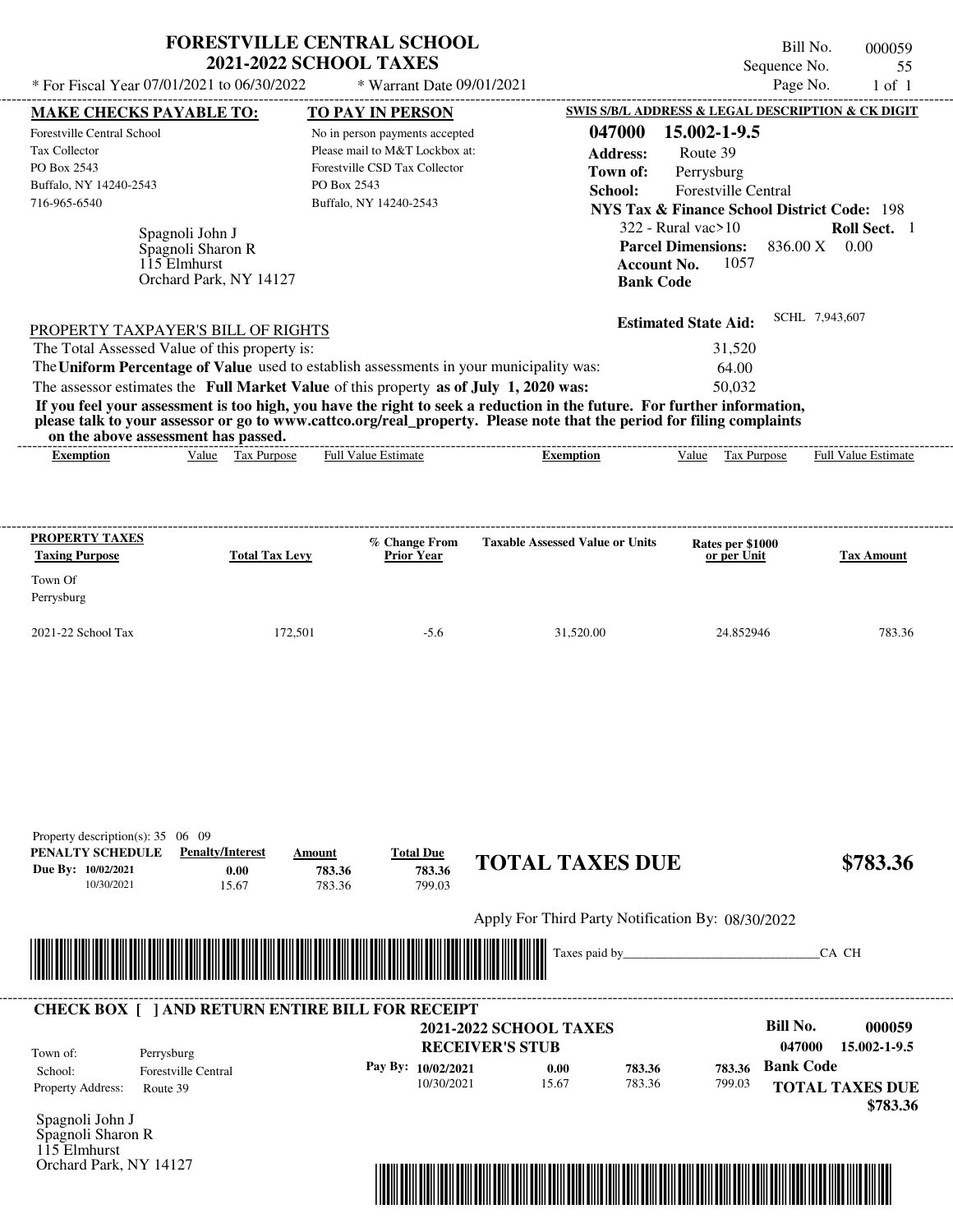# FORESTVILLE CENTRAL SCHOOL
## 2021-2022 SCHOOL TAXES

\* For Fiscal Year 07/01/2021 to 06/30/2022 \* Warrant Date 09/01/2021

Bill No. 000059
Sequence No. 55
Page No. 1 of 1

**MAKE CHECKS PAYABLE TO:**
Forestville Central School
Tax Collector
PO Box 2543
Buffalo, NY 14240-2543
716-965-6540

**TO PAY IN PERSON**
No in person payments accepted
Please mail to M&T Lockbox at:
Forestville CSD Tax Collector
PO Box 2543
Buffalo, NY 14240-2543

**SWIS S/B/L ADDRESS & LEGAL DESCRIPTION & CK DIGIT**
**047000 15.002-1-9.5**
**Address:** Route 39
**Town of:** Perrysburg
**School:** Forestville Central
**NYS Tax & Finance School District Code:** 198
322 - Rural vac>10 **Roll Sect.** 1
**Parcel Dimensions:** 836.00 X 0.00
**Account No.** 1057
**Bank Code**

Spagnoli John J
Spagnoli Sharon R
115 Elmhurst
Orchard Park, NY 14127

**Estimated State Aid:** SCHL 7,943,607

PROPERTY TAXPAYER'S BILL OF RIGHTS

The Total Assessed Value of this property is: 31,520
The **Uniform Percentage of Value** used to establish assessments in your municipality was: 64.00
The assessor estimates the **Full Market Value** of this property **as of July 1, 2020 was:** 50,032

**If you feel your assessment is too high, you have the right to seek a reduction in the future. For further information, please talk to your assessor or go to www.cattco.org/real_property. Please note that the period for filing complaints on the above assessment has passed.**

| Exemption | Value | Tax Purpose | Full Value Estimate | Exemption | Value | Tax Purpose | Full Value Estimate |
|---|---|---|---|---|---|---|---|

| PROPERTY TAXES Taxing Purpose | Total Tax Levy | % Change From Prior Year | Taxable Assessed Value or Units | Rates per $1000 or per Unit | Tax Amount |
|---|---|---|---|---|---|
| Town Of Perrysburg | | | | | |
| 2021-22 School Tax | 172,501 | -5.6 | 31,520.00 | 24.852946 | 783.36 |

Property description(s): 35 06 09

| PENALTY SCHEDULE | Penalty/Interest | Amount | Total Due |
|---|---|---|---|
| Due By: 10/02/2021 | 0.00 | 783.36 | 783.36 |
| 10/30/2021 | 15.67 | 783.36 | 799.03 |

**TOTAL TAXES DUE $783.36**

Apply For Third Party Notification By: 08/30/2022

Taxes paid by_______________________________CA CH

**CHECK BOX [ ] AND RETURN ENTIRE BILL FOR RECEIPT**

**2021-2022 SCHOOL TAXES**
**RECEIVER'S STUB**

**Bill No. 000059**
**047000 15.002-1-9.5**

Town of: Perrysburg
School: Forestville Central
Property Address: Route 39

| Pay By: | | | | |
|---|---|---|---|---|
| 10/02/2021 | 0.00 | 783.36 | 783.36 | **Bank Code** |
| 10/30/2021 | 15.67 | 783.36 | 799.03 | |

**TOTAL TAXES DUE $783.36**

Spagnoli John J
Spagnoli Sharon R
115 Elmhurst
Orchard Park, NY 14127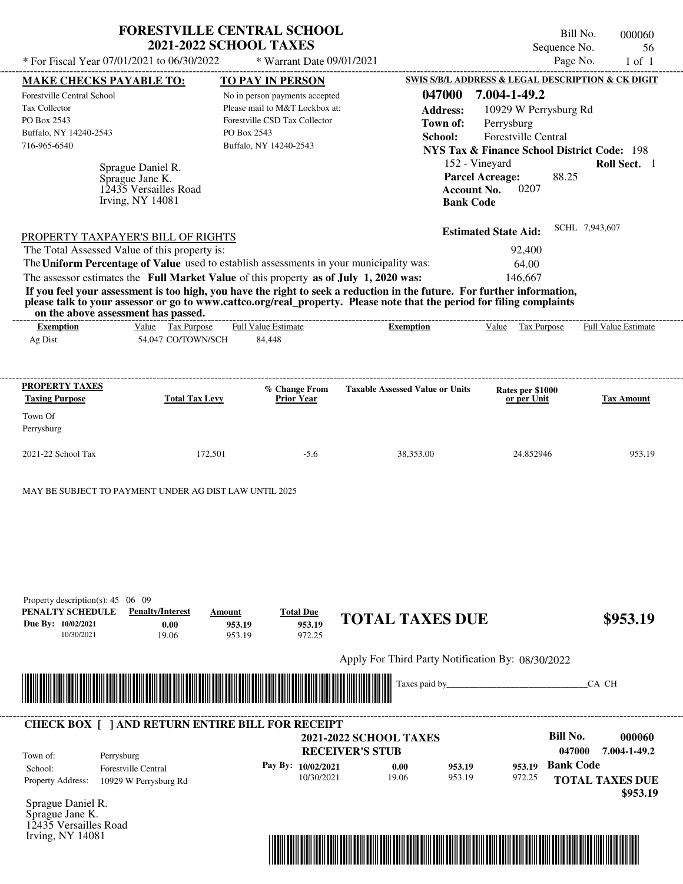# FORESTVILLE CENTRAL SCHOOL
## 2021-2022 SCHOOL TAXES

* For Fiscal Year 07/01/2021 to 06/30/2022 * Warrant Date 09/01/2021

Bill No. 000060
Sequence No. 56
Page No. 1 of 1

**MAKE CHECKS PAYABLE TO:**
Forestville Central School
Tax Collector
PO Box 2543
Buffalo, NY 14240-2543
716-965-6540

**TO PAY IN PERSON**
No in person payments accepted
Please mail to M&T Lockbox at:
Forestville CSD Tax Collector
PO Box 2543
Buffalo, NY 14240-2543

**SWIS S/B/L ADDRESS & LEGAL DESCRIPTION & CK DIGIT**
**047000 7.004-1-49.2**
**Address:** 10929 W Perrysburg Rd
**Town of:** Perrysburg
**School:** Forestville Central
**NYS Tax & Finance School District Code:** 198
152 - Vineyard **Roll Sect.** 1
**Parcel Acreage:** 88.25
**Account No.** 0207
**Bank Code**

Sprague Daniel R.
Sprague Jane K.
12435 Versailles Road
Irving, NY 14081

**Estimated State Aid:** SCHL 7,943,607

PROPERTY TAXPAYER'S BILL OF RIGHTS

The Total Assessed Value of this property is: 92,400
The **Uniform Percentage of Value** used to establish assessments in your municipality was: 64.00
The assessor estimates the **Full Market Value** of this property **as of July 1, 2020 was:** 146,667

**If you feel your assessment is too high, you have the right to seek a reduction in the future. For further information, please talk to your assessor or go to www.cattco.org/real_property. Please note that the period for filing complaints on the above assessment has passed.**

| Exemption | Value | Tax Purpose | Full Value Estimate | Exemption | Value | Tax Purpose | Full Value Estimate |
|---|---|---|---|---|---|---|---|
| Ag Dist | 54,047 | CO/TOWN/SCH | 84,448 | | | | |

| PROPERTY TAXES Taxing Purpose | Total Tax Levy | % Change From Prior Year | Taxable Assessed Value or Units | Rates per $1000 or per Unit | Tax Amount |
|---|---|---|---|---|---|
| Town Of Perrysburg | | | | | |
| 2021-22 School Tax | 172,501 | -5.6 | 38,353.00 | 24.852946 | 953.19 |

MAY BE SUBJECT TO PAYMENT UNDER AG DIST LAW UNTIL 2025

Property description(s): 45 06 09

| PENALTY SCHEDULE | Penalty/Interest | Amount | Total Due |
|---|---|---|---|
| Due By: 10/02/2021 | 0.00 | 953.19 | 953.19 |
| 10/30/2021 | 19.06 | 953.19 | 972.25 |

**TOTAL TAXES DUE $953.19**

Apply For Third Party Notification By: 08/30/2022

Taxes paid by_______________________________CA CH

---

**CHECK BOX [ ] AND RETURN ENTIRE BILL FOR RECEIPT**

**2021-2022 SCHOOL TAXES**
**RECEIVER'S STUB**

**Bill No. 000060**
**047000 7.004-1-49.2**

Town of: Perrysburg
School: Forestville Central
Property Address: 10929 W Perrysburg Rd

| Pay By: | | | |
|---|---|---|---|
| 10/02/2021 | 0.00 | 953.19 | 953.19 |
| 10/30/2021 | 19.06 | 953.19 | 972.25 |

**Bank Code**

**TOTAL TAXES DUE $953.19**

Sprague Daniel R.
Sprague Jane K.
12435 Versailles Road
Irving, NY 14081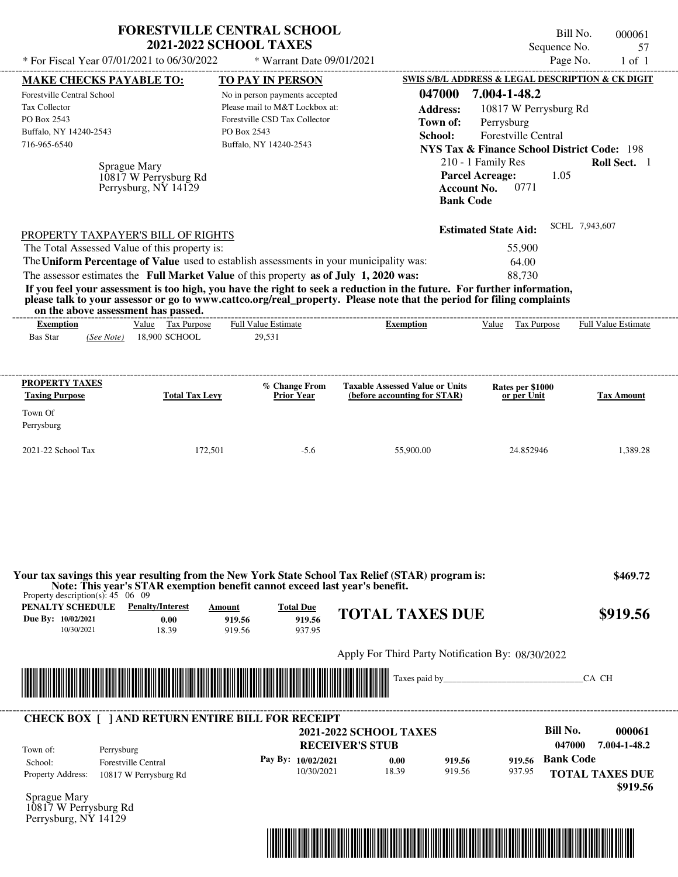# FORESTVILLE CENTRAL SCHOOL
## 2021-2022 SCHOOL TAXES

\* For Fiscal Year 07/01/2021 to 06/30/2022 \* Warrant Date 09/01/2021

Bill No. 000061
Sequence No. 57
Page No. 1 of 1

| MAKE CHECKS PAYABLE TO: | TO PAY IN PERSON | SWIS S/B/L ADDRESS & LEGAL DESCRIPTION & CK DIGIT |
|---|---|---|
| Forestville Central School<br>Tax Collector<br>PO Box 2543<br>Buffalo, NY 14240-2543<br>716-965-6540 | No in person payments accepted<br>Please mail to M&T Lockbox at:<br>Forestville CSD Tax Collector<br>PO Box 2543<br>Buffalo, NY 14240-2543 | **047000 7.004-1-48.2**<br>**Address:** 10817 W Perrysburg Rd<br>**Town of:** Perrysburg<br>**School:** Forestville Central<br>**NYS Tax & Finance School District Code:** 198<br>210 - 1 Family Res **Roll Sect.** 1<br>**Parcel Acreage:** 1.05<br>**Account No.** 0771<br>**Bank Code** |

Sprague Mary
10817 W Perrysburg Rd
Perrysburg, NY 14129

**Estimated State Aid:** SCHL 7,943,607

PROPERTY TAXPAYER'S BILL OF RIGHTS

The Total Assessed Value of this property is: 55,900

The **Uniform Percentage of Value** used to establish assessments in your municipality was: 64.00

The assessor estimates the **Full Market Value** of this property **as of July 1, 2020 was:** 88,730

**If you feel your assessment is too high, you have the right to seek a reduction in the future. For further information, please talk to your assessor or go to www.cattco.org/real_property. Please note that the period for filing complaints on the above assessment has passed.**

| Exemption | Value | Tax Purpose | Full Value Estimate | Exemption | Value | Tax Purpose | Full Value Estimate |
|---|---|---|---|---|---|---|---|
| Bas Star *(See Note)* | 18,900 | SCHOOL | 29,531 | | | | |

| PROPERTY TAXES<br>Taxing Purpose | Total Tax Levy | % Change From Prior Year | Taxable Assessed Value or Units (before accounting for STAR) | Rates per $1000 or per Unit | Tax Amount |
|---|---|---|---|---|---|
| Town Of<br>Perrysburg | | | | | |
| 2021-22 School Tax | 172,501 | -5.6 | 55,900.00 | 24.852946 | 1,389.28 |

**Your tax savings this year resulting from the New York State School Tax Relief (STAR) program is:** **$469.72**

**Note: This year's STAR exemption benefit cannot exceed last year's benefit.**

Property description(s): 45 06 09

| PENALTY SCHEDULE | Penalty/Interest | Amount | Total Due |
|---|---|---|---|
| Due By: 10/02/2021 | 0.00 | 919.56 | 919.56 |
| 10/30/2021 | 18.39 | 919.56 | 937.95 |

**TOTAL TAXES DUE** **$919.56**

Apply For Third Party Notification By: 08/30/2022

Taxes paid by\_\_\_\_\_\_\_\_\_\_\_\_\_\_\_\_\_\_\_\_\_\_\_\_\_\_\_\_\_\_CA CH

**CHECK BOX [ ] AND RETURN ENTIRE BILL FOR RECEIPT**

**2021-2022 SCHOOL TAXES**
**RECEIVER'S STUB**

**Bill No. 000061**
**047000 7.004-1-48.2**

| | |
|---|---|
| Town of: | Perrysburg |
| School: | Forestville Central |
| Property Address: | 10817 W Perrysburg Rd |

| Pay By: | Penalty/Interest | Amount | Total Due |
|---|---|---|---|
| 10/02/2021 | 0.00 | 919.56 | 919.56 |
| 10/30/2021 | 18.39 | 919.56 | 937.95 |

**Bank Code**

**TOTAL TAXES DUE** **$919.56**

Sprague Mary
10817 W Perrysburg Rd
Perrysburg, NY 14129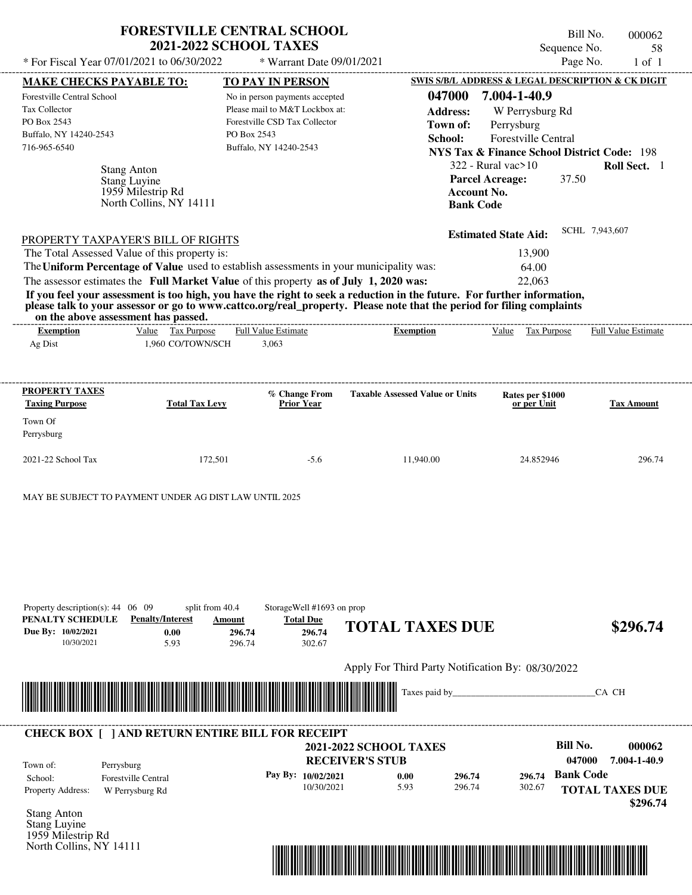# FORESTVILLE CENTRAL SCHOOL
## 2021-2022 SCHOOL TAXES

\* For Fiscal Year 07/01/2021 to 06/30/2022 — \* Warrant Date 09/01/2021

Bill No. 000062
Sequence No. 58
Page No. 1 of 1

**MAKE CHECKS PAYABLE TO:**
Forestville Central School
Tax Collector
PO Box 2543
Buffalo, NY 14240-2543
716-965-6540

**TO PAY IN PERSON**
No in person payments accepted
Please mail to M&T Lockbox at:
Forestville CSD Tax Collector
PO Box 2543
Buffalo, NY 14240-2543

**SWIS S/B/L ADDRESS & LEGAL DESCRIPTION & CK DIGIT**
**047000 7.004-1-40.9**
**Address:** W Perrysburg Rd
**Town of:** Perrysburg
**School:** Forestville Central
**NYS Tax & Finance School District Code:** 198
322 - Rural vac>10 — **Roll Sect.** 1
**Parcel Acreage:** 37.50
**Account No.**
**Bank Code**

Stang Anton
Stang Luyine
1959 Milestrip Rd
North Collins, NY 14111

**Estimated State Aid:** SCHL 7,943,607

PROPERTY TAXPAYER'S BILL OF RIGHTS

The Total Assessed Value of this property is: 13,900
The **Uniform Percentage of Value** used to establish assessments in your municipality was: 64.00
The assessor estimates the **Full Market Value** of this property **as of July 1, 2020 was:** 22,063

**If you feel your assessment is too high, you have the right to seek a reduction in the future. For further information, please talk to your assessor or go to www.cattco.org/real_property. Please note that the period for filing complaints on the above assessment has passed.**

| Exemption | Value | Tax Purpose | Full Value Estimate | Exemption | Value | Tax Purpose | Full Value Estimate |
|---|---|---|---|---|---|---|---|
| Ag Dist | 1,960 | CO/TOWN/SCH | 3,063 | | | | |

| PROPERTY TAXES Taxing Purpose | Total Tax Levy | % Change From Prior Year | Taxable Assessed Value or Units | Rates per $1000 or per Unit | Tax Amount |
|---|---|---|---|---|---|
| Town Of Perrysburg | | | | | |
| 2021-22 School Tax | 172,501 | -5.6 | 11,940.00 | 24.852946 | 296.74 |

MAY BE SUBJECT TO PAYMENT UNDER AG DIST LAW UNTIL 2025

Property description(s): 44 06 09 — split from 40.4 — StorageWell #1693 on prop

| PENALTY SCHEDULE | Penalty/Interest | Amount | Total Due |
|---|---|---|---|
| Due By: 10/02/2021 | 0.00 | 296.74 | 296.74 |
| 10/30/2021 | 5.93 | 296.74 | 302.67 |

**TOTAL TAXES DUE** **$296.74**

Apply For Third Party Notification By: 08/30/2022

Taxes paid by______________________________CA CH

---

**CHECK BOX [ ] AND RETURN ENTIRE BILL FOR RECEIPT**

**2021-2022 SCHOOL TAXES**
**RECEIVER'S STUB**

**Bill No. 000062**
047000 7.004-1-40.9

Town of: Perrysburg
School: Forestville Central
Property Address: W Perrysburg Rd

| Pay By: | | | |
|---|---|---|---|
| 10/02/2021 | 0.00 | 296.74 | 296.74 |
| 10/30/2021 | 5.93 | 296.74 | 302.67 |

**Bank Code**

**TOTAL TAXES DUE** **$296.74**

Stang Anton
Stang Luyine
1959 Milestrip Rd
North Collins, NY 14111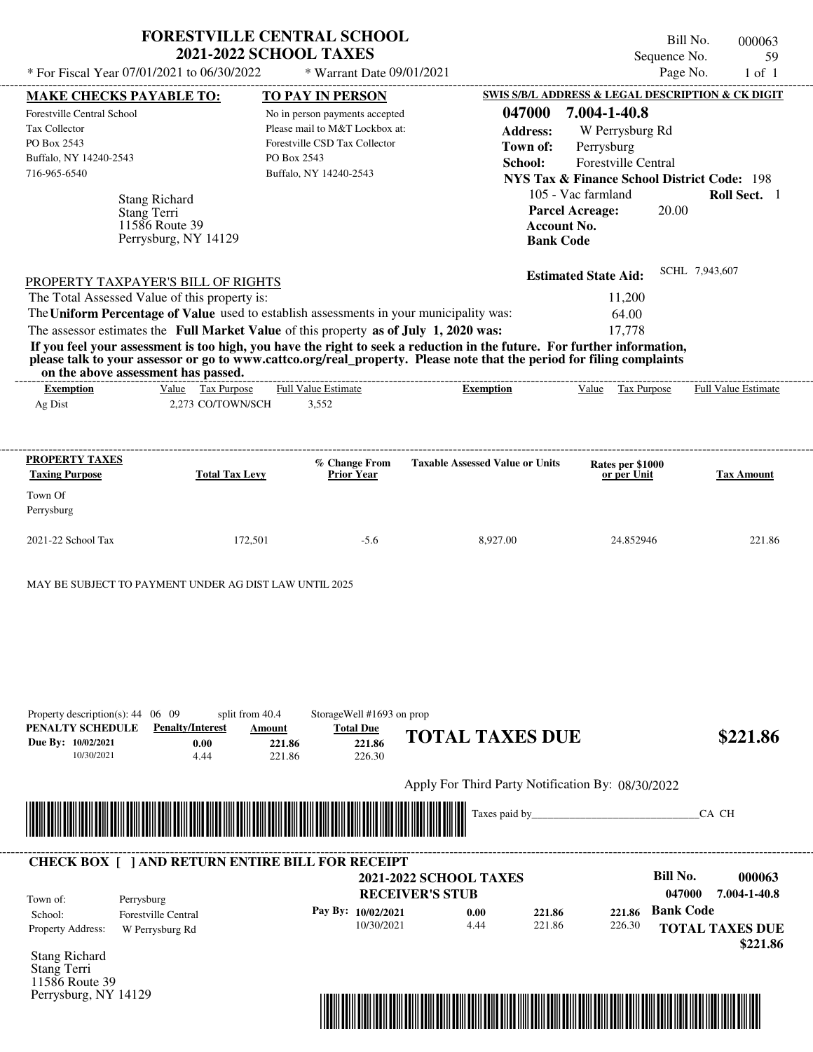# FORESTVILLE CENTRAL SCHOOL
## 2021-2022 SCHOOL TAXES

Bill No. 000063
Sequence No. 59
Page No. 1 of 1

* For Fiscal Year 07/01/2021 to 06/30/2022 * Warrant Date 09/01/2021

| MAKE CHECKS PAYABLE TO: | TO PAY IN PERSON | SWIS S/B/L ADDRESS & LEGAL DESCRIPTION & CK DIGIT |
|---|---|---|
| Forestville Central School | No in person payments accepted | 047000 7.004-1-40.8 |
| Tax Collector | Please mail to M&T Lockbox at: | Address: W Perrysburg Rd |
| PO Box 2543 | Forestville CSD Tax Collector | Town of: Perrysburg |
| Buffalo, NY 14240-2543 | PO Box 2543 | School: Forestville Central |
| 716-965-6540 | Buffalo, NY 14240-2543 | NYS Tax & Finance School District Code: 198 |

Stang Richard
Stang Terri
11586 Route 39
Perrysburg, NY 14129

105 - Vac farmland    **Roll Sect.** 1
**Parcel Acreage:** 20.00
**Account No.**
**Bank Code**

**Estimated State Aid:** SCHL 7,943,607

PROPERTY TAXPAYER'S BILL OF RIGHTS

The Total Assessed Value of this property is: 11,200
The **Uniform Percentage of Value** used to establish assessments in your municipality was: 64.00
The assessor estimates the **Full Market Value** of this property **as of July 1, 2020 was:** 17,778

**If you feel your assessment is too high, you have the right to seek a reduction in the future. For further information, please talk to your assessor or go to www.cattco.org/real_property. Please note that the period for filing complaints on the above assessment has passed.**

| Exemption | Value | Tax Purpose | Full Value Estimate | Exemption | Value | Tax Purpose | Full Value Estimate |
|---|---|---|---|---|---|---|---|
| Ag Dist | 2,273 | CO/TOWN/SCH | 3,552 | | | | |

| PROPERTY TAXES Taxing Purpose | Total Tax Levy | % Change From Prior Year | Taxable Assessed Value or Units | Rates per $1000 or per Unit | Tax Amount |
|---|---|---|---|---|---|
| Town Of Perrysburg | | | | | |
| 2021-22 School Tax | 172,501 | -5.6 | 8,927.00 | 24.852946 | 221.86 |

MAY BE SUBJECT TO PAYMENT UNDER AG DIST LAW UNTIL 2025

Property description(s): 44 06 09    split from 40.4    StorageWell #1693 on prop

| PENALTY SCHEDULE | Penalty/Interest | Amount | Total Due |
|---|---|---|---|
| Due By: 10/02/2021 | 0.00 | 221.86 | 221.86 |
| 10/30/2021 | 4.44 | 221.86 | 226.30 |

**TOTAL TAXES DUE $221.86**

Apply For Third Party Notification By: 08/30/2022

Taxes paid by_______________________________CA CH

---

**CHECK BOX [ ] AND RETURN ENTIRE BILL FOR RECEIPT**

**2021-2022 SCHOOL TAXES**
**RECEIVER'S STUB**

Bill No. 000063
047000 7.004-1-40.8

Town of: Perrysburg
School: Forestville Central
Property Address: W Perrysburg Rd

| Pay By: | | | |
|---|---|---|---|
| 10/02/2021 | 0.00 | 221.86 | 221.86 |
| 10/30/2021 | 4.44 | 221.86 | 226.30 |

**Bank Code**

**TOTAL TAXES DUE $221.86**

Stang Richard
Stang Terri
11586 Route 39
Perrysburg, NY 14129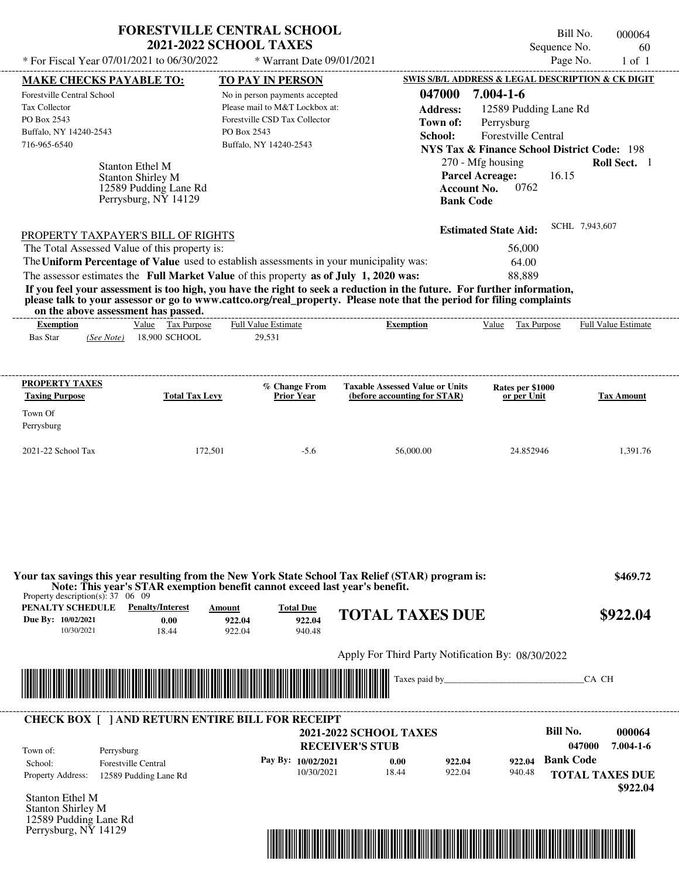# FORESTVILLE CENTRAL SCHOOL
## 2021-2022 SCHOOL TAXES

\* For Fiscal Year 07/01/2021 to 06/30/2022 &nbsp;&nbsp; \* Warrant Date 09/01/2021

Bill No. 000064
Sequence No. 60
Page No. 1 of 1

**MAKE CHECKS PAYABLE TO:**
Forestville Central School
Tax Collector
PO Box 2543
Buffalo, NY 14240-2543
716-965-6540

**TO PAY IN PERSON**
No in person payments accepted
Please mail to M&T Lockbox at:
Forestville CSD Tax Collector
PO Box 2543
Buffalo, NY 14240-2543

**SWIS S/B/L ADDRESS & LEGAL DESCRIPTION & CK DIGIT**
**047000 7.004-1-6**
**Address:** 12589 Pudding Lane Rd
**Town of:** Perrysburg
**School:** Forestville Central
**NYS Tax & Finance School District Code:** 198
270 - Mfg housing &nbsp;&nbsp; **Roll Sect.** 1
**Parcel Acreage:** 16.15
**Account No.** 0762
**Bank Code**

Stanton Ethel M
Stanton Shirley M
12589 Pudding Lane Rd
Perrysburg, NY 14129

**Estimated State Aid:** SCHL 7,943,607

PROPERTY TAXPAYER'S BILL OF RIGHTS

The Total Assessed Value of this property is: 56,000
The **Uniform Percentage of Value** used to establish assessments in your municipality was: 64.00
The assessor estimates the **Full Market Value** of this property **as of July 1, 2020 was:** 88,889

**If you feel your assessment is too high, you have the right to seek a reduction in the future. For further information, please talk to your assessor or go to www.cattco.org/real_property. Please note that the period for filing complaints on the above assessment has passed.**

| Exemption | Value | Tax Purpose | Full Value Estimate | Exemption | Value | Tax Purpose | Full Value Estimate |
|---|---|---|---|---|---|---|---|
| Bas Star *(See Note)* | 18,900 | SCHOOL | 29,531 | | | | |

| PROPERTY TAXES Taxing Purpose | Total Tax Levy | % Change From Prior Year | Taxable Assessed Value or Units (before accounting for STAR) | Rates per $1000 or per Unit | Tax Amount |
|---|---|---|---|---|---|
| Town Of Perrysburg | | | | | |
| 2021-22 School Tax | 172,501 | -5.6 | 56,000.00 | 24.852946 | 1,391.76 |

**Your tax savings this year resulting from the New York State School Tax Relief (STAR) program is: $469.72**
**Note: This year's STAR exemption benefit cannot exceed last year's benefit.**

Property description(s): 37 06 09

| PENALTY SCHEDULE | Penalty/Interest | Amount | Total Due |
|---|---|---|---|
| Due By: 10/02/2021 | 0.00 | 922.04 | 922.04 |
| 10/30/2021 | 18.44 | 922.04 | 940.48 |

**TOTAL TAXES DUE $922.04**

Apply For Third Party Notification By: 08/30/2022

Taxes paid by_______________________________CA CH

---

**CHECK BOX [ ] AND RETURN ENTIRE BILL FOR RECEIPT**

**2021-2022 SCHOOL TAXES**
**RECEIVER'S STUB**

**Bill No. 000064**
047000 7.004-1-6

Town of: Perrysburg
School: Forestville Central
Property Address: 12589 Pudding Lane Rd

| Pay By: | | | |
|---|---|---|---|
| 10/02/2021 | 0.00 | 922.04 | 922.04 |
| 10/30/2021 | 18.44 | 922.04 | 940.48 |

**Bank Code**

**TOTAL TAXES DUE $922.04**

Stanton Ethel M
Stanton Shirley M
12589 Pudding Lane Rd
Perrysburg, NY 14129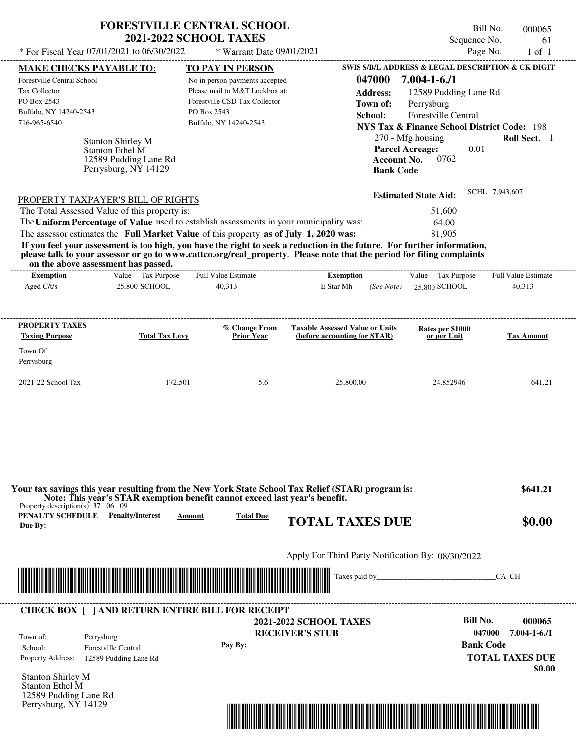# FORESTVILLE CENTRAL SCHOOL
## 2021-2022 SCHOOL TAXES

\* For Fiscal Year 07/01/2021 to 06/30/2022 \* Warrant Date 09/01/2021

Bill No. 000065
Sequence No. 61
Page No. 1 of 1

**MAKE CHECKS PAYABLE TO:**

Forestville Central School
Tax Collector
PO Box 2543
Buffalo, NY 14240-2543
716-965-6540

**TO PAY IN PERSON**

No in person payments accepted
Please mail to M&T Lockbox at:
Forestville CSD Tax Collector
PO Box 2543
Buffalo, NY 14240-2543

**SWIS S/B/L ADDRESS & LEGAL DESCRIPTION & CK DIGIT**

**047000 7.004-1-6./1**
**Address:** 12589 Pudding Lane Rd
**Town of:** Perrysburg
**School:** Forestville Central
**NYS Tax & Finance School District Code:** 198
270 - Mfg housing **Roll Sect.** 1
**Parcel Acreage:** 0.01
**Account No.** 0762
**Bank Code**

Stanton Shirley M
Stanton Ethel M
12589 Pudding Lane Rd
Perrysburg, NY 14129

**Estimated State Aid:** SCHL 7,943,607

PROPERTY TAXPAYER'S BILL OF RIGHTS

| | |
|---|---|
| The Total Assessed Value of this property is: | 51,600 |
| The **Uniform Percentage of Value** used to establish assessments in your municipality was: | 64.00 |
| The assessor estimates the **Full Market Value** of this property **as of July 1, 2020 was:** | 81,905 |

**If you feel your assessment is too high, you have the right to seek a reduction in the future. For further information, please talk to your assessor or go to www.cattco.org/real_property. Please note that the period for filing complaints on the above assessment has passed.**

| Exemption | Value | Tax Purpose | Full Value Estimate | Exemption | Value | Tax Purpose | Full Value Estimate |
|---|---|---|---|---|---|---|---|
| Aged C/t/s | 25,800 | SCHOOL | 40,313 | E Star Mh (See Note) | 25,800 | SCHOOL | 40,313 |

| PROPERTY TAXES Taxing Purpose | Total Tax Levy | % Change From Prior Year | Taxable Assessed Value or Units (before accounting for STAR) | Rates per $1000 or per Unit | Tax Amount |
|---|---|---|---|---|---|
| Town Of Perrysburg | | | | | |
| 2021-22 School Tax | 172,501 | -5.6 | 25,800.00 | 24.852946 | 641.21 |

**Your tax savings this year resulting from the New York State School Tax Relief (STAR) program is:** **$641.21**
**Note: This year's STAR exemption benefit cannot exceed last year's benefit.**

Property description(s): 37 06 09

| PENALTY SCHEDULE Due By: | Penalty/Interest | Amount | Total Due |
|---|---|---|---|

**TOTAL TAXES DUE** **$0.00**

Apply For Third Party Notification By: 08/30/2022

Taxes paid by\_\_\_\_\_\_\_\_\_\_\_\_\_\_\_\_\_\_\_\_\_\_\_\_\_\_\_\_\_\_CA CH

---

**CHECK BOX [ ] AND RETURN ENTIRE BILL FOR RECEIPT**

**2021-2022 SCHOOL TAXES**
**RECEIVER'S STUB**

**Bill No.** **000065**
**047000 7.004-1-6./1**
**Bank Code**

Town of: Perrysburg
School: Forestville Central
Property Address: 12589 Pudding Lane Rd

**Pay By:**

**TOTAL TAXES DUE**
**$0.00**

Stanton Shirley M
Stanton Ethel M
12589 Pudding Lane Rd
Perrysburg, NY 14129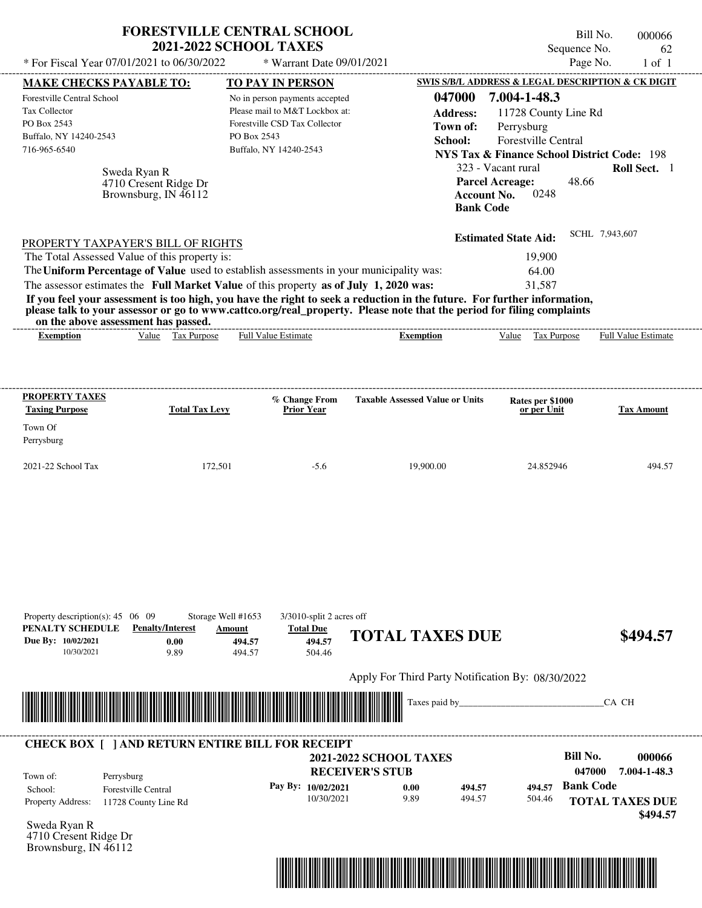# FORESTVILLE CENTRAL SCHOOL
## 2021-2022 SCHOOL TAXES

Bill No. 000066
Sequence No. 62
Page No. 1 of 1

\* For Fiscal Year 07/01/2021 to 06/30/2022 \* Warrant Date 09/01/2021

**MAKE CHECKS PAYABLE TO:**
Forestville Central School
Tax Collector
PO Box 2543
Buffalo, NY 14240-2543
716-965-6540

**TO PAY IN PERSON**
No in person payments accepted
Please mail to M&T Lockbox at:
Forestville CSD Tax Collector
PO Box 2543
Buffalo, NY 14240-2543

**SWIS S/B/L ADDRESS & LEGAL DESCRIPTION & CK DIGIT**
**047000 7.004-1-48.3**
**Address:** 11728 County Line Rd
**Town of:** Perrysburg
**School:** Forestville Central
**NYS Tax & Finance School District Code:** 198
323 - Vacant rural **Roll Sect.** 1
**Parcel Acreage:** 48.66
**Account No.** 0248
**Bank Code**

Sweda Ryan R
4710 Cresent Ridge Dr
Brownsburg, IN 46112

**Estimated State Aid:** SCHL 7,943,607

PROPERTY TAXPAYER'S BILL OF RIGHTS

The Total Assessed Value of this property is: 19,900
The **Uniform Percentage of Value** used to establish assessments in your municipality was: 64.00
The assessor estimates the **Full Market Value** of this property **as of July 1, 2020 was:** 31,587

**If you feel your assessment is too high, you have the right to seek a reduction in the future. For further information, please talk to your assessor or go to www.cattco.org/real_property. Please note that the period for filing complaints on the above assessment has passed.**

| Exemption | Value | Tax Purpose | Full Value Estimate | Exemption | Value | Tax Purpose | Full Value Estimate |
|---|---|---|---|---|---|---|---|

| PROPERTY TAXES Taxing Purpose | Total Tax Levy | % Change From Prior Year | Taxable Assessed Value or Units | Rates per $1000 or per Unit | Tax Amount |
|---|---|---|---|---|---|
| Town Of Perrysburg | | | | | |
| 2021-22 School Tax | 172,501 | -5.6 | 19,900.00 | 24.852946 | 494.57 |

Property description(s): 45 06 09 Storage Well #1653 3/3010-split 2 acres off

| PENALTY SCHEDULE | Penalty/Interest | Amount | Total Due |
|---|---|---|---|
| Due By: 10/02/2021 | 0.00 | 494.57 | 494.57 |
| 10/30/2021 | 9.89 | 494.57 | 504.46 |

**TOTAL TAXES DUE $494.57**

Apply For Third Party Notification By: 08/30/2022

Taxes paid by\_\_\_\_\_\_\_\_\_\_\_\_\_\_\_\_\_\_\_\_\_\_\_\_\_\_\_\_\_\_CA CH

**CHECK BOX [ ] AND RETURN ENTIRE BILL FOR RECEIPT**

**2021-2022 SCHOOL TAXES**
**RECEIVER'S STUB**

**Bill No. 000066**
**047000 7.004-1-48.3**

Town of: Perrysburg
School: Forestville Central
Property Address: 11728 County Line Rd

| Pay By: | Penalty/Interest | Amount | Total |
|---|---|---|---|
| 10/02/2021 | 0.00 | 494.57 | 494.57 |
| 10/30/2021 | 9.89 | 494.57 | 504.46 |

**Bank Code**

**TOTAL TAXES DUE $494.57**

Sweda Ryan R
4710 Cresent Ridge Dr
Brownsburg, IN 46112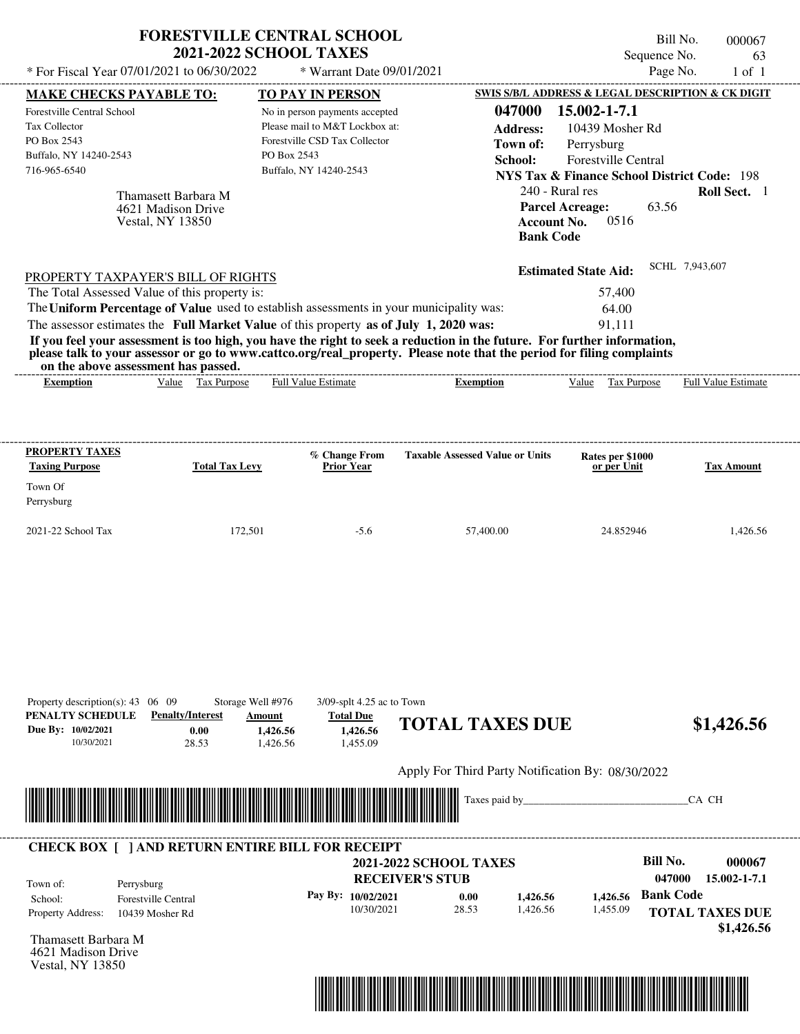# FORESTVILLE CENTRAL SCHOOL
## 2021-2022 SCHOOL TAXES

Bill No. 000067
Sequence No. 63

* For Fiscal Year 07/01/2021 to 06/30/2022 * Warrant Date 09/01/2021

| MAKE CHECKS PAYABLE TO: | TO PAY IN PERSON | SWIS S/B/L ADDRESS & LEGAL DESCRIPTION & CK DIGIT |
|---|---|---|
| Forestville Central School<br>Tax Collector<br>PO Box 2543<br>Buffalo, NY 14240-2543<br>716-965-6540 | No in person payments accepted<br>Please mail to M&T Lockbox at:<br>Forestville CSD Tax Collector<br>PO Box 2543<br>Buffalo, NY 14240-2543 | **047000 15.002-1-7.1**<br>**Address:** 10439 Mosher Rd<br>**Town of:** Perrysburg<br>**School:** Forestville Central<br>**NYS Tax & Finance School District Code:** 198<br>240 - Rural res **Roll Sect.** 1<br>**Parcel Acreage:** 63.56<br>**Account No.** 0516<br>**Bank Code** |

Thamasett Barbara M
4621 Madison Drive
Vestal, NY 13850

**Estimated State Aid:** SCHL 7,943,607

PROPERTY TAXPAYER'S BILL OF RIGHTS

The Total Assessed Value of this property is: 57,400

The **Uniform Percentage of Value** used to establish assessments in your municipality was: 64.00

The assessor estimates the **Full Market Value** of this property **as of July 1, 2020 was:** 91,111

**If you feel your assessment is too high, you have the right to seek a reduction in the future. For further information, please talk to your assessor or go to www.cattco.org/real_property. Please note that the period for filing complaints on the above assessment has passed.**

| Exemption | Value | Tax Purpose | Full Value Estimate | Exemption | Value | Tax Purpose | Full Value Estimate |
|---|---|---|---|---|---|---|---|

| PROPERTY TAXES Taxing Purpose | Total Tax Levy | % Change From Prior Year | Taxable Assessed Value or Units | Rates per $1000 or per Unit | Tax Amount |
|---|---|---|---|---|---|
| Town Of Perrysburg | | | | | |
| 2021-22 School Tax | 172,501 | -5.6 | 57,400.00 | 24.852946 | 1,426.56 |

Property description(s): 43 06 09 Storage Well #976 3/09-splt 4.25 ac to Town

| PENALTY SCHEDULE | Penalty/Interest | Amount | Total Due |
|---|---|---|---|
| Due By: 10/02/2021 | 0.00 | 1,426.56 | 1,426.56 |
| 10/30/2021 | 28.53 | 1,426.56 | 1,455.09 |

**TOTAL TAXES DUE $1,426.56**

Apply For Third Party Notification By: 08/30/2022

Taxes paid by_______________________________CA CH

**CHECK BOX [ ] AND RETURN ENTIRE BILL FOR RECEIPT**

**2021-2022 SCHOOL TAXES**
**RECEIVER'S STUB**

**Bill No. 000067**
**047000 15.002-1-7.1**

Town of: Perrysburg
School: Forestville Central
Property Address: 10439 Mosher Rd

| Pay By: | | | |
|---|---|---|---|
| 10/02/2021 | 0.00 | 1,426.56 | 1,426.56 |
| 10/30/2021 | 28.53 | 1,426.56 | 1,455.09 |

**Bank Code**

**TOTAL TAXES DUE $1,426.56**

Thamasett Barbara M
4621 Madison Drive
Vestal, NY 13850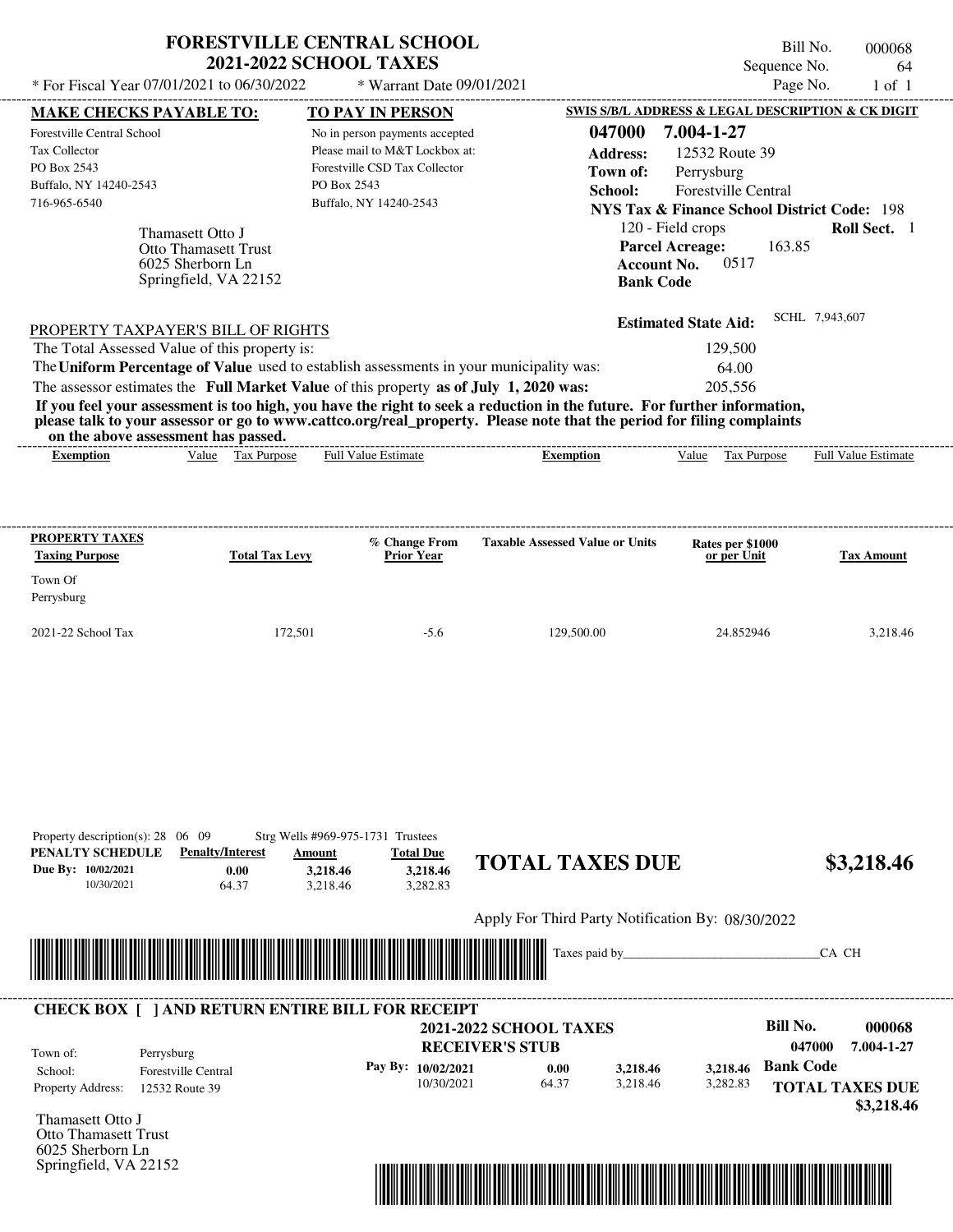# FORESTVILLE CENTRAL SCHOOL
## 2021-2022 SCHOOL TAXES

\* For Fiscal Year 07/01/2021 to 06/30/2022 \* Warrant Date 09/01/2021

Bill No. 000068
Sequence No. 64
Page No. 1 of 1

| MAKE CHECKS PAYABLE TO: | TO PAY IN PERSON | SWIS S/B/L ADDRESS & LEGAL DESCRIPTION & CK DIGIT |
|---|---|---|
| Forestville Central School<br>Tax Collector<br>PO Box 2543<br>Buffalo, NY 14240-2543<br>716-965-6540 | No in person payments accepted<br>Please mail to M&T Lockbox at:<br>Forestville CSD Tax Collector<br>PO Box 2543<br>Buffalo, NY 14240-2543 | **047000 7.004-1-27**<br>**Address:** 12532 Route 39<br>**Town of:** Perrysburg<br>**School:** Forestville Central<br>**NYS Tax & Finance School District Code:** 198 |

Thamasett Otto J
Otto Thamasett Trust
6025 Sherborn Ln
Springfield, VA 22152

120 - Field crops **Roll Sect.** 1
**Parcel Acreage:** 163.85
**Account No.** 0517
**Bank Code**

**Estimated State Aid:** SCHL 7,943,607

PROPERTY TAXPAYER'S BILL OF RIGHTS

The Total Assessed Value of this property is: 129,500
The **Uniform Percentage of Value** used to establish assessments in your municipality was: 64.00
The assessor estimates the **Full Market Value** of this property **as of July 1, 2020 was:** 205,556

**If you feel your assessment is too high, you have the right to seek a reduction in the future. For further information, please talk to your assessor or go to www.cattco.org/real_property. Please note that the period for filing complaints on the above assessment has passed.**

| Exemption | Value | Tax Purpose | Full Value Estimate | Exemption | Value | Tax Purpose | Full Value Estimate |
|---|---|---|---|---|---|---|---|

| PROPERTY TAXES Taxing Purpose | Total Tax Levy | % Change From Prior Year | Taxable Assessed Value or Units | Rates per $1000 or per Unit | Tax Amount |
|---|---|---|---|---|---|
| Town Of Perrysburg | | | | | |
| 2021-22 School Tax | 172,501 | -5.6 | 129,500.00 | 24.852946 | 3,218.46 |

Property description(s): 28 06 09 Strg Wells #969-975-1731 Trustees

| PENALTY SCHEDULE | Penalty/Interest | Amount | Total Due |
|---|---|---|---|
| Due By: 10/02/2021 | 0.00 | 3,218.46 | 3,218.46 |
| 10/30/2021 | 64.37 | 3,218.46 | 3,282.83 |

**TOTAL TAXES DUE $3,218.46**

Apply For Third Party Notification By: 08/30/2022

Taxes paid by_______________________________CA CH

**CHECK BOX [ ] AND RETURN ENTIRE BILL FOR RECEIPT**

**2021-2022 SCHOOL TAXES**
**RECEIVER'S STUB**

**Bill No. 000068**
**047000 7.004-1-27**

Town of: Perrysburg
School: Forestville Central
Property Address: 12532 Route 39

| Pay By: | | | |
|---|---|---|---|
| 10/02/2021 | 0.00 | 3,218.46 | 3,218.46 |
| 10/30/2021 | 64.37 | 3,218.46 | 3,282.83 |

**Bank Code**

**TOTAL TAXES DUE $3,218.46**

Thamasett Otto J
Otto Thamasett Trust
6025 Sherborn Ln
Springfield, VA 22152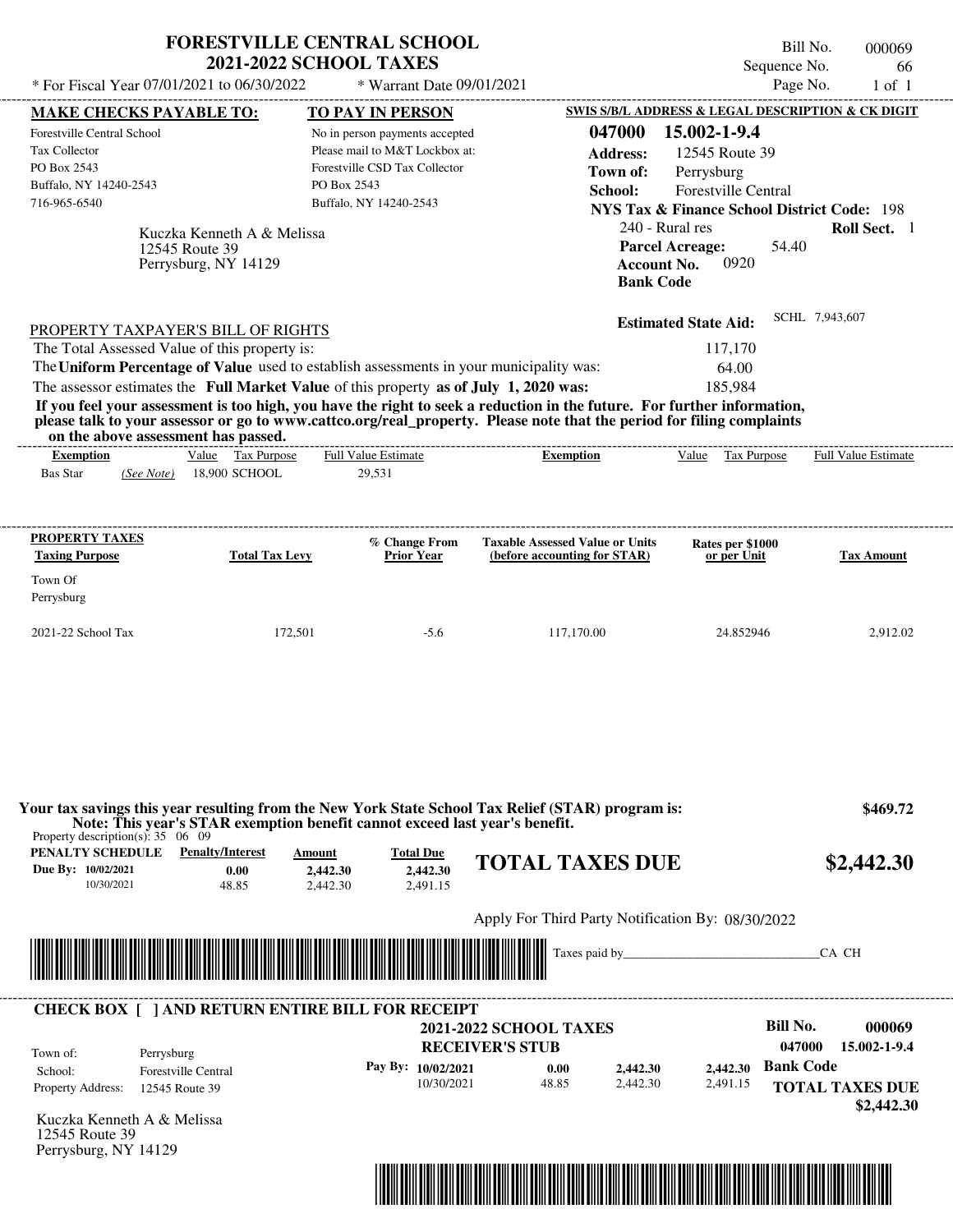# FORESTVILLE CENTRAL SCHOOL
## 2021-2022 SCHOOL TAXES

\* For Fiscal Year 07/01/2021 to 06/30/2022 \* Warrant Date 09/01/2021

Bill No. 000069
Sequence No. 66
Page No. 1 of 1

| MAKE CHECKS PAYABLE TO: | TO PAY IN PERSON | SWIS S/B/L ADDRESS & LEGAL DESCRIPTION & CK DIGIT |
|---|---|---|
| Forestville Central School | No in person payments accepted | **047000 15.002-1-9.4** |
| Tax Collector | Please mail to M&T Lockbox at: | **Address:** 12545 Route 39 |
| PO Box 2543 | Forestville CSD Tax Collector | **Town of:** Perrysburg |
| Buffalo, NY 14240-2543 | PO Box 2543 | **School:** Forestville Central |
| 716-965-6540 | Buffalo, NY 14240-2543 | **NYS Tax & Finance School District Code:** 198 |

Kuczka Kenneth A & Melissa
12545 Route 39
Perrysburg, NY 14129

240 - Rural res **Roll Sect.** 1
**Parcel Acreage:** 54.40
**Account No.** 0920
**Bank Code**

**Estimated State Aid:** SCHL 7,943,607

PROPERTY TAXPAYER'S BILL OF RIGHTS

| | |
|---|---|
| The Total Assessed Value of this property is: | 117,170 |
| The **Uniform Percentage of Value** used to establish assessments in your municipality was: | 64.00 |
| The assessor estimates the **Full Market Value** of this property **as of July 1, 2020 was:** | 185,984 |

**If you feel your assessment is too high, you have the right to seek a reduction in the future. For further information, please talk to your assessor or go to www.cattco.org/real_property. Please note that the period for filing complaints on the above assessment has passed.**

| Exemption | Value | Tax Purpose | Full Value Estimate | Exemption | Value | Tax Purpose | Full Value Estimate |
|---|---|---|---|---|---|---|---|
| Bas Star *(See Note)* | 18,900 | SCHOOL | 29,531 | | | | |

| PROPERTY TAXES Taxing Purpose | Total Tax Levy | % Change From Prior Year | Taxable Assessed Value or Units (before accounting for STAR) | Rates per $1000 or per Unit | Tax Amount |
|---|---|---|---|---|---|
| Town Of Perrysburg | | | | | |
| 2021-22 School Tax | 172,501 | -5.6 | 117,170.00 | 24.852946 | 2,912.02 |

**Your tax savings this year resulting from the New York State School Tax Relief (STAR) program is: $469.72**
**Note: This year's STAR exemption benefit cannot exceed last year's benefit.**

Property description(s): 35 06 09

| PENALTY SCHEDULE | Penalty/Interest | Amount | Total Due |
|---|---|---|---|
| Due By: 10/02/2021 | 0.00 | 2,442.30 | 2,442.30 |
| 10/30/2021 | 48.85 | 2,442.30 | 2,491.15 |

**TOTAL TAXES DUE $2,442.30**

Apply For Third Party Notification By: 08/30/2022

Taxes paid by______________________________CA CH

---

**CHECK BOX [ ] AND RETURN ENTIRE BILL FOR RECEIPT**

**2021-2022 SCHOOL TAXES**
**RECEIVER'S STUB**

**Bill No. 000069**
**047000 15.002-1-9.4**

| | |
|---|---|
| Town of: | Perrysburg |
| School: | Forestville Central |
| Property Address: | 12545 Route 39 |

| Pay By: | Penalty/Interest | Amount | Total Due |
|---|---|---|---|
| 10/02/2021 | 0.00 | 2,442.30 | 2,442.30 |
| 10/30/2021 | 48.85 | 2,442.30 | 2,491.15 |

**Bank Code**

**TOTAL TAXES DUE $2,442.30**

Kuczka Kenneth A & Melissa
12545 Route 39
Perrysburg, NY 14129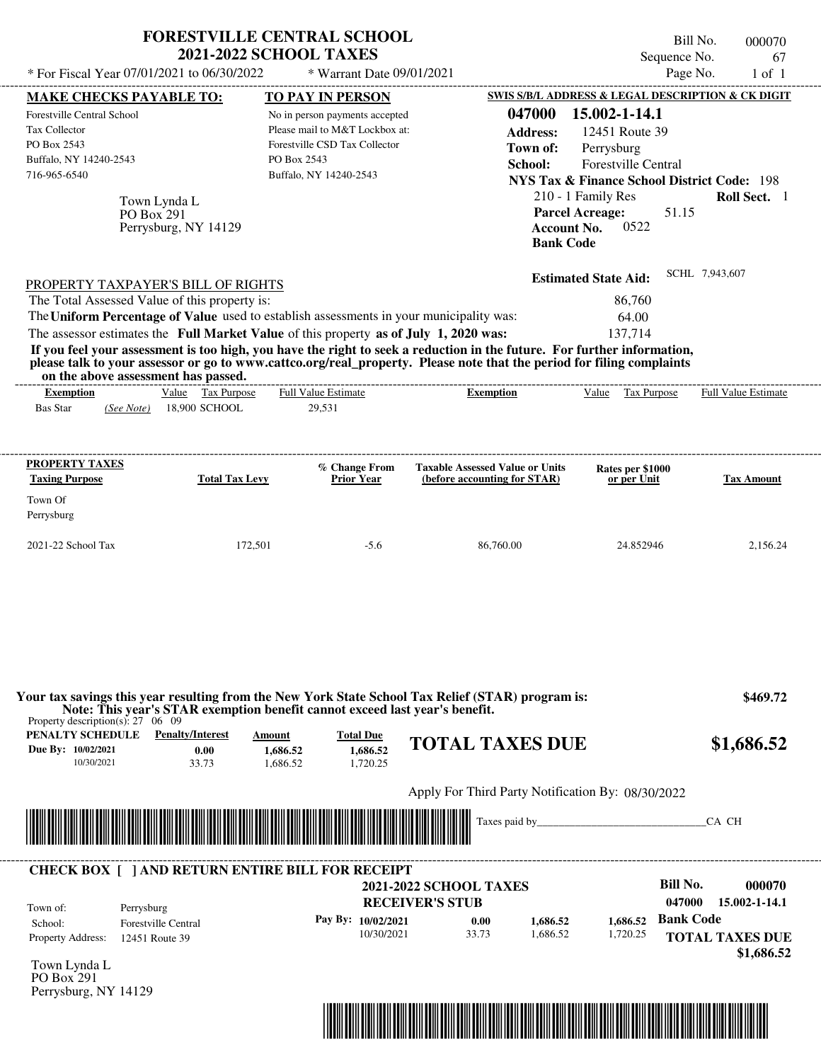# FORESTVILLE CENTRAL SCHOOL
## 2021-2022 SCHOOL TAXES

Bill No. 000070
Sequence No. 67
Page No. 1 of 1

\* For Fiscal Year 07/01/2021 to 06/30/2022 \* Warrant Date 09/01/2021

**MAKE CHECKS PAYABLE TO:**
Forestville Central School
Tax Collector
PO Box 2543
Buffalo, NY 14240-2543
716-965-6540

**TO PAY IN PERSON**
No in person payments accepted
Please mail to M&T Lockbox at:
Forestville CSD Tax Collector
PO Box 2543
Buffalo, NY 14240-2543

**SWIS S/B/L ADDRESS & LEGAL DESCRIPTION & CK DIGIT**
**047000 15.002-1-14.1**
**Address:** 12451 Route 39
**Town of:** Perrysburg
**School:** Forestville Central
**NYS Tax & Finance School District Code:** 198
210 - 1 Family Res **Roll Sect.** 1
**Parcel Acreage:** 51.15
**Account No.** 0522
**Bank Code**

Town Lynda L
PO Box 291
Perrysburg, NY 14129

**Estimated State Aid:** SCHL 7,943,607

PROPERTY TAXPAYER'S BILL OF RIGHTS

The Total Assessed Value of this property is: 86,760
The **Uniform Percentage of Value** used to establish assessments in your municipality was: 64.00
The assessor estimates the **Full Market Value** of this property **as of July 1, 2020 was:** 137,714

**If you feel your assessment is too high, you have the right to seek a reduction in the future. For further information, please talk to your assessor or go to www.cattco.org/real_property. Please note that the period for filing complaints on the above assessment has passed.**

| Exemption | Value | Tax Purpose | Full Value Estimate | Exemption | Value | Tax Purpose | Full Value Estimate |
|---|---|---|---|---|---|---|---|
| Bas Star *(See Note)* | 18,900 | SCHOOL | 29,531 | | | | |

| PROPERTY TAXES Taxing Purpose | Total Tax Levy | % Change From Prior Year | Taxable Assessed Value or Units (before accounting for STAR) | Rates per $1000 or per Unit | Tax Amount |
|---|---|---|---|---|---|
| Town Of Perrysburg | | | | | |
| 2021-22 School Tax | 172,501 | -5.6 | 86,760.00 | 24.852946 | 2,156.24 |

**Your tax savings this year resulting from the New York State School Tax Relief (STAR) program is: $469.72**
**Note: This year's STAR exemption benefit cannot exceed last year's benefit.**

Property description(s): 27 06 09

| PENALTY SCHEDULE | Penalty/Interest | Amount | Total Due |
|---|---|---|---|
| Due By: 10/02/2021 | 0.00 | 1,686.52 | 1,686.52 |
| 10/30/2021 | 33.73 | 1,686.52 | 1,720.25 |

**TOTAL TAXES DUE $1,686.52**

Apply For Third Party Notification By: 08/30/2022

Taxes paid by\_\_\_\_\_\_\_\_\_\_\_\_\_\_\_\_\_\_\_\_\_\_\_\_\_\_\_\_\_\_CA CH

**CHECK BOX [ ] AND RETURN ENTIRE BILL FOR RECEIPT**

**2021-2022 SCHOOL TAXES**
**RECEIVER'S STUB**

**Bill No. 000070**
**047000 15.002-1-14.1**

Town of: Perrysburg
School: Forestville Central
Property Address: 12451 Route 39

| Pay By: | Penalty/Interest | Amount | Total Due |
|---|---|---|---|
| 10/02/2021 | 0.00 | 1,686.52 | 1,686.52 |
| 10/30/2021 | 33.73 | 1,686.52 | 1,720.25 |

**Bank Code**

**TOTAL TAXES DUE $1,686.52**

Town Lynda L
PO Box 291
Perrysburg, NY 14129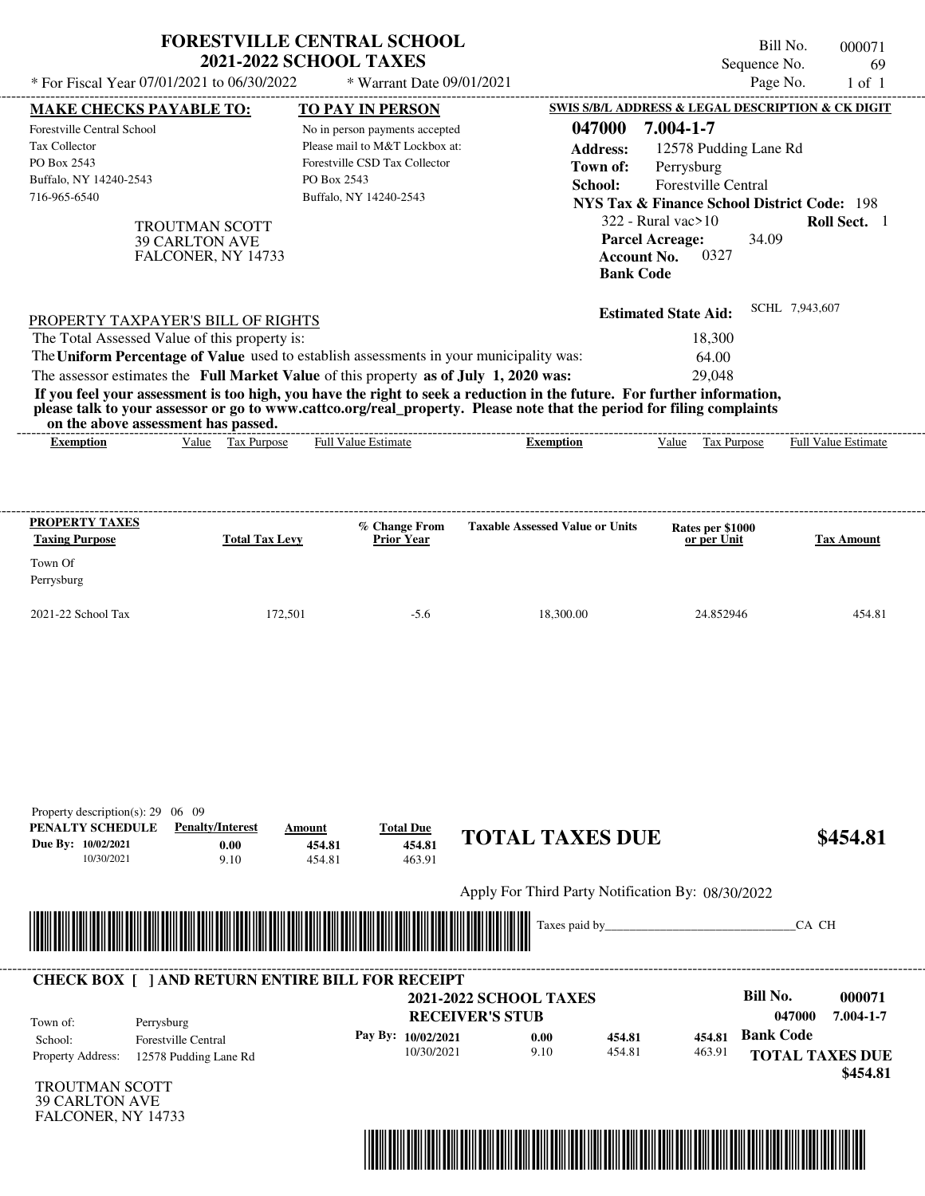# FORESTVILLE CENTRAL SCHOOL
## 2021-2022 SCHOOL TAXES

\* For Fiscal Year 07/01/2021 to 06/30/2022 &nbsp;&nbsp; \* Warrant Date 09/01/2021

Bill No. 000071
Sequence No. 69
Page No. 1 of 1

| MAKE CHECKS PAYABLE TO: | TO PAY IN PERSON | SWIS S/B/L ADDRESS & LEGAL DESCRIPTION & CK DIGIT |
|---|---|---|
| Forestville Central School<br>Tax Collector<br>PO Box 2543<br>Buffalo, NY 14240-2543<br>716-965-6540 | No in person payments accepted<br>Please mail to M&T Lockbox at:<br>Forestville CSD Tax Collector<br>PO Box 2543<br>Buffalo, NY 14240-2543 | **047000 7.004-1-7**<br>**Address:** 12578 Pudding Lane Rd<br>**Town of:** Perrysburg<br>**School:** Forestville Central<br>**NYS Tax & Finance School District Code:** 198<br>322 - Rural vac>10 **Roll Sect.** 1<br>**Parcel Acreage:** 34.09<br>**Account No.** 0327<br>**Bank Code** |

TROUTMAN SCOTT
39 CARLTON AVE
FALCONER, NY 14733

**Estimated State Aid:** SCHL 7,943,607

PROPERTY TAXPAYER'S BILL OF RIGHTS

| | |
|---|---|
| The Total Assessed Value of this property is: | 18,300 |
| The **Uniform Percentage of Value** used to establish assessments in your municipality was: | 64.00 |
| The assessor estimates the **Full Market Value** of this property **as of July 1, 2020 was:** | 29,048 |

**If you feel your assessment is too high, you have the right to seek a reduction in the future. For further information, please talk to your assessor or go to www.cattco.org/real_property. Please note that the period for filing complaints on the above assessment has passed.**

| Exemption | Value | Tax Purpose | Full Value Estimate | Exemption | Value | Tax Purpose | Full Value Estimate |
|---|---|---|---|---|---|---|---|

| PROPERTY TAXES<br>Taxing Purpose | Total Tax Levy | % Change From Prior Year | Taxable Assessed Value or Units | Rates per $1000 or per Unit | Tax Amount |
|---|---|---|---|---|---|
| Town Of Perrysburg | | | | | |
| 2021-22 School Tax | 172,501 | -5.6 | 18,300.00 | 24.852946 | 454.81 |

Property description(s): 29 06 09

| PENALTY SCHEDULE | Penalty/Interest | Amount | Total Due |
|---|---|---|---|
| Due By: 10/02/2021 | 0.00 | 454.81 | 454.81 |
| 10/30/2021 | 9.10 | 454.81 | 463.91 |

**TOTAL TAXES DUE $454.81**

Apply For Third Party Notification By: 08/30/2022

Taxes paid by_______________________________CA CH

**CHECK BOX [ ] AND RETURN ENTIRE BILL FOR RECEIPT**

**2021-2022 SCHOOL TAXES**
**RECEIVER'S STUB**

**Bill No. 000071**
**047000 7.004-1-7**

| | |
|---|---|
| Town of: | Perrysburg |
| School: | Forestville Central |
| Property Address: | 12578 Pudding Lane Rd |

| Pay By: | Penalty/Interest | Amount | Total Due |
|---|---|---|---|
| 10/02/2021 | 0.00 | 454.81 | 454.81 |
| 10/30/2021 | 9.10 | 454.81 | 463.91 |

**Bank Code**

**TOTAL TAXES DUE $454.81**

TROUTMAN SCOTT
39 CARLTON AVE
FALCONER, NY 14733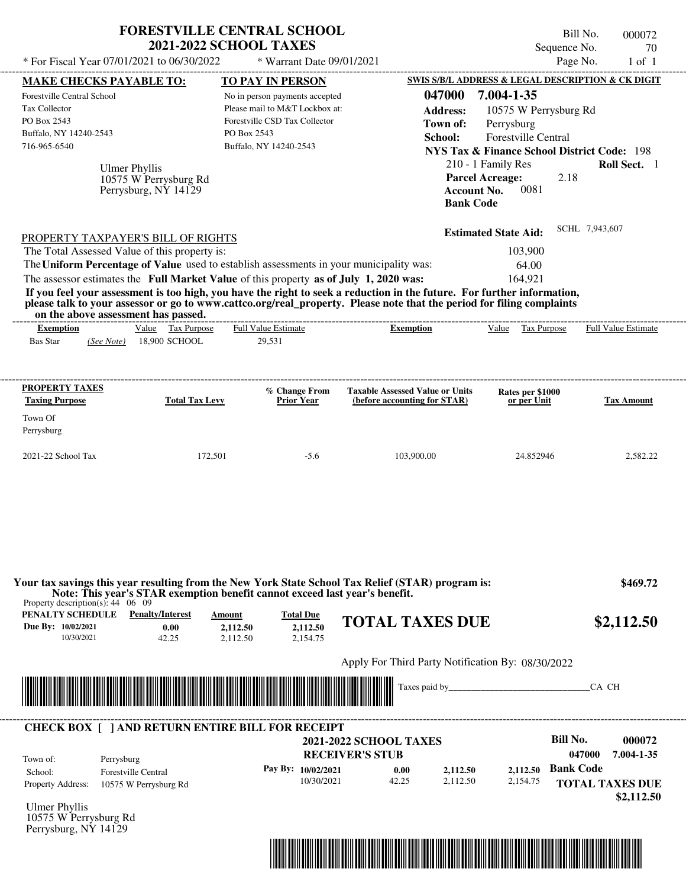# FORESTVILLE CENTRAL SCHOOL
## 2021-2022 SCHOOL TAXES

\* For Fiscal Year 07/01/2021 to 06/30/2022 &nbsp;&nbsp;&nbsp; \* Warrant Date 09/01/2021

Bill No. 000072
Sequence No. 70
Page No. 1 of 1

| MAKE CHECKS PAYABLE TO: | TO PAY IN PERSON | SWIS S/B/L ADDRESS & LEGAL DESCRIPTION & CK DIGIT |
|---|---|---|
| Forestville Central School | No in person payments accepted | **047000 7.004-1-35** |
| Tax Collector | Please mail to M&T Lockbox at: | **Address:** 10575 W Perrysburg Rd |
| PO Box 2543 | Forestville CSD Tax Collector | **Town of:** Perrysburg |
| Buffalo, NY 14240-2543 | PO Box 2543 | **School:** Forestville Central |
| 716-965-6540 | Buffalo, NY 14240-2543 | **NYS Tax & Finance School District Code:** 198 |

Ulmer Phyllis
10575 W Perrysburg Rd
Perrysburg, NY 14129

210 - 1 Family Res &nbsp;&nbsp; **Roll Sect.** 1
**Parcel Acreage:** 2.18
**Account No.** 0081
**Bank Code**

**Estimated State Aid:** SCHL 7,943,607

PROPERTY TAXPAYER'S BILL OF RIGHTS

The Total Assessed Value of this property is: 103,900
The **Uniform Percentage of Value** used to establish assessments in your municipality was: 64.00
The assessor estimates the **Full Market Value** of this property **as of July 1, 2020 was:** 164,921

**If you feel your assessment is too high, you have the right to seek a reduction in the future. For further information, please talk to your assessor or go to www.cattco.org/real_property. Please note that the period for filing complaints on the above assessment has passed.**

| Exemption | Value | Tax Purpose | Full Value Estimate | Exemption | Value | Tax Purpose | Full Value Estimate |
|---|---|---|---|---|---|---|---|
| Bas Star *(See Note)* | 18,900 | SCHOOL | 29,531 | | | | |

| PROPERTY TAXES Taxing Purpose | Total Tax Levy | % Change From Prior Year | Taxable Assessed Value or Units (before accounting for STAR) | Rates per $1000 or per Unit | Tax Amount |
|---|---|---|---|---|---|
| Town Of Perrysburg | | | | | |
| 2021-22 School Tax | 172,501 | -5.6 | 103,900.00 | 24.852946 | 2,582.22 |

**Your tax savings this year resulting from the New York State School Tax Relief (STAR) program is: $469.72**
**Note: This year's STAR exemption benefit cannot exceed last year's benefit.**

Property description(s): 44 06 09

| PENALTY SCHEDULE | Penalty/Interest | Amount | Total Due |
|---|---|---|---|
| Due By: 10/02/2021 | 0.00 | 2,112.50 | 2,112.50 |
| 10/30/2021 | 42.25 | 2,112.50 | 2,154.75 |

**TOTAL TAXES DUE $2,112.50**

Apply For Third Party Notification By: 08/30/2022

Taxes paid by_______________________________CA CH

---

**CHECK BOX [ ] AND RETURN ENTIRE BILL FOR RECEIPT**

**2021-2022 SCHOOL TAXES**
**RECEIVER'S STUB**

**Bill No. 000072**
**047000 7.004-1-35**

Town of: Perrysburg
School: Forestville Central
Property Address: 10575 W Perrysburg Rd

| Pay By | Penalty/Interest | Amount | Total Due |
|---|---|---|---|
| 10/02/2021 | 0.00 | 2,112.50 | 2,112.50 |
| 10/30/2021 | 42.25 | 2,112.50 | 2,154.75 |

**Bank Code**

**TOTAL TAXES DUE $2,112.50**

Ulmer Phyllis
10575 W Perrysburg Rd
Perrysburg, NY 14129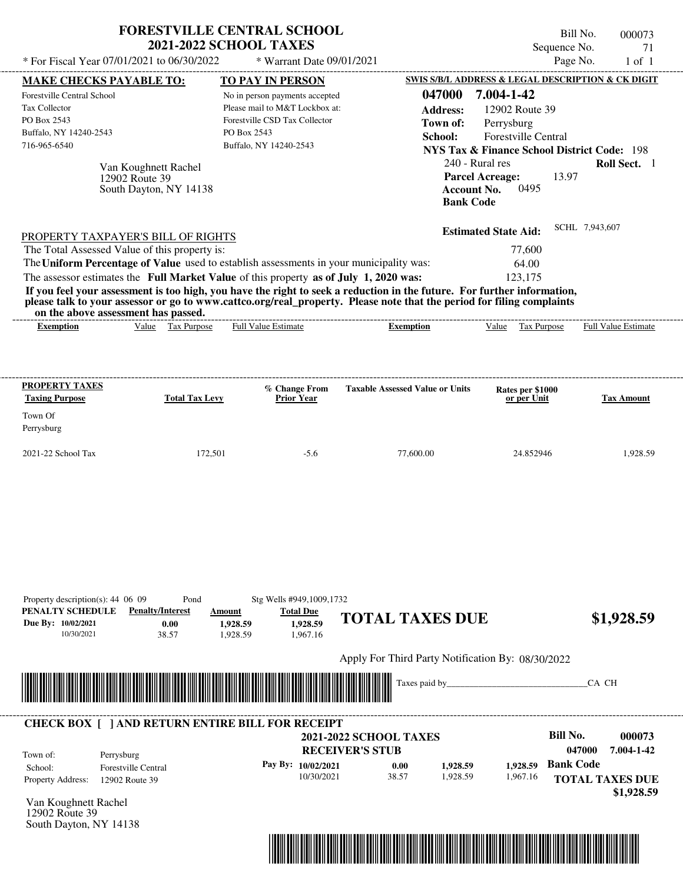# FORESTVILLE CENTRAL SCHOOL
## 2021-2022 SCHOOL TAXES

Bill No. 000073
Sequence No. 71
Page No. 1 of 1

* For Fiscal Year 07/01/2021 to 06/30/2022 * Warrant Date 09/01/2021

**MAKE CHECKS PAYABLE TO:**
Forestville Central School
Tax Collector
PO Box 2543
Buffalo, NY 14240-2543
716-965-6540

**TO PAY IN PERSON**
No in person payments accepted
Please mail to M&T Lockbox at:
Forestville CSD Tax Collector
PO Box 2543
Buffalo, NY 14240-2543

**SWIS S/B/L ADDRESS & LEGAL DESCRIPTION & CK DIGIT**
**047000 7.004-1-42**
**Address:** 12902 Route 39
**Town of:** Perrysburg
**School:** Forestville Central
**NYS Tax & Finance School District Code:** 198
240 - Rural res **Roll Sect.** 1
**Parcel Acreage:** 13.97
**Account No.** 0495
**Bank Code**

Van Koughnett Rachel
12902 Route 39
South Dayton, NY 14138

**Estimated State Aid:** SCHL 7,943,607

PROPERTY TAXPAYER'S BILL OF RIGHTS

The Total Assessed Value of this property is: 77,600
The **Uniform Percentage of Value** used to establish assessments in your municipality was: 64.00
The assessor estimates the **Full Market Value** of this property **as of July 1, 2020 was:** 123,175

**If you feel your assessment is too high, you have the right to seek a reduction in the future. For further information, please talk to your assessor or go to www.cattco.org/real_property. Please note that the period for filing complaints on the above assessment has passed.**

| Exemption | Value | Tax Purpose | Full Value Estimate | Exemption | Value | Tax Purpose | Full Value Estimate |
|---|---|---|---|---|---|---|---|

| PROPERTY TAXES Taxing Purpose | Total Tax Levy | % Change From Prior Year | Taxable Assessed Value or Units | Rates per $1000 or per Unit | Tax Amount |
|---|---|---|---|---|---|
| Town Of Perrysburg | | | | | |
| 2021-22 School Tax | 172,501 | -5.6 | 77,600.00 | 24.852946 | 1,928.59 |

Property description(s): 44 06 09 Pond Stg Wells #949,1009,1732

| PENALTY SCHEDULE | Penalty/Interest | Amount | Total Due |
|---|---|---|---|
| Due By: 10/02/2021 | 0.00 | 1,928.59 | 1,928.59 |
| 10/30/2021 | 38.57 | 1,928.59 | 1,967.16 |

**TOTAL TAXES DUE $1,928.59**

Apply For Third Party Notification By: 08/30/2022

Taxes paid by_______________________________CA CH

---

**CHECK BOX [ ] AND RETURN ENTIRE BILL FOR RECEIPT**

**2021-2022 SCHOOL TAXES**
**RECEIVER'S STUB**

**Bill No. 000073**
**047000 7.004-1-42**

Town of: Perrysburg
School: Forestville Central
Property Address: 12902 Route 39

| Pay By: | | | | |
|---|---|---|---|---|
| 10/02/2021 | 0.00 | 1,928.59 | 1,928.59 |
| 10/30/2021 | 38.57 | 1,928.59 | 1,967.16 |

**Bank Code**
**TOTAL TAXES DUE $1,928.59**

Van Koughnett Rachel
12902 Route 39
South Dayton, NY 14138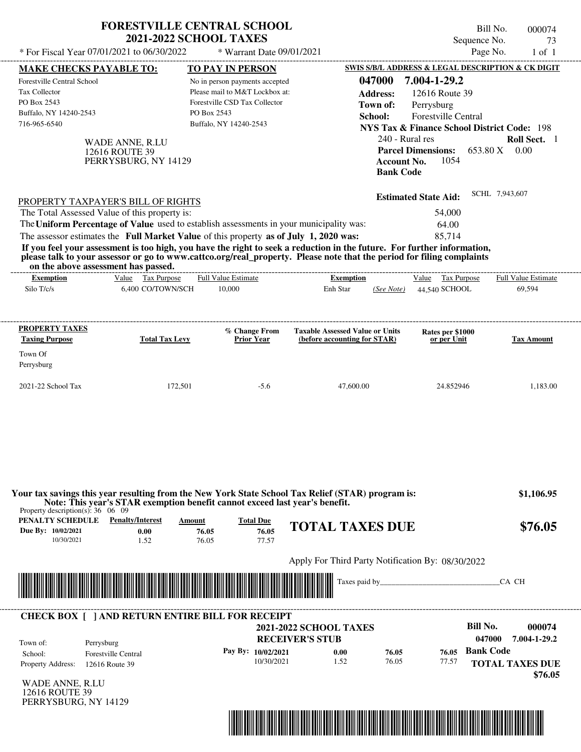# FORESTVILLE CENTRAL SCHOOL
## 2021-2022 SCHOOL TAXES

* For Fiscal Year 07/01/2021 to 06/30/2022 | * Warrant Date 09/01/2021

Bill No. 000074
Sequence No. 73
Page No. 1 of 1

**MAKE CHECKS PAYABLE TO:**
Forestville Central School
Tax Collector
PO Box 2543
Buffalo, NY 14240-2543
716-965-6540

**TO PAY IN PERSON**
No in person payments accepted
Please mail to M&T Lockbox at:
Forestville CSD Tax Collector
PO Box 2543
Buffalo, NY 14240-2543

**SWIS S/B/L ADDRESS & LEGAL DESCRIPTION & CK DIGIT**
**047000 7.004-1-29.2**
**Address:** 12616 Route 39
**Town of:** Perrysburg
**School:** Forestville Central
**NYS Tax & Finance School District Code:** 198
240 - Rural res **Roll Sect.** 1
**Parcel Dimensions:** 653.80 X 0.00
**Account No.** 1054
**Bank Code**

WADE ANNE, R.LU
12616 ROUTE 39
PERRYSBURG, NY 14129

**Estimated State Aid:** SCHL 7,943,607

PROPERTY TAXPAYER'S BILL OF RIGHTS

The Total Assessed Value of this property is: 54,000
The **Uniform Percentage of Value** used to establish assessments in your municipality was: 64.00
The assessor estimates the **Full Market Value** of this property **as of July 1, 2020 was:** 85,714

**If you feel your assessment is too high, you have the right to seek a reduction in the future. For further information, please talk to your assessor or go to www.cattco.org/real_property. Please note that the period for filing complaints on the above assessment has passed.**

| Exemption | Value | Tax Purpose | Full Value Estimate | Exemption | Value | Tax Purpose | Full Value Estimate |
|---|---|---|---|---|---|---|---|
| Silo T/c/s | 6,400 | CO/TOWN/SCH | 10,000 | Enh Star (See Note) | 44,540 | SCHOOL | 69,594 |

| PROPERTY TAXES Taxing Purpose | Total Tax Levy | % Change From Prior Year | Taxable Assessed Value or Units (before accounting for STAR) | Rates per $1000 or per Unit | Tax Amount |
|---|---|---|---|---|---|
| Town Of Perrysburg | | | | | |
| 2021-22 School Tax | 172,501 | -5.6 | 47,600.00 | 24.852946 | 1,183.00 |

**Your tax savings this year resulting from the New York State School Tax Relief (STAR) program is: $1,106.95**
**Note: This year's STAR exemption benefit cannot exceed last year's benefit.**

Property description(s): 36 06 09

| PENALTY SCHEDULE | Penalty/Interest | Amount | Total Due |
|---|---|---|---|
| Due By: 10/02/2021 | 0.00 | 76.05 | 76.05 |
| 10/30/2021 | 1.52 | 76.05 | 77.57 |

**TOTAL TAXES DUE $76.05**

Apply For Third Party Notification By: 08/30/2022

Taxes paid by_______________________________CA CH

**CHECK BOX [ ] AND RETURN ENTIRE BILL FOR RECEIPT**

**2021-2022 SCHOOL TAXES**
**RECEIVER'S STUB**

**Bill No. 000074**
**047000 7.004-1-29.2**

Town of: Perrysburg
School: Forestville Central
Property Address: 12616 Route 39

| Pay By: | Penalty/Interest | Amount | Total Due |
|---|---|---|---|
| 10/02/2021 | 0.00 | 76.05 | 76.05 |
| 10/30/2021 | 1.52 | 76.05 | 77.57 |

**Bank Code**

**TOTAL TAXES DUE $76.05**

WADE ANNE, R.LU
12616 ROUTE 39
PERRYSBURG, NY 14129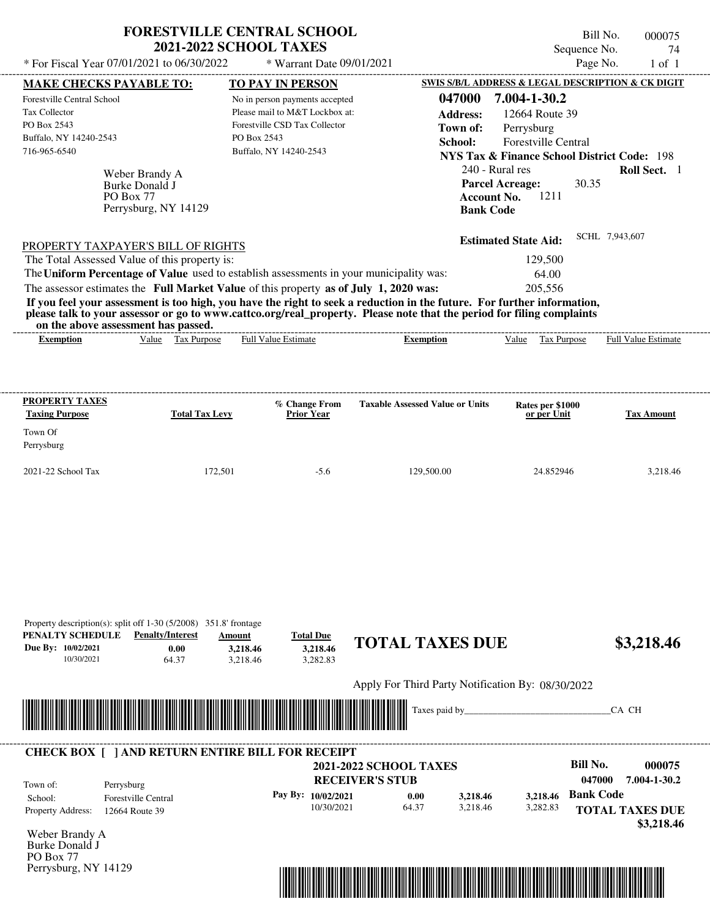# FORESTVILLE CENTRAL SCHOOL
## 2021-2022 SCHOOL TAXES

\* For Fiscal Year 07/01/2021 to 06/30/2022 \* Warrant Date 09/01/2021

Bill No. 000075
Sequence No. 74
Page No. 1 of 1

**MAKE CHECKS PAYABLE TO:**

Forestville Central School
Tax Collector
PO Box 2543
Buffalo, NY 14240-2543
716-965-6540

**TO PAY IN PERSON**

No in person payments accepted
Please mail to M&T Lockbox at:
Forestville CSD Tax Collector
PO Box 2543
Buffalo, NY 14240-2543

**SWIS S/B/L ADDRESS & LEGAL DESCRIPTION & CK DIGIT**

**047000 7.004-1-30.2**
**Address:** 12664 Route 39
**Town of:** Perrysburg
**School:** Forestville Central
**NYS Tax & Finance School District Code:** 198
240 - Rural res **Roll Sect.** 1
**Parcel Acreage:** 30.35
**Account No.** 1211
**Bank Code**

Weber Brandy A
Burke Donald J
PO Box 77
Perrysburg, NY 14129

**Estimated State Aid:** SCHL 7,943,607

PROPERTY TAXPAYER'S BILL OF RIGHTS

The Total Assessed Value of this property is: 129,500
The **Uniform Percentage of Value** used to establish assessments in your municipality was: 64.00
The assessor estimates the **Full Market Value** of this property **as of July 1, 2020 was:** 205,556

**If you feel your assessment is too high, you have the right to seek a reduction in the future. For further information, please talk to your assessor or go to www.cattco.org/real_property. Please note that the period for filing complaints on the above assessment has passed.**

| Exemption | Value | Tax Purpose | Full Value Estimate | Exemption | Value | Tax Purpose | Full Value Estimate |
|---|---|---|---|---|---|---|---|

| PROPERTY TAXES Taxing Purpose | Total Tax Levy | % Change From Prior Year | Taxable Assessed Value or Units | Rates per $1000 or per Unit | Tax Amount |
|---|---|---|---|---|---|
| Town Of Perrysburg | | | | | |
| 2021-22 School Tax | 172,501 | -5.6 | 129,500.00 | 24.852946 | 3,218.46 |

Property description(s): split off 1-30 (5/2008) 351.8' frontage

| PENALTY SCHEDULE | Penalty/Interest | Amount | Total Due |
|---|---|---|---|
| Due By: 10/02/2021 | 0.00 | 3,218.46 | 3,218.46 |
| 10/30/2021 | 64.37 | 3,218.46 | 3,282.83 |

**TOTAL TAXES DUE $3,218.46**

Apply For Third Party Notification By: 08/30/2022

Taxes paid by_______________________________CA CH

---

**CHECK BOX [ ] AND RETURN ENTIRE BILL FOR RECEIPT**

**2021-2022 SCHOOL TAXES**
**RECEIVER'S STUB**

**Bill No. 000075**
**047000 7.004-1-30.2**

Town of: Perrysburg
School: Forestville Central
Property Address: 12664 Route 39

| Pay By: | | | | |
|---|---|---|---|---|
| 10/02/2021 | 0.00 | 3,218.46 | 3,218.46 | **Bank Code** |
| 10/30/2021 | 64.37 | 3,218.46 | 3,282.83 | |

**TOTAL TAXES DUE**
**$3,218.46**

Weber Brandy A
Burke Donald J
PO Box 77
Perrysburg, NY 14129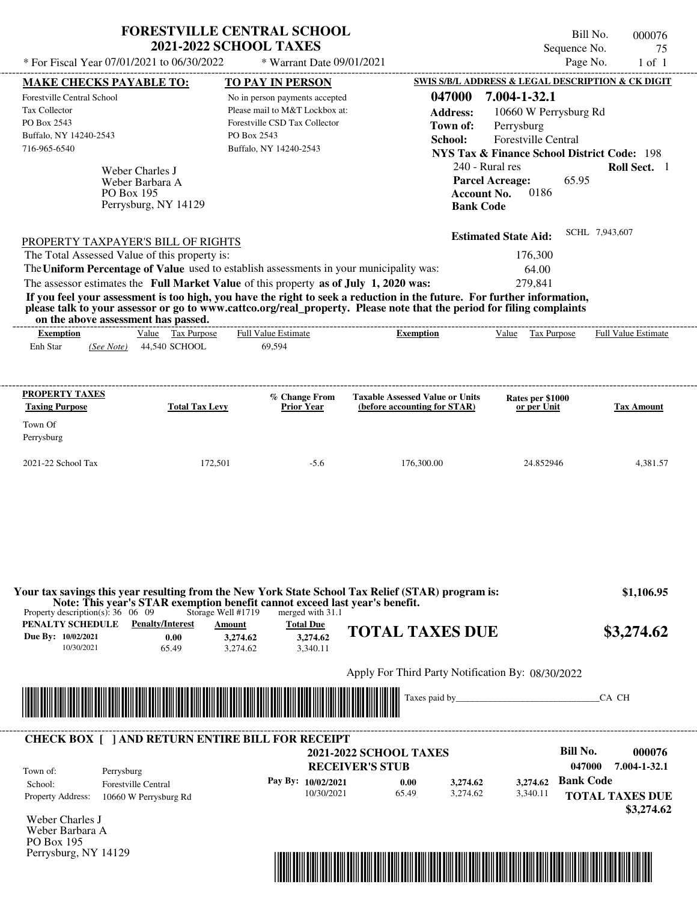# FORESTVILLE CENTRAL SCHOOL
## 2021-2022 SCHOOL TAXES

\* For Fiscal Year 07/01/2021 to 06/30/2022 \* Warrant Date 09/01/2021

Bill No. 000076
Sequence No. 75
Page No. 1 of 1

**MAKE CHECKS PAYABLE TO:**
Forestville Central School
Tax Collector
PO Box 2543
Buffalo, NY 14240-2543
716-965-6540

**TO PAY IN PERSON**
No in person payments accepted
Please mail to M&T Lockbox at:
Forestville CSD Tax Collector
PO Box 2543
Buffalo, NY 14240-2543

**SWIS S/B/L ADDRESS & LEGAL DESCRIPTION & CK DIGIT**
**047000 7.004-1-32.1**
**Address:** 10660 W Perrysburg Rd
**Town of:** Perrysburg
**School:** Forestville Central
**NYS Tax & Finance School District Code:** 198
240 - Rural res **Roll Sect.** 1
**Parcel Acreage:** 65.95
**Account No.** 0186
**Bank Code**

Weber Charles J
Weber Barbara A
PO Box 195
Perrysburg, NY 14129

**Estimated State Aid:** SCHL 7,943,607

PROPERTY TAXPAYER'S BILL OF RIGHTS

The Total Assessed Value of this property is: 176,300
The **Uniform Percentage of Value** used to establish assessments in your municipality was: 64.00
The assessor estimates the **Full Market Value** of this property **as of July 1, 2020 was:** 279,841

**If you feel your assessment is too high, you have the right to seek a reduction in the future. For further information, please talk to your assessor or go to www.cattco.org/real_property. Please note that the period for filing complaints on the above assessment has passed.**

| Exemption | Value | Tax Purpose | Full Value Estimate | Exemption | Value | Tax Purpose | Full Value Estimate |
|---|---|---|---|---|---|---|---|
| Enh Star (See Note) | 44,540 | SCHOOL | 69,594 | | | | |

| PROPERTY TAXES Taxing Purpose | Total Tax Levy | % Change From Prior Year | Taxable Assessed Value or Units (before accounting for STAR) | Rates per $1000 or per Unit | Tax Amount |
|---|---|---|---|---|---|
| Town Of Perrysburg | | | | | |
| 2021-22 School Tax | 172,501 | -5.6 | 176,300.00 | 24.852946 | 4,381.57 |

**Your tax savings this year resulting from the New York State School Tax Relief (STAR) program is: $1,106.95**
**Note: This year's STAR exemption benefit cannot exceed last year's benefit.**

Property description(s): 36 06 09 Storage Well #1719 merged with 31.1

| PENALTY SCHEDULE | Penalty/Interest | Amount | Total Due |
|---|---|---|---|
| Due By: 10/02/2021 | 0.00 | 3,274.62 | 3,274.62 |
| 10/30/2021 | 65.49 | 3,274.62 | 3,340.11 |

**TOTAL TAXES DUE $3,274.62**

Apply For Third Party Notification By: 08/30/2022

Taxes paid by_______________________________CA CH

**CHECK BOX [ ] AND RETURN ENTIRE BILL FOR RECEIPT**

**2021-2022 SCHOOL TAXES**
**RECEIVER'S STUB**

Bill No. 000076
047000 7.004-1-32.1

Town of: Perrysburg
School: Forestville Central
Property Address: 10660 W Perrysburg Rd

| Pay By: | Penalty/Interest | Amount | Total Due |
|---|---|---|---|
| 10/02/2021 | 0.00 | 3,274.62 | 3,274.62 |
| 10/30/2021 | 65.49 | 3,274.62 | 3,340.11 |

**Bank Code**

**TOTAL TAXES DUE $3,274.62**

Weber Charles J
Weber Barbara A
PO Box 195
Perrysburg, NY 14129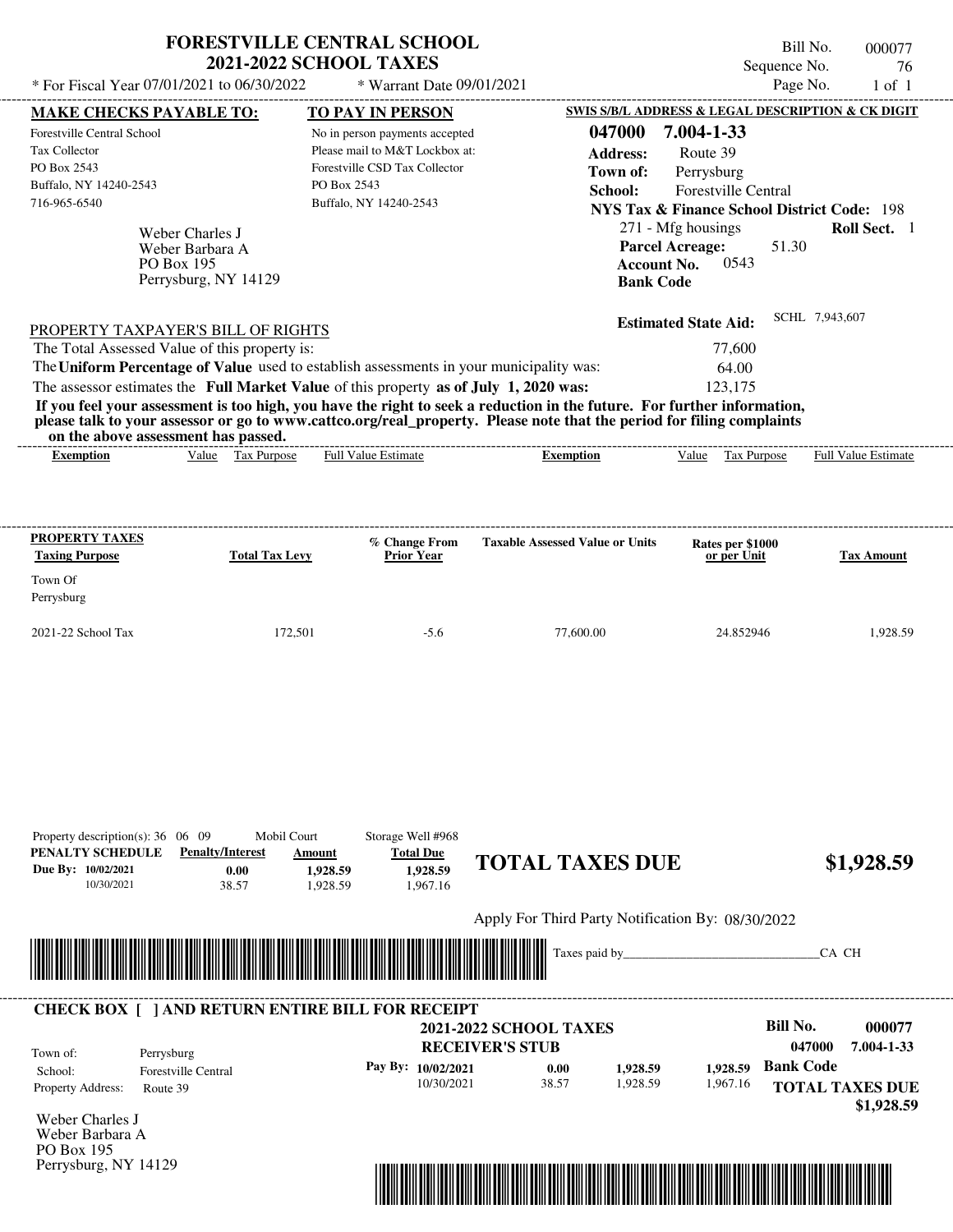# FORESTVILLE CENTRAL SCHOOL
## 2021-2022 SCHOOL TAXES

\* For Fiscal Year 07/01/2021 to 06/30/2022 \* Warrant Date 09/01/2021

Bill No. 000077
Sequence No. 76
Page No. 1 of 1

| MAKE CHECKS PAYABLE TO: | TO PAY IN PERSON | SWIS S/B/L ADDRESS & LEGAL DESCRIPTION & CK DIGIT |
|---|---|---|
| Forestville Central School<br>Tax Collector<br>PO Box 2543<br>Buffalo, NY 14240-2543<br>716-965-6540 | No in person payments accepted<br>Please mail to M&T Lockbox at:<br>Forestville CSD Tax Collector<br>PO Box 2543<br>Buffalo, NY 14240-2543 | **047000 7.004-1-33**<br>**Address:** Route 39<br>**Town of:** Perrysburg<br>**School:** Forestville Central<br>**NYS Tax & Finance School District Code:** 198<br>271 - Mfg housings **Roll Sect.** 1<br>**Parcel Acreage:** 51.30<br>**Account No.** 0543<br>**Bank Code** |

Weber Charles J
Weber Barbara A
PO Box 195
Perrysburg, NY 14129

**Estimated State Aid:** SCHL 7,943,607

PROPERTY TAXPAYER'S BILL OF RIGHTS

The Total Assessed Value of this property is: 77,600

The **Uniform Percentage of Value** used to establish assessments in your municipality was: 64.00

The assessor estimates the **Full Market Value** of this property **as of July 1, 2020 was:** 123,175

**If you feel your assessment is too high, you have the right to seek a reduction in the future. For further information, please talk to your assessor or go to www.cattco.org/real_property. Please note that the period for filing complaints on the above assessment has passed.**

| Exemption | Value | Tax Purpose | Full Value Estimate | Exemption | Value | Tax Purpose | Full Value Estimate |
|---|---|---|---|---|---|---|---|

| PROPERTY TAXES Taxing Purpose | Total Tax Levy | % Change From Prior Year | Taxable Assessed Value or Units | Rates per $1000 or per Unit | Tax Amount |
|---|---|---|---|---|---|
| Town Of Perrysburg | | | | | |
| 2021-22 School Tax | 172,501 | -5.6 | 77,600.00 | 24.852946 | 1,928.59 |

Property description(s): 36 06 09 Mobil Court Storage Well #968

| PENALTY SCHEDULE | Penalty/Interest | Amount | Total Due |
|---|---|---|---|
| Due By: 10/02/2021 | 0.00 | 1,928.59 | 1,928.59 |
| 10/30/2021 | 38.57 | 1,928.59 | 1,967.16 |

**TOTAL TAXES DUE $1,928.59**

Apply For Third Party Notification By: 08/30/2022

Taxes paid by______________________________CA CH

**CHECK BOX [ ] AND RETURN ENTIRE BILL FOR RECEIPT**

**2021-2022 SCHOOL TAXES**
**RECEIVER'S STUB**

**Bill No. 000077**
**047000 7.004-1-33**

Town of: Perrysburg
School: Forestville Central
Property Address: Route 39

| Pay By: | Penalty/Interest | Amount | Total Due |
|---|---|---|---|
| 10/02/2021 | 0.00 | 1,928.59 | 1,928.59 |
| 10/30/2021 | 38.57 | 1,928.59 | 1,967.16 |

**Bank Code**

**TOTAL TAXES DUE $1,928.59**

Weber Charles J
Weber Barbara A
PO Box 195
Perrysburg, NY 14129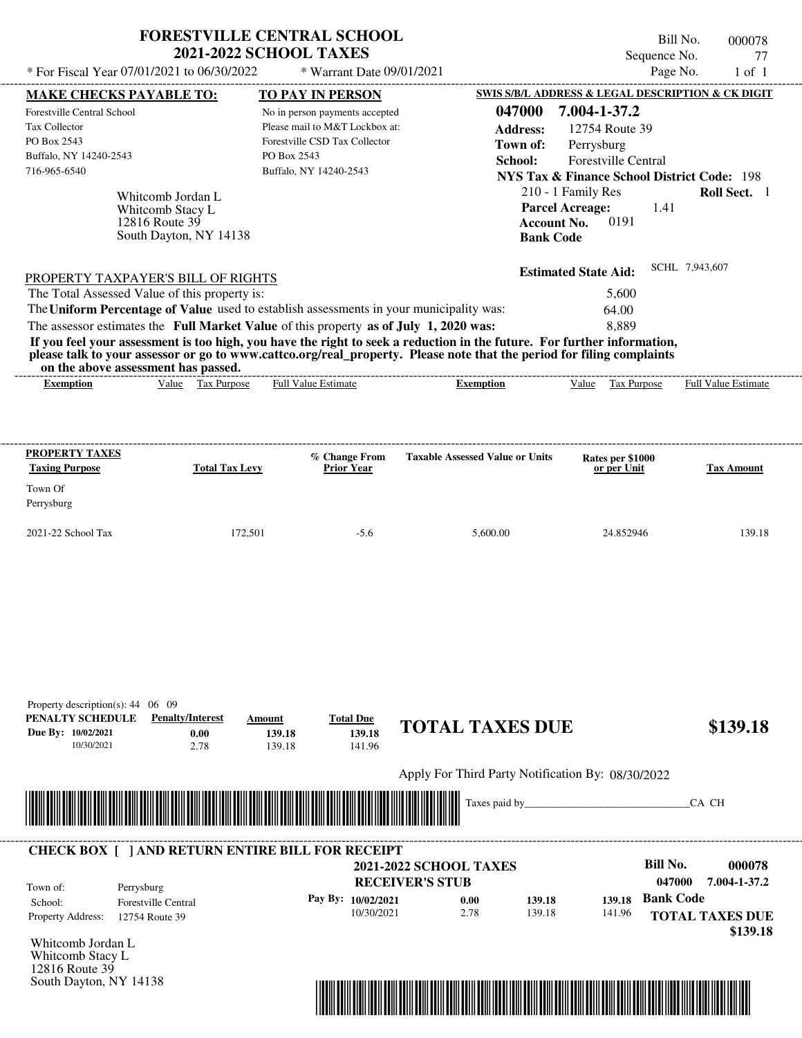# FORESTVILLE CENTRAL SCHOOL
## 2021-2022 SCHOOL TAXES

\* For Fiscal Year 07/01/2021 to 06/30/2022 &nbsp;&nbsp; \* Warrant Date 09/01/2021

Bill No. 000078
Sequence No. 77
Page No. 1 of 1

| MAKE CHECKS PAYABLE TO: | TO PAY IN PERSON | SWIS S/B/L ADDRESS & LEGAL DESCRIPTION & CK DIGIT |
|---|---|---|
| Forestville Central School<br>Tax Collector<br>PO Box 2543<br>Buffalo, NY 14240-2543<br>716-965-6540 | No in person payments accepted<br>Please mail to M&T Lockbox at:<br>Forestville CSD Tax Collector<br>PO Box 2543<br>Buffalo, NY 14240-2543 | **047000 7.004-1-37.2**<br>**Address:** 12754 Route 39<br>**Town of:** Perrysburg<br>**School:** Forestville Central<br>**NYS Tax & Finance School District Code:** 198<br>210 - 1 Family Res &nbsp; **Roll Sect.** 1<br>**Parcel Acreage:** 1.41<br>**Account No.** 0191<br>**Bank Code** |

Whitcomb Jordan L
Whitcomb Stacy L
12816 Route 39
South Dayton, NY 14138

**Estimated State Aid:** SCHL 7,943,607

### PROPERTY TAXPAYER'S BILL OF RIGHTS

The Total Assessed Value of this property is: 5,600

The **Uniform Percentage of Value** used to establish assessments in your municipality was: 64.00

The assessor estimates the **Full Market Value** of this property **as of July 1, 2020 was:** 8,889

**If you feel your assessment is too high, you have the right to seek a reduction in the future. For further information, please talk to your assessor or go to www.cattco.org/real_property. Please note that the period for filing complaints on the above assessment has passed.**

| Exemption | Value | Tax Purpose | Full Value Estimate | Exemption | Value | Tax Purpose | Full Value Estimate |
|---|---|---|---|---|---|---|---|

| PROPERTY TAXES<br>Taxing Purpose | Total Tax Levy | % Change From Prior Year | Taxable Assessed Value or Units | Rates per $1000 or per Unit | Tax Amount |
|---|---|---|---|---|---|
| Town Of<br>Perrysburg | | | | | |
| 2021-22 School Tax | 172,501 | -5.6 | 5,600.00 | 24.852946 | 139.18 |

Property description(s): 44 06 09

| PENALTY SCHEDULE | Penalty/Interest | Amount | Total Due |
|---|---|---|---|
| Due By: 10/02/2021 | 0.00 | 139.18 | 139.18 |
| 10/30/2021 | 2.78 | 139.18 | 141.96 |

**TOTAL TAXES DUE $139.18**

Apply For Third Party Notification By: 08/30/2022

Taxes paid by_______________________________CA CH

---

**CHECK BOX [ ] AND RETURN ENTIRE BILL FOR RECEIPT**

**2021-2022 SCHOOL TAXES**
**RECEIVER'S STUB**

**Bill No. 000078**
**047000 7.004-1-37.2**

Town of: Perrysburg
School: Forestville Central
Property Address: 12754 Route 39

| Pay By: | | | | |
|---|---|---|---|---|
| 10/02/2021 | 0.00 | 139.18 | 139.18 | **Bank Code** |
| 10/30/2021 | 2.78 | 139.18 | 141.96 | |

**TOTAL TAXES DUE**
**$139.18**

Whitcomb Jordan L
Whitcomb Stacy L
12816 Route 39
South Dayton, NY 14138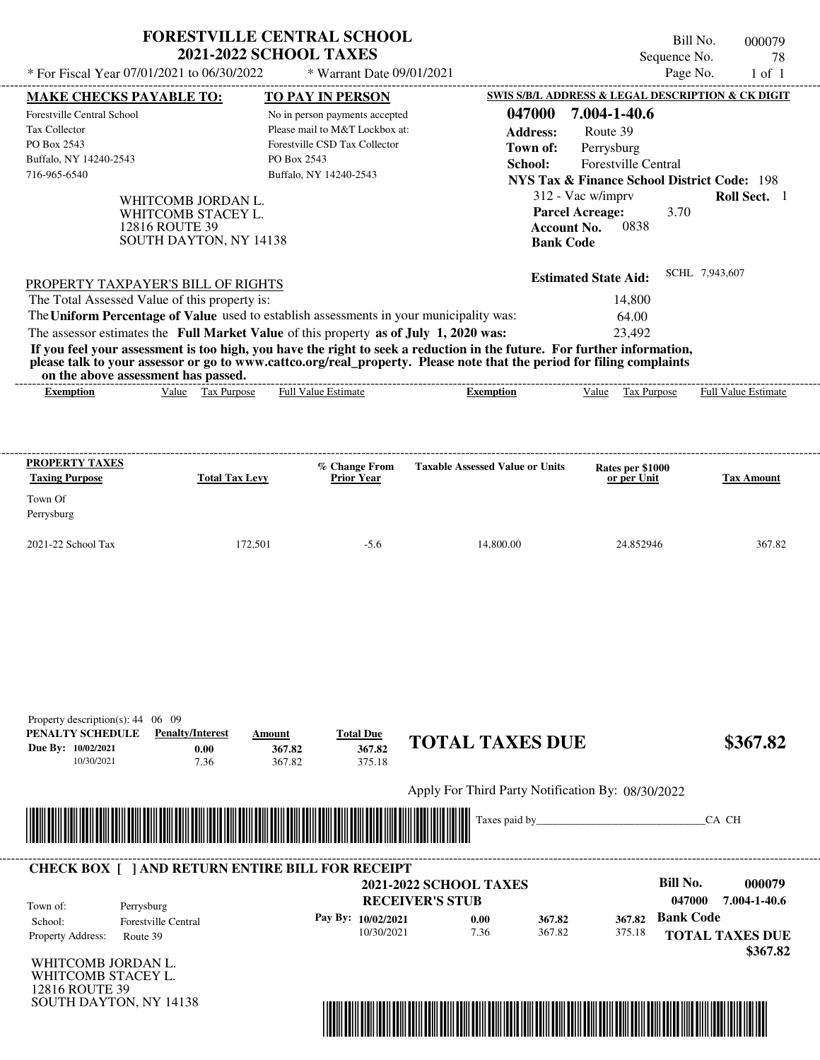# FORESTVILLE CENTRAL SCHOOL
## 2021-2022 SCHOOL TAXES

\* For Fiscal Year 07/01/2021 to 06/30/2022 \* Warrant Date 09/01/2021

Bill No. 000079
Sequence No. 78
Page No. 1 of 1

**MAKE CHECKS PAYABLE TO:**
Forestville Central School
Tax Collector
PO Box 2543
Buffalo, NY 14240-2543
716-965-6540

**TO PAY IN PERSON**
No in person payments accepted
Please mail to M&T Lockbox at:
Forestville CSD Tax Collector
PO Box 2543
Buffalo, NY 14240-2543

**SWIS S/B/L ADDRESS & LEGAL DESCRIPTION & CK DIGIT**
**047000 7.004-1-40.6**
**Address:** Route 39
**Town of:** Perrysburg
**School:** Forestville Central
**NYS Tax & Finance School District Code:** 198
312 - Vac w/imprv **Roll Sect.** 1
**Parcel Acreage:** 3.70
**Account No.** 0838
**Bank Code**

WHITCOMB JORDAN L.
WHITCOMB STACEY L.
12816 ROUTE 39
SOUTH DAYTON, NY 14138

**Estimated State Aid:** SCHL 7,943,607

PROPERTY TAXPAYER'S BILL OF RIGHTS

The Total Assessed Value of this property is: 14,800
The **Uniform Percentage of Value** used to establish assessments in your municipality was: 64.00
The assessor estimates the **Full Market Value** of this property **as of July 1, 2020 was:** 23,492

**If you feel your assessment is too high, you have the right to seek a reduction in the future. For further information, please talk to your assessor or go to www.cattco.org/real_property. Please note that the period for filing complaints on the above assessment has passed.**

| Exemption | Value | Tax Purpose | Full Value Estimate | Exemption | Value | Tax Purpose | Full Value Estimate |
|---|---|---|---|---|---|---|---|

| PROPERTY TAXES Taxing Purpose | Total Tax Levy | % Change From Prior Year | Taxable Assessed Value or Units | Rates per $1000 or per Unit | Tax Amount |
|---|---|---|---|---|---|
| Town Of Perrysburg | | | | | |
| 2021-22 School Tax | 172,501 | -5.6 | 14,800.00 | 24.852946 | 367.82 |

Property description(s): 44 06 09

| PENALTY SCHEDULE | Penalty/Interest | Amount | Total Due |
|---|---|---|---|
| Due By: 10/02/2021 | 0.00 | 367.82 | 367.82 |
| 10/30/2021 | 7.36 | 367.82 | 375.18 |

**TOTAL TAXES DUE $367.82**

Apply For Third Party Notification By: 08/30/2022

Taxes paid by_______________________________CA CH

---

**CHECK BOX [ ] AND RETURN ENTIRE BILL FOR RECEIPT**

**2021-2022 SCHOOL TAXES**
**RECEIVER'S STUB**

**Bill No. 000079**
**047000 7.004-1-40.6**

Town of: Perrysburg
School: Forestville Central
Property Address: Route 39

| Pay By: | | | |
|---|---|---|---|
| 10/02/2021 | 0.00 | 367.82 | 367.82 |
| 10/30/2021 | 7.36 | 367.82 | 375.18 |

**Bank Code**

**TOTAL TAXES DUE $367.82**

WHITCOMB JORDAN L.
WHITCOMB STACEY L.
12816 ROUTE 39
SOUTH DAYTON, NY 14138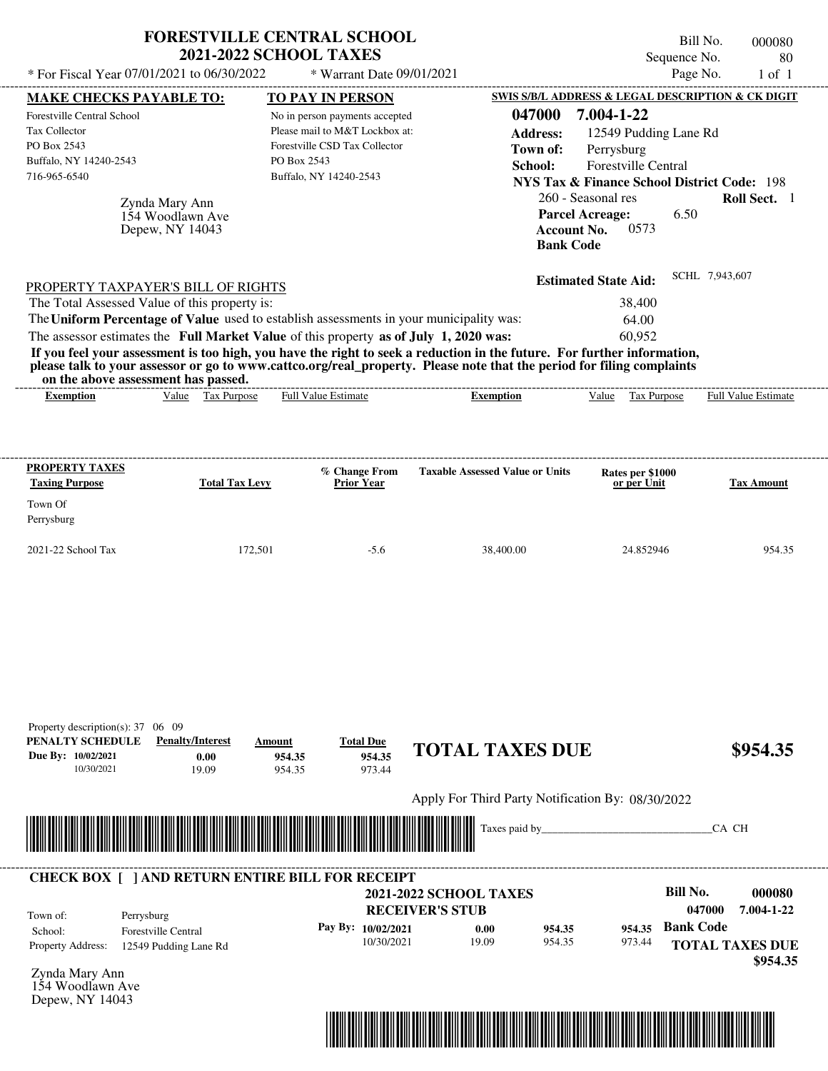# FORESTVILLE CENTRAL SCHOOL
## 2021-2022 SCHOOL TAXES

Bill No. 000080
Sequence No. 80
Page No. 1 of 1

\* For Fiscal Year 07/01/2021 to 06/30/2022 \* Warrant Date 09/01/2021

| MAKE CHECKS PAYABLE TO: | TO PAY IN PERSON | SWIS S/B/L ADDRESS & LEGAL DESCRIPTION & CK DIGIT |
|---|---|---|
| Forestville Central School | No in person payments accepted | **047000 7.004-1-22** |
| Tax Collector | Please mail to M&T Lockbox at: | **Address:** 12549 Pudding Lane Rd |
| PO Box 2543 | Forestville CSD Tax Collector | **Town of:** Perrysburg |
| Buffalo, NY 14240-2543 | PO Box 2543 | **School:** Forestville Central |
| 716-965-6540 | Buffalo, NY 14240-2543 | **NYS Tax & Finance School District Code:** 198 |

Zynda Mary Ann
154 Woodlawn Ave
Depew, NY 14043

260 - Seasonal res **Roll Sect.** 1
**Parcel Acreage:** 6.50
**Account No.** 0573
**Bank Code**

**Estimated State Aid:** SCHL 7,943,607

PROPERTY TAXPAYER'S BILL OF RIGHTS

| | |
|---|---|
| The Total Assessed Value of this property is: | 38,400 |
| The **Uniform Percentage of Value** used to establish assessments in your municipality was: | 64.00 |
| The assessor estimates the **Full Market Value** of this property **as of July 1, 2020 was:** | 60,952 |

**If you feel your assessment is too high, you have the right to seek a reduction in the future. For further information, please talk to your assessor or go to www.cattco.org/real_property. Please note that the period for filing complaints on the above assessment has passed.**

| Exemption | Value | Tax Purpose | Full Value Estimate | Exemption | Value | Tax Purpose | Full Value Estimate |
|---|---|---|---|---|---|---|---|

| PROPERTY TAXES Taxing Purpose | Total Tax Levy | % Change From Prior Year | Taxable Assessed Value or Units | Rates per $1000 or per Unit | Tax Amount |
|---|---|---|---|---|---|
| Town Of Perrysburg | | | | | |
| 2021-22 School Tax | 172,501 | -5.6 | 38,400.00 | 24.852946 | 954.35 |

Property description(s): 37 06 09

| PENALTY SCHEDULE | Penalty/Interest | Amount | Total Due |
|---|---|---|---|
| Due By: 10/02/2021 | 0.00 | 954.35 | 954.35 |
| 10/30/2021 | 19.09 | 954.35 | 973.44 |

## TOTAL TAXES DUE $954.35

Apply For Third Party Notification By: 08/30/2022

Taxes paid by_______________________________CA CH

---

**CHECK BOX [ ] AND RETURN ENTIRE BILL FOR RECEIPT**

**2021-2022 SCHOOL TAXES**
**RECEIVER'S STUB**

**Bill No. 000080**
**047000 7.004-1-22**

| | |
|---|---|
| Town of: | Perrysburg |
| School: | Forestville Central |
| Property Address: | 12549 Pudding Lane Rd |

| Pay By: | | | |
|---|---|---|---|
| 10/02/2021 | 0.00 | 954.35 | 954.35 |
| 10/30/2021 | 19.09 | 954.35 | 973.44 |

**Bank Code**

**TOTAL TAXES DUE $954.35**

Zynda Mary Ann
154 Woodlawn Ave
Depew, NY 14043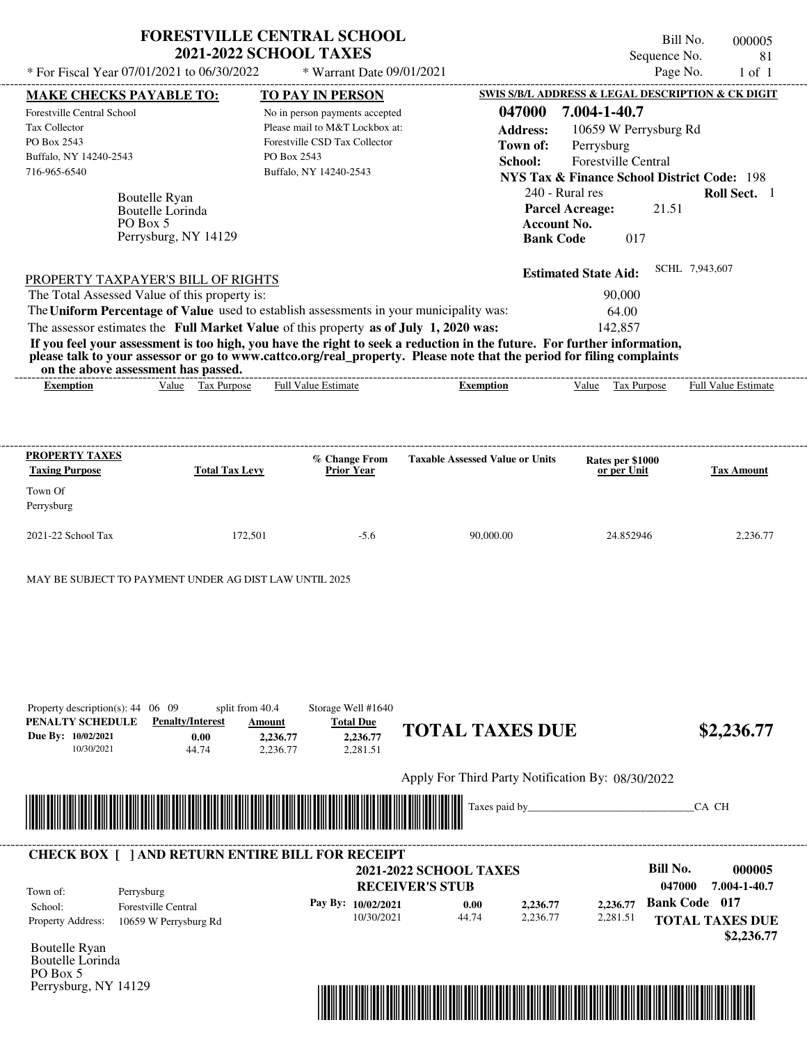# FORESTVILLE CENTRAL SCHOOL
## 2021-2022 SCHOOL TAXES

\* For Fiscal Year 07/01/2021 to 06/30/2022 \* Warrant Date 09/01/2021

Bill No. 000005
Sequence No. 81
Page No. 1 of 1

| MAKE CHECKS PAYABLE TO: | TO PAY IN PERSON | SWIS S/B/L ADDRESS & LEGAL DESCRIPTION & CK DIGIT |
|---|---|---|
| Forestville Central School | No in person payments accepted | 047000 7.004-1-40.7 |
| Tax Collector | Please mail to M&T Lockbox at: | Address: 10659 W Perrysburg Rd |
| PO Box 2543 | Forestville CSD Tax Collector | Town of: Perrysburg |
| Buffalo, NY 14240-2543 | PO Box 2543 | School: Forestville Central |
| 716-965-6540 | Buffalo, NY 14240-2543 | NYS Tax & Finance School District Code: 198 |

Boutelle Ryan
Boutelle Lorinda
PO Box 5
Perrysburg, NY 14129

240 - Rural res **Roll Sect.** 1
**Parcel Acreage:** 21.51
**Account No.**
**Bank Code** 017

**Estimated State Aid:** SCHL 7,943,607

PROPERTY TAXPAYER'S BILL OF RIGHTS

The Total Assessed Value of this property is: 90,000
The **Uniform Percentage of Value** used to establish assessments in your municipality was: 64.00
The assessor estimates the **Full Market Value** of this property **as of July 1, 2020 was:** 142,857

**If you feel your assessment is too high, you have the right to seek a reduction in the future. For further information, please talk to your assessor or go to www.cattco.org/real_property. Please note that the period for filing complaints on the above assessment has passed.**

| Exemption | Value | Tax Purpose | Full Value Estimate | Exemption | Value | Tax Purpose | Full Value Estimate |
|---|---|---|---|---|---|---|---|

| PROPERTY TAXES Taxing Purpose | Total Tax Levy | % Change From Prior Year | Taxable Assessed Value or Units | Rates per $1000 or per Unit | Tax Amount |
|---|---|---|---|---|---|
| Town Of Perrysburg | | | | | |
| 2021-22 School Tax | 172,501 | -5.6 | 90,000.00 | 24.852946 | 2,236.77 |

MAY BE SUBJECT TO PAYMENT UNDER AG DIST LAW UNTIL 2025

Property description(s): 44 06 09 split from 40.4 Storage Well #1640

| PENALTY SCHEDULE | Penalty/Interest | Amount | Total Due |
|---|---|---|---|
| Due By: 10/02/2021 | 0.00 | 2,236.77 | 2,236.77 |
| 10/30/2021 | 44.74 | 2,236.77 | 2,281.51 |

**TOTAL TAXES DUE $2,236.77**

Apply For Third Party Notification By: 08/30/2022

Taxes paid by_______________________________CA CH

**CHECK BOX [ ] AND RETURN ENTIRE BILL FOR RECEIPT**

**2021-2022 SCHOOL TAXES**
**RECEIVER'S STUB**

**Bill No. 000005**
**047000 7.004-1-40.7**

Town of: Perrysburg
School: Forestville Central
Property Address: 10659 W Perrysburg Rd

| Pay By: | Penalty/Interest | Amount | Total Due |
|---|---|---|---|
| 10/02/2021 | 0.00 | 2,236.77 | 2,236.77 |
| 10/30/2021 | 44.74 | 2,236.77 | 2,281.51 |

**Bank Code 017**
**TOTAL TAXES DUE $2,236.77**

Boutelle Ryan
Boutelle Lorinda
PO Box 5
Perrysburg, NY 14129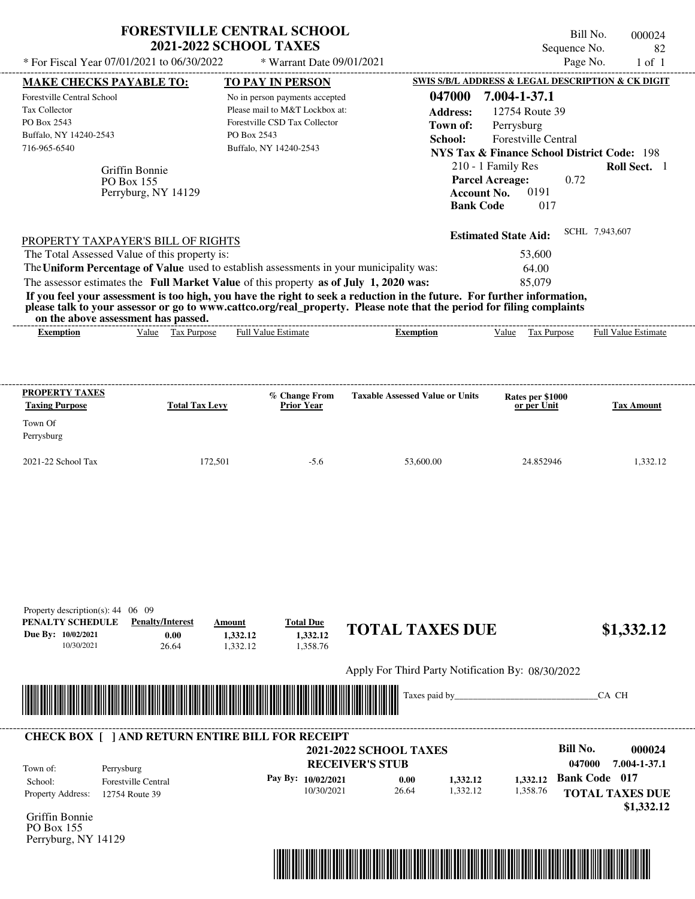# FORESTVILLE CENTRAL SCHOOL
## 2021-2022 SCHOOL TAXES

Bill No. 000024
Sequence No. 82
Page No. 1 of 1

\* For Fiscal Year 07/01/2021 to 06/30/2022 \* Warrant Date 09/01/2021

**MAKE CHECKS PAYABLE TO:**
Forestville Central School
Tax Collector
PO Box 2543
Buffalo, NY 14240-2543
716-965-6540

**TO PAY IN PERSON**
No in person payments accepted
Please mail to M&T Lockbox at:
Forestville CSD Tax Collector
PO Box 2543
Buffalo, NY 14240-2543

**SWIS S/B/L ADDRESS & LEGAL DESCRIPTION & CK DIGIT**
**047000 7.004-1-37.1**
**Address:** 12754 Route 39
**Town of:** Perrysburg
**School:** Forestville Central
**NYS Tax & Finance School District Code:** 198
210 - 1 Family Res **Roll Sect.** 1
**Parcel Acreage:** 0.72
**Account No.** 0191
**Bank Code** 017

Griffin Bonnie
PO Box 155
Perryburg, NY 14129

**Estimated State Aid:** SCHL 7,943,607

PROPERTY TAXPAYER'S BILL OF RIGHTS

The Total Assessed Value of this property is: 53,600
The **Uniform Percentage of Value** used to establish assessments in your municipality was: 64.00
The assessor estimates the **Full Market Value** of this property **as of July 1, 2020 was:** 85,079

**If you feel your assessment is too high, you have the right to seek a reduction in the future. For further information, please talk to your assessor or go to www.cattco.org/real_property. Please note that the period for filing complaints on the above assessment has passed.**

| Exemption | Value | Tax Purpose | Full Value Estimate | Exemption | Value | Tax Purpose | Full Value Estimate |
|---|---|---|---|---|---|---|---|

| PROPERTY TAXES Taxing Purpose | Total Tax Levy | % Change From Prior Year | Taxable Assessed Value or Units | Rates per $1000 or per Unit | Tax Amount |
|---|---|---|---|---|---|
| Town Of Perrysburg | | | | | |
| 2021-22 School Tax | 172,501 | -5.6 | 53,600.00 | 24.852946 | 1,332.12 |

Property description(s): 44 06 09

| PENALTY SCHEDULE | Penalty/Interest | Amount | Total Due |
|---|---|---|---|
| Due By: 10/02/2021 | 0.00 | 1,332.12 | 1,332.12 |
| 10/30/2021 | 26.64 | 1,332.12 | 1,358.76 |

**TOTAL TAXES DUE $1,332.12**

Apply For Third Party Notification By: 08/30/2022

Taxes paid by_______________________________CA CH

**CHECK BOX [ ] AND RETURN ENTIRE BILL FOR RECEIPT**

**2021-2022 SCHOOL TAXES**
**RECEIVER'S STUB**

**Bill No. 000024**
**047000 7.004-1-37.1**
**Bank Code 017**

Town of: Perrysburg
School: Forestville Central
Property Address: 12754 Route 39

| Pay By: | | | |
|---|---|---|---|
| 10/02/2021 | 0.00 | 1,332.12 | 1,332.12 |
| 10/30/2021 | 26.64 | 1,332.12 | 1,358.76 |

**TOTAL TAXES DUE $1,332.12**

Griffin Bonnie
PO Box 155
Perryburg, NY 14129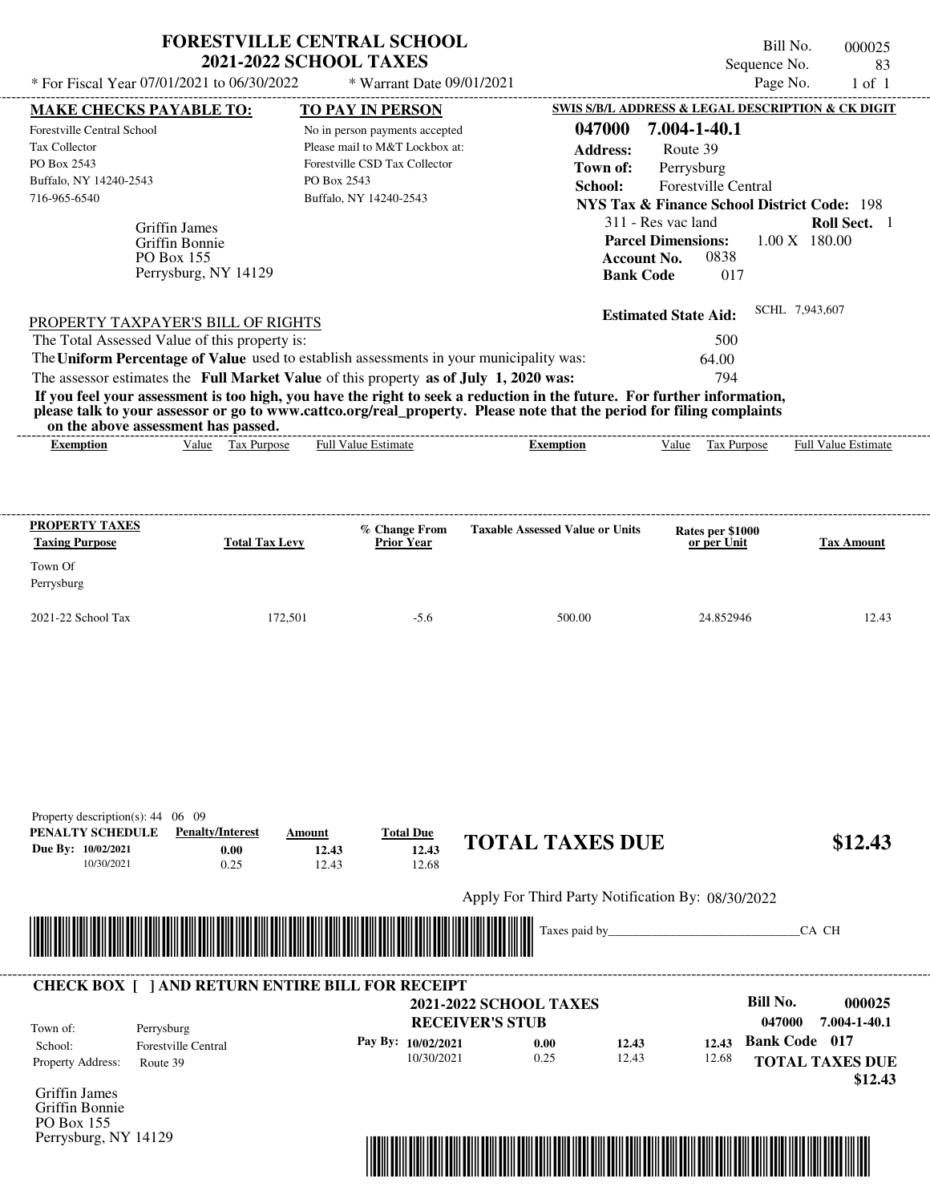# FORESTVILLE CENTRAL SCHOOL
## 2021-2022 SCHOOL TAXES

Bill No. 000025
Sequence No. 83
Page No. 1 of 1

* For Fiscal Year 07/01/2021 to 06/30/2022 * Warrant Date 09/01/2021

**MAKE CHECKS PAYABLE TO:**
Forestville Central School
Tax Collector
PO Box 2543
Buffalo, NY 14240-2543
716-965-6540

**TO PAY IN PERSON**
No in person payments accepted
Please mail to M&T Lockbox at:
Forestville CSD Tax Collector
PO Box 2543
Buffalo, NY 14240-2543

Griffin James
Griffin Bonnie
PO Box 155
Perrysburg, NY 14129

**SWIS S/B/L ADDRESS & LEGAL DESCRIPTION & CK DIGIT**
**047000 7.004-1-40.1**
**Address:** Route 39
**Town of:** Perrysburg
**School:** Forestville Central
**NYS Tax & Finance School District Code:** 198
311 - Res vac land **Roll Sect.** 1
**Parcel Dimensions:** 1.00 X 180.00
**Account No.** 0838
**Bank Code** 017

**Estimated State Aid:** SCHL 7,943,607

PROPERTY TAXPAYER'S BILL OF RIGHTS

The Total Assessed Value of this property is: 500
The **Uniform Percentage of Value** used to establish assessments in your municipality was: 64.00
The assessor estimates the **Full Market Value** of this property **as of July 1, 2020 was:** 794

**If you feel your assessment is too high, you have the right to seek a reduction in the future. For further information, please talk to your assessor or go to www.cattco.org/real_property. Please note that the period for filing complaints on the above assessment has passed.**

| Exemption | Value | Tax Purpose | Full Value Estimate | Exemption | Value | Tax Purpose | Full Value Estimate |
|---|---|---|---|---|---|---|---|

| PROPERTY TAXES Taxing Purpose | Total Tax Levy | % Change From Prior Year | Taxable Assessed Value or Units | Rates per $1000 or per Unit | Tax Amount |
|---|---|---|---|---|---|
| Town Of Perrysburg | | | | | |
| 2021-22 School Tax | 172,501 | -5.6 | 500.00 | 24.852946 | 12.43 |

Property description(s): 44 06 09

| PENALTY SCHEDULE | Penalty/Interest | Amount | Total Due |
|---|---|---|---|
| Due By: 10/02/2021 | 0.00 | 12.43 | 12.43 |
| 10/30/2021 | 0.25 | 12.43 | 12.68 |

**TOTAL TAXES DUE $12.43**

Apply For Third Party Notification By: 08/30/2022

Taxes paid by_______________________________CA CH

**CHECK BOX [ ] AND RETURN ENTIRE BILL FOR RECEIPT**

**2021-2022 SCHOOL TAXES**
**RECEIVER'S STUB**

**Bill No. 000025**
**047000 7.004-1-40.1**
**Bank Code 017**

Town of: Perrysburg
School: Forestville Central
Property Address: Route 39

| Pay By: | | | |
|---|---|---|---|
| 10/02/2021 | 0.00 | 12.43 | 12.43 |
| 10/30/2021 | 0.25 | 12.43 | 12.68 |

**TOTAL TAXES DUE $12.43**

Griffin James
Griffin Bonnie
PO Box 155
Perrysburg, NY 14129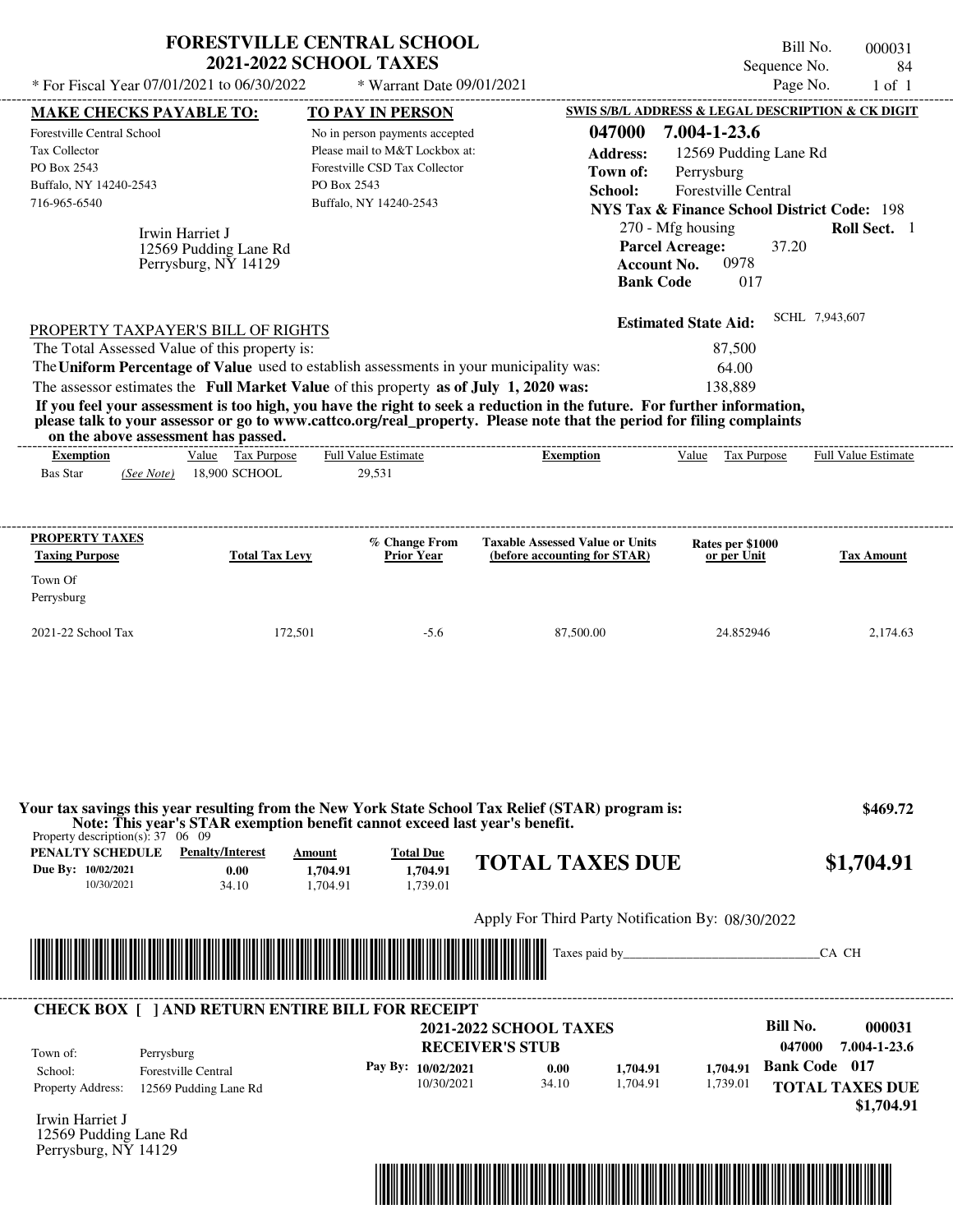# FORESTVILLE CENTRAL SCHOOL
## 2021-2022 SCHOOL TAXES

Bill No. 000031
Sequence No. 84
Page No. 1 of 1

\* For Fiscal Year 07/01/2021 to 06/30/2022 \* Warrant Date 09/01/2021

**MAKE CHECKS PAYABLE TO:**
Forestville Central School
Tax Collector
PO Box 2543
Buffalo, NY 14240-2543
716-965-6540

**TO PAY IN PERSON**
No in person payments accepted
Please mail to M&T Lockbox at:
Forestville CSD Tax Collector
PO Box 2543
Buffalo, NY 14240-2543

**SWIS S/B/L ADDRESS & LEGAL DESCRIPTION & CK DIGIT**
**047000 7.004-1-23.6**
**Address:** 12569 Pudding Lane Rd
**Town of:** Perrysburg
**School:** Forestville Central
**NYS Tax & Finance School District Code:** 198
270 - Mfg housing **Roll Sect.** 1
**Parcel Acreage:** 37.20
**Account No.** 0978
**Bank Code** 017

Irwin Harriet J
12569 Pudding Lane Rd
Perrysburg, NY 14129

**Estimated State Aid:** SCHL 7,943,607

PROPERTY TAXPAYER'S BILL OF RIGHTS

The Total Assessed Value of this property is: 87,500
The **Uniform Percentage of Value** used to establish assessments in your municipality was: 64.00
The assessor estimates the **Full Market Value** of this property **as of July 1, 2020 was:** 138,889

**If you feel your assessment is too high, you have the right to seek a reduction in the future. For further information, please talk to your assessor or go to www.cattco.org/real_property. Please note that the period for filing complaints on the above assessment has passed.**

| Exemption | Value | Tax Purpose | Full Value Estimate | Exemption | Value | Tax Purpose | Full Value Estimate |
|---|---|---|---|---|---|---|---|
| Bas Star *(See Note)* | 18,900 | SCHOOL | 29,531 | | | | |

| PROPERTY TAXES Taxing Purpose | Total Tax Levy | % Change From Prior Year | Taxable Assessed Value or Units (before accounting for STAR) | Rates per $1000 or per Unit | Tax Amount |
|---|---|---|---|---|---|
| Town Of Perrysburg | | | | | |
| 2021-22 School Tax | 172,501 | -5.6 | 87,500.00 | 24.852946 | 2,174.63 |

**Your tax savings this year resulting from the New York State School Tax Relief (STAR) program is: $469.72**
**Note: This year's STAR exemption benefit cannot exceed last year's benefit.**

Property description(s): 37 06 09

| PENALTY SCHEDULE | Penalty/Interest | Amount | Total Due |
|---|---|---|---|
| Due By: 10/02/2021 | 0.00 | 1,704.91 | 1,704.91 |
| 10/30/2021 | 34.10 | 1,704.91 | 1,739.01 |

**TOTAL TAXES DUE $1,704.91**

Apply For Third Party Notification By: 08/30/2022

Taxes paid by______________________________CA CH

**CHECK BOX [ ] AND RETURN ENTIRE BILL FOR RECEIPT**

**2021-2022 SCHOOL TAXES**
**RECEIVER'S STUB**

Town of: Perrysburg
School: Forestville Central
Property Address: 12569 Pudding Lane Rd

| Pay By: | Penalty/Interest | Amount | Total Due |
|---|---|---|---|
| 10/02/2021 | 0.00 | 1,704.91 | 1,704.91 |
| 10/30/2021 | 34.10 | 1,704.91 | 1,739.01 |

**Bill No. 000031**
**047000 7.004-1-23.6**
**Bank Code 017**
**TOTAL TAXES DUE $1,704.91**

Irwin Harriet J
12569 Pudding Lane Rd
Perrysburg, NY 14129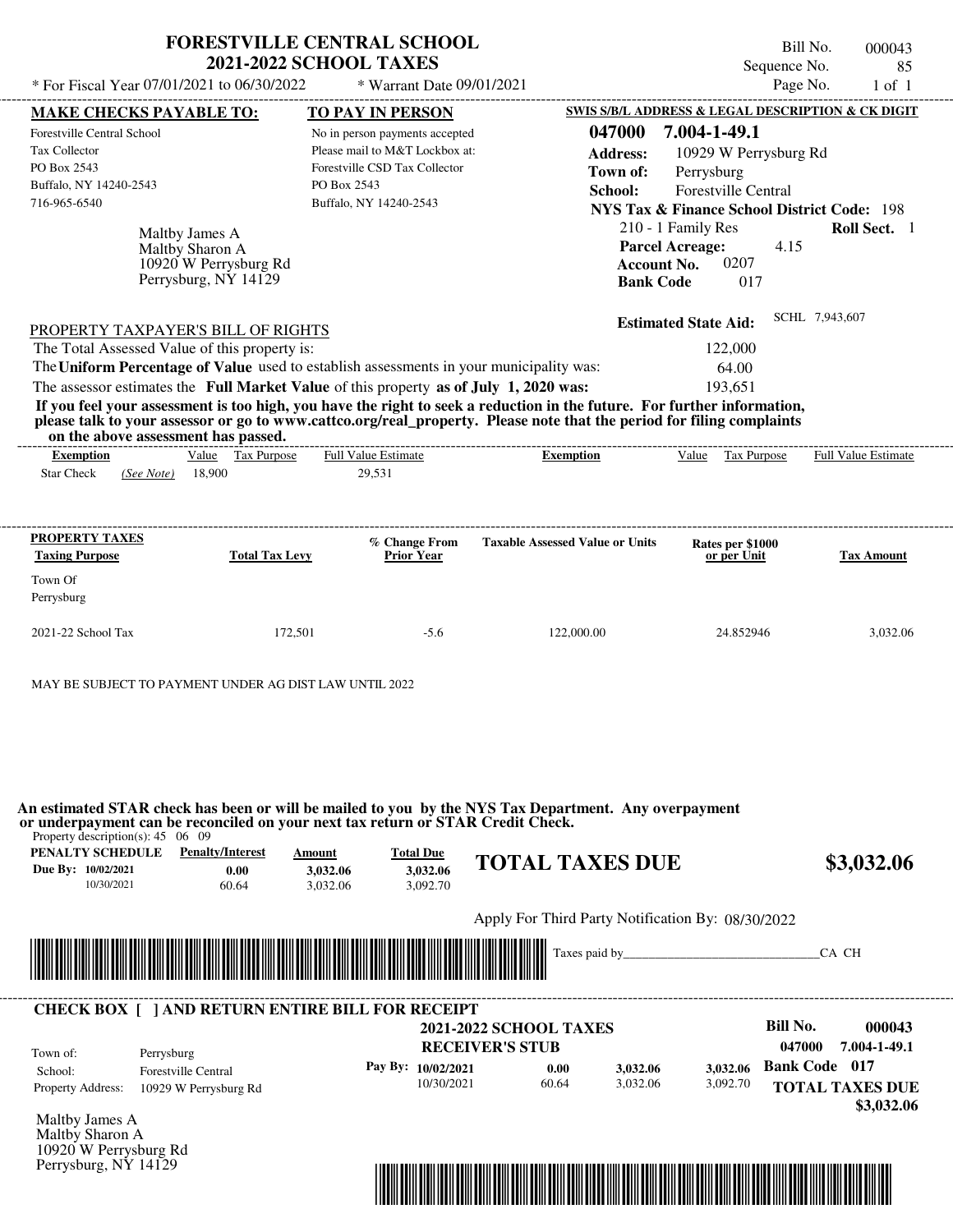# FORESTVILLE CENTRAL SCHOOL
## 2021-2022 SCHOOL TAXES

\* For Fiscal Year 07/01/2021 to 06/30/2022 \* Warrant Date 09/01/2021

Bill No. 000043
Sequence No. 85
Page No. 1 of 1

**MAKE CHECKS PAYABLE TO:**
Forestville Central School
Tax Collector
PO Box 2543
Buffalo, NY 14240-2543
716-965-6540

**TO PAY IN PERSON**
No in person payments accepted
Please mail to M&T Lockbox at:
Forestville CSD Tax Collector
PO Box 2543
Buffalo, NY 14240-2543

**SWIS S/B/L ADDRESS & LEGAL DESCRIPTION & CK DIGIT**
**047000 7.004-1-49.1**
**Address:** 10929 W Perrysburg Rd
**Town of:** Perrysburg
**School:** Forestville Central
**NYS Tax & Finance School District Code:** 198
210 - 1 Family Res **Roll Sect.** 1
**Parcel Acreage:** 4.15
**Account No.** 0207
**Bank Code** 017

Maltby James A
Maltby Sharon A
10920 W Perrysburg Rd
Perrysburg, NY 14129

**Estimated State Aid:** SCHL 7,943,607

PROPERTY TAXPAYER'S BILL OF RIGHTS

| | |
|---|---|
| The Total Assessed Value of this property is: | 122,000 |
| The **Uniform Percentage of Value** used to establish assessments in your municipality was: | 64.00 |
| The assessor estimates the **Full Market Value** of this property **as of July 1, 2020 was:** | 193,651 |

**If you feel your assessment is too high, you have the right to seek a reduction in the future. For further information, please talk to your assessor or go to www.cattco.org/real_property. Please note that the period for filing complaints on the above assessment has passed.**

| Exemption | Value | Tax Purpose | Full Value Estimate | Exemption | Value | Tax Purpose | Full Value Estimate |
|---|---|---|---|---|---|---|---|
| Star Check *(See Note)* | 18,900 | | 29,531 | | | | |

| PROPERTY TAXES Taxing Purpose | Total Tax Levy | % Change From Prior Year | Taxable Assessed Value or Units | Rates per $1000 or per Unit | Tax Amount |
|---|---|---|---|---|---|
| Town Of Perrysburg | | | | | |
| 2021-22 School Tax | 172,501 | -5.6 | 122,000.00 | 24.852946 | 3,032.06 |

MAY BE SUBJECT TO PAYMENT UNDER AG DIST LAW UNTIL 2022

**An estimated STAR check has been or will be mailed to you by the NYS Tax Department. Any overpayment or underpayment can be reconciled on your next tax return or STAR Credit Check.**

Property description(s): 45 06 09

| PENALTY SCHEDULE | Penalty/Interest | Amount | Total Due |
|---|---|---|---|
| Due By: 10/02/2021 | 0.00 | 3,032.06 | 3,032.06 |
| 10/30/2021 | 60.64 | 3,032.06 | 3,092.70 |

**TOTAL TAXES DUE $3,032.06**

Apply For Third Party Notification By: 08/30/2022

Taxes paid by_______________________________CA CH

**CHECK BOX [ ] AND RETURN ENTIRE BILL FOR RECEIPT**

**2021-2022 SCHOOL TAXES**
**RECEIVER'S STUB**

Bill No. **000043**
**047000 7.004-1-49.1**

| | |
|---|---|
| Town of: | Perrysburg |
| School: | Forestville Central |
| Property Address: | 10929 W Perrysburg Rd |

| Pay By: | | | |
|---|---|---|---|
| 10/02/2021 | 0.00 | 3,032.06 | 3,032.06 |
| 10/30/2021 | 60.64 | 3,032.06 | 3,092.70 |

**Bank Code 017**

**TOTAL TAXES DUE $3,032.06**

Maltby James A
Maltby Sharon A
10920 W Perrysburg Rd
Perrysburg, NY 14129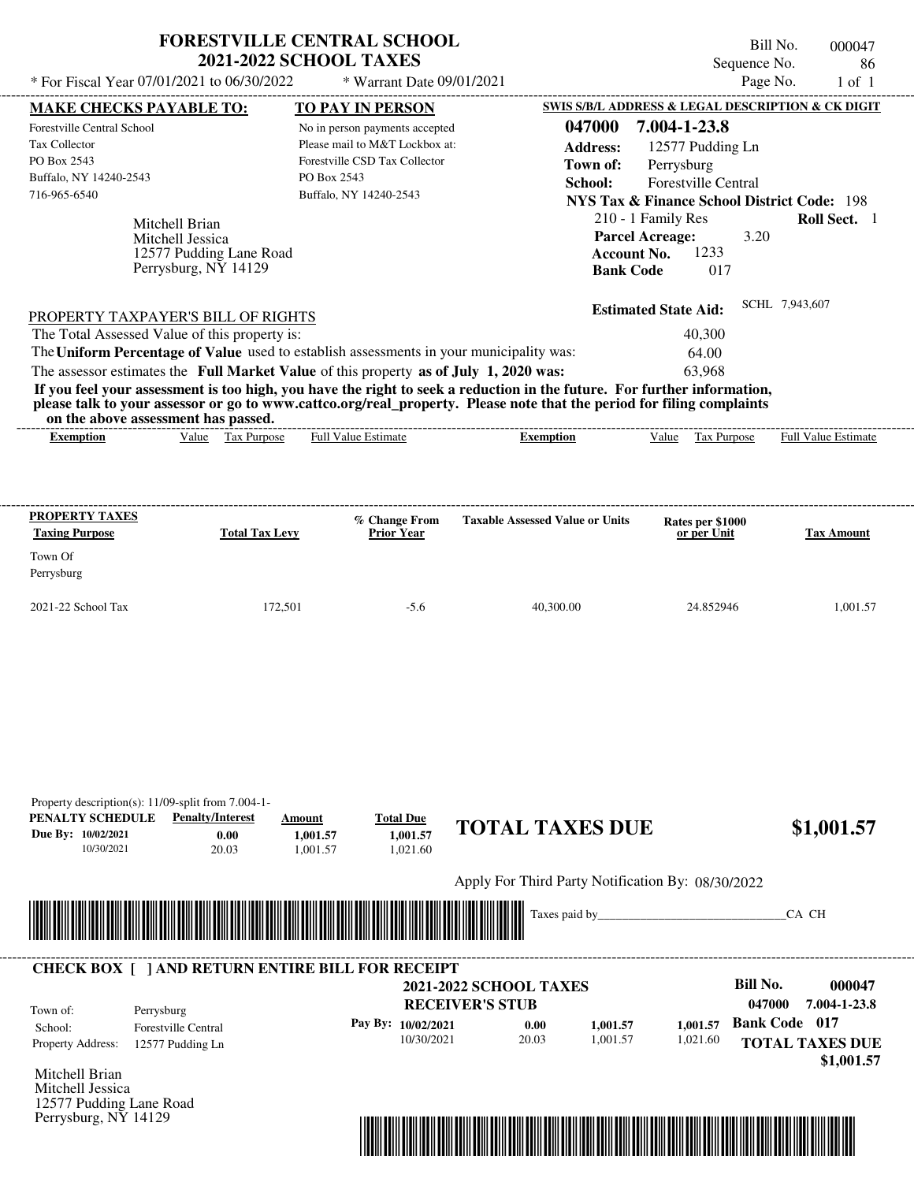# FORESTVILLE CENTRAL SCHOOL
## 2021-2022 SCHOOL TAXES

* For Fiscal Year 07/01/2021 to 06/30/2022 | * Warrant Date 09/01/2021

Bill No. 000047
Sequence No. 86
Page No. 1 of 1

**MAKE CHECKS PAYABLE TO:**

Forestville Central School
Tax Collector
PO Box 2543
Buffalo, NY 14240-2543
716-965-6540

**TO PAY IN PERSON**

No in person payments accepted
Please mail to M&T Lockbox at:
Forestville CSD Tax Collector
PO Box 2543
Buffalo, NY 14240-2543

**SWIS S/B/L ADDRESS & LEGAL DESCRIPTION & CK DIGIT**

**047000 7.004-1-23.8**
**Address:** 12577 Pudding Ln
**Town of:** Perrysburg
**School:** Forestville Central
**NYS Tax & Finance School District Code:** 198
210 - 1 Family Res — **Roll Sect.** 1
**Parcel Acreage:** 3.20
**Account No.** 1233
**Bank Code** 017

Mitchell Brian
Mitchell Jessica
12577 Pudding Lane Road
Perrysburg, NY 14129

**Estimated State Aid:** SCHL 7,943,607

PROPERTY TAXPAYER'S BILL OF RIGHTS

| | |
|---|---|
| The Total Assessed Value of this property is: | 40,300 |
| The **Uniform Percentage of Value** used to establish assessments in your municipality was: | 64.00 |
| The assessor estimates the **Full Market Value** of this property **as of July 1, 2020 was:** | 63,968 |

**If you feel your assessment is too high, you have the right to seek a reduction in the future. For further information, please talk to your assessor or go to www.cattco.org/real_property. Please note that the period for filing complaints on the above assessment has passed.**

| Exemption | Value | Tax Purpose | Full Value Estimate | Exemption | Value | Tax Purpose | Full Value Estimate |
|---|---|---|---|---|---|---|---|

| PROPERTY TAXES Taxing Purpose | Total Tax Levy | % Change From Prior Year | Taxable Assessed Value or Units | Rates per $1000 or per Unit | Tax Amount |
|---|---|---|---|---|---|
| Town Of Perrysburg | | | | | |
| 2021-22 School Tax | 172,501 | -5.6 | 40,300.00 | 24.852946 | 1,001.57 |

Property description(s): 11/09-split from 7.004-1-

| PENALTY SCHEDULE | Penalty/Interest | Amount | Total Due |
|---|---|---|---|
| Due By: 10/02/2021 | 0.00 | 1,001.57 | 1,001.57 |
| 10/30/2021 | 20.03 | 1,001.57 | 1,021.60 |

**TOTAL TAXES DUE $1,001.57**

Apply For Third Party Notification By: 08/30/2022

Taxes paid by________________________________CA CH

---

**CHECK BOX [ ] AND RETURN ENTIRE BILL FOR RECEIPT**

**2021-2022 SCHOOL TAXES**
**RECEIVER'S STUB**

**Bill No. 000047**
**047000 7.004-1-23.8**

| | |
|---|---|
| Town of: | Perrysburg |
| School: | Forestville Central |
| Property Address: | 12577 Pudding Ln |

| Pay By: | Penalty | Amount | Total |
|---|---|---|---|
| 10/02/2021 | 0.00 | 1,001.57 | 1,001.57 |
| 10/30/2021 | 20.03 | 1,001.57 | 1,021.60 |

**Bank Code 017**
**TOTAL TAXES DUE $1,001.57**

Mitchell Brian
Mitchell Jessica
12577 Pudding Lane Road
Perrysburg, NY 14129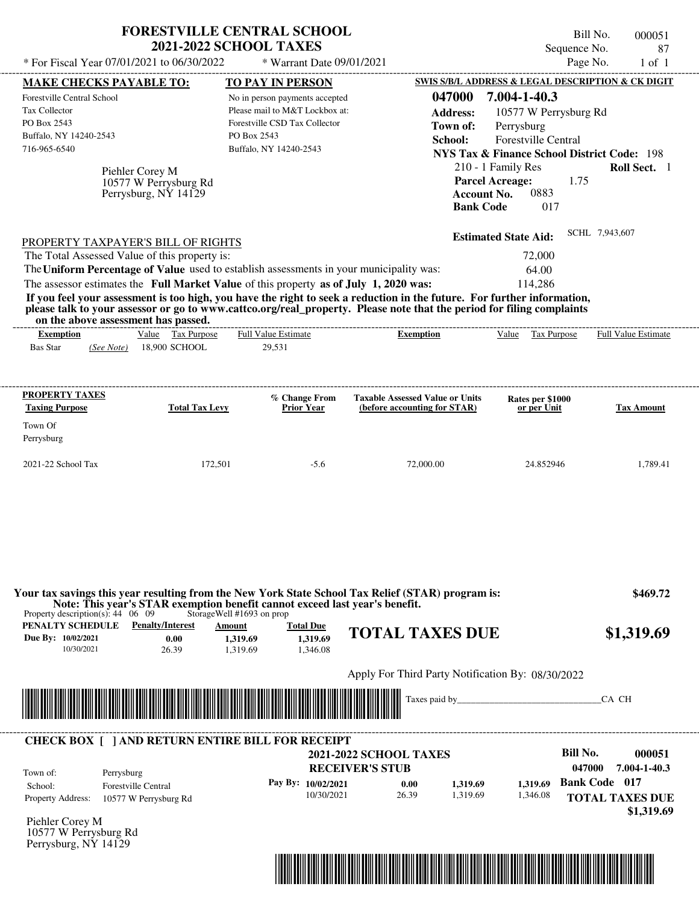# FORESTVILLE CENTRAL SCHOOL
## 2021-2022 SCHOOL TAXES

\* For Fiscal Year 07/01/2021 to 06/30/2022 \* Warrant Date 09/01/2021

Bill No. 000051
Sequence No. 87
Page No. 1 of 1

| MAKE CHECKS PAYABLE TO: | TO PAY IN PERSON | SWIS S/B/L ADDRESS & LEGAL DESCRIPTION & CK DIGIT |
|---|---|---|
| Forestville Central School<br>Tax Collector<br>PO Box 2543<br>Buffalo, NY 14240-2543<br>716-965-6540 | No in person payments accepted<br>Please mail to M&T Lockbox at:<br>Forestville CSD Tax Collector<br>PO Box 2543<br>Buffalo, NY 14240-2543 | **047000 7.004-1-40.3**<br>**Address:** 10577 W Perrysburg Rd<br>**Town of:** Perrysburg<br>**School:** Forestville Central<br>**NYS Tax & Finance School District Code:** 198<br>210 - 1 Family Res **Roll Sect.** 1<br>**Parcel Acreage:** 1.75<br>**Account No.** 0883<br>**Bank Code** 017 |

Piehler Corey M
10577 W Perrysburg Rd
Perrysburg, NY 14129

**Estimated State Aid:** SCHL 7,943,607

PROPERTY TAXPAYER'S BILL OF RIGHTS

The Total Assessed Value of this property is: 72,000

The **Uniform Percentage of Value** used to establish assessments in your municipality was: 64.00

The assessor estimates the **Full Market Value** of this property **as of July 1, 2020 was:** 114,286

**If you feel your assessment is too high, you have the right to seek a reduction in the future. For further information, please talk to your assessor or go to www.cattco.org/real_property. Please note that the period for filing complaints on the above assessment has passed.**

| Exemption | Value | Tax Purpose | Full Value Estimate | Exemption | Value | Tax Purpose | Full Value Estimate |
|---|---|---|---|---|---|---|---|
| Bas Star *(See Note)* | 18,900 | SCHOOL | 29,531 | | | | |

| PROPERTY TAXES<br>Taxing Purpose | Total Tax Levy | % Change From Prior Year | Taxable Assessed Value or Units (before accounting for STAR) | Rates per $1000 or per Unit | Tax Amount |
|---|---|---|---|---|---|
| Town Of Perrysburg | | | | | |
| 2021-22 School Tax | 172,501 | -5.6 | 72,000.00 | 24.852946 | 1,789.41 |

**Your tax savings this year resulting from the New York State School Tax Relief (STAR) program is: $469.72**

**Note: This year's STAR exemption benefit cannot exceed last year's benefit.**

Property description(s): 44 06 09 StorageWell #1693 on prop

| PENALTY SCHEDULE | Penalty/Interest | Amount | Total Due |
|---|---|---|---|
| Due By: 10/02/2021 | 0.00 | 1,319.69 | 1,319.69 |
| 10/30/2021 | 26.39 | 1,319.69 | 1,346.08 |

**TOTAL TAXES DUE $1,319.69**

Apply For Third Party Notification By: 08/30/2022

Taxes paid by_______________________________CA CH

---

**CHECK BOX [ ] AND RETURN ENTIRE BILL FOR RECEIPT**

**2021-2022 SCHOOL TAXES**
**RECEIVER'S STUB**

**Bill No. 000051**
**047000 7.004-1-40.3**
**Bank Code 017**

| | |
|---|---|
| Town of: | Perrysburg |
| School: | Forestville Central |
| Property Address: | 10577 W Perrysburg Rd |

| Pay By: | Penalty/Interest | Amount | Total Due |
|---|---|---|---|
| 10/02/2021 | 0.00 | 1,319.69 | 1,319.69 |
| 10/30/2021 | 26.39 | 1,319.69 | 1,346.08 |

**TOTAL TAXES DUE $1,319.69**

Piehler Corey M
10577 W Perrysburg Rd
Perrysburg, NY 14129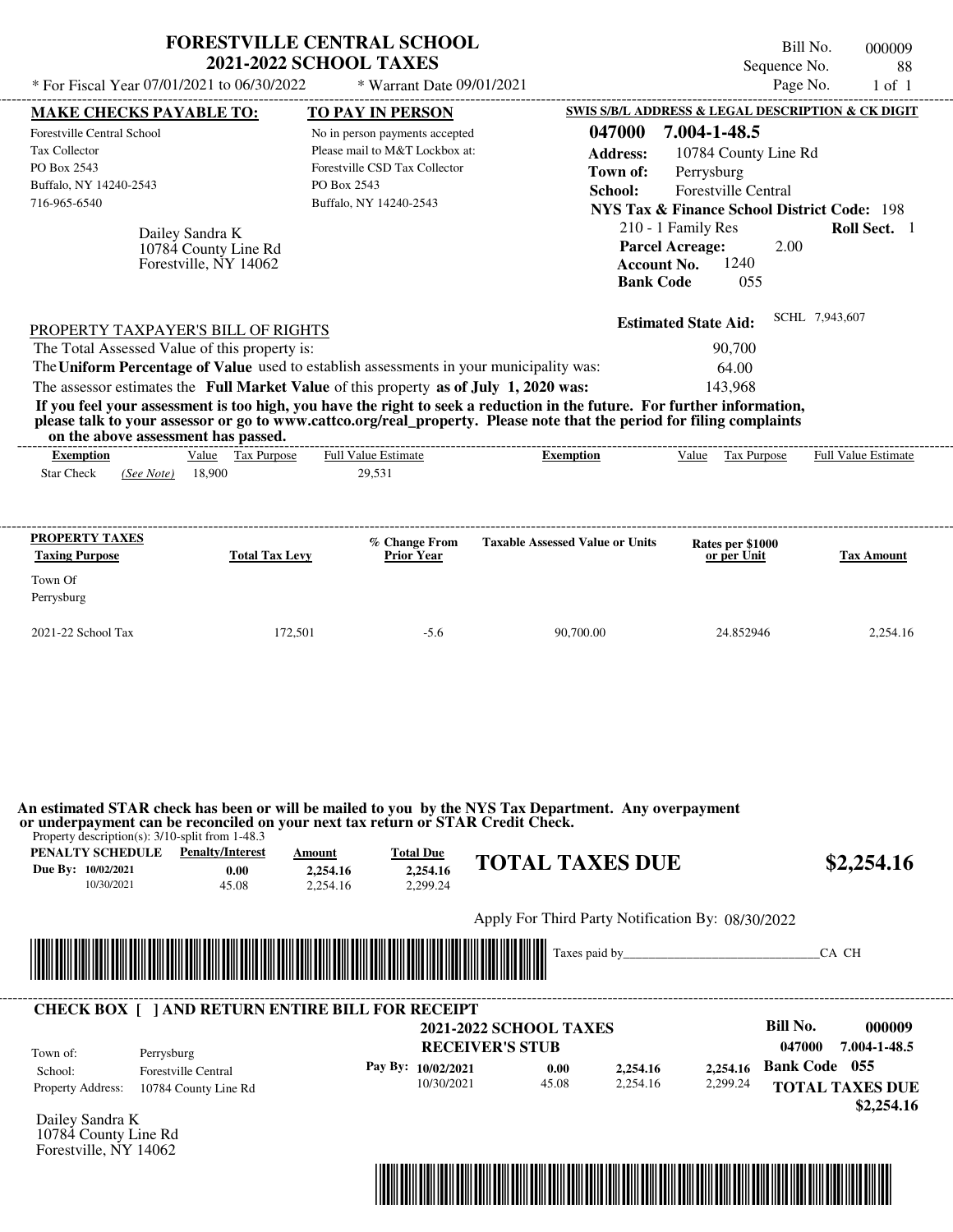# FORESTVILLE CENTRAL SCHOOL
## 2021-2022 SCHOOL TAXES

\* For Fiscal Year 07/01/2021 to 06/30/2022 \* Warrant Date 09/01/2021

Bill No. 000009
Sequence No. 88
Page No. 1 of 1

**MAKE CHECKS PAYABLE TO:**
Forestville Central School
Tax Collector
PO Box 2543
Buffalo, NY 14240-2543
716-965-6540

**TO PAY IN PERSON**
No in person payments accepted
Please mail to M&T Lockbox at:
Forestville CSD Tax Collector
PO Box 2543
Buffalo, NY 14240-2543

**SWIS S/B/L ADDRESS & LEGAL DESCRIPTION & CK DIGIT**
**047000 7.004-1-48.5**
**Address:** 10784 County Line Rd
**Town of:** Perrysburg
**School:** Forestville Central
**NYS Tax & Finance School District Code:** 198
210 - 1 Family Res **Roll Sect.** 1
**Parcel Acreage:** 2.00
**Account No.** 1240
**Bank Code** 055

Dailey Sandra K
10784 County Line Rd
Forestville, NY 14062

**Estimated State Aid:** SCHL 7,943,607

PROPERTY TAXPAYER'S BILL OF RIGHTS

The Total Assessed Value of this property is: 90,700
The **Uniform Percentage of Value** used to establish assessments in your municipality was: 64.00
The assessor estimates the **Full Market Value** of this property **as of July 1, 2020 was:** 143,968

**If you feel your assessment is too high, you have the right to seek a reduction in the future. For further information, please talk to your assessor or go to www.cattco.org/real_property. Please note that the period for filing complaints on the above assessment has passed.**

| Exemption | Value | Tax Purpose | Full Value Estimate | Exemption | Value | Tax Purpose | Full Value Estimate |
|---|---|---|---|---|---|---|---|
| Star Check *(See Note)* | 18,900 | | 29,531 | | | | |

| PROPERTY TAXES Taxing Purpose | Total Tax Levy | % Change From Prior Year | Taxable Assessed Value or Units | Rates per $1000 or per Unit | Tax Amount |
|---|---|---|---|---|---|
| Town Of Perrysburg | | | | | |
| 2021-22 School Tax | 172,501 | -5.6 | 90,700.00 | 24.852946 | 2,254.16 |

**An estimated STAR check has been or will be mailed to you by the NYS Tax Department. Any overpayment or underpayment can be reconciled on your next tax return or STAR Credit Check.**

Property description(s): 3/10-split from 1-48.3

| PENALTY SCHEDULE | Penalty/Interest | Amount | Total Due |
|---|---|---|---|
| Due By: 10/02/2021 | 0.00 | 2,254.16 | 2,254.16 |
| 10/30/2021 | 45.08 | 2,254.16 | 2,299.24 |

**TOTAL TAXES DUE $2,254.16**

Apply For Third Party Notification By: 08/30/2022

Taxes paid by_______________________________CA CH

---

**CHECK BOX [ ] AND RETURN ENTIRE BILL FOR RECEIPT**

**2021-2022 SCHOOL TAXES**
**RECEIVER'S STUB**

**Bill No. 000009**
**047000 7.004-1-48.5**

Town of: Perrysburg
School: Forestville Central
Property Address: 10784 County Line Rd

| | | | |
|---|---|---|---|
| **Pay By: 10/02/2021** | 0.00 | 2,254.16 | 2,254.16 |
| 10/30/2021 | 45.08 | 2,254.16 | 2,299.24 |

**Bank Code 055**
**TOTAL TAXES DUE $2,254.16**

Dailey Sandra K
10784 County Line Rd
Forestville, NY 14062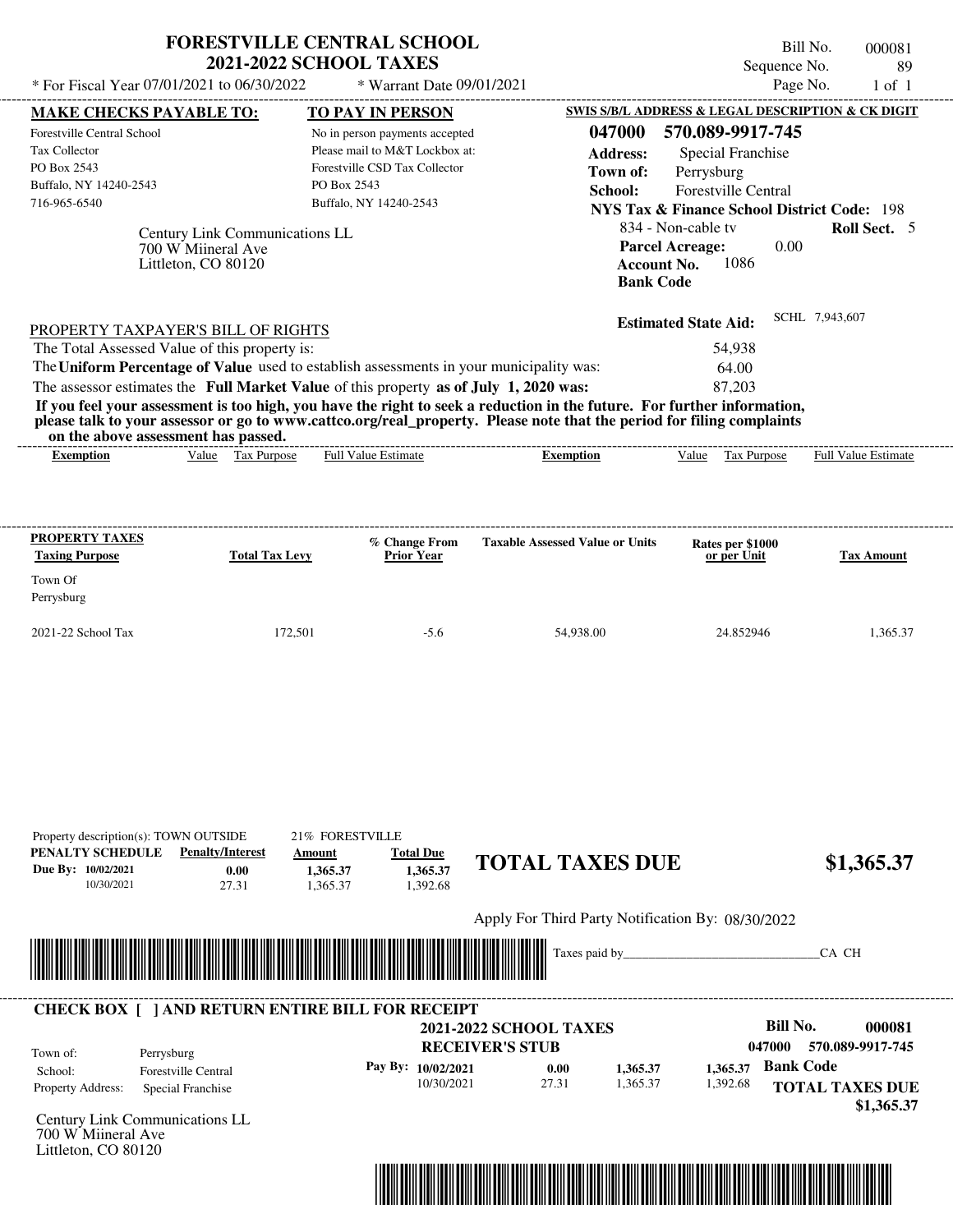# FORESTVILLE CENTRAL SCHOOL
## 2021-2022 SCHOOL TAXES

\* For Fiscal Year 07/01/2021 to 06/30/2022 \* Warrant Date 09/01/2021

Bill No. 000081
Sequence No. 89
Page No. 1 of 1

**MAKE CHECKS PAYABLE TO:**
Forestville Central School
Tax Collector
PO Box 2543
Buffalo, NY 14240-2543
716-965-6540

**TO PAY IN PERSON**
No in person payments accepted
Please mail to M&T Lockbox at:
Forestville CSD Tax Collector
PO Box 2543
Buffalo, NY 14240-2543

**SWIS S/B/L ADDRESS & LEGAL DESCRIPTION & CK DIGIT**
**047000 570.089-9917-745**
**Address:** Special Franchise
**Town of:** Perrysburg
**School:** Forestville Central
**NYS Tax & Finance School District Code:** 198
834 - Non-cable tv **Roll Sect.** 5
**Parcel Acreage:** 0.00
**Account No.** 1086
**Bank Code**

Century Link Communications LL
700 W Miineral Ave
Littleton, CO 80120

**Estimated State Aid:** SCHL 7,943,607

PROPERTY TAXPAYER'S BILL OF RIGHTS
The Total Assessed Value of this property is: 54,938
The **Uniform Percentage of Value** used to establish assessments in your municipality was: 64.00
The assessor estimates the **Full Market Value** of this property **as of July 1, 2020 was:** 87,203

**If you feel your assessment is too high, you have the right to seek a reduction in the future. For further information, please talk to your assessor or go to www.cattco.org/real_property. Please note that the period for filing complaints on the above assessment has passed.**

| Exemption | Value | Tax Purpose | Full Value Estimate | Exemption | Value | Tax Purpose | Full Value Estimate |
|---|---|---|---|---|---|---|---|

| PROPERTY TAXES Taxing Purpose | Total Tax Levy | % Change From Prior Year | Taxable Assessed Value or Units | Rates per $1000 or per Unit | Tax Amount |
|---|---|---|---|---|---|
| Town Of Perrysburg | | | | | |
| 2021-22 School Tax | 172,501 | -5.6 | 54,938.00 | 24.852946 | 1,365.37 |

Property description(s): TOWN OUTSIDE 21% FORESTVILLE

| PENALTY SCHEDULE | Penalty/Interest | Amount | Total Due |
|---|---|---|---|
| Due By: 10/02/2021 | 0.00 | 1,365.37 | 1,365.37 |
| 10/30/2021 | 27.31 | 1,365.37 | 1,392.68 |

**TOTAL TAXES DUE $1,365.37**

Apply For Third Party Notification By: 08/30/2022

Taxes paid by\_\_\_\_\_\_\_\_\_\_\_\_\_\_\_\_\_\_\_\_\_\_\_\_\_\_\_\_\_\_CA CH

**CHECK BOX [ ] AND RETURN ENTIRE BILL FOR RECEIPT**

**2021-2022 SCHOOL TAXES**
**RECEIVER'S STUB**

**Bill No. 000081**
047000 570.089-9917-745

Town of: Perrysburg
School: Forestville Central
Property Address: Special Franchise

| Pay By: | | | |
|---|---|---|---|
| 10/02/2021 | 0.00 | 1,365.37 | 1,365.37 |
| 10/30/2021 | 27.31 | 1,365.37 | 1,392.68 |

**Bank Code**

**TOTAL TAXES DUE $1,365.37**

Century Link Communications LL
700 W Miineral Ave
Littleton, CO 80120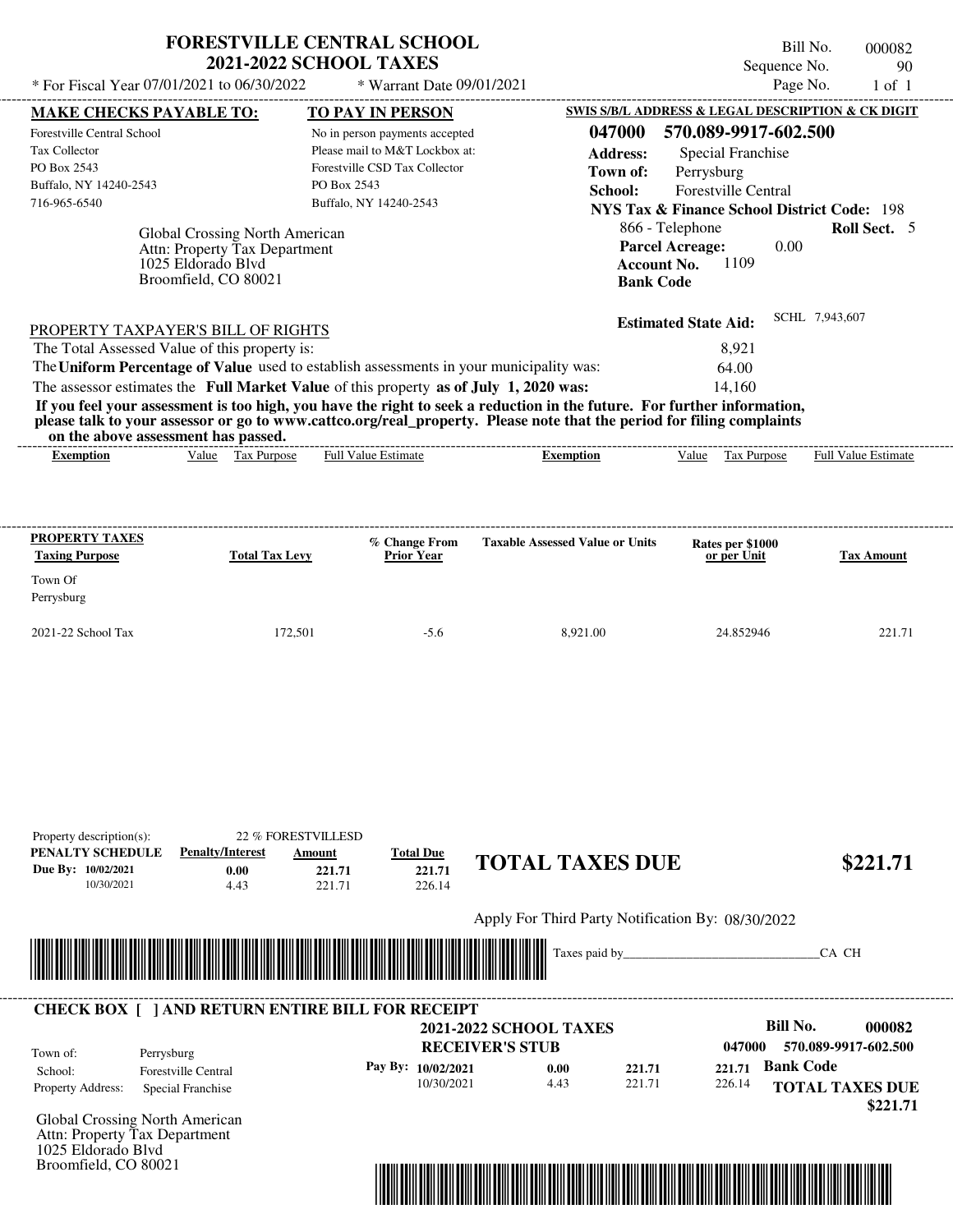# FORESTVILLE CENTRAL SCHOOL
## 2021-2022 SCHOOL TAXES

\* For Fiscal Year 07/01/2021 to 06/30/2022 \* Warrant Date 09/01/2021

Bill No. 000082
Sequence No. 90
Page No. 1 of 1

**MAKE CHECKS PAYABLE TO:**

Forestville Central School
Tax Collector
PO Box 2543
Buffalo, NY 14240-2543
716-965-6540

**TO PAY IN PERSON**

No in person payments accepted
Please mail to M&T Lockbox at:
Forestville CSD Tax Collector
PO Box 2543
Buffalo, NY 14240-2543

**SWIS S/B/L ADDRESS & LEGAL DESCRIPTION & CK DIGIT**

**047000 570.089-9917-602.500**

**Address:** Special Franchise
**Town of:** Perrysburg
**School:** Forestville Central
**NYS Tax & Finance School District Code:** 198
866 - Telephone **Roll Sect.** 5
**Parcel Acreage:** 0.00
**Account No.** 1109
**Bank Code**

Global Crossing North American
Attn: Property Tax Department
1025 Eldorado Blvd
Broomfield, CO 80021

**Estimated State Aid:** SCHL 7,943,607

PROPERTY TAXPAYER'S BILL OF RIGHTS

The Total Assessed Value of this property is: 8,921

The **Uniform Percentage of Value** used to establish assessments in your municipality was: 64.00

The assessor estimates the **Full Market Value** of this property **as of July 1, 2020 was:** 14,160

**If you feel your assessment is too high, you have the right to seek a reduction in the future. For further information, please talk to your assessor or go to www.cattco.org/real_property. Please note that the period for filing complaints on the above assessment has passed.**

| Exemption | Value | Tax Purpose | Full Value Estimate | Exemption | Value | Tax Purpose | Full Value Estimate |
|---|---|---|---|---|---|---|---|

| PROPERTY TAXES Taxing Purpose | Total Tax Levy | % Change From Prior Year | Taxable Assessed Value or Units | Rates per $1000 or per Unit | Tax Amount |
|---|---|---|---|---|---|
| Town Of Perrysburg | | | | | |
| 2021-22 School Tax | 172,501 | -5.6 | 8,921.00 | 24.852946 | 221.71 |

Property description(s): 22 % FORESTVILLESD

| PENALTY SCHEDULE | Penalty/Interest | Amount | Total Due |
|---|---|---|---|
| Due By: 10/02/2021 | 0.00 | 221.71 | 221.71 |
| 10/30/2021 | 4.43 | 221.71 | 226.14 |

**TOTAL TAXES DUE $221.71**

Apply For Third Party Notification By: 08/30/2022

Taxes paid by_______________________________CA CH

**CHECK BOX [ ] AND RETURN ENTIRE BILL FOR RECEIPT**

**2021-2022 SCHOOL TAXES**
**RECEIVER'S STUB**

**Bill No. 000082**
**047000 570.089-9917-602.500**

Town of: Perrysburg
School: Forestville Central
Property Address: Special Franchise

| Pay By: | | | |
|---|---|---|---|
| 10/02/2021 | 0.00 | 221.71 | 221.71 |
| 10/30/2021 | 4.43 | 221.71 | 226.14 |

**Bank Code**

**TOTAL TAXES DUE $221.71**

Global Crossing North American
Attn: Property Tax Department
1025 Eldorado Blvd
Broomfield, CO 80021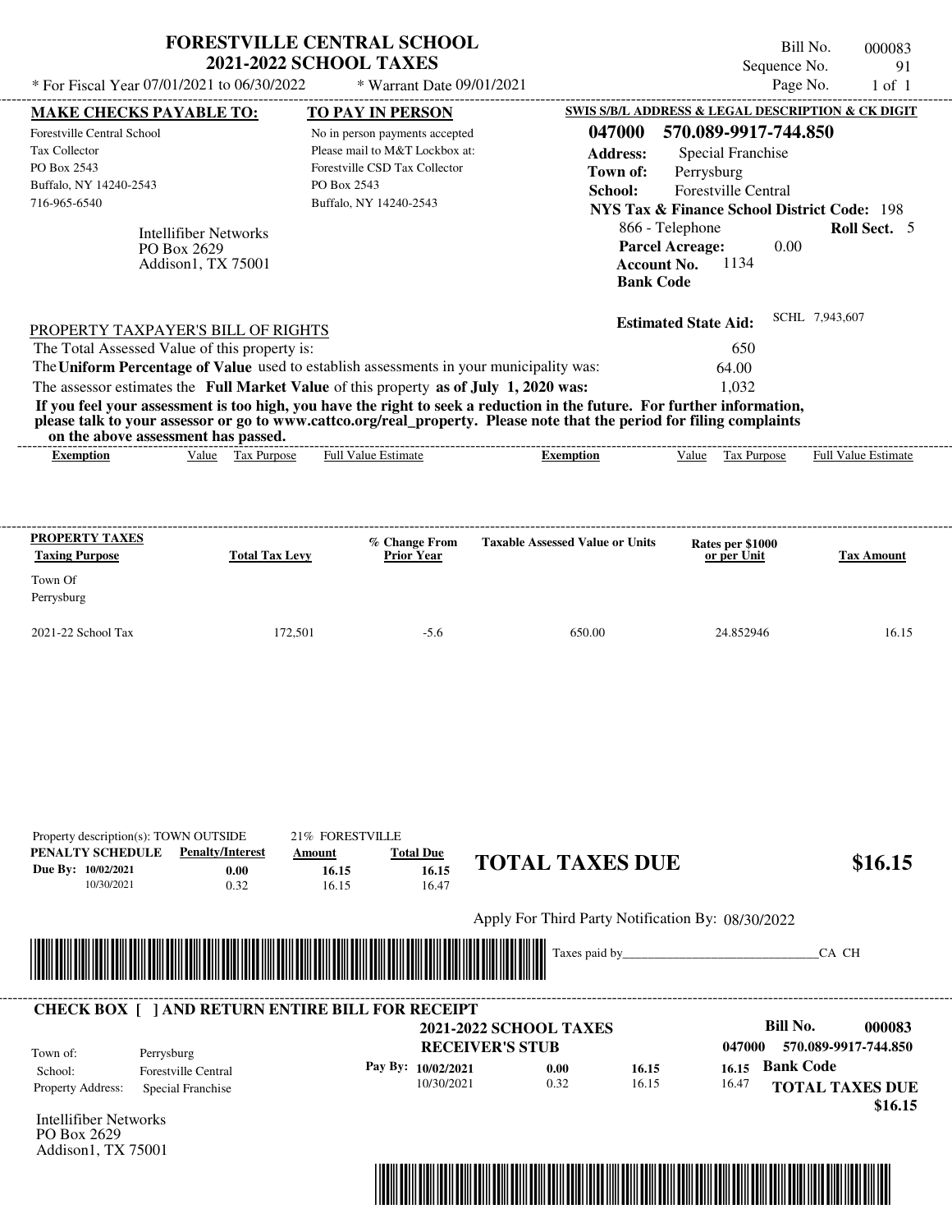# FORESTVILLE CENTRAL SCHOOL
## 2021-2022 SCHOOL TAXES

* For Fiscal Year 07/01/2021 to 06/30/2022 &nbsp;&nbsp; * Warrant Date 09/01/2021

Bill No. 000083
Sequence No. 91
Page No. 1 of 1

**MAKE CHECKS PAYABLE TO:**

Forestville Central School
Tax Collector
PO Box 2543
Buffalo, NY 14240-2543
716-965-6540

**TO PAY IN PERSON**

No in person payments accepted
Please mail to M&T Lockbox at:
Forestville CSD Tax Collector
PO Box 2543
Buffalo, NY 14240-2543

**SWIS S/B/L ADDRESS & LEGAL DESCRIPTION & CK DIGIT**

**047000 570.089-9917-744.850**

**Address:** Special Franchise
**Town of:** Perrysburg
**School:** Forestville Central
**NYS Tax & Finance School District Code:** 198
866 - Telephone &nbsp;&nbsp; **Roll Sect.** 5
**Parcel Acreage:** 0.00
**Account No.** 1134
**Bank Code**

Intellifiber Networks
PO Box 2629
Addison1, TX 75001

**Estimated State Aid:** SCHL 7,943,607

PROPERTY TAXPAYER'S BILL OF RIGHTS

The Total Assessed Value of this property is: 650

The **Uniform Percentage of Value** used to establish assessments in your municipality was: 64.00

The assessor estimates the **Full Market Value** of this property **as of July 1, 2020 was:** 1,032

**If you feel your assessment is too high, you have the right to seek a reduction in the future. For further information, please talk to your assessor or go to www.cattco.org/real_property. Please note that the period for filing complaints on the above assessment has passed.**

| Exemption | Value | Tax Purpose | Full Value Estimate | Exemption | Value | Tax Purpose | Full Value Estimate |
|---|---|---|---|---|---|---|---|

| PROPERTY TAXES Taxing Purpose | Total Tax Levy | % Change From Prior Year | Taxable Assessed Value or Units | Rates per $1000 or per Unit | Tax Amount |
|---|---|---|---|---|---|
| Town Of Perrysburg | | | | | |
| 2021-22 School Tax | 172,501 | -5.6 | 650.00 | 24.852946 | 16.15 |

Property description(s): TOWN OUTSIDE &nbsp;&nbsp; 21% FORESTVILLE

| PENALTY SCHEDULE | Penalty/Interest | Amount | Total Due |
|---|---|---|---|
| Due By: 10/02/2021 | 0.00 | 16.15 | 16.15 |
| 10/30/2021 | 0.32 | 16.15 | 16.47 |

**TOTAL TAXES DUE $16.15**

Apply For Third Party Notification By: 08/30/2022

Taxes paid by________________________________CA CH

**CHECK BOX [ ] AND RETURN ENTIRE BILL FOR RECEIPT**

**2021-2022 SCHOOL TAXES**
**RECEIVER'S STUB**

Bill No. **000083**
047000 570.089-9917-744.850

Town of: Perrysburg
School: Forestville Central
Property Address: Special Franchise

| Pay By: | | | |
|---|---|---|---|
| 10/02/2021 | 0.00 | 16.15 | 16.15 |
| 10/30/2021 | 0.32 | 16.15 | 16.47 |

**Bank Code**

**TOTAL TAXES DUE $16.15**

Intellifiber Networks
PO Box 2629
Addison1, TX 75001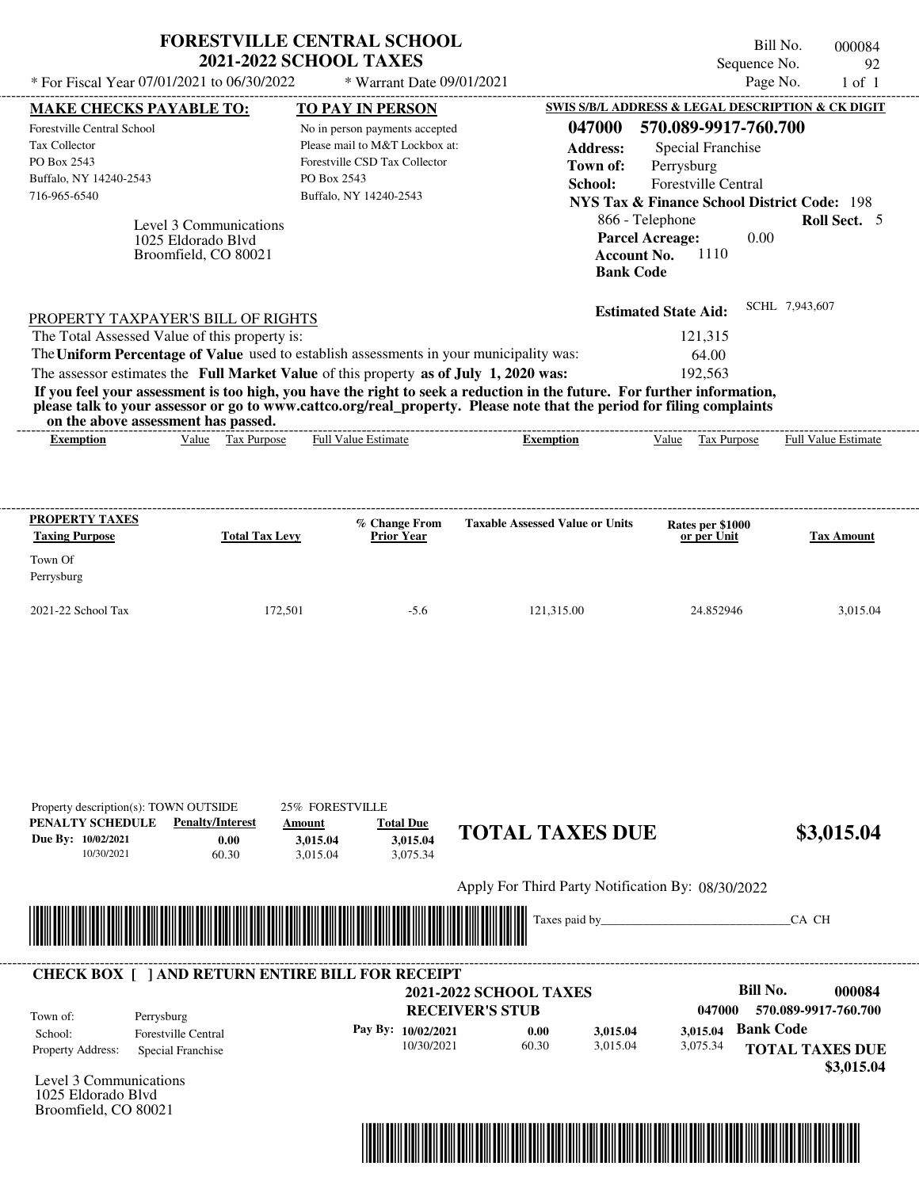# FORESTVILLE CENTRAL SCHOOL
## 2021-2022 SCHOOL TAXES

Bill No. 000084
Sequence No. 92
Page No. 1 of 1

\* For Fiscal Year 07/01/2021 to 06/30/2022 \* Warrant Date 09/01/2021

**MAKE CHECKS PAYABLE TO:**
Forestville Central School
Tax Collector
PO Box 2543
Buffalo, NY 14240-2543
716-965-6540

**TO PAY IN PERSON**
No in person payments accepted
Please mail to M&T Lockbox at:
Forestville CSD Tax Collector
PO Box 2543
Buffalo, NY 14240-2543

**SWIS S/B/L ADDRESS & LEGAL DESCRIPTION & CK DIGIT**
**047000 570.089-9917-760.700**
**Address:** Special Franchise
**Town of:** Perrysburg
**School:** Forestville Central
**NYS Tax & Finance School District Code:** 198
866 - Telephone **Roll Sect.** 5
**Parcel Acreage:** 0.00
**Account No.** 1110
**Bank Code**

Level 3 Communications
1025 Eldorado Blvd
Broomfield, CO 80021

**Estimated State Aid:** SCHL 7,943,607

PROPERTY TAXPAYER'S BILL OF RIGHTS

The Total Assessed Value of this property is: 121,315
The **Uniform Percentage of Value** used to establish assessments in your municipality was: 64.00
The assessor estimates the **Full Market Value** of this property **as of July 1, 2020 was:** 192,563

**If you feel your assessment is too high, you have the right to seek a reduction in the future. For further information, please talk to your assessor or go to www.cattco.org/real_property. Please note that the period for filing complaints on the above assessment has passed.**

| Exemption | Value | Tax Purpose | Full Value Estimate | Exemption | Value | Tax Purpose | Full Value Estimate |
|---|---|---|---|---|---|---|---|

| PROPERTY TAXES Taxing Purpose | Total Tax Levy | % Change From Prior Year | Taxable Assessed Value or Units | Rates per $1000 or per Unit | Tax Amount |
|---|---|---|---|---|---|
| Town Of Perrysburg | | | | | |
| 2021-22 School Tax | 172,501 | -5.6 | 121,315.00 | 24.852946 | 3,015.04 |

Property description(s): TOWN OUTSIDE 25% FORESTVILLE

| PENALTY SCHEDULE | Penalty/Interest | Amount | Total Due |
|---|---|---|---|
| Due By: 10/02/2021 | 0.00 | 3,015.04 | 3,015.04 |
| 10/30/2021 | 60.30 | 3,015.04 | 3,075.34 |

**TOTAL TAXES DUE $3,015.04**

Apply For Third Party Notification By: 08/30/2022

Taxes paid by_______________________________CA CH

**CHECK BOX [ ] AND RETURN ENTIRE BILL FOR RECEIPT**

**2021-2022 SCHOOL TAXES**
**RECEIVER'S STUB**

**Bill No. 000084**
**047000 570.089-9917-760.700**

Town of: Perrysburg
School: Forestville Central
Property Address: Special Franchise

| Pay By: | Penalty/Interest | Amount | Total Due |
|---|---|---|---|
| 10/02/2021 | 0.00 | 3,015.04 | 3,015.04 |
| 10/30/2021 | 60.30 | 3,015.04 | 3,075.34 |

**Bank Code**

**TOTAL TAXES DUE $3,015.04**

Level 3 Communications
1025 Eldorado Blvd
Broomfield, CO 80021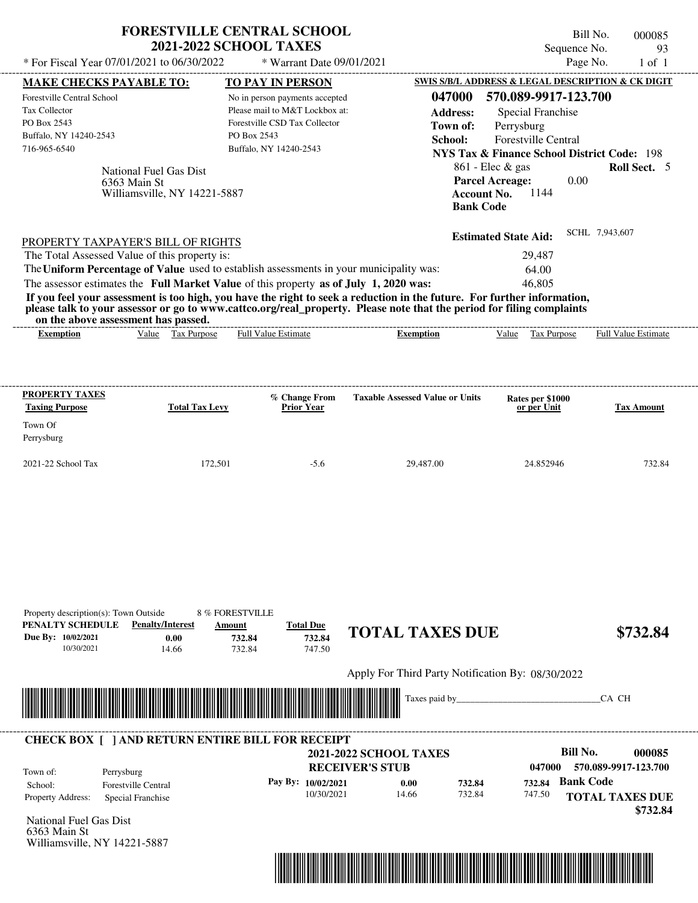# FORESTVILLE CENTRAL SCHOOL
## 2021-2022 SCHOOL TAXES

* For Fiscal Year 07/01/2021 to 06/30/2022 * Warrant Date 09/01/2021

Bill No. 000085
Sequence No. 93
Page No. 1 of 1

**MAKE CHECKS PAYABLE TO:**
Forestville Central School
Tax Collector
PO Box 2543
Buffalo, NY 14240-2543
716-965-6540

**TO PAY IN PERSON**
No in person payments accepted
Please mail to M&T Lockbox at:
Forestville CSD Tax Collector
PO Box 2543
Buffalo, NY 14240-2543

**SWIS S/B/L ADDRESS & LEGAL DESCRIPTION & CK DIGIT**
**047000 570.089-9917-123.700**
**Address:** Special Franchise
**Town of:** Perrysburg
**School:** Forestville Central
**NYS Tax & Finance School District Code:** 198
861 - Elec & gas **Roll Sect.** 5
**Parcel Acreage:** 0.00
**Account No.** 1144
**Bank Code**

National Fuel Gas Dist
6363 Main St
Williamsville, NY 14221-5887

**Estimated State Aid:** SCHL 7,943,607

PROPERTY TAXPAYER'S BILL OF RIGHTS

The Total Assessed Value of this property is: 29,487
The **Uniform Percentage of Value** used to establish assessments in your municipality was: 64.00
The assessor estimates the **Full Market Value** of this property **as of July 1, 2020 was:** 46,805

**If you feel your assessment is too high, you have the right to seek a reduction in the future. For further information, please talk to your assessor or go to www.cattco.org/real_property. Please note that the period for filing complaints on the above assessment has passed.**

| Exemption | Value | Tax Purpose | Full Value Estimate | Exemption | Value | Tax Purpose | Full Value Estimate |
|---|---|---|---|---|---|---|---|

| PROPERTY TAXES Taxing Purpose | Total Tax Levy | % Change From Prior Year | Taxable Assessed Value or Units | Rates per $1000 or per Unit | Tax Amount |
|---|---|---|---|---|---|
| Town Of Perrysburg | | | | | |
| 2021-22 School Tax | 172,501 | -5.6 | 29,487.00 | 24.852946 | 732.84 |

Property description(s): Town Outside 8 % FORESTVILLE

| PENALTY SCHEDULE | Penalty/Interest | Amount | Total Due |
|---|---|---|---|
| Due By: 10/02/2021 | 0.00 | 732.84 | 732.84 |
| 10/30/2021 | 14.66 | 732.84 | 747.50 |

**TOTAL TAXES DUE $732.84**

Apply For Third Party Notification By: 08/30/2022

Taxes paid by_______________________________CA CH

---

**CHECK BOX [ ] AND RETURN ENTIRE BILL FOR RECEIPT**

**2021-2022 SCHOOL TAXES**
**RECEIVER'S STUB**

**Bill No. 000085**
047000 570.089-9917-123.700

Town of: Perrysburg
School: Forestville Central
Property Address: Special Franchise

| Pay By: | | | |
|---|---|---|---|
| 10/02/2021 | 0.00 | 732.84 | 732.84 |
| 10/30/2021 | 14.66 | 732.84 | 747.50 |

**Bank Code**

**TOTAL TAXES DUE $732.84**

National Fuel Gas Dist
6363 Main St
Williamsville, NY 14221-5887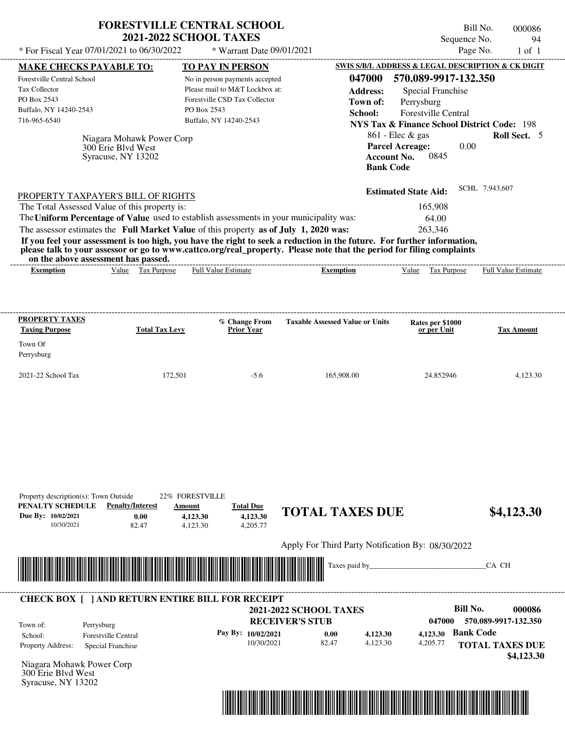# FORESTVILLE CENTRAL SCHOOL
## 2021-2022 SCHOOL TAXES

\* For Fiscal Year 07/01/2021 to 06/30/2022 \* Warrant Date 09/01/2021

Bill No. 000086
Sequence No. 94
Page No. 1 of 1

**MAKE CHECKS PAYABLE TO:**
Forestville Central School
Tax Collector
PO Box 2543
Buffalo, NY 14240-2543
716-965-6540

**TO PAY IN PERSON**
No in person payments accepted
Please mail to M&T Lockbox at:
Forestville CSD Tax Collector
PO Box 2543
Buffalo, NY 14240-2543

**SWIS S/B/L ADDRESS & LEGAL DESCRIPTION & CK DIGIT**
**047000 570.089-9917-132.350**
**Address:** Special Franchise
**Town of:** Perrysburg
**School:** Forestville Central
**NYS Tax & Finance School District Code:** 198
861 - Elec & gas **Roll Sect.** 5
**Parcel Acreage:** 0.00
**Account No.** 0845
**Bank Code**

Niagara Mohawk Power Corp
300 Erie Blvd West
Syracuse, NY 13202

**Estimated State Aid:** SCHL 7,943,607

PROPERTY TAXPAYER'S BILL OF RIGHTS

The Total Assessed Value of this property is: 165,908
The **Uniform Percentage of Value** used to establish assessments in your municipality was: 64.00
The assessor estimates the **Full Market Value** of this property **as of July 1, 2020 was:** 263,346

**If you feel your assessment is too high, you have the right to seek a reduction in the future. For further information, please talk to your assessor or go to www.cattco.org/real_property. Please note that the period for filing complaints on the above assessment has passed.**

| Exemption | Value | Tax Purpose | Full Value Estimate | Exemption | Value | Tax Purpose | Full Value Estimate |
|---|---|---|---|---|---|---|---|

| PROPERTY TAXES Taxing Purpose | Total Tax Levy | % Change From Prior Year | Taxable Assessed Value or Units | Rates per $1000 or per Unit | Tax Amount |
|---|---|---|---|---|---|
| Town Of Perrysburg | | | | | |
| 2021-22 School Tax | 172,501 | -5.6 | 165,908.00 | 24.852946 | 4,123.30 |

Property description(s): Town Outside 22% FORESTVILLE

| PENALTY SCHEDULE | Penalty/Interest | Amount | Total Due |
|---|---|---|---|
| Due By: 10/02/2021 | 0.00 | 4,123.30 | 4,123.30 |
| 10/30/2021 | 82.47 | 4,123.30 | 4,205.77 |

**TOTAL TAXES DUE $4,123.30**

Apply For Third Party Notification By: 08/30/2022

Taxes paid by________________________________CA CH

**CHECK BOX [ ] AND RETURN ENTIRE BILL FOR RECEIPT**

**2021-2022 SCHOOL TAXES**
**RECEIVER'S STUB**

**Bill No. 000086**
047000 570.089-9917-132.350

Town of: Perrysburg
School: Forestville Central
Property Address: Special Franchise

| Pay By: | | | | |
|---|---|---|---|---|
| 10/02/2021 | 0.00 | 4,123.30 | 4,123.30 | Bank Code |
| 10/30/2021 | 82.47 | 4,123.30 | 4,205.77 | |

**TOTAL TAXES DUE $4,123.30**

Niagara Mohawk Power Corp
300 Erie Blvd West
Syracuse, NY 13202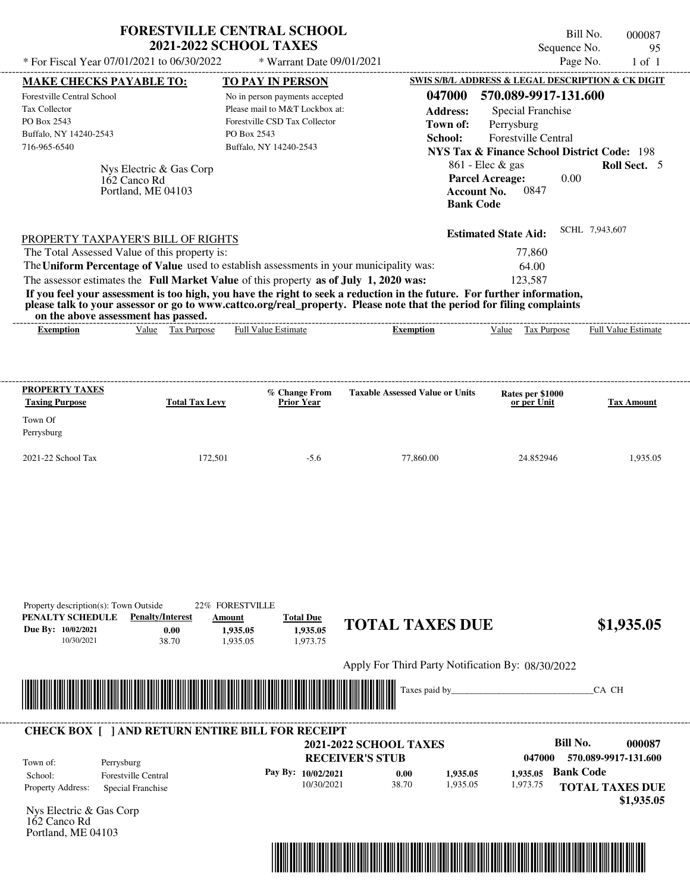# FORESTVILLE CENTRAL SCHOOL
## 2021-2022 SCHOOL TAXES

\* For Fiscal Year 07/01/2021 to 06/30/2022 \* Warrant Date 09/01/2021

Bill No. 000087
Sequence No. 95
Page No. 1 of 1

**MAKE CHECKS PAYABLE TO:**
Forestville Central School
Tax Collector
PO Box 2543
Buffalo, NY 14240-2543
716-965-6540

**TO PAY IN PERSON**
No in person payments accepted
Please mail to M&T Lockbox at:
Forestville CSD Tax Collector
PO Box 2543
Buffalo, NY 14240-2543

**SWIS S/B/L ADDRESS & LEGAL DESCRIPTION & CK DIGIT**
**047000 570.089-9917-131.600**
**Address:** Special Franchise
**Town of:** Perrysburg
**School:** Forestville Central
**NYS Tax & Finance School District Code:** 198
861 - Elec & gas **Roll Sect.** 5
**Parcel Acreage:** 0.00
**Account No.** 0847
**Bank Code**

Nys Electric & Gas Corp
162 Canco Rd
Portland, ME 04103

**Estimated State Aid:** SCHL 7,943,607

PROPERTY TAXPAYER'S BILL OF RIGHTS

| | |
|---|---|
| The Total Assessed Value of this property is: | 77,860 |
| The **Uniform Percentage of Value** used to establish assessments in your municipality was: | 64.00 |
| The assessor estimates the **Full Market Value** of this property **as of July 1, 2020 was:** | 123,587 |

**If you feel your assessment is too high, you have the right to seek a reduction in the future. For further information, please talk to your assessor or go to www.cattco.org/real_property. Please note that the period for filing complaints on the above assessment has passed.**

| Exemption | Value | Tax Purpose | Full Value Estimate | Exemption | Value | Tax Purpose | Full Value Estimate |
|---|---|---|---|---|---|---|---|

| PROPERTY TAXES Taxing Purpose | Total Tax Levy | % Change From Prior Year | Taxable Assessed Value or Units | Rates per $1000 or per Unit | Tax Amount |
|---|---|---|---|---|---|
| Town Of Perrysburg | | | | | |
| 2021-22 School Tax | 172,501 | -5.6 | 77,860.00 | 24.852946 | 1,935.05 |

Property description(s): Town Outside 22% FORESTVILLE

| PENALTY SCHEDULE | Penalty/Interest | Amount | Total Due |
|---|---|---|---|
| Due By: 10/02/2021 | 0.00 | 1,935.05 | 1,935.05 |
| 10/30/2021 | 38.70 | 1,935.05 | 1,973.75 |

**TOTAL TAXES DUE $1,935.05**

Apply For Third Party Notification By: 08/30/2022

Taxes paid by_______________________________CA CH

**CHECK BOX [ ] AND RETURN ENTIRE BILL FOR RECEIPT**

**2021-2022 SCHOOL TAXES**
**RECEIVER'S STUB**

**Bill No. 000087**
**047000 570.089-9917-131.600**

Town of: Perrysburg
School: Forestville Central
Property Address: Special Franchise

| Pay By: | | | | |
|---|---|---|---|---|
| 10/02/2021 | 0.00 | 1,935.05 | 1,935.05 | **Bank Code** |
| 10/30/2021 | 38.70 | 1,935.05 | 1,973.75 | **TOTAL TAXES DUE** |

**$1,935.05**

Nys Electric & Gas Corp
162 Canco Rd
Portland, ME 04103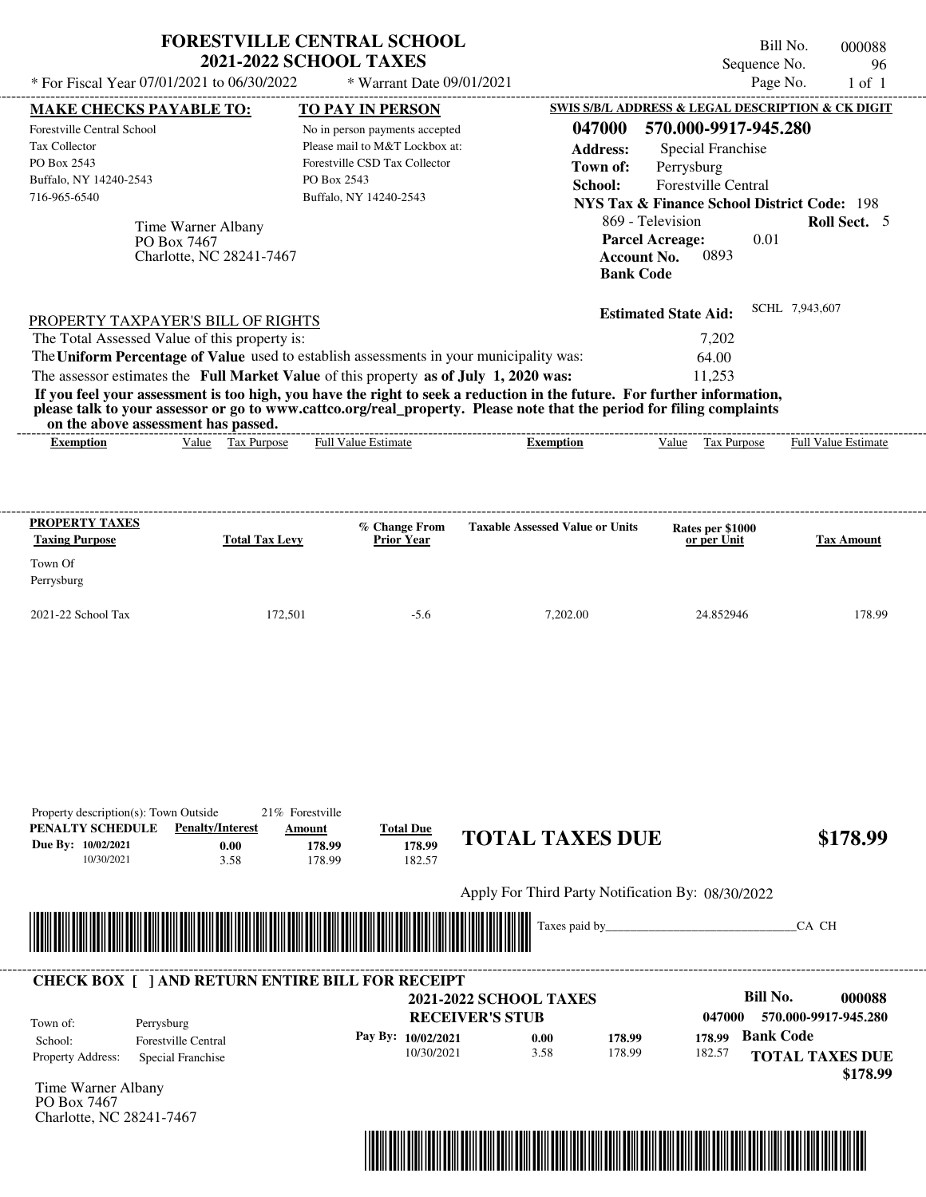# FORESTVILLE CENTRAL SCHOOL
## 2021-2022 SCHOOL TAXES

Bill No. 000088
Sequence No. 96
Page No. 1 of 1

* For Fiscal Year 07/01/2021 to 06/30/2022 * Warrant Date 09/01/2021

**MAKE CHECKS PAYABLE TO:**

Forestville Central School
Tax Collector
PO Box 2543
Buffalo, NY 14240-2543
716-965-6540

**TO PAY IN PERSON**

No in person payments accepted
Please mail to M&T Lockbox at:
Forestville CSD Tax Collector
PO Box 2543
Buffalo, NY 14240-2543

**SWIS S/B/L ADDRESS & LEGAL DESCRIPTION & CK DIGIT**

**047000 570.000-9917-945.280**

**Address:** Special Franchise
**Town of:** Perrysburg
**School:** Forestville Central
**NYS Tax & Finance School District Code:** 198
869 - Television **Roll Sect.** 5
**Parcel Acreage:** 0.01
**Account No.** 0893
**Bank Code**

Time Warner Albany
PO Box 7467
Charlotte, NC 28241-7467

**Estimated State Aid:** SCHL 7,943,607

PROPERTY TAXPAYER'S BILL OF RIGHTS

The Total Assessed Value of this property is: 7,202
The **Uniform Percentage of Value** used to establish assessments in your municipality was: 64.00
The assessor estimates the **Full Market Value** of this property **as of July 1, 2020 was:** 11,253

**If you feel your assessment is too high, you have the right to seek a reduction in the future. For further information, please talk to your assessor or go to www.cattco.org/real_property. Please note that the period for filing complaints on the above assessment has passed.**

| Exemption | Value | Tax Purpose | Full Value Estimate | Exemption | Value | Tax Purpose | Full Value Estimate |
|---|---|---|---|---|---|---|---|

| PROPERTY TAXES Taxing Purpose | Total Tax Levy | % Change From Prior Year | Taxable Assessed Value or Units | Rates per $1000 or per Unit | Tax Amount |
|---|---|---|---|---|---|
| Town Of Perrysburg | | | | | |
| 2021-22 School Tax | 172,501 | -5.6 | 7,202.00 | 24.852946 | 178.99 |

Property description(s): Town Outside 21% Forestville

| PENALTY SCHEDULE | Penalty/Interest | Amount | Total Due |
|---|---|---|---|
| Due By: 10/02/2021 | 0.00 | 178.99 | 178.99 |
| 10/30/2021 | 3.58 | 178.99 | 182.57 |

**TOTAL TAXES DUE** **$178.99**

Apply For Third Party Notification By: 08/30/2022

Taxes paid by_______________________________CA CH

**CHECK BOX [ ] AND RETURN ENTIRE BILL FOR RECEIPT**

**2021-2022 SCHOOL TAXES**
**RECEIVER'S STUB**

**Bill No.** **000088**
**047000 570.000-9917-945.280**

Town of: Perrysburg
School: Forestville Central
Property Address: Special Franchise

| Pay By: | | | |
|---|---|---|---|
| 10/02/2021 | 0.00 | 178.99 | 178.99 |
| 10/30/2021 | 3.58 | 178.99 | 182.57 |

**Bank Code**

**TOTAL TAXES DUE**
**$178.99**

Time Warner Albany
PO Box 7467
Charlotte, NC 28241-7467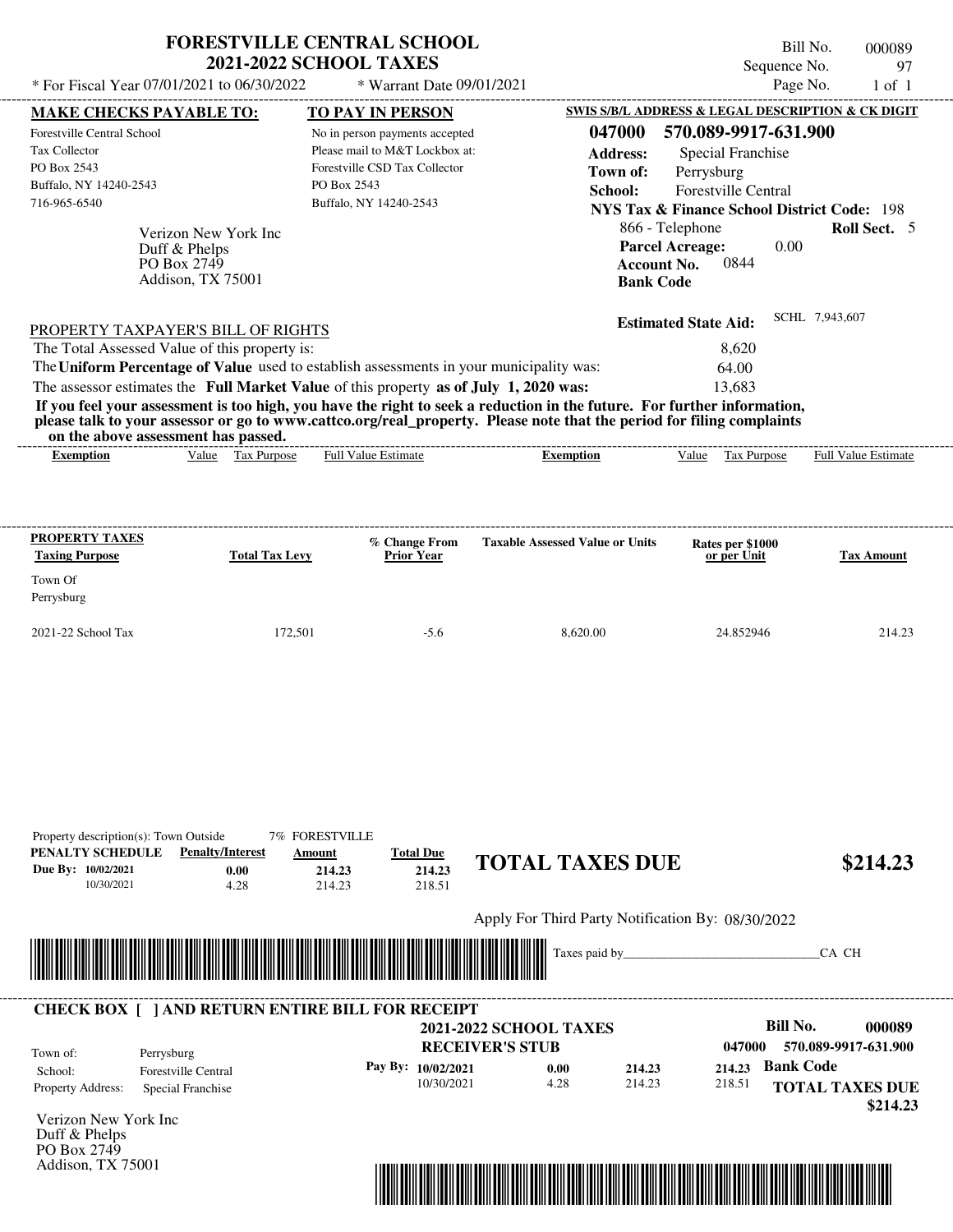# FORESTVILLE CENTRAL SCHOOL
## 2021-2022 SCHOOL TAXES

\* For Fiscal Year 07/01/2021 to 06/30/2022 \* Warrant Date 09/01/2021

Bill No. 000089
Sequence No. 97
Page No. 1 of 1

| MAKE CHECKS PAYABLE TO: | TO PAY IN PERSON | SWIS S/B/L ADDRESS & LEGAL DESCRIPTION & CK DIGIT |
|---|---|---|
| Forestville Central School<br>Tax Collector<br>PO Box 2543<br>Buffalo, NY 14240-2543<br>716-965-6540 | No in person payments accepted<br>Please mail to M&T Lockbox at:<br>Forestville CSD Tax Collector<br>PO Box 2543<br>Buffalo, NY 14240-2543 | **047000 570.089-9917-631.900**<br>**Address:** Special Franchise<br>**Town of:** Perrysburg<br>**School:** Forestville Central<br>**NYS Tax & Finance School District Code:** 198<br>866 - Telephone **Roll Sect.** 5<br>**Parcel Acreage:** 0.00<br>**Account No.** 0844<br>**Bank Code** |

Verizon New York Inc
Duff & Phelps
PO Box 2749
Addison, TX 75001

**Estimated State Aid:** SCHL 7,943,607

PROPERTY TAXPAYER'S BILL OF RIGHTS

The Total Assessed Value of this property is: 8,620

The **Uniform Percentage of Value** used to establish assessments in your municipality was: 64.00

The assessor estimates the **Full Market Value** of this property **as of July 1, 2020 was:** 13,683

**If you feel your assessment is too high, you have the right to seek a reduction in the future. For further information, please talk to your assessor or go to www.cattco.org/real_property. Please note that the period for filing complaints on the above assessment has passed.**

| Exemption | Value | Tax Purpose | Full Value Estimate | Exemption | Value | Tax Purpose | Full Value Estimate |
|---|---|---|---|---|---|---|---|

| PROPERTY TAXES Taxing Purpose | Total Tax Levy | % Change From Prior Year | Taxable Assessed Value or Units | Rates per $1000 or per Unit | Tax Amount |
|---|---|---|---|---|---|
| Town Of Perrysburg | | | | | |
| 2021-22 School Tax | 172,501 | -5.6 | 8,620.00 | 24.852946 | 214.23 |

Property description(s): Town Outside 7% FORESTVILLE

| PENALTY SCHEDULE | Penalty/Interest | Amount | Total Due |
|---|---|---|---|
| Due By: 10/02/2021 | 0.00 | 214.23 | 214.23 |
| 10/30/2021 | 4.28 | 214.23 | 218.51 |

**TOTAL TAXES DUE $214.23**

Apply For Third Party Notification By: 08/30/2022

Taxes paid by\_\_\_\_\_\_\_\_\_\_\_\_\_\_\_\_\_\_\_\_\_\_\_\_\_\_\_\_\_\_CA CH

---

**CHECK BOX [ ] AND RETURN ENTIRE BILL FOR RECEIPT**

**2021-2022 SCHOOL TAXES**
**RECEIVER'S STUB**

**Bill No. 000089**
**047000 570.089-9917-631.900**

Town of: Perrysburg
School: Forestville Central
Property Address: Special Franchise

| Pay By: | Penalty/Interest | Amount | Total Due |
|---|---|---|---|
| 10/02/2021 | 0.00 | 214.23 | 214.23 |
| 10/30/2021 | 4.28 | 214.23 | 218.51 |

**Bank Code**

**TOTAL TAXES DUE $214.23**

Verizon New York Inc
Duff & Phelps
PO Box 2749
Addison, TX 75001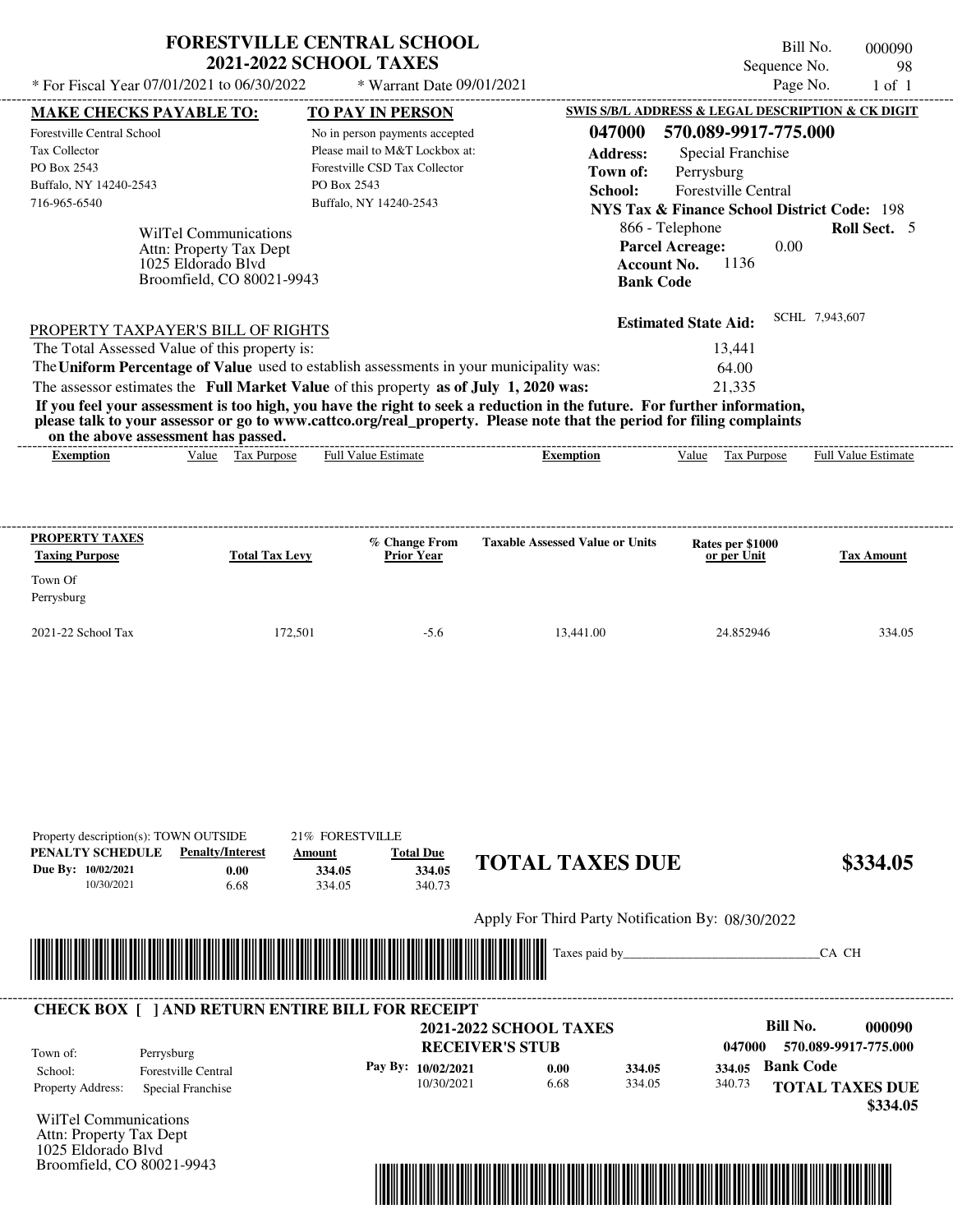# FORESTVILLE CENTRAL SCHOOL
## 2021-2022 SCHOOL TAXES

* For Fiscal Year 07/01/2021 to 06/30/2022 * Warrant Date 09/01/2021

Bill No. 000090
Sequence No. 98
Page No. 1 of 1

**MAKE CHECKS PAYABLE TO:**
Forestville Central School
Tax Collector
PO Box 2543
Buffalo, NY 14240-2543
716-965-6540

**TO PAY IN PERSON**
No in person payments accepted
Please mail to M&T Lockbox at:
Forestville CSD Tax Collector
PO Box 2543
Buffalo, NY 14240-2543

**SWIS S/B/L ADDRESS & LEGAL DESCRIPTION & CK DIGIT**
**047000 570.089-9917-775.000**
**Address:** Special Franchise
**Town of:** Perrysburg
**School:** Forestville Central
**NYS Tax & Finance School District Code:** 198
866 - Telephone **Roll Sect.** 5
**Parcel Acreage:** 0.00
**Account No.** 1136
**Bank Code**

WilTel Communications
Attn: Property Tax Dept
1025 Eldorado Blvd
Broomfield, CO 80021-9943

**Estimated State Aid:** SCHL 7,943,607

PROPERTY TAXPAYER'S BILL OF RIGHTS

The Total Assessed Value of this property is: 13,441
The **Uniform Percentage of Value** used to establish assessments in your municipality was: 64.00
The assessor estimates the **Full Market Value** of this property **as of July 1, 2020 was:** 21,335

**If you feel your assessment is too high, you have the right to seek a reduction in the future. For further information, please talk to your assessor or go to www.cattco.org/real_property. Please note that the period for filing complaints on the above assessment has passed.**

| Exemption | Value | Tax Purpose | Full Value Estimate | Exemption | Value | Tax Purpose | Full Value Estimate |
|---|---|---|---|---|---|---|---|

| PROPERTY TAXES Taxing Purpose | Total Tax Levy | % Change From Prior Year | Taxable Assessed Value or Units | Rates per $1000 or per Unit | Tax Amount |
|---|---|---|---|---|---|
| Town Of Perrysburg | | | | | |
| 2021-22 School Tax | 172,501 | -5.6 | 13,441.00 | 24.852946 | 334.05 |

Property description(s): TOWN OUTSIDE 21% FORESTVILLE

| PENALTY SCHEDULE | Penalty/Interest | Amount | Total Due |
|---|---|---|---|
| Due By: 10/02/2021 | 0.00 | 334.05 | 334.05 |
| 10/30/2021 | 6.68 | 334.05 | 340.73 |

**TOTAL TAXES DUE $334.05**

Apply For Third Party Notification By: 08/30/2022

Taxes paid by_______________________________CA CH

**CHECK BOX [ ] AND RETURN ENTIRE BILL FOR RECEIPT**

**2021-2022 SCHOOL TAXES**
**RECEIVER'S STUB**

**Bill No. 000090**
047000 570.089-9917-775.000

Town of: Perrysburg
School: Forestville Central
Property Address: Special Franchise

| Pay By: | | | | |
|---|---|---|---|---|
| 10/02/2021 | 0.00 | 334.05 | 334.05 | **Bank Code** |
| 10/30/2021 | 6.68 | 334.05 | 340.73 | |

**TOTAL TAXES DUE $334.05**

WilTel Communications
Attn: Property Tax Dept
1025 Eldorado Blvd
Broomfield, CO 80021-9943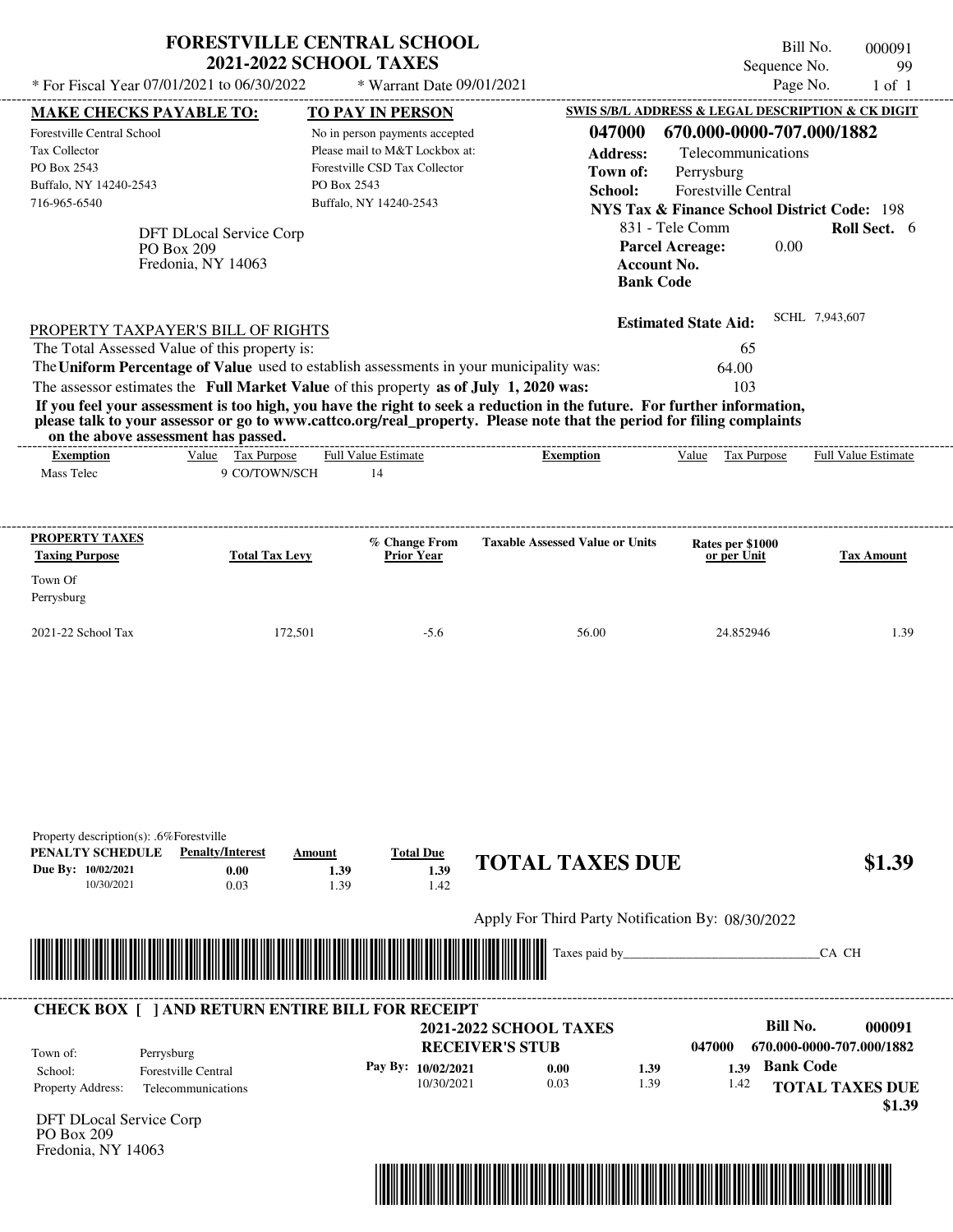# FORESTVILLE CENTRAL SCHOOL
## 2021-2022 SCHOOL TAXES

\* For Fiscal Year 07/01/2021 to 06/30/2022 | \* Warrant Date 09/01/2021

Bill No. 000091
Sequence No. 99
Page No. 1 of 1

| MAKE CHECKS PAYABLE TO: | TO PAY IN PERSON | SWIS S/B/L ADDRESS & LEGAL DESCRIPTION & CK DIGIT |
|---|---|---|
| Forestville Central School | No in person payments accepted | **047000 670.000-0000-707.000/1882** |
| Tax Collector | Please mail to M&T Lockbox at: | **Address:** Telecommunications |
| PO Box 2543 | Forestville CSD Tax Collector | **Town of:** Perrysburg |
| Buffalo, NY 14240-2543 | PO Box 2543 | **School:** Forestville Central |
| 716-965-6540 | Buffalo, NY 14240-2543 | **NYS Tax & Finance School District Code:** 198 |

DFT DLocal Service Corp
PO Box 209
Fredonia, NY 14063

831 - Tele Comm **Roll Sect.** 6
**Parcel Acreage:** 0.00
**Account No.**
**Bank Code**

**Estimated State Aid:** SCHL 7,943,607

PROPERTY TAXPAYER'S BILL OF RIGHTS

The Total Assessed Value of this property is: 65

The **Uniform Percentage of Value** used to establish assessments in your municipality was: 64.00

The assessor estimates the **Full Market Value** of this property **as of July 1, 2020 was:** 103

**If you feel your assessment is too high, you have the right to seek a reduction in the future. For further information, please talk to your assessor or go to www.cattco.org/real_property. Please note that the period for filing complaints on the above assessment has passed.**

| Exemption | Value | Tax Purpose | Full Value Estimate | Exemption | Value | Tax Purpose | Full Value Estimate |
|---|---|---|---|---|---|---|---|
| Mass Telec | 9 | CO/TOWN/SCH | 14 | | | | |

| PROPERTY TAXES Taxing Purpose | Total Tax Levy | % Change From Prior Year | Taxable Assessed Value or Units | Rates per $1000 or per Unit | Tax Amount |
|---|---|---|---|---|---|
| Town Of Perrysburg | | | | | |
| 2021-22 School Tax | 172,501 | -5.6 | 56.00 | 24.852946 | 1.39 |

Property description(s): .6%Forestville

| PENALTY SCHEDULE | Penalty/Interest | Amount | Total Due |
|---|---|---|---|
| Due By: 10/02/2021 | 0.00 | 1.39 | 1.39 |
| 10/30/2021 | 0.03 | 1.39 | 1.42 |

**TOTAL TAXES DUE $1.39**

Apply For Third Party Notification By: 08/30/2022

Taxes paid by_______________________________CA CH

---

**CHECK BOX [ ] AND RETURN ENTIRE BILL FOR RECEIPT**

**2021-2022 SCHOOL TAXES**
**RECEIVER'S STUB**

**Bill No. 000091**
047000 670.000-0000-707.000/1882

| | |
|---|---|
| Town of: | Perrysburg |
| School: | Forestville Central |
| Property Address: | Telecommunications |

| Pay By: | Penalty/Interest | Amount | Total Due |
|---|---|---|---|
| 10/02/2021 | 0.00 | 1.39 | 1.39 |
| 10/30/2021 | 0.03 | 1.39 | 1.42 |

**Bank Code**

**TOTAL TAXES DUE $1.39**

DFT DLocal Service Corp
PO Box 209
Fredonia, NY 14063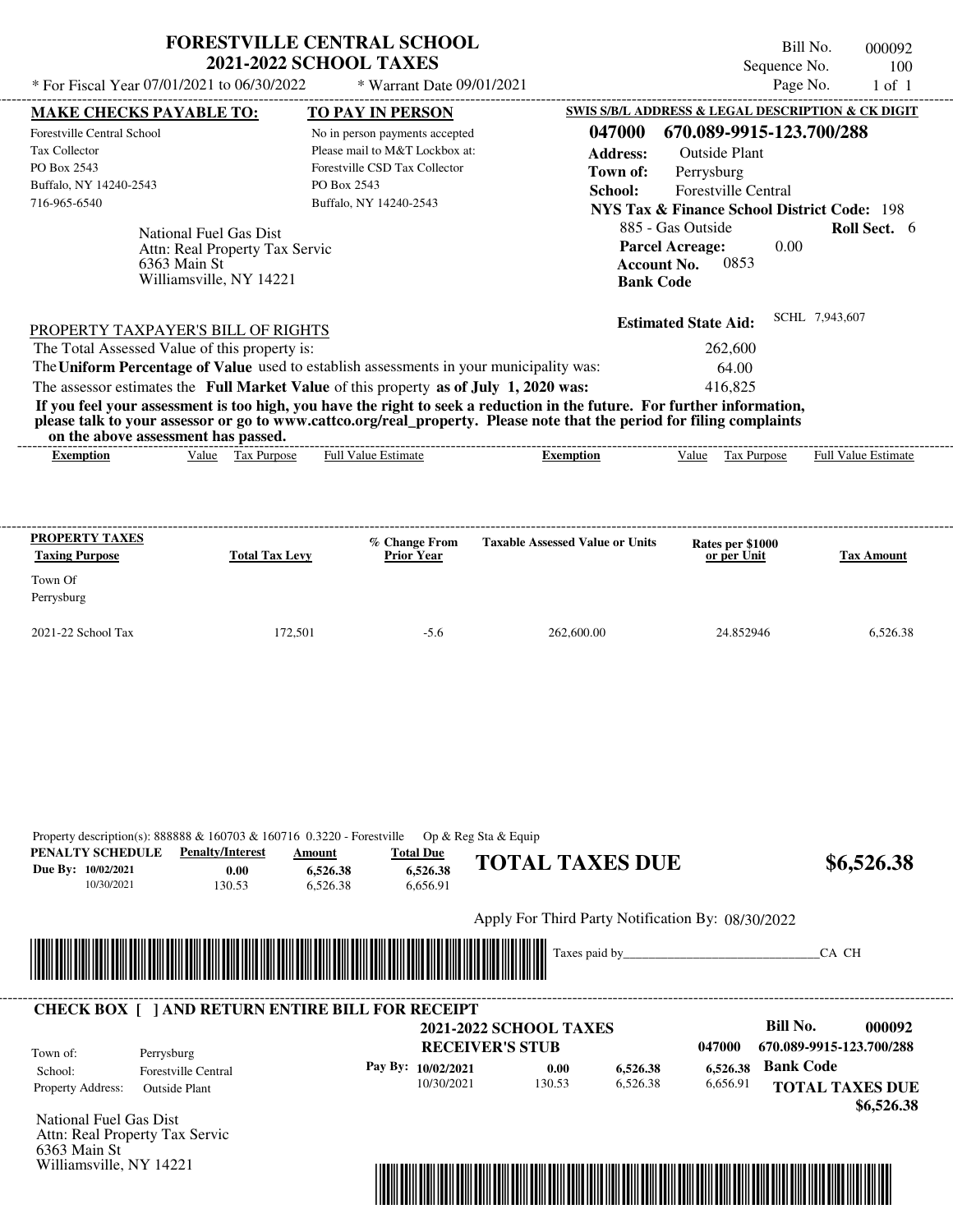# FORESTVILLE CENTRAL SCHOOL
## 2021-2022 SCHOOL TAXES

\* For Fiscal Year 07/01/2021 to 06/30/2022 \* Warrant Date 09/01/2021

Bill No. 000092
Sequence No. 100
Page No. 1 of 1

**MAKE CHECKS PAYABLE TO:**
Forestville Central School
Tax Collector
PO Box 2543
Buffalo, NY 14240-2543
716-965-6540

**TO PAY IN PERSON**
No in person payments accepted
Please mail to M&T Lockbox at:
Forestville CSD Tax Collector
PO Box 2543
Buffalo, NY 14240-2543

**SWIS S/B/L ADDRESS & LEGAL DESCRIPTION & CK DIGIT**
**047000 670.089-9915-123.700/288**
**Address:** Outside Plant
**Town of:** Perrysburg
**School:** Forestville Central
**NYS Tax & Finance School District Code:** 198
885 - Gas Outside **Roll Sect.** 6
**Parcel Acreage:** 0.00
**Account No.** 0853
**Bank Code**

National Fuel Gas Dist
Attn: Real Property Tax Servic
6363 Main St
Williamsville, NY 14221

**Estimated State Aid:** SCHL 7,943,607

PROPERTY TAXPAYER'S BILL OF RIGHTS

The Total Assessed Value of this property is: 262,600
The **Uniform Percentage of Value** used to establish assessments in your municipality was: 64.00
The assessor estimates the **Full Market Value** of this property **as of July 1, 2020 was:** 416,825

**If you feel your assessment is too high, you have the right to seek a reduction in the future. For further information, please talk to your assessor or go to www.cattco.org/real_property. Please note that the period for filing complaints on the above assessment has passed.**

| Exemption | Value | Tax Purpose | Full Value Estimate | Exemption | Value | Tax Purpose | Full Value Estimate |
|---|---|---|---|---|---|---|---|

| PROPERTY TAXES Taxing Purpose | Total Tax Levy | % Change From Prior Year | Taxable Assessed Value or Units | Rates per $1000 or per Unit | Tax Amount |
|---|---|---|---|---|---|
| Town Of Perrysburg | | | | | |
| 2021-22 School Tax | 172,501 | -5.6 | 262,600.00 | 24.852946 | 6,526.38 |

Property description(s): 888888 & 160703 & 160716 0.3220 - Forestville Op & Reg Sta & Equip

| PENALTY SCHEDULE | Penalty/Interest | Amount | Total Due |
|---|---|---|---|
| Due By: 10/02/2021 | 0.00 | 6,526.38 | 6,526.38 |
| 10/30/2021 | 130.53 | 6,526.38 | 6,656.91 |

**TOTAL TAXES DUE $6,526.38**

Apply For Third Party Notification By: 08/30/2022

Taxes paid by______________________________CA CH

**CHECK BOX [ ] AND RETURN ENTIRE BILL FOR RECEIPT**

**2021-2022 SCHOOL TAXES**
**RECEIVER'S STUB**

**Bill No. 000092**
047000 670.089-9915-123.700/288

Town of: Perrysburg
School: Forestville Central
Property Address: Outside Plant

| Pay By: | | | | |
|---|---|---|---|---|
| 10/02/2021 | 0.00 | 6,526.38 | 6,526.38 | Bank Code |
| 10/30/2021 | 130.53 | 6,526.38 | 6,656.91 | |

**TOTAL TAXES DUE $6,526.38**

National Fuel Gas Dist
Attn: Real Property Tax Servic
6363 Main St
Williamsville, NY 14221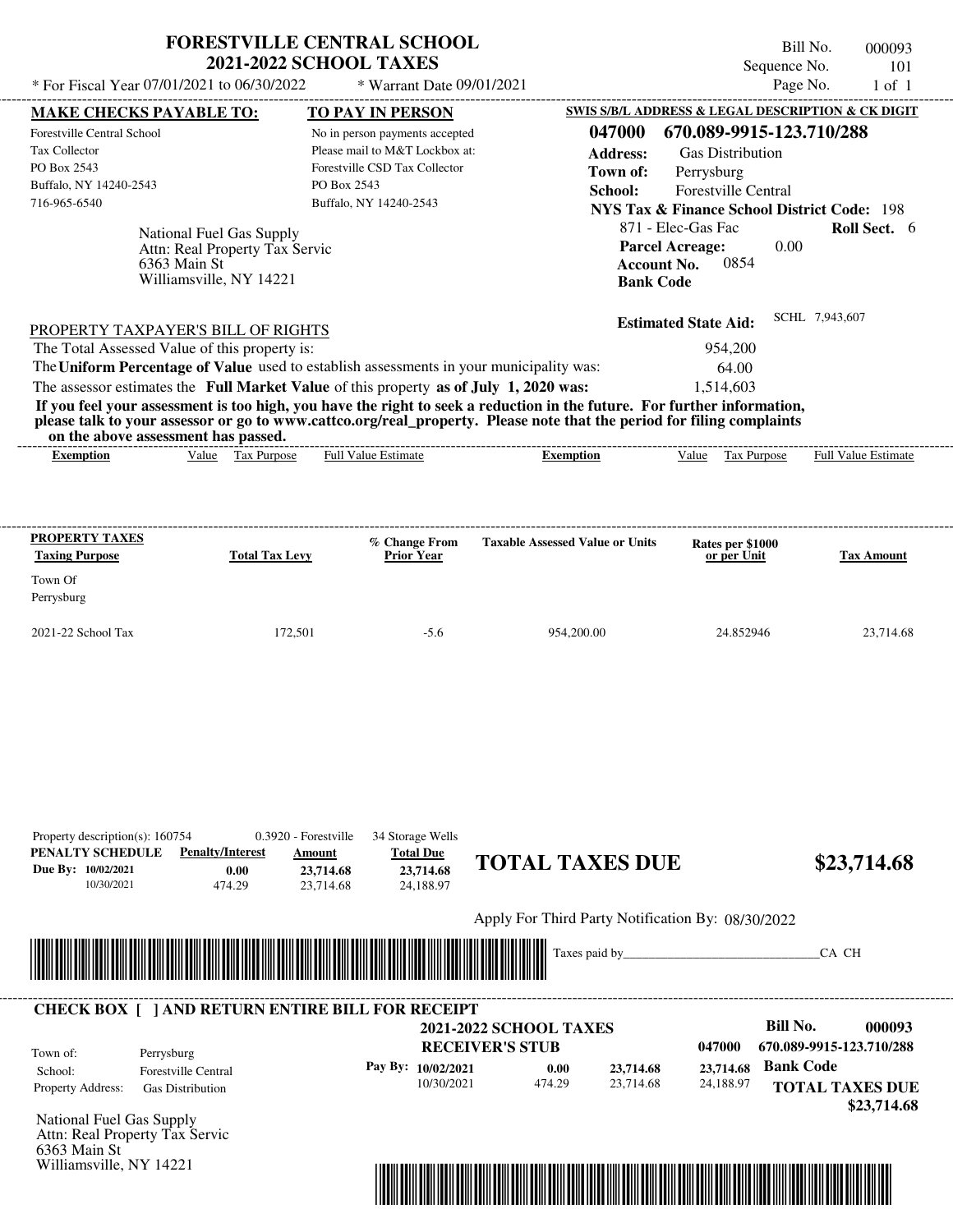# FORESTVILLE CENTRAL SCHOOL
## 2021-2022 SCHOOL TAXES

\* For Fiscal Year 07/01/2021 to 06/30/2022 \* Warrant Date 09/01/2021

Bill No. 000093
Sequence No. 101
Page No. 1 of 1

**MAKE CHECKS PAYABLE TO:**

Forestville Central School
Tax Collector
PO Box 2543
Buffalo, NY 14240-2543
716-965-6540

**TO PAY IN PERSON**

No in person payments accepted
Please mail to M&T Lockbox at:
Forestville CSD Tax Collector
PO Box 2543
Buffalo, NY 14240-2543

**SWIS S/B/L ADDRESS & LEGAL DESCRIPTION & CK DIGIT**

**047000 670.089-9915-123.710/288**
**Address:** Gas Distribution
**Town of:** Perrysburg
**School:** Forestville Central
**NYS Tax & Finance School District Code:** 198
871 - Elec-Gas Fac **Roll Sect.** 6
**Parcel Acreage:** 0.00
**Account No.** 0854
**Bank Code**

National Fuel Gas Supply
Attn: Real Property Tax Servic
6363 Main St
Williamsville, NY 14221

**Estimated State Aid:** SCHL 7,943,607

PROPERTY TAXPAYER'S BILL OF RIGHTS

The Total Assessed Value of this property is: 954,200
The **Uniform Percentage of Value** used to establish assessments in your municipality was: 64.00
The assessor estimates the **Full Market Value** of this property **as of July 1, 2020 was:** 1,514,603

**If you feel your assessment is too high, you have the right to seek a reduction in the future. For further information, please talk to your assessor or go to www.cattco.org/real_property. Please note that the period for filing complaints on the above assessment has passed.**

| Exemption | Value | Tax Purpose | Full Value Estimate | Exemption | Value | Tax Purpose | Full Value Estimate |
|---|---|---|---|---|---|---|---|

| PROPERTY TAXES Taxing Purpose | Total Tax Levy | % Change From Prior Year | Taxable Assessed Value or Units | Rates per $1000 or per Unit | Tax Amount |
|---|---|---|---|---|---|
| Town Of Perrysburg | | | | | |
| 2021-22 School Tax | 172,501 | -5.6 | 954,200.00 | 24.852946 | 23,714.68 |

Property description(s): 160754 0.3920 - Forestville 34 Storage Wells

| PENALTY SCHEDULE | Penalty/Interest | Amount | Total Due |
|---|---|---|---|
| Due By: 10/02/2021 | 0.00 | 23,714.68 | 23,714.68 |
| 10/30/2021 | 474.29 | 23,714.68 | 24,188.97 |

**TOTAL TAXES DUE $23,714.68**

Apply For Third Party Notification By: 08/30/2022

Taxes paid by_______________________________CA CH

**CHECK BOX [ ] AND RETURN ENTIRE BILL FOR RECEIPT**

**2021-2022 SCHOOL TAXES**
**RECEIVER'S STUB**

**Bill No. 000093**
047000 670.089-9915-123.710/288

Town of: Perrysburg
School: Forestville Central
Property Address: Gas Distribution

| Pay By: | | | | |
|---|---|---|---|---|
| 10/02/2021 | 0.00 | 23,714.68 | 23,714.68 | Bank Code |
| 10/30/2021 | 474.29 | 23,714.68 | 24,188.97 | |

**TOTAL TAXES DUE $23,714.68**

National Fuel Gas Supply
Attn: Real Property Tax Servic
6363 Main St
Williamsville, NY 14221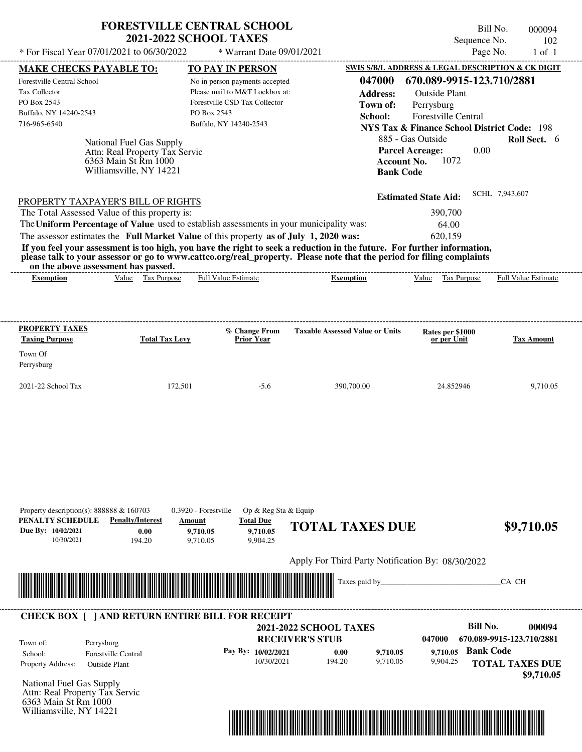# FORESTVILLE CENTRAL SCHOOL
## 2021-2022 SCHOOL TAXES

Bill No. 000094
Sequence No. 102
Page No. 1 of 1

* For Fiscal Year 07/01/2021 to 06/30/2022 * Warrant Date 09/01/2021

| MAKE CHECKS PAYABLE TO: | TO PAY IN PERSON | SWIS S/B/L ADDRESS & LEGAL DESCRIPTION & CK DIGIT |
|---|---|---|
| Forestville Central School | No in person payments accepted | 047000 670.089-9915-123.710/2881 |
| Tax Collector | Please mail to M&T Lockbox at: | Address: Outside Plant |
| PO Box 2543 | Forestville CSD Tax Collector | Town of: Perrysburg |
| Buffalo, NY 14240-2543 | PO Box 2543 | School: Forestville Central |
| 716-965-6540 | Buffalo, NY 14240-2543 | NYS Tax & Finance School District Code: 198 |

National Fuel Gas Supply
Attn: Real Property Tax Servic
6363 Main St Rm 1000
Williamsville, NY 14221

885 - Gas Outside **Roll Sect.** 6
**Parcel Acreage:** 0.00
**Account No.** 1072
**Bank Code**

**Estimated State Aid:** SCHL 7,943,607

PROPERTY TAXPAYER'S BILL OF RIGHTS

| | |
|---|---|
| The Total Assessed Value of this property is: | 390,700 |
| The **Uniform Percentage of Value** used to establish assessments in your municipality was: | 64.00 |
| The assessor estimates the **Full Market Value** of this property **as of July 1, 2020 was:** | 620,159 |

**If you feel your assessment is too high, you have the right to seek a reduction in the future. For further information, please talk to your assessor or go to www.cattco.org/real_property. Please note that the period for filing complaints on the above assessment has passed.**

| Exemption | Value | Tax Purpose | Full Value Estimate | Exemption | Value | Tax Purpose | Full Value Estimate |
|---|---|---|---|---|---|---|---|

| PROPERTY TAXES Taxing Purpose | Total Tax Levy | % Change From Prior Year | Taxable Assessed Value or Units | Rates per $1000 or per Unit | Tax Amount |
|---|---|---|---|---|---|
| Town Of Perrysburg | | | | | |
| 2021-22 School Tax | 172,501 | -5.6 | 390,700.00 | 24.852946 | 9,710.05 |

Property description(s): 888888 & 160703 0.3920 - Forestville Op & Reg Sta & Equip

| PENALTY SCHEDULE | Penalty/Interest | Amount | Total Due |
|---|---|---|---|
| Due By: 10/02/2021 | 0.00 | 9,710.05 | 9,710.05 |
| 10/30/2021 | 194.20 | 9,710.05 | 9,904.25 |

**TOTAL TAXES DUE $9,710.05**

Apply For Third Party Notification By: 08/30/2022

Taxes paid by_______________________________CA CH

---

**CHECK BOX [ ] AND RETURN ENTIRE BILL FOR RECEIPT**

**2021-2022 SCHOOL TAXES**
**RECEIVER'S STUB**

**Bill No. 000094**
047000 670.089-9915-123.710/2881

| | |
|---|---|
| Town of: | Perrysburg |
| School: | Forestville Central |
| Property Address: | Outside Plant |

| Pay By: | | | |
|---|---|---|---|
| 10/02/2021 | 0.00 | 9,710.05 | 9,710.05 |
| 10/30/2021 | 194.20 | 9,710.05 | 9,904.25 |

**Bank Code**

**TOTAL TAXES DUE $9,710.05**

National Fuel Gas Supply
Attn: Real Property Tax Servic
6363 Main St Rm 1000
Williamsville, NY 14221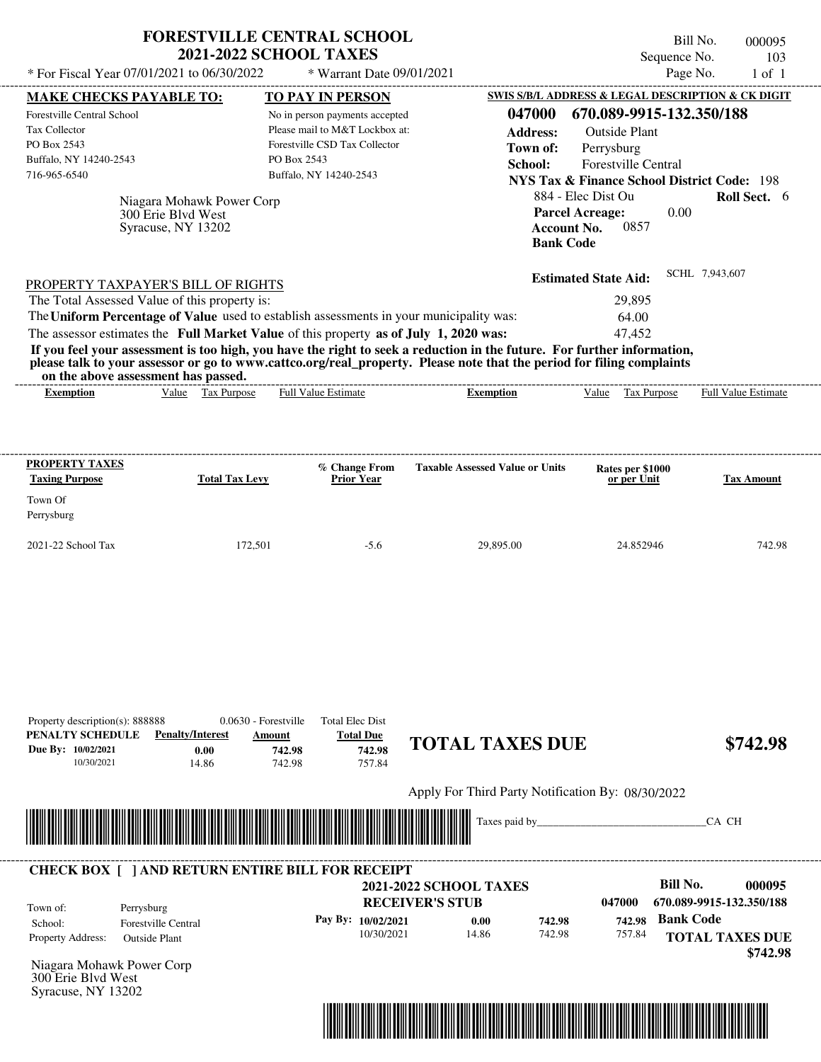# FORESTVILLE CENTRAL SCHOOL
## 2021-2022 SCHOOL TAXES

\* For Fiscal Year 07/01/2021 to 06/30/2022 \* Warrant Date 09/01/2021

Bill No. 000095
Sequence No. 103
Page No. 1 of 1

**MAKE CHECKS PAYABLE TO:**
Forestville Central School
Tax Collector
PO Box 2543
Buffalo, NY 14240-2543
716-965-6540

**TO PAY IN PERSON**
No in person payments accepted
Please mail to M&T Lockbox at:
Forestville CSD Tax Collector
PO Box 2543
Buffalo, NY 14240-2543

**SWIS S/B/L ADDRESS & LEGAL DESCRIPTION & CK DIGIT**
**047000 670.089-9915-132.350/188**
**Address:** Outside Plant
**Town of:** Perrysburg
**School:** Forestville Central
**NYS Tax & Finance School District Code:** 198
884 - Elec Dist Ou **Roll Sect.** 6
**Parcel Acreage:** 0.00
**Account No.** 0857
**Bank Code**

Niagara Mohawk Power Corp
300 Erie Blvd West
Syracuse, NY 13202

**Estimated State Aid:** SCHL 7,943,607

PROPERTY TAXPAYER'S BILL OF RIGHTS

The Total Assessed Value of this property is: 29,895
The **Uniform Percentage of Value** used to establish assessments in your municipality was: 64.00
The assessor estimates the **Full Market Value** of this property **as of July 1, 2020 was:** 47,452

**If you feel your assessment is too high, you have the right to seek a reduction in the future. For further information, please talk to your assessor or go to www.cattco.org/real_property. Please note that the period for filing complaints on the above assessment has passed.**

| Exemption | Value | Tax Purpose | Full Value Estimate | Exemption | Value | Tax Purpose | Full Value Estimate |
|---|---|---|---|---|---|---|---|

| PROPERTY TAXES Taxing Purpose | Total Tax Levy | % Change From Prior Year | Taxable Assessed Value or Units | Rates per $1000 or per Unit | Tax Amount |
|---|---|---|---|---|---|
| Town Of Perrysburg | | | | | |
| 2021-22 School Tax | 172,501 | -5.6 | 29,895.00 | 24.852946 | 742.98 |

Property description(s): 888888 0.0630 - Forestville Total Elec Dist

| PENALTY SCHEDULE | Penalty/Interest | Amount | Total Due |
|---|---|---|---|
| Due By: 10/02/2021 | 0.00 | 742.98 | 742.98 |
| 10/30/2021 | 14.86 | 742.98 | 757.84 |

**TOTAL TAXES DUE $742.98**

Apply For Third Party Notification By: 08/30/2022

Taxes paid by________________________________CA CH

**CHECK BOX [ ] AND RETURN ENTIRE BILL FOR RECEIPT**

**2021-2022 SCHOOL TAXES**
**RECEIVER'S STUB**

**Bill No. 000095**
**047000 670.089-9915-132.350/188**

Town of: Perrysburg
School: Forestville Central
Property Address: Outside Plant

| Pay By: | | | |
|---|---|---|---|
| 10/02/2021 | 0.00 | 742.98 | 742.98 |
| 10/30/2021 | 14.86 | 742.98 | 757.84 |

**Bank Code**

**TOTAL TAXES DUE $742.98**

Niagara Mohawk Power Corp
300 Erie Blvd West
Syracuse, NY 13202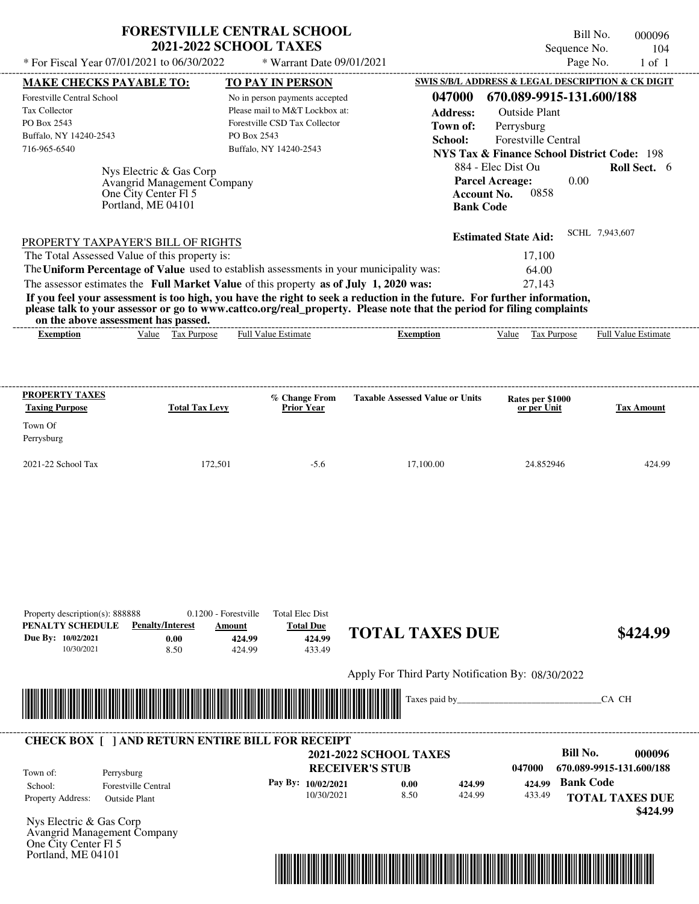# FORESTVILLE CENTRAL SCHOOL
## 2021-2022 SCHOOL TAXES

\* For Fiscal Year 07/01/2021 to 06/30/2022 \* Warrant Date 09/01/2021

Bill No. 000096
Sequence No. 104
Page No. 1 of 1

**MAKE CHECKS PAYABLE TO:**
Forestville Central School
Tax Collector
PO Box 2543
Buffalo, NY 14240-2543
716-965-6540

**TO PAY IN PERSON**
No in person payments accepted
Please mail to M&T Lockbox at:
Forestville CSD Tax Collector
PO Box 2543
Buffalo, NY 14240-2543

**SWIS S/B/L ADDRESS & LEGAL DESCRIPTION & CK DIGIT**
**047000 670.089-9915-131.600/188**
**Address:** Outside Plant
**Town of:** Perrysburg
**School:** Forestville Central
**NYS Tax & Finance School District Code:** 198
884 - Elec Dist Ou **Roll Sect.** 6
**Parcel Acreage:** 0.00
**Account No.** 0858
**Bank Code**

Nys Electric & Gas Corp
Avangrid Management Company
One City Center Fl 5
Portland, ME 04101

**Estimated State Aid:** SCHL 7,943,607

PROPERTY TAXPAYER'S BILL OF RIGHTS

The Total Assessed Value of this property is: 17,100
The **Uniform Percentage of Value** used to establish assessments in your municipality was: 64.00
The assessor estimates the **Full Market Value** of this property **as of July 1, 2020 was:** 27,143

**If you feel your assessment is too high, you have the right to seek a reduction in the future. For further information, please talk to your assessor or go to www.cattco.org/real_property. Please note that the period for filing complaints on the above assessment has passed.**

| Exemption | Value | Tax Purpose | Full Value Estimate | Exemption | Value | Tax Purpose | Full Value Estimate |
|---|---|---|---|---|---|---|---|

| PROPERTY TAXES Taxing Purpose | Total Tax Levy | % Change From Prior Year | Taxable Assessed Value or Units | Rates per $1000 or per Unit | Tax Amount |
|---|---|---|---|---|---|
| Town Of Perrysburg | | | | | |
| 2021-22 School Tax | 172,501 | -5.6 | 17,100.00 | 24.852946 | 424.99 |

Property description(s): 888888 0.1200 - Forestville Total Elec Dist

| PENALTY SCHEDULE | Penalty/Interest | Amount | Total Due |
|---|---|---|---|
| Due By: 10/02/2021 | 0.00 | 424.99 | 424.99 |
| 10/30/2021 | 8.50 | 424.99 | 433.49 |

**TOTAL TAXES DUE $424.99**

Apply For Third Party Notification By: 08/30/2022

Taxes paid by_______________________________CA CH

---

**CHECK BOX [ ] AND RETURN ENTIRE BILL FOR RECEIPT**

**2021-2022 SCHOOL TAXES**
**RECEIVER'S STUB**

**Bill No. 000096**
047000 **670.089-9915-131.600/188**

Town of: Perrysburg
School: Forestville Central
Property Address: Outside Plant

| Pay By: | Penalty/Interest | Amount | Total Due |
|---|---|---|---|
| 10/02/2021 | 0.00 | 424.99 | 424.99 |
| 10/30/2021 | 8.50 | 424.99 | 433.49 |

**Bank Code**

**TOTAL TAXES DUE $424.99**

Nys Electric & Gas Corp
Avangrid Management Company
One City Center Fl 5
Portland, ME 04101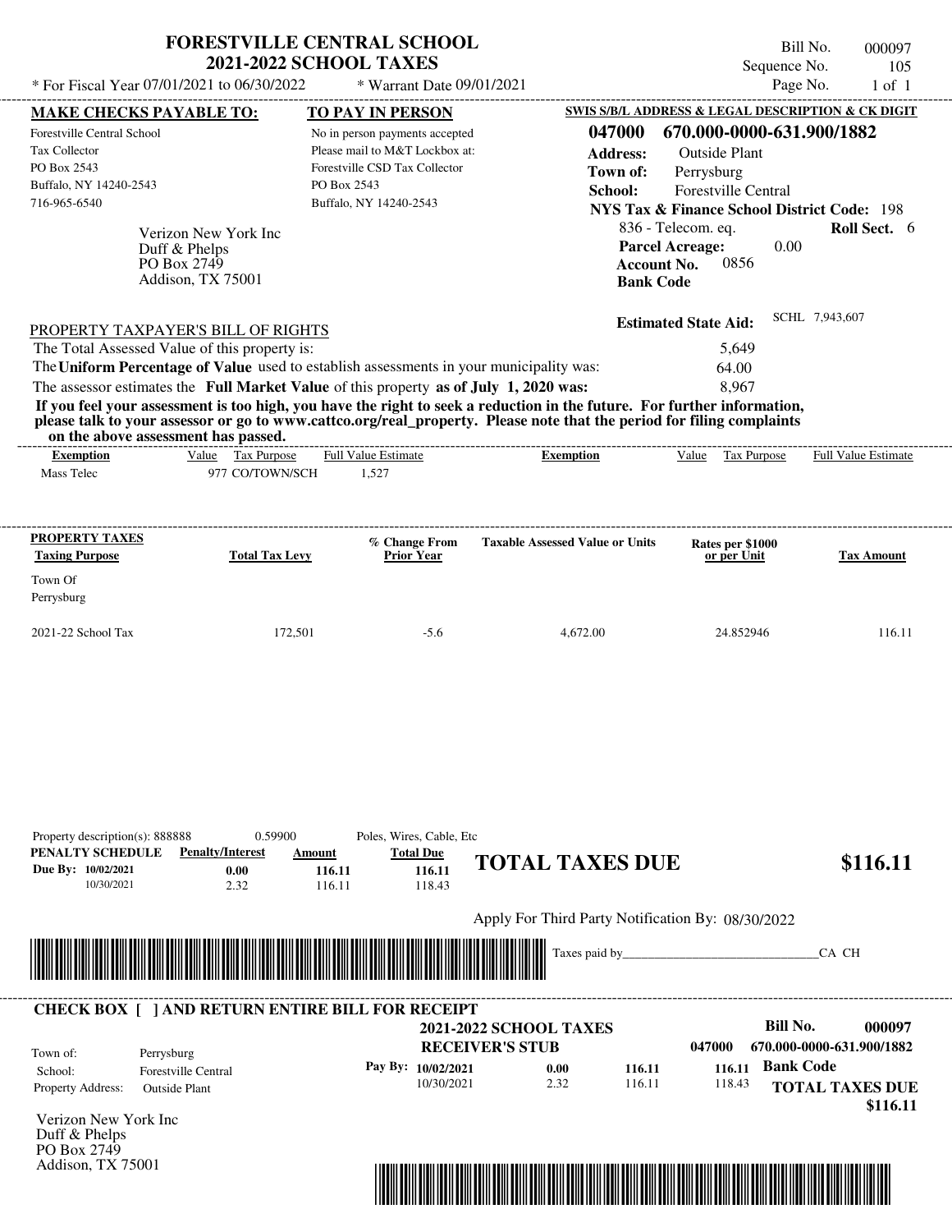# FORESTVILLE CENTRAL SCHOOL
## 2021-2022 SCHOOL TAXES

\* For Fiscal Year 07/01/2021 to 06/30/2022 \* Warrant Date 09/01/2021

Bill No. 000097
Sequence No. 105
Page No. 1 of 1

**MAKE CHECKS PAYABLE TO:**
Forestville Central School
Tax Collector
PO Box 2543
Buffalo, NY 14240-2543
716-965-6540

**TO PAY IN PERSON**
No in person payments accepted
Please mail to M&T Lockbox at:
Forestville CSD Tax Collector
PO Box 2543
Buffalo, NY 14240-2543

**SWIS S/B/L ADDRESS & LEGAL DESCRIPTION & CK DIGIT**
**047000 670.000-0000-631.900/1882**
**Address:** Outside Plant
**Town of:** Perrysburg
**School:** Forestville Central
**NYS Tax & Finance School District Code:** 198
836 - Telecom. eq. **Roll Sect.** 6
**Parcel Acreage:** 0.00
**Account No.** 0856
**Bank Code**

Verizon New York Inc
Duff & Phelps
PO Box 2749
Addison, TX 75001

**Estimated State Aid:** SCHL 7,943,607

PROPERTY TAXPAYER'S BILL OF RIGHTS

The Total Assessed Value of this property is: 5,649
The **Uniform Percentage of Value** used to establish assessments in your municipality was: 64.00
The assessor estimates the **Full Market Value** of this property **as of July 1, 2020 was:** 8,967

**If you feel your assessment is too high, you have the right to seek a reduction in the future. For further information, please talk to your assessor or go to www.cattco.org/real_property. Please note that the period for filing complaints on the above assessment has passed.**

| Exemption | Value | Tax Purpose | Full Value Estimate | Exemption | Value | Tax Purpose | Full Value Estimate |
|---|---|---|---|---|---|---|---|
| Mass Telec | 977 | CO/TOWN/SCH | 1,527 | | | | |

| PROPERTY TAXES Taxing Purpose | Total Tax Levy | % Change From Prior Year | Taxable Assessed Value or Units | Rates per $1000 or per Unit | Tax Amount |
|---|---|---|---|---|---|
| Town Of Perrysburg | | | | | |
| 2021-22 School Tax | 172,501 | -5.6 | 4,672.00 | 24.852946 | 116.11 |

Property description(s): 888888 0.59900 Poles, Wires, Cable, Etc

| PENALTY SCHEDULE | Penalty/Interest | Amount | Total Due |
|---|---|---|---|
| Due By: 10/02/2021 | 0.00 | 116.11 | 116.11 |
| 10/30/2021 | 2.32 | 116.11 | 118.43 |

**TOTAL TAXES DUE $116.11**

Apply For Third Party Notification By: 08/30/2022

Taxes paid by_______________________________CA CH

**CHECK BOX [ ] AND RETURN ENTIRE BILL FOR RECEIPT**

**2021-2022 SCHOOL TAXES**
**RECEIVER'S STUB**

**Bill No. 000097**
047000 670.000-0000-631.900/1882

Town of: Perrysburg
School: Forestville Central
Property Address: Outside Plant

| Pay By: | | | |
|---|---|---|---|
| 10/02/2021 | 0.00 | 116.11 | 116.11 |
| 10/30/2021 | 2.32 | 116.11 | 118.43 |

**Bank Code**

**TOTAL TAXES DUE $116.11**

Verizon New York Inc
Duff & Phelps
PO Box 2749
Addison, TX 75001